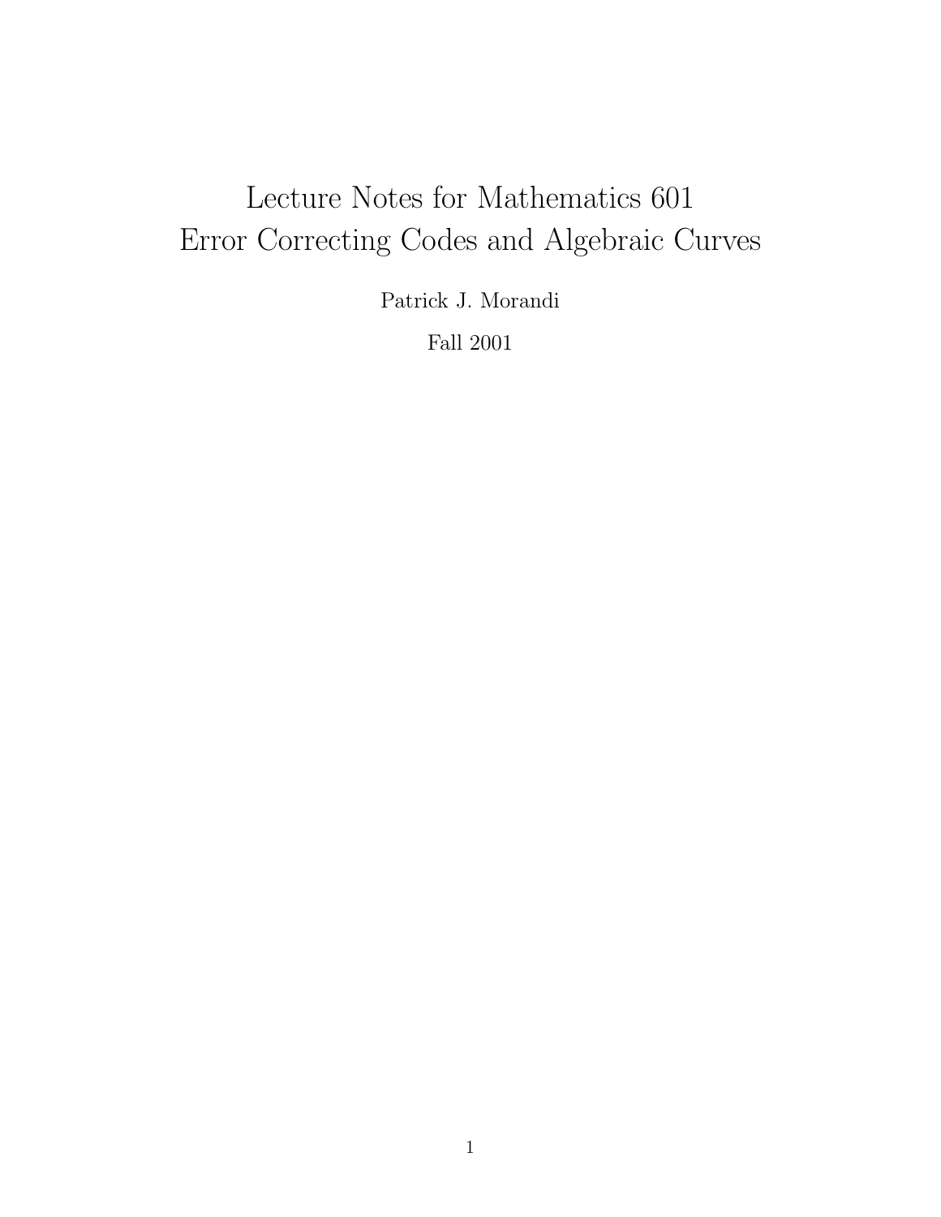# Lecture Notes for Mathematics 601
# Error Correcting Codes and Algebraic Curves

Patrick J. Morandi

Fall 2001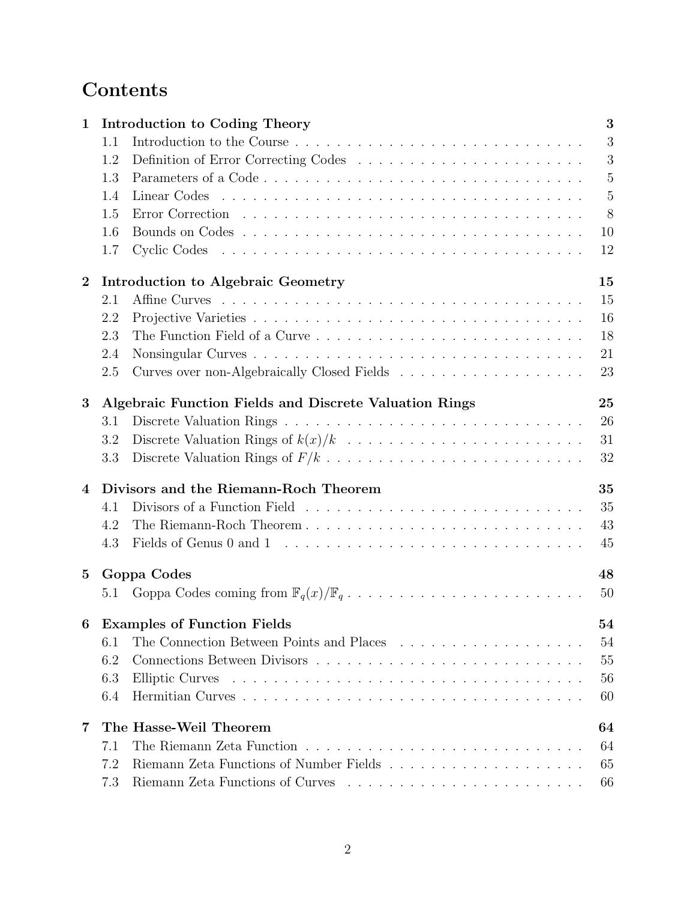# Contents

**1 Introduction to Coding Theory** — **3**

- 1.1 Introduction to the Course — 3
- 1.2 Definition of Error Correcting Codes — 3
- 1.3 Parameters of a Code — 5
- 1.4 Linear Codes — 5
- 1.5 Error Correction — 8
- 1.6 Bounds on Codes — 10
- 1.7 Cyclic Codes — 12

**2 Introduction to Algebraic Geometry** — **15**

- 2.1 Affine Curves — 15
- 2.2 Projective Varieties — 16
- 2.3 The Function Field of a Curve — 18
- 2.4 Nonsingular Curves — 21
- 2.5 Curves over non-Algebraically Closed Fields — 23

**3 Algebraic Function Fields and Discrete Valuation Rings** — **25**

- 3.1 Discrete Valuation Rings — 26
- 3.2 Discrete Valuation Rings of $k(x)/k$ — 31
- 3.3 Discrete Valuation Rings of $F/k$ — 32

**4 Divisors and the Riemann-Roch Theorem** — **35**

- 4.1 Divisors of a Function Field — 35
- 4.2 The Riemann-Roch Theorem — 43
- 4.3 Fields of Genus 0 and 1 — 45

**5 Goppa Codes** — **48**

- 5.1 Goppa Codes coming from $\mathbb{F}_q(x)/\mathbb{F}_q$ — 50

**6 Examples of Function Fields** — **54**

- 6.1 The Connection Between Points and Places — 54
- 6.2 Connections Between Divisors — 55
- 6.3 Elliptic Curves — 56
- 6.4 Hermitian Curves — 60

**7 The Hasse-Weil Theorem** — **64**

- 7.1 The Riemann Zeta Function — 64
- 7.2 Riemann Zeta Functions of Number Fields — 65
- 7.3 Riemann Zeta Functions of Curves — 66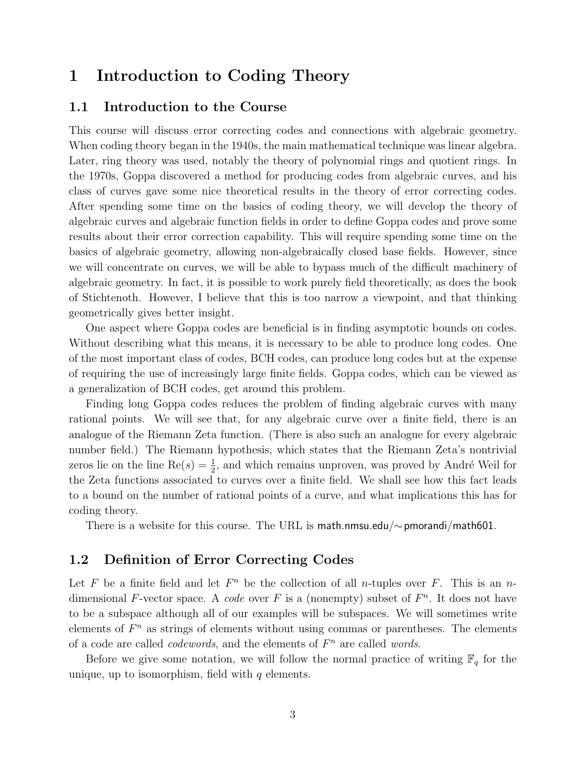# 1 Introduction to Coding Theory

## 1.1 Introduction to the Course

This course will discuss error correcting codes and connections with algebraic geometry. When coding theory began in the 1940s, the main mathematical technique was linear algebra. Later, ring theory was used, notably the theory of polynomial rings and quotient rings. In the 1970s, Goppa discovered a method for producing codes from algebraic curves, and his class of curves gave some nice theoretical results in the theory of error correcting codes. After spending some time on the basics of coding theory, we will develop the theory of algebraic curves and algebraic function fields in order to define Goppa codes and prove some results about their error correction capability. This will require spending some time on the basics of algebraic geometry, allowing non-algebraically closed base fields. However, since we will concentrate on curves, we will be able to bypass much of the difficult machinery of algebraic geometry. In fact, it is possible to work purely field theoretically, as does the book of Stichtenoth. However, I believe that this is too narrow a viewpoint, and that thinking geometrically gives better insight.

One aspect where Goppa codes are beneficial is in finding asymptotic bounds on codes. Without describing what this means, it is necessary to be able to produce long codes. One of the most important class of codes, BCH codes, can produce long codes but at the expense of requiring the use of increasingly large finite fields. Goppa codes, which can be viewed as a generalization of BCH codes, get around this problem.

Finding long Goppa codes reduces the problem of finding algebraic curves with many rational points. We will see that, for any algebraic curve over a finite field, there is an analogue of the Riemann Zeta function. (There is also such an analogue for every algebraic number field.) The Riemann hypothesis, which states that the Riemann Zeta's nontrivial zeros lie on the line $\mathrm{Re}(s) = \frac{1}{2}$, and which remains unproven, was proved by André Weil for the Zeta functions associated to curves over a finite field. We shall see how this fact leads to a bound on the number of rational points of a curve, and what implications this has for coding theory.

There is a website for this course. The URL is math.nmsu.edu/$\sim$pmorandi/math601.

## 1.2 Definition of Error Correcting Codes

Let $F$ be a finite field and let $F^n$ be the collection of all $n$-tuples over $F$. This is an $n$-dimensional $F$-vector space. A *code* over $F$ is a (nonempty) subset of $F^n$. It does not have to be a subspace although all of our examples will be subspaces. We will sometimes write elements of $F^n$ as strings of elements without using commas or parentheses. The elements of a code are called *codewords*, and the elements of $F^n$ are called *words*.

Before we give some notation, we will follow the normal practice of writing $\mathbb{F}_q$ for the unique, up to isomorphism, field with $q$ elements.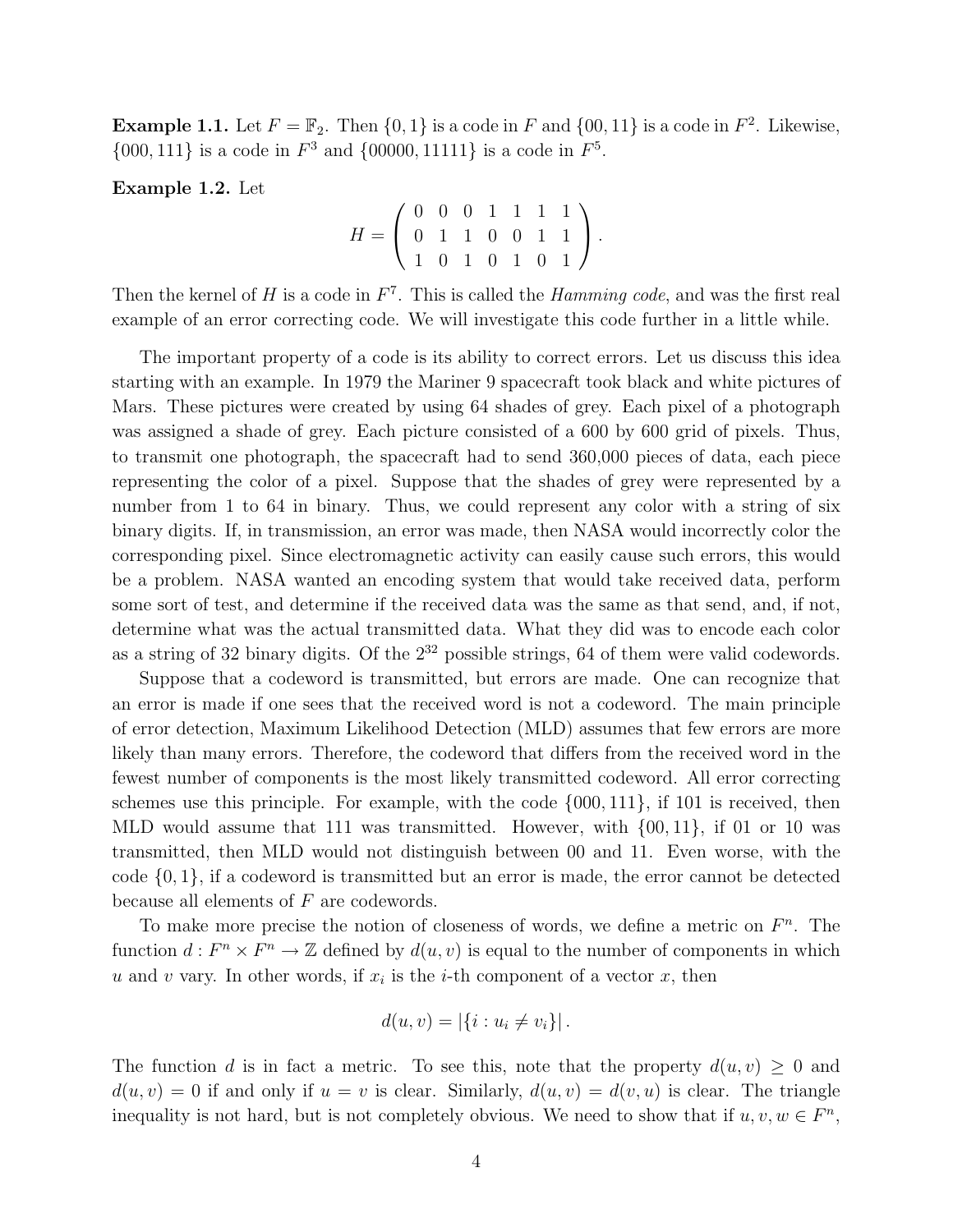**Example 1.1.** Let $F = \mathbb{F}_2$. Then $\{0, 1\}$ is a code in $F$ and $\{00, 11\}$ is a code in $F^2$. Likewise, $\{000, 111\}$ is a code in $F^3$ and $\{00000, 11111\}$ is a code in $F^5$.

**Example 1.2.** Let

$$H = \begin{pmatrix} 0 & 0 & 0 & 1 & 1 & 1 & 1 \\ 0 & 1 & 1 & 0 & 0 & 1 & 1 \\ 1 & 0 & 1 & 0 & 1 & 0 & 1 \end{pmatrix}.$$

Then the kernel of $H$ is a code in $F^7$. This is called the *Hamming code*, and was the first real example of an error correcting code. We will investigate this code further in a little while.

The important property of a code is its ability to correct errors. Let us discuss this idea starting with an example. In 1979 the Mariner 9 spacecraft took black and white pictures of Mars. These pictures were created by using 64 shades of grey. Each pixel of a photograph was assigned a shade of grey. Each picture consisted of a 600 by 600 grid of pixels. Thus, to transmit one photograph, the spacecraft had to send 360,000 pieces of data, each piece representing the color of a pixel. Suppose that the shades of grey were represented by a number from 1 to 64 in binary. Thus, we could represent any color with a string of six binary digits. If, in transmission, an error was made, then NASA would incorrectly color the corresponding pixel. Since electromagnetic activity can easily cause such errors, this would be a problem. NASA wanted an encoding system that would take received data, perform some sort of test, and determine if the received data was the same as that send, and, if not, determine what was the actual transmitted data. What they did was to encode each color as a string of 32 binary digits. Of the $2^{32}$ possible strings, 64 of them were valid codewords.

Suppose that a codeword is transmitted, but errors are made. One can recognize that an error is made if one sees that the received word is not a codeword. The main principle of error detection, Maximum Likelihood Detection (MLD) assumes that few errors are more likely than many errors. Therefore, the codeword that differs from the received word in the fewest number of components is the most likely transmitted codeword. All error correcting schemes use this principle. For example, with the code $\{000, 111\}$, if 101 is received, then MLD would assume that 111 was transmitted. However, with $\{00, 11\}$, if 01 or 10 was transmitted, then MLD would not distinguish between 00 and 11. Even worse, with the code $\{0, 1\}$, if a codeword is transmitted but an error is made, the error cannot be detected because all elements of $F$ are codewords.

To make more precise the notion of closeness of words, we define a metric on $F^n$. The function $d : F^n \times F^n \to \mathbb{Z}$ defined by $d(u, v)$ is equal to the number of components in which $u$ and $v$ vary. In other words, if $x_i$ is the $i$-th component of a vector $x$, then

$$d(u, v) = |\{i : u_i \neq v_i\}|.$$

The function $d$ is in fact a metric. To see this, note that the property $d(u, v) \geq 0$ and $d(u, v) = 0$ if and only if $u = v$ is clear. Similarly, $d(u, v) = d(v, u)$ is clear. The triangle inequality is not hard, but is not completely obvious. We need to show that if $u, v, w \in F^n$,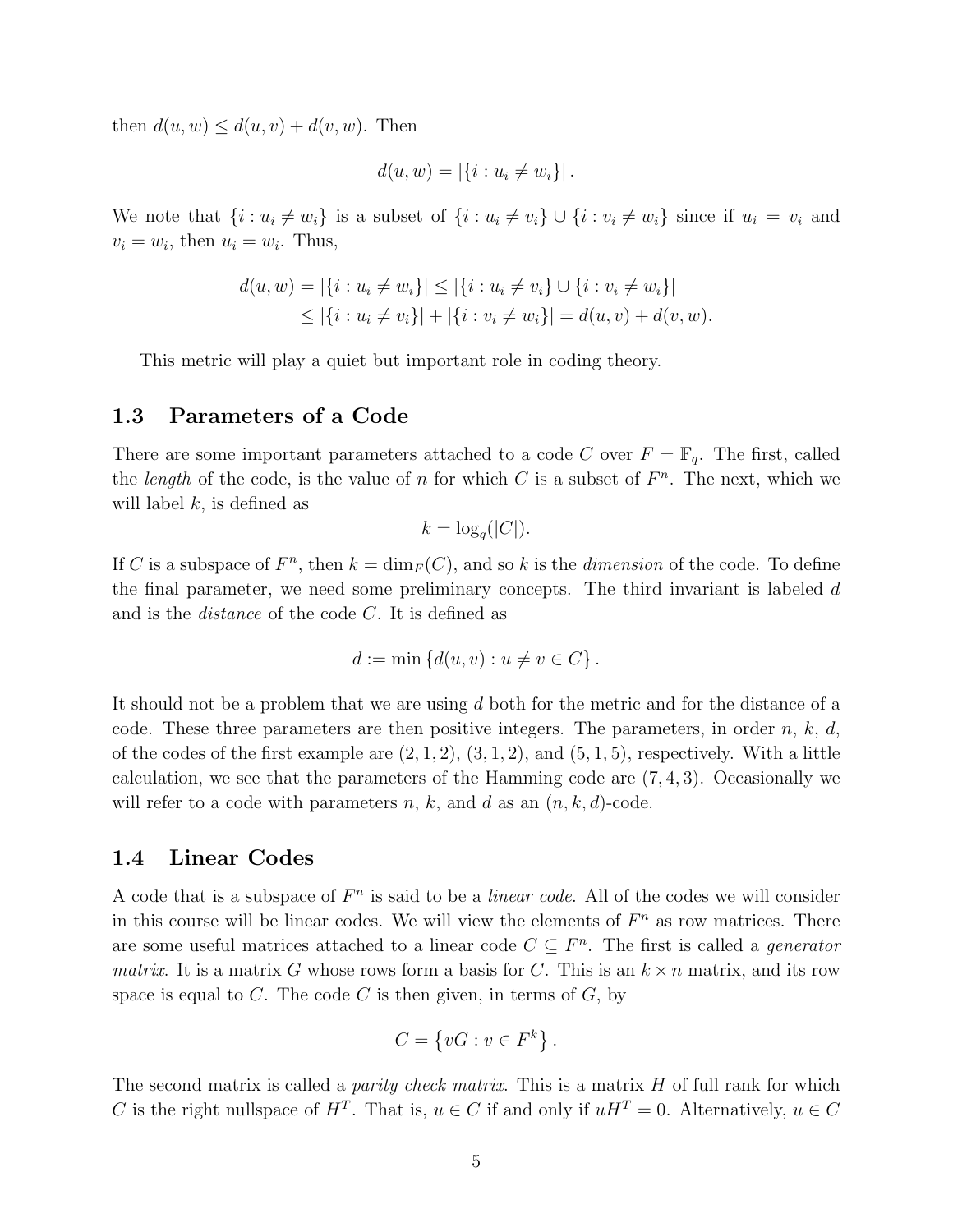then $d(u, w) \leq d(u, v) + d(v, w)$. Then

$$d(u, w) = |\{i : u_i \neq w_i\}|.$$

We note that $\{i : u_i \neq w_i\}$ is a subset of $\{i : u_i \neq v_i\} \cup \{i : v_i \neq w_i\}$ since if $u_i = v_i$ and $v_i = w_i$, then $u_i = w_i$. Thus,

$$\begin{aligned} d(u, w) = |\{i : u_i \neq w_i\}| &\leq |\{i : u_i \neq v_i\} \cup \{i : v_i \neq w_i\}| \\ &\leq |\{i : u_i \neq v_i\}| + |\{i : v_i \neq w_i\}| = d(u, v) + d(v, w). \end{aligned}$$

This metric will play a quiet but important role in coding theory.

## 1.3 Parameters of a Code

There are some important parameters attached to a code $C$ over $F = \mathbb{F}_q$. The first, called the *length* of the code, is the value of $n$ for which $C$ is a subset of $F^n$. The next, which we will label $k$, is defined as

$$k = \log_q(|C|).$$

If $C$ is a subspace of $F^n$, then $k = \dim_F(C)$, and so $k$ is the *dimension* of the code. To define the final parameter, we need some preliminary concepts. The third invariant is labeled $d$ and is the *distance* of the code $C$. It is defined as

$$d := \min \{d(u, v) : u \neq v \in C\}.$$

It should not be a problem that we are using $d$ both for the metric and for the distance of a code. These three parameters are then positive integers. The parameters, in order $n$, $k$, $d$, of the codes of the first example are $(2, 1, 2)$, $(3, 1, 2)$, and $(5, 1, 5)$, respectively. With a little calculation, we see that the parameters of the Hamming code are $(7, 4, 3)$. Occasionally we will refer to a code with parameters $n$, $k$, and $d$ as an $(n, k, d)$-code.

## 1.4 Linear Codes

A code that is a subspace of $F^n$ is said to be a *linear code*. All of the codes we will consider in this course will be linear codes. We will view the elements of $F^n$ as row matrices. There are some useful matrices attached to a linear code $C \subseteq F^n$. The first is called a *generator matrix*. It is a matrix $G$ whose rows form a basis for $C$. This is an $k \times n$ matrix, and its row space is equal to $C$. The code $C$ is then given, in terms of $G$, by

$$C = \left\{vG : v \in F^k\right\}.$$

The second matrix is called a *parity check matrix*. This is a matrix $H$ of full rank for which $C$ is the right nullspace of $H^T$. That is, $u \in C$ if and only if $uH^T = 0$. Alternatively, $u \in C$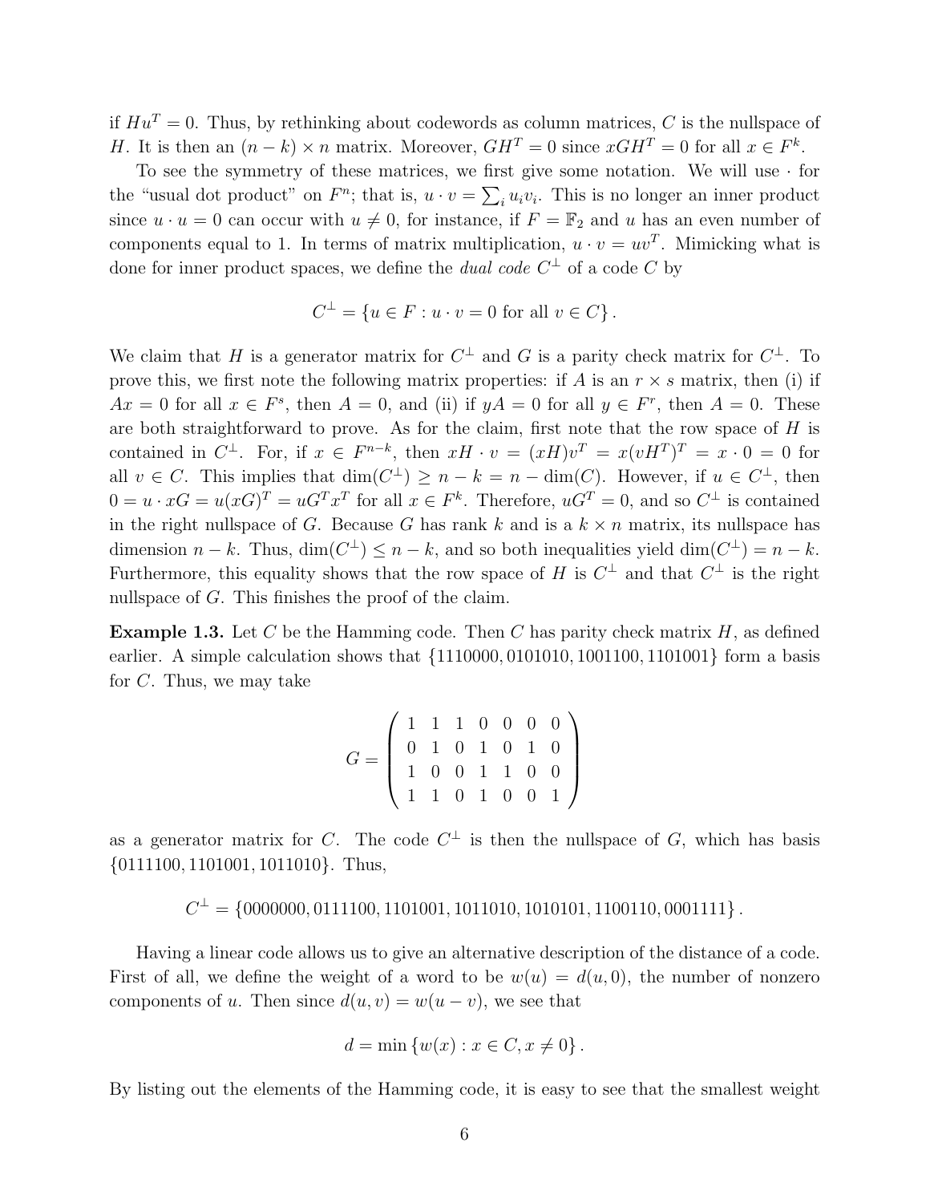if $Hu^T = 0$. Thus, by rethinking about codewords as column matrices, $C$ is the nullspace of $H$. It is then an $(n-k) \times n$ matrix. Moreover, $GH^T = 0$ since $xGH^T = 0$ for all $x \in F^k$.

To see the symmetry of these matrices, we first give some notation. We will use $\cdot$ for the "usual dot product" on $F^n$; that is, $u \cdot v = \sum_i u_i v_i$. This is no longer an inner product since $u \cdot u = 0$ can occur with $u \neq 0$, for instance, if $F = \mathbb{F}_2$ and $u$ has an even number of components equal to 1. In terms of matrix multiplication, $u \cdot v = uv^T$. Mimicking what is done for inner product spaces, we define the *dual code* $C^\perp$ of a code $C$ by

$$C^\perp = \{u \in F : u \cdot v = 0 \text{ for all } v \in C\}.$$

We claim that $H$ is a generator matrix for $C^\perp$ and $G$ is a parity check matrix for $C^\perp$. To prove this, we first note the following matrix properties: if $A$ is an $r \times s$ matrix, then (i) if $Ax = 0$ for all $x \in F^s$, then $A = 0$, and (ii) if $yA = 0$ for all $y \in F^r$, then $A = 0$. These are both straightforward to prove. As for the claim, first note that the row space of $H$ is contained in $C^\perp$. For, if $x \in F^{n-k}$, then $xH \cdot v = (xH)v^T = x(vH^T)^T = x \cdot 0 = 0$ for all $v \in C$. This implies that $\dim(C^\perp) \geq n - k = n - \dim(C)$. However, if $u \in C^\perp$, then $0 = u \cdot xG = u(xG)^T = uG^T x^T$ for all $x \in F^k$. Therefore, $uG^T = 0$, and so $C^\perp$ is contained in the right nullspace of $G$. Because $G$ has rank $k$ and is a $k \times n$ matrix, its nullspace has dimension $n - k$. Thus, $\dim(C^\perp) \leq n - k$, and so both inequalities yield $\dim(C^\perp) = n - k$. Furthermore, this equality shows that the row space of $H$ is $C^\perp$ and that $C^\perp$ is the right nullspace of $G$. This finishes the proof of the claim.

**Example 1.3.** Let $C$ be the Hamming code. Then $C$ has parity check matrix $H$, as defined earlier. A simple calculation shows that $\{1110000, 0101010, 1001100, 1101001\}$ form a basis for $C$. Thus, we may take

$$G = \begin{pmatrix} 1 & 1 & 1 & 0 & 0 & 0 & 0 \\ 0 & 1 & 0 & 1 & 0 & 1 & 0 \\ 1 & 0 & 0 & 1 & 1 & 0 & 0 \\ 1 & 1 & 0 & 1 & 0 & 0 & 1 \end{pmatrix}$$

as a generator matrix for $C$. The code $C^\perp$ is then the nullspace of $G$, which has basis $\{0111100, 1101001, 1011010\}$. Thus,

$$C^\perp = \{0000000, 0111100, 1101001, 1011010, 1010101, 1100110, 0001111\}.$$

Having a linear code allows us to give an alternative description of the distance of a code. First of all, we define the weight of a word to be $w(u) = d(u, 0)$, the number of nonzero components of $u$. Then since $d(u, v) = w(u - v)$, we see that

$$d = \min\{w(x) : x \in C, x \neq 0\}.$$

By listing out the elements of the Hamming code, it is easy to see that the smallest weight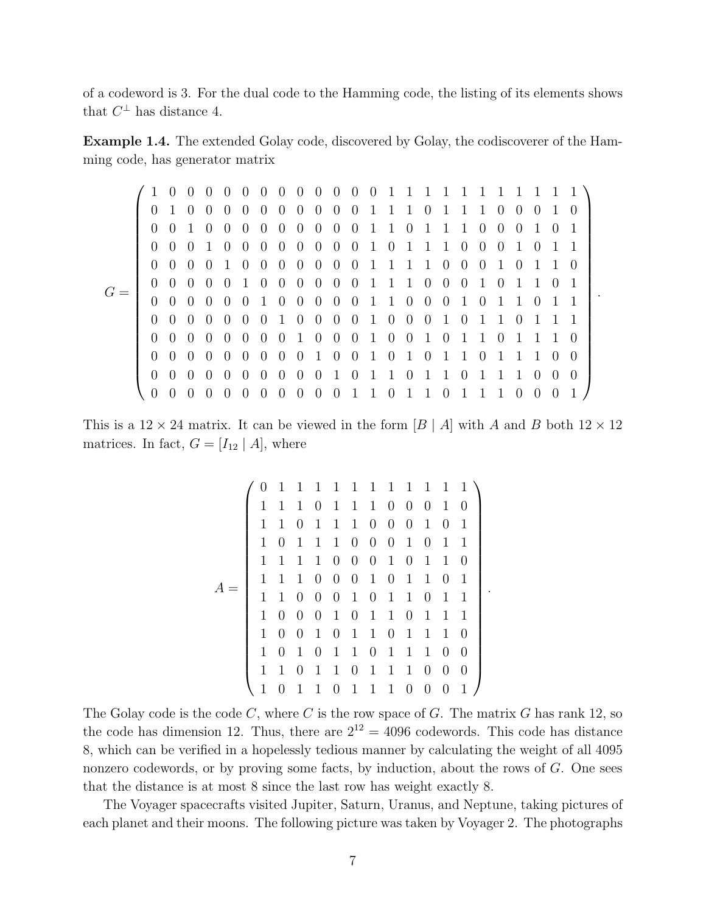of a codeword is 3. For the dual code to the Hamming code, the listing of its elements shows that $C^\perp$ has distance 4.

**Example 1.4.** The extended Golay code, discovered by Golay, the codiscoverer of the Hamming code, has generator matrix

$$
G = \begin{pmatrix}
1&0&0&0&0&0&0&0&0&0&0&0&0&1&1&1&1&1&1&1&1&1&1&1\\
0&1&0&0&0&0&0&0&0&0&0&0&1&1&1&0&1&1&1&0&0&0&1&0\\
0&0&1&0&0&0&0&0&0&0&0&0&1&1&0&1&1&1&0&0&0&1&0&1\\
0&0&0&1&0&0&0&0&0&0&0&0&1&0&1&1&1&0&0&0&1&0&1&1\\
0&0&0&0&1&0&0&0&0&0&0&0&1&1&1&1&0&0&0&1&0&1&1&0\\
0&0&0&0&0&1&0&0&0&0&0&0&1&1&1&0&0&0&1&0&1&1&0&1\\
0&0&0&0&0&0&1&0&0&0&0&0&1&1&0&0&0&1&0&1&1&0&1&1\\
0&0&0&0&0&0&0&1&0&0&0&0&1&0&0&0&1&0&1&1&0&1&1&1\\
0&0&0&0&0&0&0&0&1&0&0&0&1&0&0&1&0&1&1&0&1&1&1&0\\
0&0&0&0&0&0&0&0&0&1&0&0&1&0&1&0&1&1&0&1&1&1&0&0\\
0&0&0&0&0&0&0&0&0&0&1&0&1&1&0&1&1&0&1&1&1&0&0&0\\
0&0&0&0&0&0&0&0&0&0&0&1&1&0&1&1&0&1&1&1&0&0&0&1
\end{pmatrix}.
$$

This is a $12 \times 24$ matrix. It can be viewed in the form $[B \mid A]$ with $A$ and $B$ both $12 \times 12$ matrices. In fact, $G = [I_{12} \mid A]$, where

$$
A = \begin{pmatrix}
0&1&1&1&1&1&1&1&1&1&1&1\\
1&1&1&0&1&1&1&0&0&0&1&0\\
1&1&0&1&1&1&0&0&0&1&0&1\\
1&0&1&1&1&0&0&0&1&0&1&1\\
1&1&1&1&0&0&0&1&0&1&1&0\\
1&1&1&0&0&0&1&0&1&1&0&1\\
1&1&0&0&0&1&0&1&1&0&1&1\\
1&0&0&0&1&0&1&1&0&1&1&1\\
1&0&0&1&0&1&1&0&1&1&1&0\\
1&0&1&0&1&1&0&1&1&1&0&0\\
1&1&0&1&1&0&1&1&1&0&0&0\\
1&0&1&1&0&1&1&1&0&0&0&1
\end{pmatrix}.
$$

The Golay code is the code $C$, where $C$ is the row space of $G$. The matrix $G$ has rank 12, so the code has dimension 12. Thus, there are $2^{12} = 4096$ codewords. This code has distance 8, which can be verified in a hopelessly tedious manner by calculating the weight of all 4095 nonzero codewords, or by proving some facts, by induction, about the rows of $G$. One sees that the distance is at most 8 since the last row has weight exactly 8.

The Voyager spacecrafts visited Jupiter, Saturn, Uranus, and Neptune, taking pictures of each planet and their moons. The following picture was taken by Voyager 2. The photographs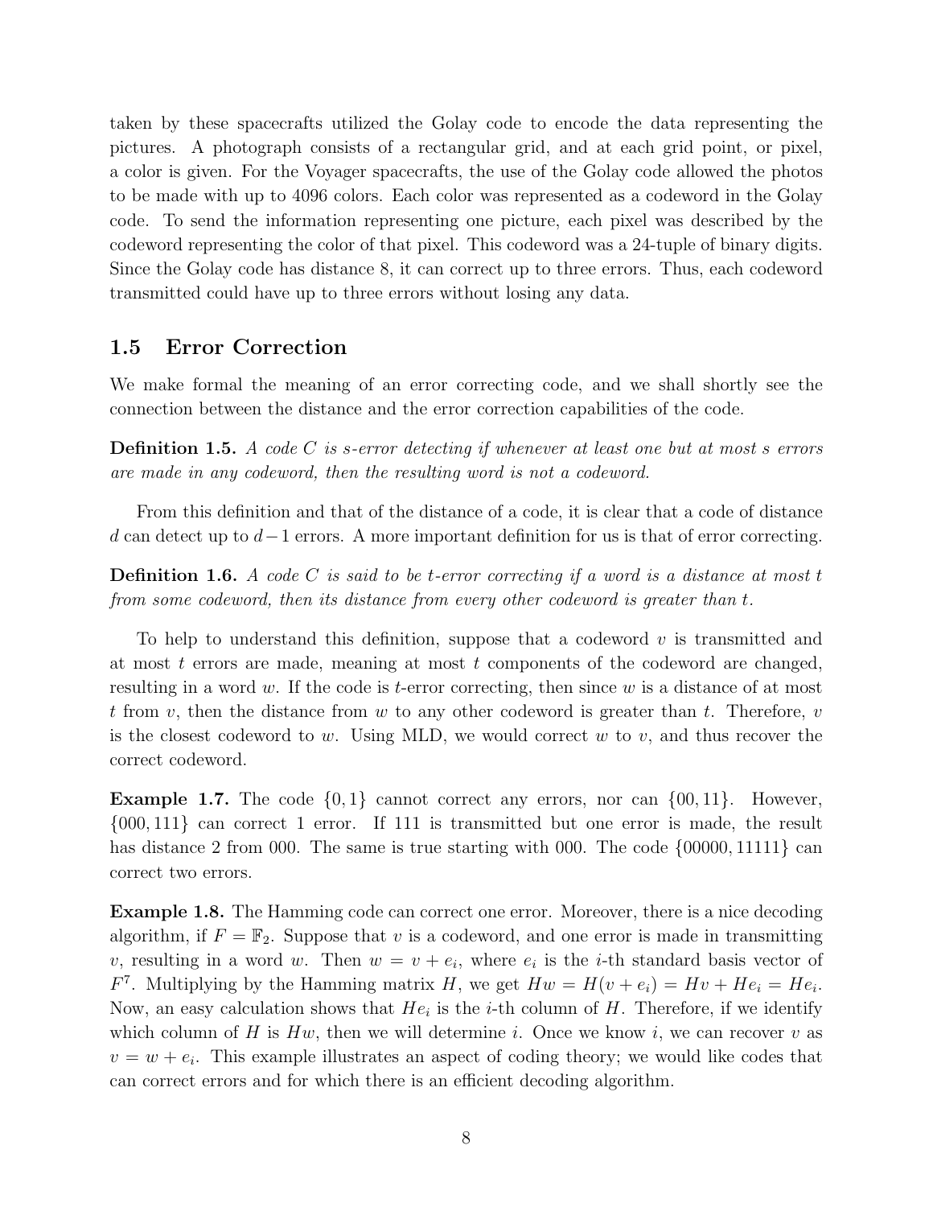taken by these spacecrafts utilized the Golay code to encode the data representing the pictures. A photograph consists of a rectangular grid, and at each grid point, or pixel, a color is given. For the Voyager spacecrafts, the use of the Golay code allowed the photos to be made with up to 4096 colors. Each color was represented as a codeword in the Golay code. To send the information representing one picture, each pixel was described by the codeword representing the color of that pixel. This codeword was a 24-tuple of binary digits. Since the Golay code has distance 8, it can correct up to three errors. Thus, each codeword transmitted could have up to three errors without losing any data.

## 1.5 Error Correction

We make formal the meaning of an error correcting code, and we shall shortly see the connection between the distance and the error correction capabilities of the code.

**Definition 1.5.** *A code $C$ is $s$-error detecting if whenever at least one but at most $s$ errors are made in any codeword, then the resulting word is not a codeword.*

From this definition and that of the distance of a code, it is clear that a code of distance $d$ can detect up to $d-1$ errors. A more important definition for us is that of error correcting.

**Definition 1.6.** *A code $C$ is said to be $t$-error correcting if a word is a distance at most $t$ from some codeword, then its distance from every other codeword is greater than $t$.*

To help to understand this definition, suppose that a codeword $v$ is transmitted and at most $t$ errors are made, meaning at most $t$ components of the codeword are changed, resulting in a word $w$. If the code is $t$-error correcting, then since $w$ is a distance of at most $t$ from $v$, then the distance from $w$ to any other codeword is greater than $t$. Therefore, $v$ is the closest codeword to $w$. Using MLD, we would correct $w$ to $v$, and thus recover the correct codeword.

**Example 1.7.** The code $\{0, 1\}$ cannot correct any errors, nor can $\{00, 11\}$. However, $\{000, 111\}$ can correct 1 error. If 111 is transmitted but one error is made, the result has distance 2 from 000. The same is true starting with 000. The code $\{00000, 11111\}$ can correct two errors.

**Example 1.8.** The Hamming code can correct one error. Moreover, there is a nice decoding algorithm, if $F = \mathbb{F}_2$. Suppose that $v$ is a codeword, and one error is made in transmitting $v$, resulting in a word $w$. Then $w = v + e_i$, where $e_i$ is the $i$-th standard basis vector of $F^7$. Multiplying by the Hamming matrix $H$, we get $Hw = H(v + e_i) = Hv + He_i = He_i$. Now, an easy calculation shows that $He_i$ is the $i$-th column of $H$. Therefore, if we identify which column of $H$ is $Hw$, then we will determine $i$. Once we know $i$, we can recover $v$ as $v = w + e_i$. This example illustrates an aspect of coding theory; we would like codes that can correct errors and for which there is an efficient decoding algorithm.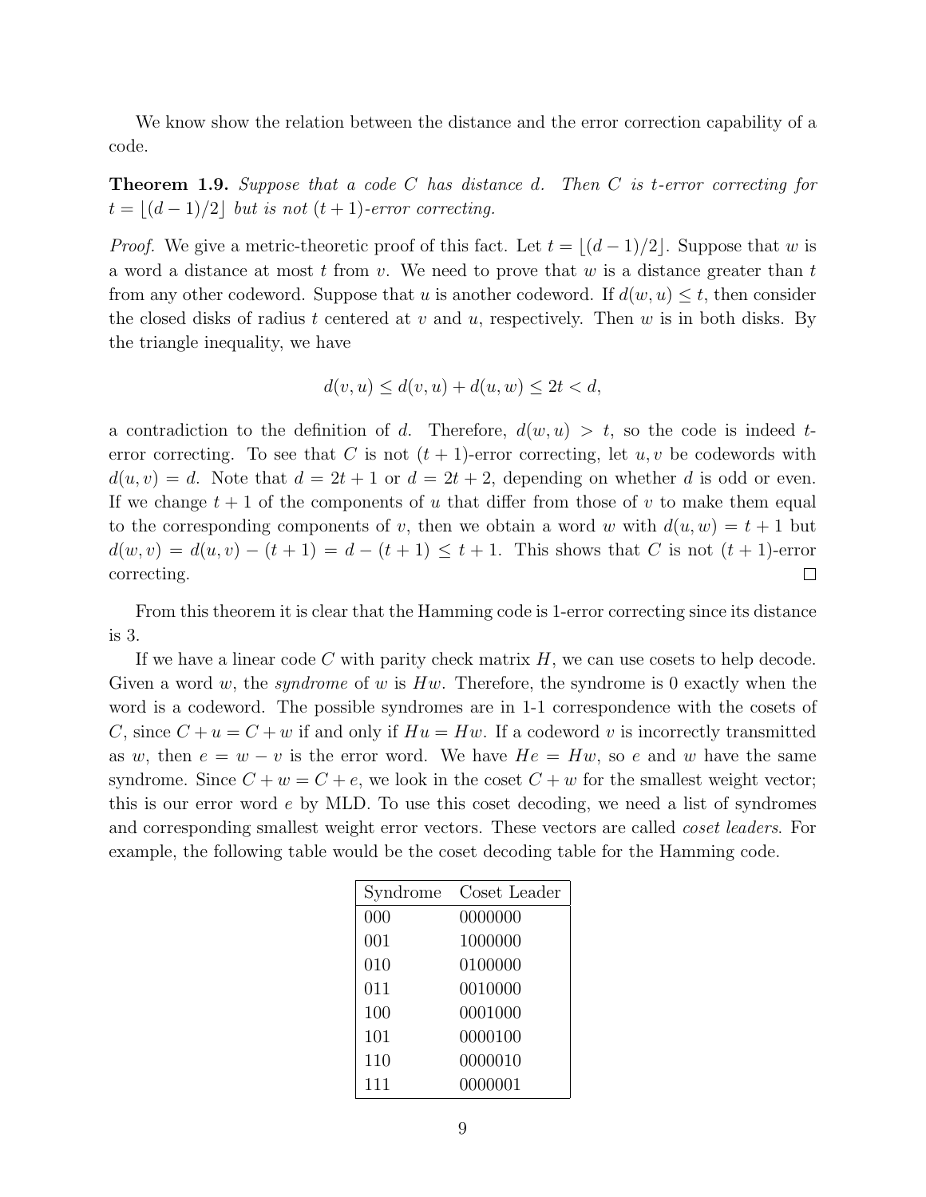We know show the relation between the distance and the error correction capability of a code.

**Theorem 1.9.** *Suppose that a code $C$ has distance $d$. Then $C$ is $t$-error correcting for $t = \lfloor (d-1)/2 \rfloor$ but is not $(t+1)$-error correcting.*

*Proof.* We give a metric-theoretic proof of this fact. Let $t = \lfloor (d-1)/2 \rfloor$. Suppose that $w$ is a word a distance at most $t$ from $v$. We need to prove that $w$ is a distance greater than $t$ from any other codeword. Suppose that $u$ is another codeword. If $d(w,u) \le t$, then consider the closed disks of radius $t$ centered at $v$ and $u$, respectively. Then $w$ is in both disks. By the triangle inequality, we have

$$d(v,u) \le d(v,u) + d(u,w) \le 2t < d,$$

a contradiction to the definition of $d$. Therefore, $d(w,u) > t$, so the code is indeed $t$-error correcting. To see that $C$ is not $(t+1)$-error correcting, let $u, v$ be codewords with $d(u,v) = d$. Note that $d = 2t+1$ or $d = 2t+2$, depending on whether $d$ is odd or even. If we change $t+1$ of the components of $u$ that differ from those of $v$ to make them equal to the corresponding components of $v$, then we obtain a word $w$ with $d(u,w) = t+1$ but $d(w,v) = d(u,v) - (t+1) = d - (t+1) \le t+1$. This shows that $C$ is not $(t+1)$-error correcting. □

From this theorem it is clear that the Hamming code is 1-error correcting since its distance is 3.

If we have a linear code $C$ with parity check matrix $H$, we can use cosets to help decode. Given a word $w$, the *syndrome* of $w$ is $Hw$. Therefore, the syndrome is 0 exactly when the word is a codeword. The possible syndromes are in 1-1 correspondence with the cosets of $C$, since $C + u = C + w$ if and only if $Hu = Hw$. If a codeword $v$ is incorrectly transmitted as $w$, then $e = w - v$ is the error word. We have $He = Hw$, so $e$ and $w$ have the same syndrome. Since $C + w = C + e$, we look in the coset $C + w$ for the smallest weight vector; this is our error word $e$ by MLD. To use this coset decoding, we need a list of syndromes and corresponding smallest weight error vectors. These vectors are called *coset leaders*. For example, the following table would be the coset decoding table for the Hamming code.

| Syndrome | Coset Leader |
|---|---|
| 000 | 0000000 |
| 001 | 1000000 |
| 010 | 0100000 |
| 011 | 0010000 |
| 100 | 0001000 |
| 101 | 0000100 |
| 110 | 0000010 |
| 111 | 0000001 |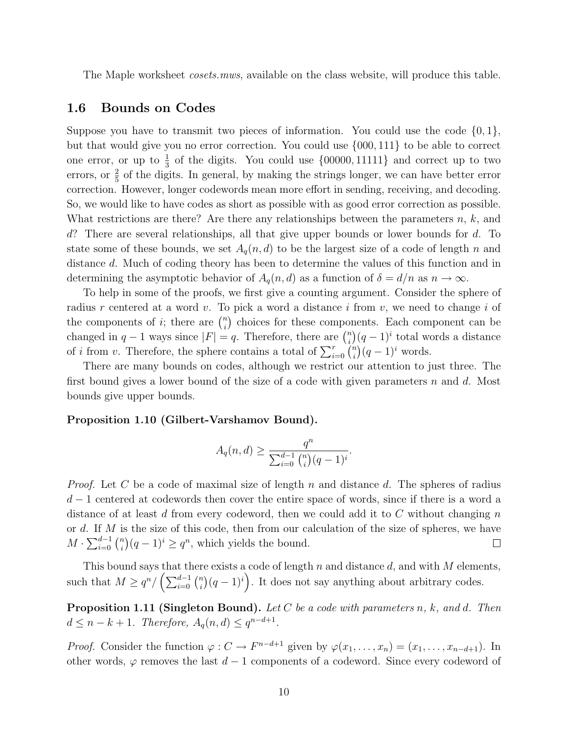The Maple worksheet *cosets.mws*, available on the class website, will produce this table.

### 1.6 Bounds on Codes

Suppose you have to transmit two pieces of information. You could use the code $\{0, 1\}$, but that would give you no error correction. You could use $\{000, 111\}$ to be able to correct one error, or up to $\frac{1}{3}$ of the digits. You could use $\{00000, 11111\}$ and correct up to two errors, or $\frac{2}{5}$ of the digits. In general, by making the strings longer, we can have better error correction. However, longer codewords mean more effort in sending, receiving, and decoding. So, we would like to have codes as short as possible with as good error correction as possible. What restrictions are there? Are there any relationships between the parameters $n$, $k$, and $d$? There are several relationships, all that give upper bounds or lower bounds for $d$. To state some of these bounds, we set $A_q(n, d)$ to be the largest size of a code of length $n$ and distance $d$. Much of coding theory has been to determine the values of this function and in determining the asymptotic behavior of $A_q(n, d)$ as a function of $\delta = d/n$ as $n \to \infty$.

To help in some of the proofs, we first give a counting argument. Consider the sphere of radius $r$ centered at a word $v$. To pick a word a distance $i$ from $v$, we need to change $i$ of the components of $i$; there are $\binom{n}{i}$ choices for these components. Each component can be changed in $q - 1$ ways since $|F| = q$. Therefore, there are $\binom{n}{i}(q-1)^i$ total words a distance of $i$ from $v$. Therefore, the sphere contains a total of $\sum_{i=0}^{r} \binom{n}{i}(q-1)^i$ words.

There are many bounds on codes, although we restrict our attention to just three. The first bound gives a lower bound of the size of a code with given parameters $n$ and $d$. Most bounds give upper bounds.

**Proposition 1.10 (Gilbert-Varshamov Bound).**

$$A_q(n, d) \geq \frac{q^n}{\sum_{i=0}^{d-1} \binom{n}{i}(q-1)^i}.$$

*Proof.* Let $C$ be a code of maximal size of length $n$ and distance $d$. The spheres of radius $d - 1$ centered at codewords then cover the entire space of words, since if there is a word a distance of at least $d$ from every codeword, then we could add it to $C$ without changing $n$ or $d$. If $M$ is the size of this code, then from our calculation of the size of spheres, we have $M \cdot \sum_{i=0}^{d-1} \binom{n}{i}(q-1)^i \geq q^n$, which yields the bound. □

This bound says that there exists a code of length $n$ and distance $d$, and with $M$ elements, such that $M \geq q^n / \left( \sum_{i=0}^{d-1} \binom{n}{i}(q-1)^i \right)$. It does not say anything about arbitrary codes.

**Proposition 1.11 (Singleton Bound).** *Let $C$ be a code with parameters $n$, $k$, and $d$. Then $d \leq n - k + 1$. Therefore, $A_q(n, d) \leq q^{n-d+1}$.*

*Proof.* Consider the function $\varphi : C \to F^{n-d+1}$ given by $\varphi(x_1, \dots, x_n) = (x_1, \dots, x_{n-d+1})$. In other words, $\varphi$ removes the last $d - 1$ components of a codeword. Since every codeword of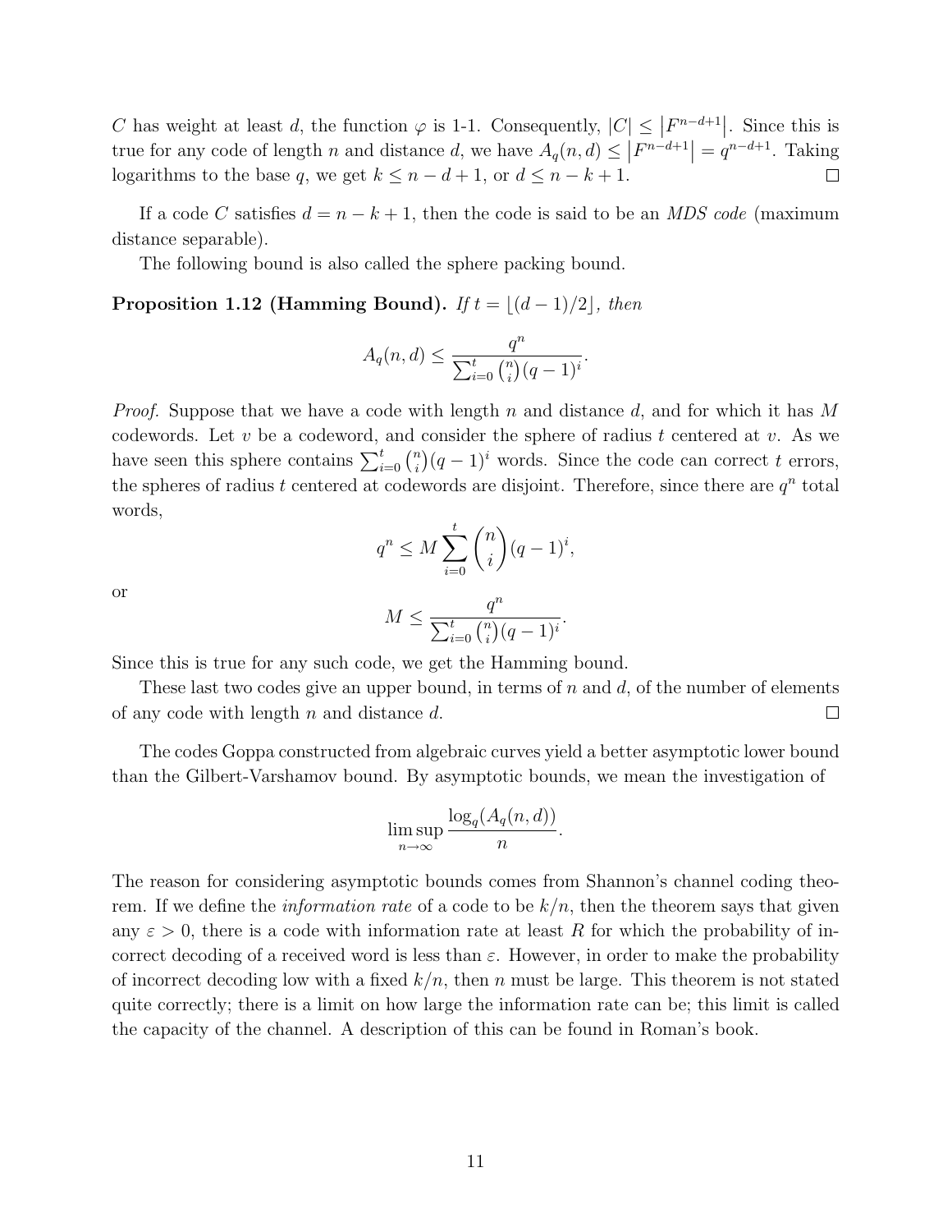$C$ has weight at least $d$, the function $\varphi$ is 1-1. Consequently, $|C| \leq |F^{n-d+1}|$. Since this is true for any code of length $n$ and distance $d$, we have $A_q(n,d) \leq |F^{n-d+1}| = q^{n-d+1}$. Taking logarithms to the base $q$, we get $k \leq n-d+1$, or $d \leq n-k+1$. □

If a code $C$ satisfies $d = n-k+1$, then the code is said to be an *MDS code* (maximum distance separable).

The following bound is also called the sphere packing bound.

**Proposition 1.12 (Hamming Bound).** *If $t = \lfloor (d-1)/2 \rfloor$, then*

$$A_q(n,d) \leq \frac{q^n}{\sum_{i=0}^{t} \binom{n}{i} (q-1)^i}.$$

*Proof.* Suppose that we have a code with length $n$ and distance $d$, and for which it has $M$ codewords. Let $v$ be a codeword, and consider the sphere of radius $t$ centered at $v$. As we have seen this sphere contains $\sum_{i=0}^{t} \binom{n}{i}(q-1)^i$ words. Since the code can correct $t$ errors, the spheres of radius $t$ centered at codewords are disjoint. Therefore, since there are $q^n$ total words,

$$q^n \leq M \sum_{i=0}^{t} \binom{n}{i} (q-1)^i,$$

or

$$M \leq \frac{q^n}{\sum_{i=0}^{t} \binom{n}{i} (q-1)^i}.$$

Since this is true for any such code, we get the Hamming bound.

These last two codes give an upper bound, in terms of $n$ and $d$, of the number of elements of any code with length $n$ and distance $d$. □

The codes Goppa constructed from algebraic curves yield a better asymptotic lower bound than the Gilbert-Varshamov bound. By asymptotic bounds, we mean the investigation of

$$\limsup_{n \to \infty} \frac{\log_q(A_q(n,d))}{n}.$$

The reason for considering asymptotic bounds comes from Shannon's channel coding theorem. If we define the *information rate* of a code to be $k/n$, then the theorem says that given any $\varepsilon > 0$, there is a code with information rate at least $R$ for which the probability of incorrect decoding of a received word is less than $\varepsilon$. However, in order to make the probability of incorrect decoding low with a fixed $k/n$, then $n$ must be large. This theorem is not stated quite correctly; there is a limit on how large the information rate can be; this limit is called the capacity of the channel. A description of this can be found in Roman's book.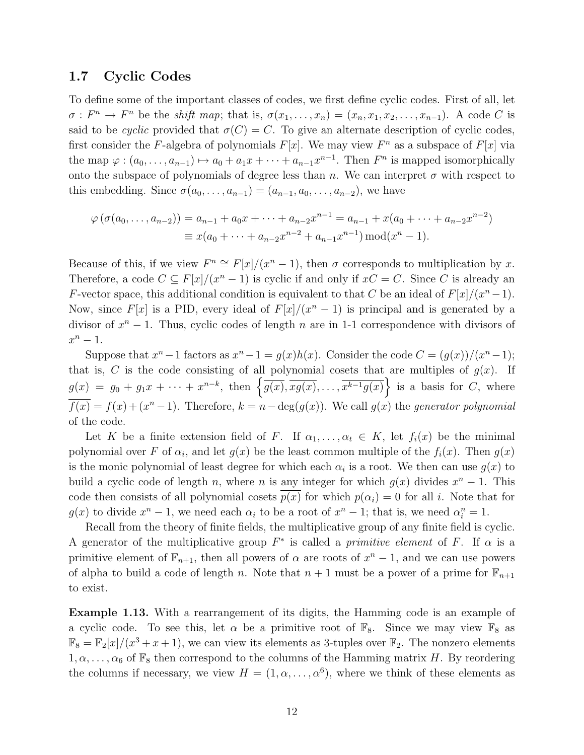## 1.7 Cyclic Codes

To define some of the important classes of codes, we first define cyclic codes. First of all, let $\sigma : F^n \to F^n$ be the *shift map*; that is, $\sigma(x_1, \ldots, x_n) = (x_n, x_1, x_2, \ldots, x_{n-1})$. A code $C$ is said to be *cyclic* provided that $\sigma(C) = C$. To give an alternate description of cyclic codes, first consider the $F$-algebra of polynomials $F[x]$. We may view $F^n$ as a subspace of $F[x]$ via the map $\varphi : (a_0, \ldots, a_{n-1}) \mapsto a_0 + a_1 x + \cdots + a_{n-1}x^{n-1}$. Then $F^n$ is mapped isomorphically onto the subspace of polynomials of degree less than $n$. We can interpret $\sigma$ with respect to this embedding. Since $\sigma(a_0, \ldots, a_{n-1}) = (a_{n-1}, a_0, \ldots, a_{n-2})$, we have

$$
\begin{aligned}
\varphi\left(\sigma(a_0, \ldots, a_{n-2})\right) &= a_{n-1} + a_0 x + \cdots + a_{n-2}x^{n-1} = a_{n-1} + x(a_0 + \cdots + a_{n-2}x^{n-2}) \\
&\equiv x(a_0 + \cdots + a_{n-2}x^{n-2} + a_{n-1}x^{n-1}) \bmod (x^n - 1).
\end{aligned}
$$

Because of this, if we view $F^n \cong F[x]/(x^n - 1)$, then $\sigma$ corresponds to multiplication by $x$. Therefore, a code $C \subseteq F[x]/(x^n - 1)$ is cyclic if and only if $xC = C$. Since $C$ is already an $F$-vector space, this additional condition is equivalent to that $C$ be an ideal of $F[x]/(x^n - 1)$. Now, since $F[x]$ is a PID, every ideal of $F[x]/(x^n - 1)$ is principal and is generated by a divisor of $x^n - 1$. Thus, cyclic codes of length $n$ are in 1-1 correspondence with divisors of $x^n - 1$.

Suppose that $x^n - 1$ factors as $x^n - 1 = g(x)h(x)$. Consider the code $C = (g(x))/(x^n - 1)$; that is, $C$ is the code consisting of all polynomial cosets that are multiples of $g(x)$. If $g(x) = g_0 + g_1 x + \cdots + x^{n-k}$, then $\left\{\overline{g(x)}, \overline{xg(x)}, \ldots, \overline{x^{k-1}g(x)}\right\}$ is a basis for $C$, where $\overline{f(x)} = f(x) + (x^n - 1)$. Therefore, $k = n - \deg(g(x))$. We call $g(x)$ the *generator polynomial* of the code.

Let $K$ be a finite extension field of $F$. If $\alpha_1, \ldots, \alpha_t \in K$, let $f_i(x)$ be the minimal polynomial over $F$ of $\alpha_i$, and let $g(x)$ be the least common multiple of the $f_i(x)$. Then $g(x)$ is the monic polynomial of least degree for which each $\alpha_i$ is a root. We then can use $g(x)$ to build a cyclic code of length $n$, where $n$ is any integer for which $g(x)$ divides $x^n - 1$. This code then consists of all polynomial cosets $\overline{p(x)}$ for which $p(\alpha_i) = 0$ for all $i$. Note that for $g(x)$ to divide $x^n - 1$, we need each $\alpha_i$ to be a root of $x^n - 1$; that is, we need $\alpha_i^n = 1$.

Recall from the theory of finite fields, the multiplicative group of any finite field is cyclic. A generator of the multiplicative group $F^*$ is called a *primitive element* of $F$. If $\alpha$ is a primitive element of $\mathbb{F}_{n+1}$, then all powers of $\alpha$ are roots of $x^n - 1$, and we can use powers of alpha to build a code of length $n$. Note that $n + 1$ must be a power of a prime for $\mathbb{F}_{n+1}$ to exist.

**Example 1.13.** With a rearrangement of its digits, the Hamming code is an example of a cyclic code. To see this, let $\alpha$ be a primitive root of $\mathbb{F}_8$. Since we may view $\mathbb{F}_8$ as $\mathbb{F}_8 = \mathbb{F}_2[x]/(x^3 + x + 1)$, we can view its elements as 3-tuples over $\mathbb{F}_2$. The nonzero elements $1, \alpha, \ldots, \alpha_6$ of $\mathbb{F}_8$ then correspond to the columns of the Hamming matrix $H$. By reordering the columns if necessary, we view $H = (1, \alpha, \ldots, \alpha^6)$, where we think of these elements as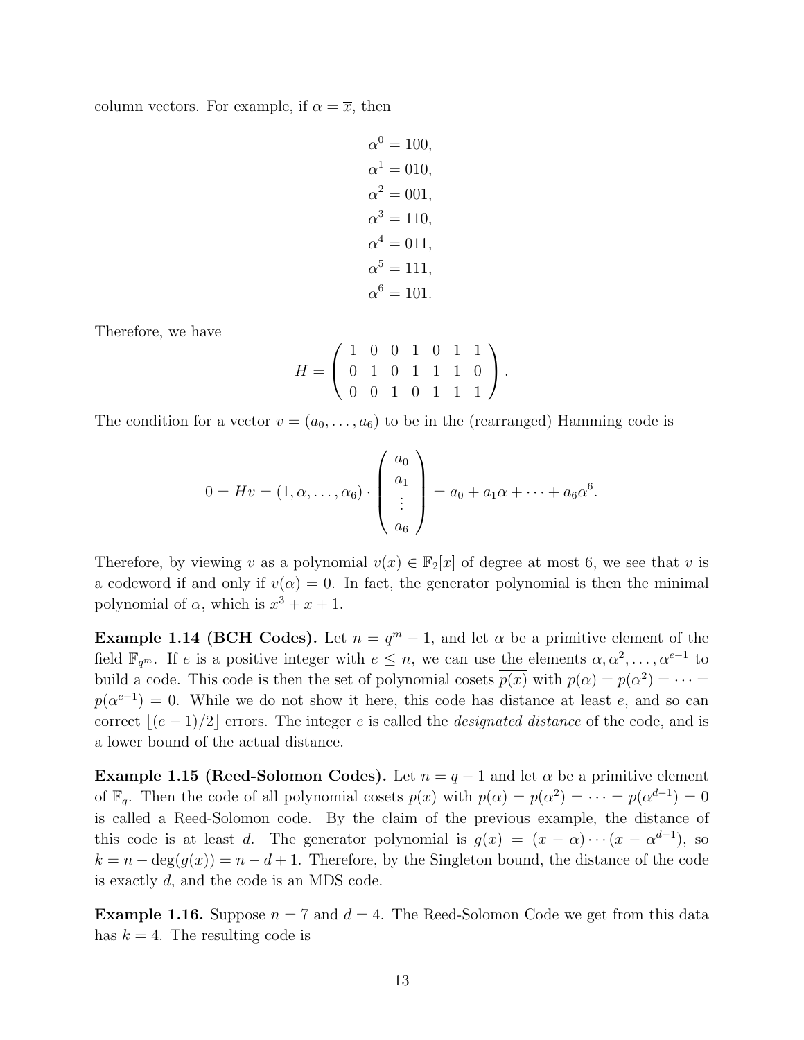column vectors. For example, if $\alpha = \overline{x}$, then

$$
\begin{aligned}
\alpha^0 &= 100,\\
\alpha^1 &= 010,\\
\alpha^2 &= 001,\\
\alpha^3 &= 110,\\
\alpha^4 &= 011,\\
\alpha^5 &= 111,\\
\alpha^6 &= 101.
\end{aligned}
$$

Therefore, we have

$$
H = \begin{pmatrix} 1 & 0 & 0 & 1 & 0 & 1 & 1 \\ 0 & 1 & 0 & 1 & 1 & 1 & 0 \\ 0 & 0 & 1 & 0 & 1 & 1 & 1 \end{pmatrix}.
$$

The condition for a vector $v = (a_0, \ldots, a_6)$ to be in the (rearranged) Hamming code is

$$
0 = Hv = (1, \alpha, \ldots, \alpha_6) \cdot \begin{pmatrix} a_0 \\ a_1 \\ \vdots \\ a_6 \end{pmatrix} = a_0 + a_1\alpha + \cdots + a_6\alpha^6.
$$

Therefore, by viewing $v$ as a polynomial $v(x) \in \mathbb{F}_2[x]$ of degree at most 6, we see that $v$ is a codeword if and only if $v(\alpha) = 0$. In fact, the generator polynomial is then the minimal polynomial of $\alpha$, which is $x^3 + x + 1$.

**Example 1.14 (BCH Codes).** Let $n = q^m - 1$, and let $\alpha$ be a primitive element of the field $\mathbb{F}_{q^m}$. If $e$ is a positive integer with $e \leq n$, we can use the elements $\alpha, \alpha^2, \ldots, \alpha^{e-1}$ to build a code. This code is then the set of polynomial cosets $\overline{p(x)}$ with $p(\alpha) = p(\alpha^2) = \cdots = p(\alpha^{e-1}) = 0$. While we do not show it here, this code has distance at least $e$, and so can correct $\lfloor (e-1)/2 \rfloor$ errors. The integer $e$ is called the *designated distance* of the code, and is a lower bound of the actual distance.

**Example 1.15 (Reed-Solomon Codes).** Let $n = q - 1$ and let $\alpha$ be a primitive element of $\mathbb{F}_q$. Then the code of all polynomial cosets $\overline{p(x)}$ with $p(\alpha) = p(\alpha^2) = \cdots = p(\alpha^{d-1}) = 0$ is called a Reed-Solomon code. By the claim of the previous example, the distance of this code is at least $d$. The generator polynomial is $g(x) = (x - \alpha) \cdots (x - \alpha^{d-1})$, so $k = n - \deg(g(x)) = n - d + 1$. Therefore, by the Singleton bound, the distance of the code is exactly $d$, and the code is an MDS code.

**Example 1.16.** Suppose $n = 7$ and $d = 4$. The Reed-Solomon Code we get from this data has $k = 4$. The resulting code is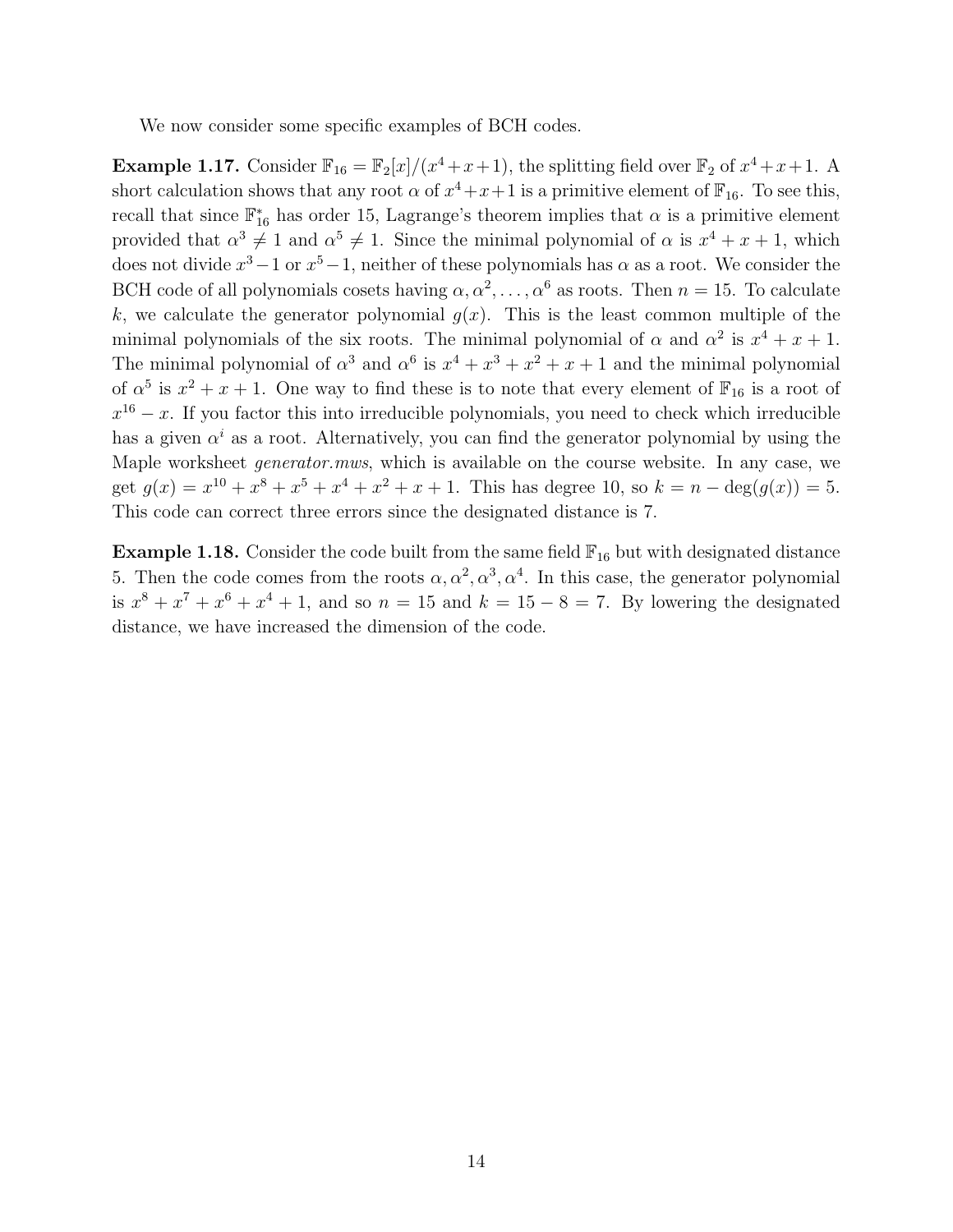We now consider some specific examples of BCH codes.

**Example 1.17.** Consider $\mathbb{F}_{16} = \mathbb{F}_2[x]/(x^4+x+1)$, the splitting field over $\mathbb{F}_2$ of $x^4+x+1$. A short calculation shows that any root $\alpha$ of $x^4+x+1$ is a primitive element of $\mathbb{F}_{16}$. To see this, recall that since $\mathbb{F}_{16}^*$ has order 15, Lagrange's theorem implies that $\alpha$ is a primitive element provided that $\alpha^3 \neq 1$ and $\alpha^5 \neq 1$. Since the minimal polynomial of $\alpha$ is $x^4+x+1$, which does not divide $x^3-1$ or $x^5-1$, neither of these polynomials has $\alpha$ as a root. We consider the BCH code of all polynomials cosets having $\alpha, \alpha^2, \ldots, \alpha^6$ as roots. Then $n = 15$. To calculate $k$, we calculate the generator polynomial $g(x)$. This is the least common multiple of the minimal polynomials of the six roots. The minimal polynomial of $\alpha$ and $\alpha^2$ is $x^4+x+1$. The minimal polynomial of $\alpha^3$ and $\alpha^6$ is $x^4+x^3+x^2+x+1$ and the minimal polynomial of $\alpha^5$ is $x^2+x+1$. One way to find these is to note that every element of $\mathbb{F}_{16}$ is a root of $x^{16}-x$. If you factor this into irreducible polynomials, you need to check which irreducible has a given $\alpha^i$ as a root. Alternatively, you can find the generator polynomial by using the Maple worksheet *generator.mws*, which is available on the course website. In any case, we get $g(x) = x^{10}+x^8+x^5+x^4+x^2+x+1$. This has degree 10, so $k = n - \deg(g(x)) = 5$. This code can correct three errors since the designated distance is 7.

**Example 1.18.** Consider the code built from the same field $\mathbb{F}_{16}$ but with designated distance 5. Then the code comes from the roots $\alpha, \alpha^2, \alpha^3, \alpha^4$. In this case, the generator polynomial is $x^8+x^7+x^6+x^4+1$, and so $n = 15$ and $k = 15 - 8 = 7$. By lowering the designated distance, we have increased the dimension of the code.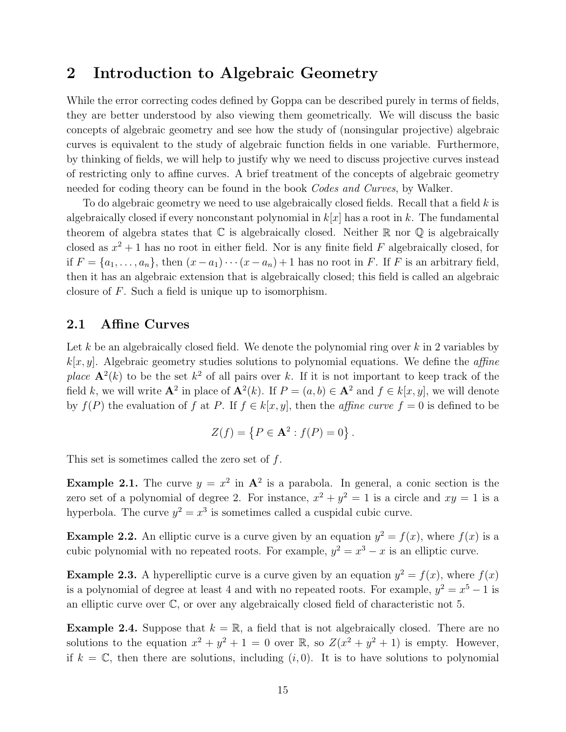# 2 Introduction to Algebraic Geometry

While the error correcting codes defined by Goppa can be described purely in terms of fields, they are better understood by also viewing them geometrically. We will discuss the basic concepts of algebraic geometry and see how the study of (nonsingular projective) algebraic curves is equivalent to the study of algebraic function fields in one variable. Furthermore, by thinking of fields, we will help to justify why we need to discuss projective curves instead of restricting only to affine curves. A brief treatment of the concepts of algebraic geometry needed for coding theory can be found in the book *Codes and Curves*, by Walker.

To do algebraic geometry we need to use algebraically closed fields. Recall that a field $k$ is algebraically closed if every nonconstant polynomial in $k[x]$ has a root in $k$. The fundamental theorem of algebra states that $\mathbb{C}$ is algebraically closed. Neither $\mathbb{R}$ nor $\mathbb{Q}$ is algebraically closed as $x^2 + 1$ has no root in either field. Nor is any finite field $F$ algebraically closed, for if $F = \{a_1, \ldots, a_n\}$, then $(x - a_1) \cdots (x - a_n) + 1$ has no root in $F$. If $F$ is an arbitrary field, then it has an algebraic extension that is algebraically closed; this field is called an algebraic closure of $F$. Such a field is unique up to isomorphism.

## 2.1 Affine Curves

Let $k$ be an algebraically closed field. We denote the polynomial ring over $k$ in 2 variables by $k[x, y]$. Algebraic geometry studies solutions to polynomial equations. We define the *affine place* $\mathbf{A}^2(k)$ to be the set $k^2$ of all pairs over $k$. If it is not important to keep track of the field $k$, we will write $\mathbf{A}^2$ in place of $\mathbf{A}^2(k)$. If $P = (a, b) \in \mathbf{A}^2$ and $f \in k[x, y]$, we will denote by $f(P)$ the evaluation of $f$ at $P$. If $f \in k[x, y]$, then the *affine curve* $f = 0$ is defined to be

$$Z(f) = \left\{ P \in \mathbf{A}^2 : f(P) = 0 \right\}.$$

This set is sometimes called the zero set of $f$.

**Example 2.1.** The curve $y = x^2$ in $\mathbf{A}^2$ is a parabola. In general, a conic section is the zero set of a polynomial of degree 2. For instance, $x^2 + y^2 = 1$ is a circle and $xy = 1$ is a hyperbola. The curve $y^2 = x^3$ is sometimes called a cuspidal cubic curve.

**Example 2.2.** An elliptic curve is a curve given by an equation $y^2 = f(x)$, where $f(x)$ is a cubic polynomial with no repeated roots. For example, $y^2 = x^3 - x$ is an elliptic curve.

**Example 2.3.** A hyperelliptic curve is a curve given by an equation $y^2 = f(x)$, where $f(x)$ is a polynomial of degree at least 4 and with no repeated roots. For example, $y^2 = x^5 - 1$ is an elliptic curve over $\mathbb{C}$, or over any algebraically closed field of characteristic not 5.

**Example 2.4.** Suppose that $k = \mathbb{R}$, a field that is not algebraically closed. There are no solutions to the equation $x^2 + y^2 + 1 = 0$ over $\mathbb{R}$, so $Z(x^2 + y^2 + 1)$ is empty. However, if $k = \mathbb{C}$, then there are solutions, including $(i, 0)$. It is to have solutions to polynomial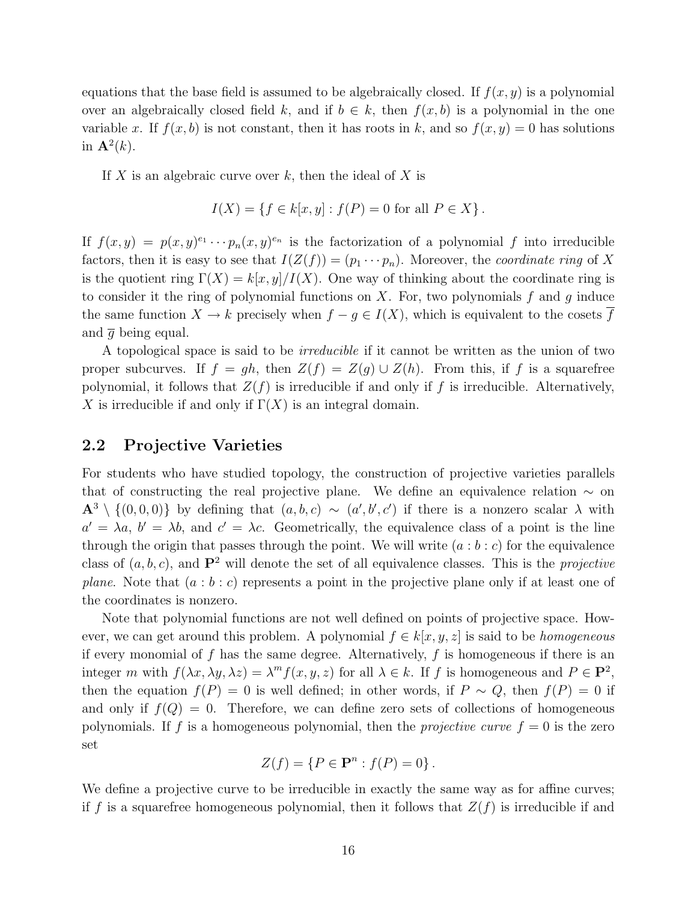equations that the base field is assumed to be algebraically closed. If $f(x, y)$ is a polynomial over an algebraically closed field $k$, and if $b \in k$, then $f(x, b)$ is a polynomial in the one variable $x$. If $f(x, b)$ is not constant, then it has roots in $k$, and so $f(x, y) = 0$ has solutions in $\mathbf{A}^2(k)$.

If $X$ is an algebraic curve over $k$, then the ideal of $X$ is

$$I(X) = \{f \in k[x, y] : f(P) = 0 \text{ for all } P \in X\}.$$

If $f(x, y) = p(x, y)^{e_1} \cdots p_n(x, y)^{e_n}$ is the factorization of a polynomial $f$ into irreducible factors, then it is easy to see that $I(Z(f)) = (p_1 \cdots p_n)$. Moreover, the *coordinate ring* of $X$ is the quotient ring $\Gamma(X) = k[x, y]/I(X)$. One way of thinking about the coordinate ring is to consider it the ring of polynomial functions on $X$. For, two polynomials $f$ and $g$ induce the same function $X \to k$ precisely when $f - g \in I(X)$, which is equivalent to the cosets $\overline{f}$ and $\overline{g}$ being equal.

A topological space is said to be *irreducible* if it cannot be written as the union of two proper subcurves. If $f = gh$, then $Z(f) = Z(g) \cup Z(h)$. From this, if $f$ is a squarefree polynomial, it follows that $Z(f)$ is irreducible if and only if $f$ is irreducible. Alternatively, $X$ is irreducible if and only if $\Gamma(X)$ is an integral domain.

## 2.2 Projective Varieties

For students who have studied topology, the construction of projective varieties parallels that of constructing the real projective plane. We define an equivalence relation $\sim$ on $\mathbf{A}^3 \setminus \{(0, 0, 0)\}$ by defining that $(a, b, c) \sim (a', b', c')$ if there is a nonzero scalar $\lambda$ with $a' = \lambda a$, $b' = \lambda b$, and $c' = \lambda c$. Geometrically, the equivalence class of a point is the line through the origin that passes through the point. We will write $(a : b : c)$ for the equivalence class of $(a, b, c)$, and $\mathbf{P}^2$ will denote the set of all equivalence classes. This is the *projective plane*. Note that $(a : b : c)$ represents a point in the projective plane only if at least one of the coordinates is nonzero.

Note that polynomial functions are not well defined on points of projective space. However, we can get around this problem. A polynomial $f \in k[x, y, z]$ is said to be *homogeneous* if every monomial of $f$ has the same degree. Alternatively, $f$ is homogeneous if there is an integer $m$ with $f(\lambda x, \lambda y, \lambda z) = \lambda^m f(x, y, z)$ for all $\lambda \in k$. If $f$ is homogeneous and $P \in \mathbf{P}^2$, then the equation $f(P) = 0$ is well defined; in other words, if $P \sim Q$, then $f(P) = 0$ if and only if $f(Q) = 0$. Therefore, we can define zero sets of collections of homogeneous polynomials. If $f$ is a homogeneous polynomial, then the *projective curve* $f = 0$ is the zero set

$$Z(f) = \{P \in \mathbf{P}^n : f(P) = 0\}.$$

We define a projective curve to be irreducible in exactly the same way as for affine curves; if $f$ is a squarefree homogeneous polynomial, then it follows that $Z(f)$ is irreducible if and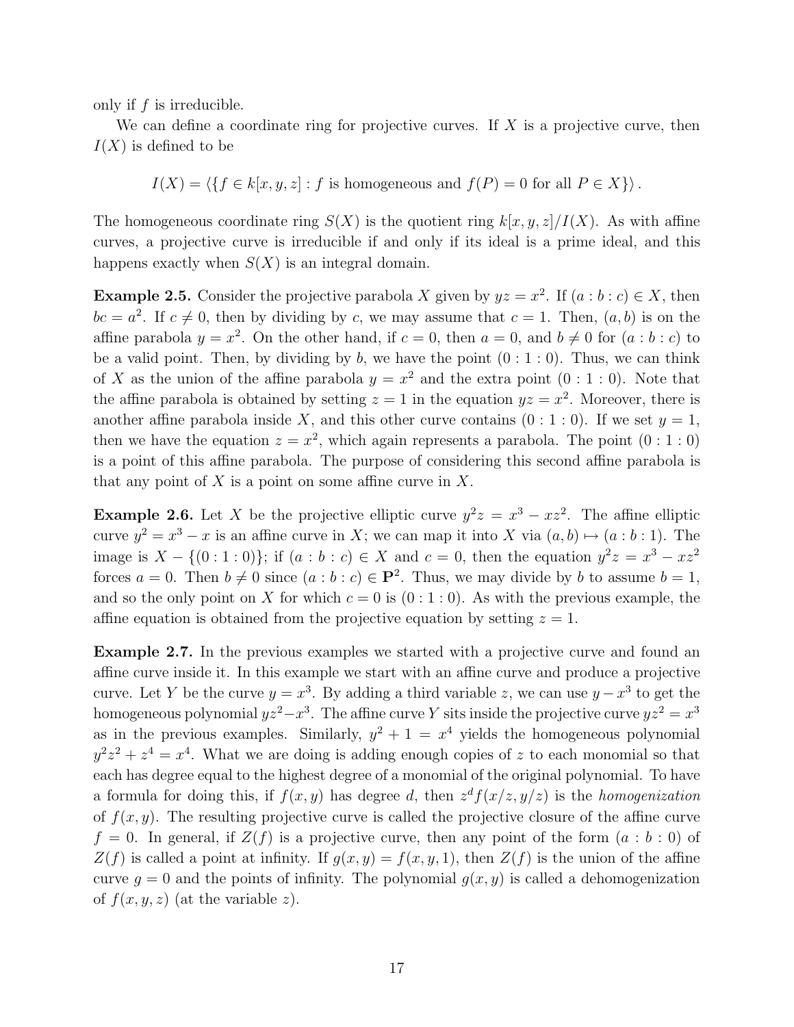only if $f$ is irreducible.

We can define a coordinate ring for projective curves. If $X$ is a projective curve, then $I(X)$ is defined to be

$$I(X) = \langle \{f \in k[x, y, z] : f \text{ is homogeneous and } f(P) = 0 \text{ for all } P \in X\} \rangle .$$

The homogeneous coordinate ring $S(X)$ is the quotient ring $k[x, y, z]/I(X)$. As with affine curves, a projective curve is irreducible if and only if its ideal is a prime ideal, and this happens exactly when $S(X)$ is an integral domain.

**Example 2.5.** Consider the projective parabola $X$ given by $yz = x^2$. If $(a : b : c) \in X$, then $bc = a^2$. If $c \neq 0$, then by dividing by $c$, we may assume that $c = 1$. Then, $(a, b)$ is on the affine parabola $y = x^2$. On the other hand, if $c = 0$, then $a = 0$, and $b \neq 0$ for $(a : b : c)$ to be a valid point. Then, by dividing by $b$, we have the point $(0 : 1 : 0)$. Thus, we can think of $X$ as the union of the affine parabola $y = x^2$ and the extra point $(0 : 1 : 0)$. Note that the affine parabola is obtained by setting $z = 1$ in the equation $yz = x^2$. Moreover, there is another affine parabola inside $X$, and this other curve contains $(0 : 1 : 0)$. If we set $y = 1$, then we have the equation $z = x^2$, which again represents a parabola. The point $(0 : 1 : 0)$ is a point of this affine parabola. The purpose of considering this second affine parabola is that any point of $X$ is a point on some affine curve in $X$.

**Example 2.6.** Let $X$ be the projective elliptic curve $y^2z = x^3 - xz^2$. The affine elliptic curve $y^2 = x^3 - x$ is an affine curve in $X$; we can map it into $X$ via $(a, b) \mapsto (a : b : 1)$. The image is $X - \{(0 : 1 : 0)\}$; if $(a : b : c) \in X$ and $c = 0$, then the equation $y^2z = x^3 - xz^2$ forces $a = 0$. Then $b \neq 0$ since $(a : b : c) \in \mathbf{P}^2$. Thus, we may divide by $b$ to assume $b = 1$, and so the only point on $X$ for which $c = 0$ is $(0 : 1 : 0)$. As with the previous example, the affine equation is obtained from the projective equation by setting $z = 1$.

**Example 2.7.** In the previous examples we started with a projective curve and found an affine curve inside it. In this example we start with an affine curve and produce a projective curve. Let $Y$ be the curve $y = x^3$. By adding a third variable $z$, we can use $y - x^3$ to get the homogeneous polynomial $yz^2 - x^3$. The affine curve $Y$ sits inside the projective curve $yz^2 = x^3$ as in the previous examples. Similarly, $y^2 + 1 = x^4$ yields the homogeneous polynomial $y^2z^2 + z^4 = x^4$. What we are doing is adding enough copies of $z$ to each monomial so that each has degree equal to the highest degree of a monomial of the original polynomial. To have a formula for doing this, if $f(x, y)$ has degree $d$, then $z^d f(x/z, y/z)$ is the *homogenization* of $f(x, y)$. The resulting projective curve is called the projective closure of the affine curve $f = 0$. In general, if $Z(f)$ is a projective curve, then any point of the form $(a : b : 0)$ of $Z(f)$ is called a point at infinity. If $g(x, y) = f(x, y, 1)$, then $Z(f)$ is the union of the affine curve $g = 0$ and the points of infinity. The polynomial $g(x, y)$ is called a dehomogenization of $f(x, y, z)$ (at the variable $z$).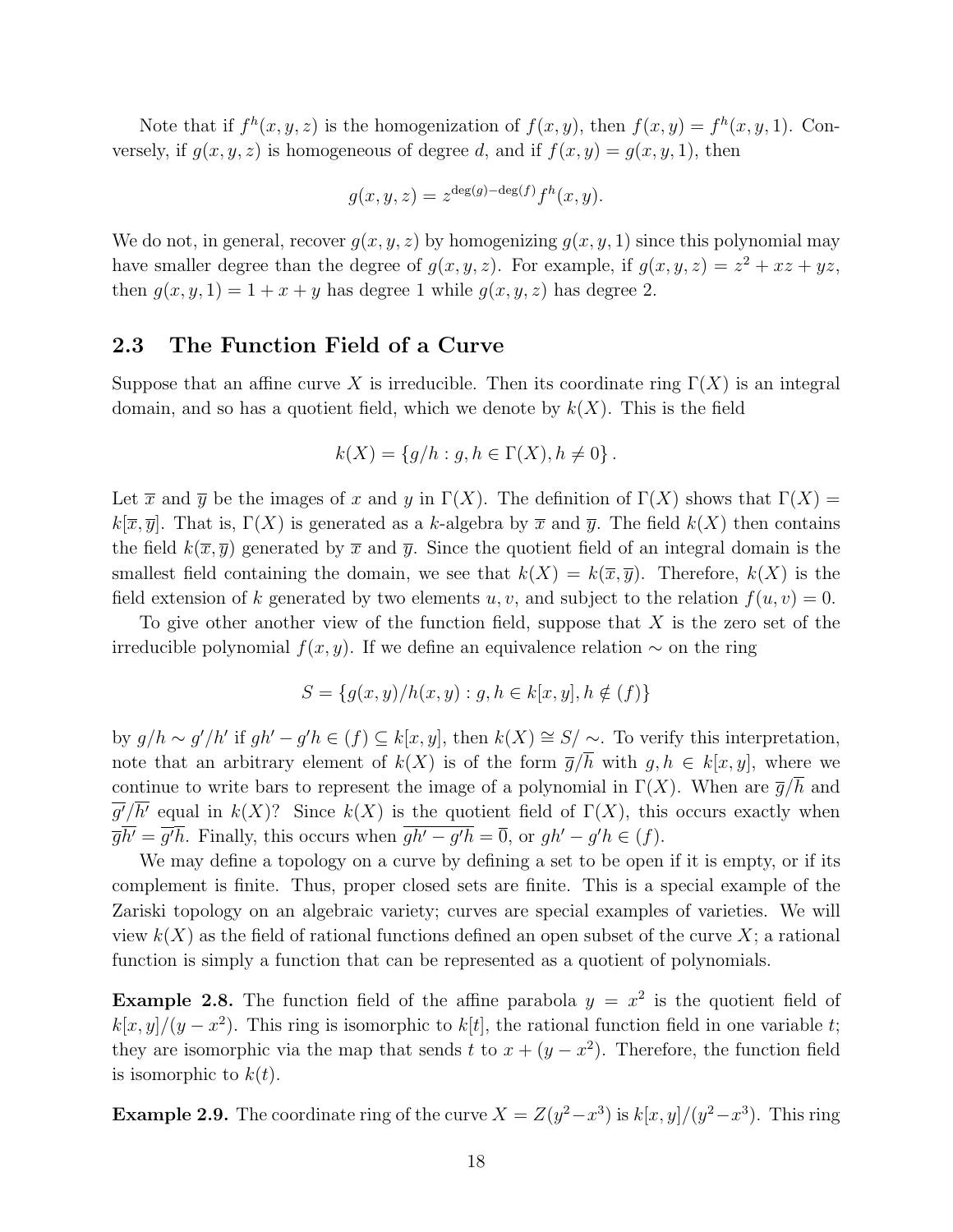Note that if $f^h(x, y, z)$ is the homogenization of $f(x, y)$, then $f(x, y) = f^h(x, y, 1)$. Conversely, if $g(x, y, z)$ is homogeneous of degree $d$, and if $f(x, y) = g(x, y, 1)$, then

$$g(x, y, z) = z^{\deg(g)-\deg(f)} f^h(x, y).$$

We do not, in general, recover $g(x, y, z)$ by homogenizing $g(x, y, 1)$ since this polynomial may have smaller degree than the degree of $g(x, y, z)$. For example, if $g(x, y, z) = z^2 + xz + yz$, then $g(x, y, 1) = 1 + x + y$ has degree 1 while $g(x, y, z)$ has degree 2.

## 2.3 The Function Field of a Curve

Suppose that an affine curve $X$ is irreducible. Then its coordinate ring $\Gamma(X)$ is an integral domain, and so has a quotient field, which we denote by $k(X)$. This is the field

$$k(X) = \{g/h : g, h \in \Gamma(X), h \neq 0\}.$$

Let $\overline{x}$ and $\overline{y}$ be the images of $x$ and $y$ in $\Gamma(X)$. The definition of $\Gamma(X)$ shows that $\Gamma(X) = k[\overline{x}, \overline{y}]$. That is, $\Gamma(X)$ is generated as a $k$-algebra by $\overline{x}$ and $\overline{y}$. The field $k(X)$ then contains the field $k(\overline{x}, \overline{y})$ generated by $\overline{x}$ and $\overline{y}$. Since the quotient field of an integral domain is the smallest field containing the domain, we see that $k(X) = k(\overline{x}, \overline{y})$. Therefore, $k(X)$ is the field extension of $k$ generated by two elements $u, v$, and subject to the relation $f(u, v) = 0$.

To give other another view of the function field, suppose that $X$ is the zero set of the irreducible polynomial $f(x, y)$. If we define an equivalence relation $\sim$ on the ring

$$S = \{g(x, y)/h(x, y) : g, h \in k[x, y], h \notin (f)\}$$

by $g/h \sim g'/h'$ if $gh' - g'h \in (f) \subseteq k[x, y]$, then $k(X) \cong S/\sim$. To verify this interpretation, note that an arbitrary element of $k(X)$ is of the form $\overline{g}/\overline{h}$ with $g, h \in k[x, y]$, where we continue to write bars to represent the image of a polynomial in $\Gamma(X)$. When are $\overline{g}/\overline{h}$ and $\overline{g'}/\overline{h'}$ equal in $k(X)$? Since $k(X)$ is the quotient field of $\Gamma(X)$, this occurs exactly when $\overline{g}\overline{h'} = \overline{g'}\overline{h}$. Finally, this occurs when $\overline{gh' - g'h} = \overline{0}$, or $gh' - g'h \in (f)$.

We may define a topology on a curve by defining a set to be open if it is empty, or if its complement is finite. Thus, proper closed sets are finite. This is a special example of the Zariski topology on an algebraic variety; curves are special examples of varieties. We will view $k(X)$ as the field of rational functions defined an open subset of the curve $X$; a rational function is simply a function that can be represented as a quotient of polynomials.

**Example 2.8.** The function field of the affine parabola $y = x^2$ is the quotient field of $k[x, y]/(y - x^2)$. This ring is isomorphic to $k[t]$, the rational function field in one variable $t$; they are isomorphic via the map that sends $t$ to $x + (y - x^2)$. Therefore, the function field is isomorphic to $k(t)$.

**Example 2.9.** The coordinate ring of the curve $X = Z(y^2 - x^3)$ is $k[x, y]/(y^2 - x^3)$. This ring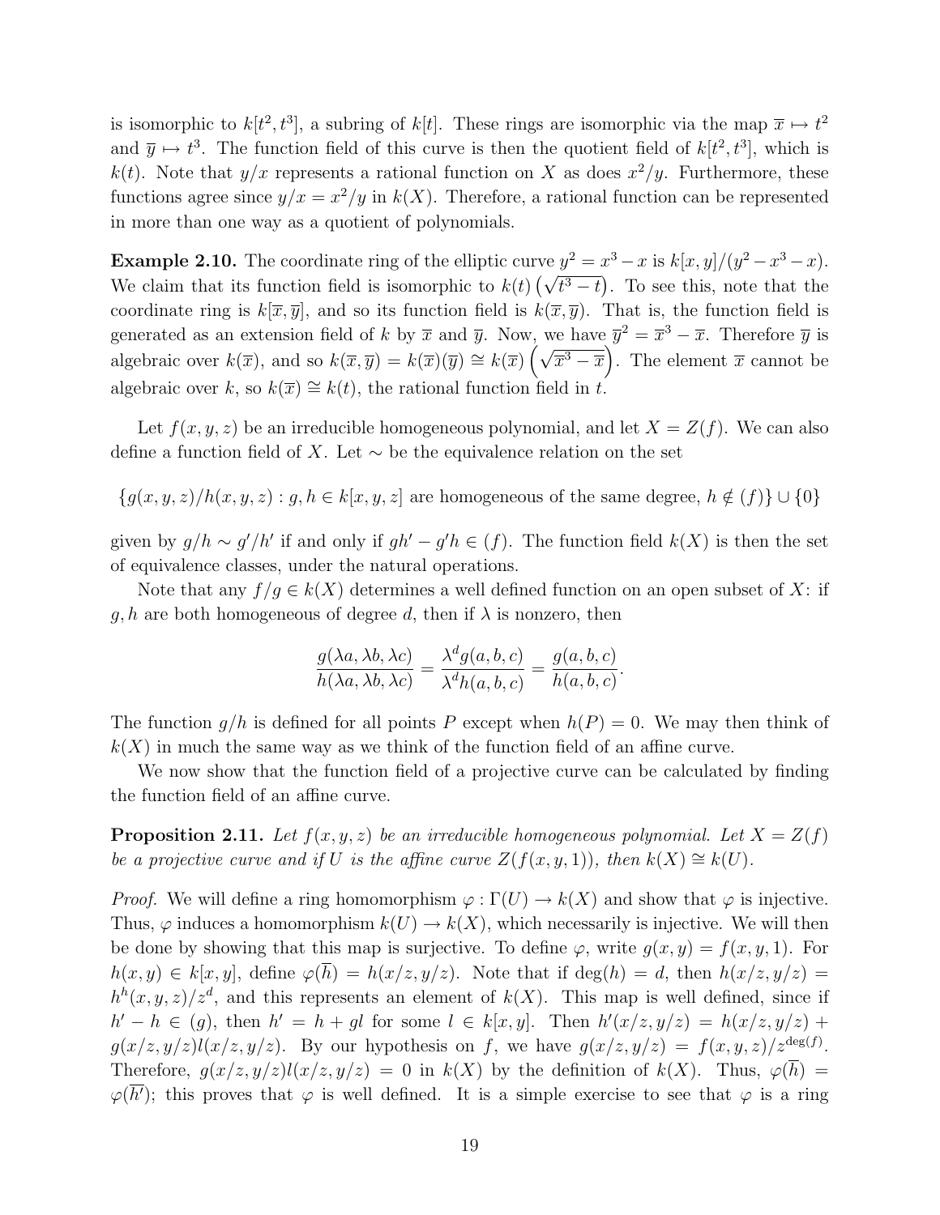is isomorphic to $k[t^2, t^3]$, a subring of $k[t]$. These rings are isomorphic via the map $\overline{x} \mapsto t^2$ and $\overline{y} \mapsto t^3$. The function field of this curve is then the quotient field of $k[t^2, t^3]$, which is $k(t)$. Note that $y/x$ represents a rational function on $X$ as does $x^2/y$. Furthermore, these functions agree since $y/x = x^2/y$ in $k(X)$. Therefore, a rational function can be represented in more than one way as a quotient of polynomials.

**Example 2.10.** The coordinate ring of the elliptic curve $y^2 = x^3 - x$ is $k[x, y]/(y^2 - x^3 - x)$. We claim that its function field is isomorphic to $k(t)\left(\sqrt{t^3 - t}\right)$. To see this, note that the coordinate ring is $k[\overline{x}, \overline{y}]$, and so its function field is $k(\overline{x}, \overline{y})$. That is, the function field is generated as an extension field of $k$ by $\overline{x}$ and $\overline{y}$. Now, we have $\overline{y}^2 = \overline{x}^3 - \overline{x}$. Therefore $\overline{y}$ is algebraic over $k(\overline{x})$, and so $k(\overline{x}, \overline{y}) = k(\overline{x})(\overline{y}) \cong k(\overline{x})\left(\sqrt{\overline{x}^3 - \overline{x}}\right)$. The element $\overline{x}$ cannot be algebraic over $k$, so $k(\overline{x}) \cong k(t)$, the rational function field in $t$.

Let $f(x, y, z)$ be an irreducible homogeneous polynomial, and let $X = Z(f)$. We can also define a function field of $X$. Let $\sim$ be the equivalence relation on the set

$$\{g(x, y, z)/h(x, y, z) : g, h \in k[x, y, z] \text{ are homogeneous of the same degree, } h \notin (f)\} \cup \{0\}$$

given by $g/h \sim g'/h'$ if and only if $gh' - g'h \in (f)$. The function field $k(X)$ is then the set of equivalence classes, under the natural operations.

Note that any $f/g \in k(X)$ determines a well defined function on an open subset of $X$: if $g, h$ are both homogeneous of degree $d$, then if $\lambda$ is nonzero, then

$$\frac{g(\lambda a, \lambda b, \lambda c)}{h(\lambda a, \lambda b, \lambda c)} = \frac{\lambda^d g(a, b, c)}{\lambda^d h(a, b, c)} = \frac{g(a, b, c)}{h(a, b, c)}.$$

The function $g/h$ is defined for all points $P$ except when $h(P) = 0$. We may then think of $k(X)$ in much the same way as we think of the function field of an affine curve.

We now show that the function field of a projective curve can be calculated by finding the function field of an affine curve.

**Proposition 2.11.** *Let $f(x, y, z)$ be an irreducible homogeneous polynomial. Let $X = Z(f)$ be a projective curve and if $U$ is the affine curve $Z(f(x, y, 1))$, then $k(X) \cong k(U)$.*

*Proof.* We will define a ring homomorphism $\varphi : \Gamma(U) \to k(X)$ and show that $\varphi$ is injective. Thus, $\varphi$ induces a homomorphism $k(U) \to k(X)$, which necessarily is injective. We will then be done by showing that this map is surjective. To define $\varphi$, write $g(x, y) = f(x, y, 1)$. For $h(x, y) \in k[x, y]$, define $\varphi(\overline{h}) = h(x/z, y/z)$. Note that if $\deg(h) = d$, then $h(x/z, y/z) = h^h(x, y, z)/z^d$, and this represents an element of $k(X)$. This map is well defined, since if $h' - h \in (g)$, then $h' = h + gl$ for some $l \in k[x, y]$. Then $h'(x/z, y/z) = h(x/z, y/z) + g(x/z, y/z)l(x/z, y/z)$. By our hypothesis on $f$, we have $g(x/z, y/z) = f(x, y, z)/z^{\deg(f)}$. Therefore, $g(x/z, y/z)l(x/z, y/z) = 0$ in $k(X)$ by the definition of $k(X)$. Thus, $\varphi(\overline{h}) = \varphi(\overline{h'})$; this proves that $\varphi$ is well defined. It is a simple exercise to see that $\varphi$ is a ring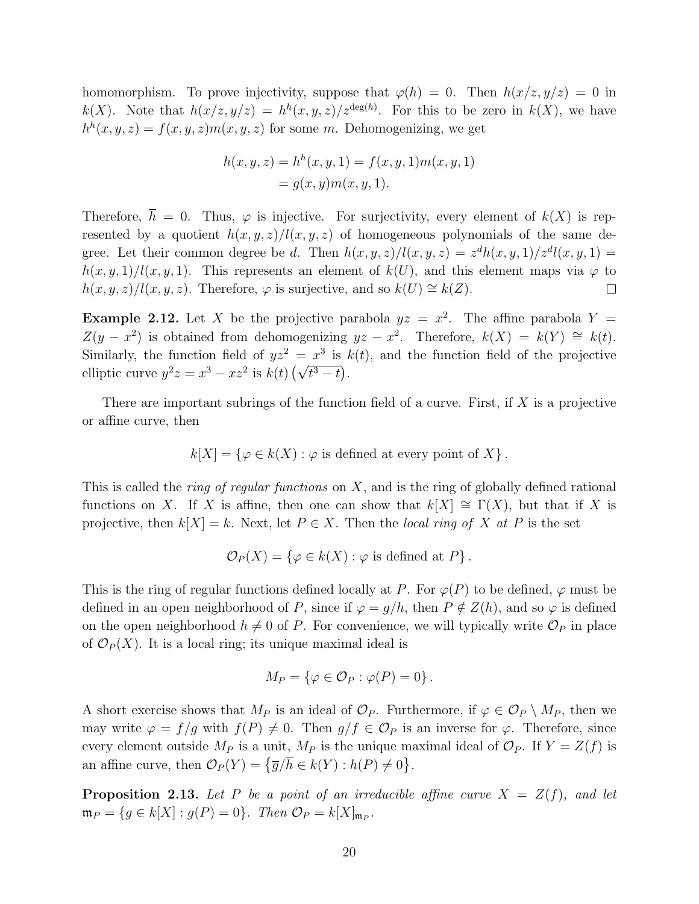homomorphism. To prove injectivity, suppose that $\varphi(h) = 0$. Then $h(x/z, y/z) = 0$ in $k(X)$. Note that $h(x/z, y/z) = h^h(x, y, z)/z^{\deg(h)}$. For this to be zero in $k(X)$, we have $h^h(x, y, z) = f(x, y, z)m(x, y, z)$ for some $m$. Dehomogenizing, we get

$$
\begin{aligned}
h(x, y, z) = h^h(x, y, 1) &= f(x, y, 1)m(x, y, 1) \\
&= g(x, y)m(x, y, 1).
\end{aligned}
$$

Therefore, $\overline{h} = 0$. Thus, $\varphi$ is injective. For surjectivity, every element of $k(X)$ is represented by a quotient $h(x, y, z)/l(x, y, z)$ of homogeneous polynomials of the same degree. Let their common degree be $d$. Then $h(x, y, z)/l(x, y, z) = z^d h(x, y, 1)/z^d l(x, y, 1) = h(x, y, 1)/l(x, y, 1)$. This represents an element of $k(U)$, and this element maps via $\varphi$ to $h(x, y, z)/l(x, y, z)$. Therefore, $\varphi$ is surjective, and so $k(U) \cong k(Z)$. $\square$

**Example 2.12.** Let $X$ be the projective parabola $yz = x^2$. The affine parabola $Y = Z(y - x^2)$ is obtained from dehomogenizing $yz - x^2$. Therefore, $k(X) = k(Y) \cong k(t)$. Similarly, the function field of $yz^2 = x^3$ is $k(t)$, and the function field of the projective elliptic curve $y^2 z = x^3 - xz^2$ is $k(t)\left(\sqrt{t^3 - t}\right)$.

There are important subrings of the function field of a curve. First, if $X$ is a projective or affine curve, then

$$
k[X] = \{\varphi \in k(X) : \varphi \text{ is defined at every point of } X\}.
$$

This is called the *ring of regular functions* on $X$, and is the ring of globally defined rational functions on $X$. If $X$ is affine, then one can show that $k[X] \cong \Gamma(X)$, but that if $X$ is projective, then $k[X] = k$. Next, let $P \in X$. Then the *local ring of $X$ at $P$* is the set

$$
\mathcal{O}_P(X) = \{\varphi \in k(X) : \varphi \text{ is defined at } P\}.
$$

This is the ring of regular functions defined locally at $P$. For $\varphi(P)$ to be defined, $\varphi$ must be defined in an open neighborhood of $P$, since if $\varphi = g/h$, then $P \notin Z(h)$, and so $\varphi$ is defined on the open neighborhood $h \neq 0$ of $P$. For convenience, we will typically write $\mathcal{O}_P$ in place of $\mathcal{O}_P(X)$. It is a local ring; its unique maximal ideal is

$$
M_P = \{\varphi \in \mathcal{O}_P : \varphi(P) = 0\}.
$$

A short exercise shows that $M_P$ is an ideal of $\mathcal{O}_P$. Furthermore, if $\varphi \in \mathcal{O}_P \setminus M_P$, then we may write $\varphi = f/g$ with $f(P) \neq 0$. Then $g/f \in \mathcal{O}_P$ is an inverse for $\varphi$. Therefore, since every element outside $M_P$ is a unit, $M_P$ is the unique maximal ideal of $\mathcal{O}_P$. If $Y = Z(f)$ is an affine curve, then $\mathcal{O}_P(Y) = \left\{\overline{g}/\overline{h} \in k(Y) : h(P) \neq 0\right\}$.

**Proposition 2.13.** *Let $P$ be a point of an irreducible affine curve $X = Z(f)$, and let $\mathfrak{m}_P = \{g \in k[X] : g(P) = 0\}$. Then $\mathcal{O}_P = k[X]_{\mathfrak{m}_P}$.*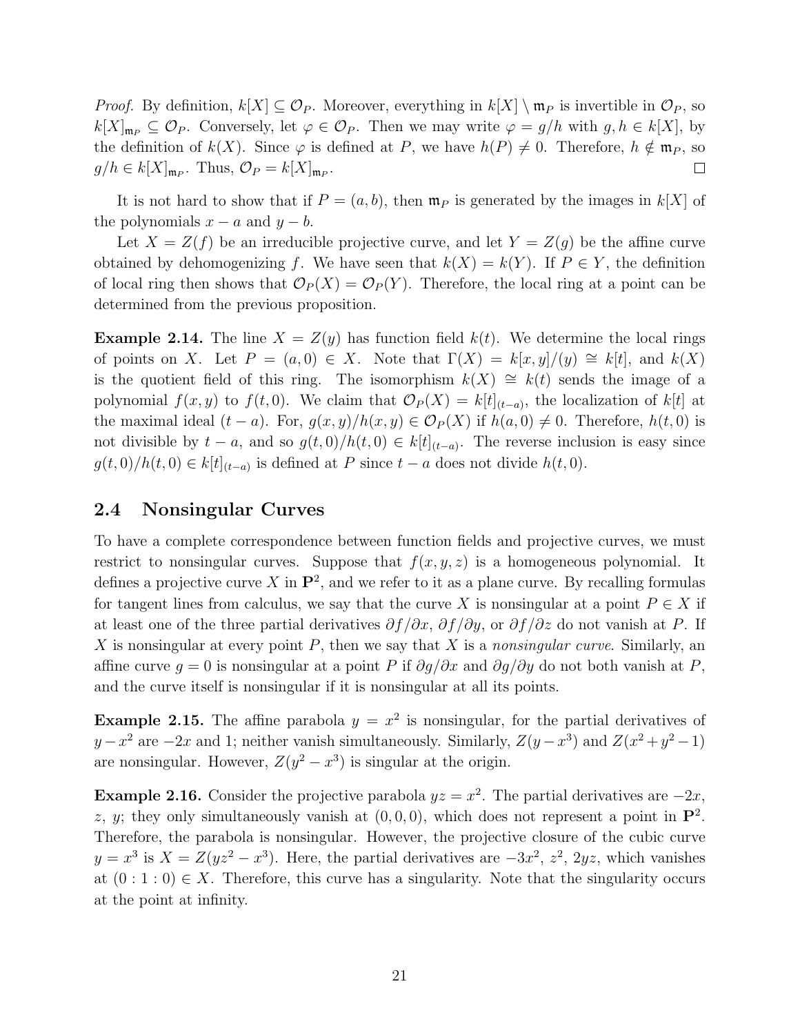*Proof.* By definition, $k[X] \subseteq \mathcal{O}_P$. Moreover, everything in $k[X] \setminus \mathfrak{m}_P$ is invertible in $\mathcal{O}_P$, so $k[X]_{\mathfrak{m}_P} \subseteq \mathcal{O}_P$. Conversely, let $\varphi \in \mathcal{O}_P$. Then we may write $\varphi = g/h$ with $g, h \in k[X]$, by the definition of $k(X)$. Since $\varphi$ is defined at $P$, we have $h(P) \neq 0$. Therefore, $h \notin \mathfrak{m}_P$, so $g/h \in k[X]_{\mathfrak{m}_P}$. Thus, $\mathcal{O}_P = k[X]_{\mathfrak{m}_P}$. ◻

It is not hard to show that if $P = (a, b)$, then $\mathfrak{m}_P$ is generated by the images in $k[X]$ of the polynomials $x - a$ and $y - b$.

Let $X = Z(f)$ be an irreducible projective curve, and let $Y = Z(g)$ be the affine curve obtained by dehomogenizing $f$. We have seen that $k(X) = k(Y)$. If $P \in Y$, the definition of local ring then shows that $\mathcal{O}_P(X) = \mathcal{O}_P(Y)$. Therefore, the local ring at a point can be determined from the previous proposition.

**Example 2.14.** The line $X = Z(y)$ has function field $k(t)$. We determine the local rings of points on $X$. Let $P = (a, 0) \in X$. Note that $\Gamma(X) = k[x, y]/(y) \cong k[t]$, and $k(X)$ is the quotient field of this ring. The isomorphism $k(X) \cong k(t)$ sends the image of a polynomial $f(x, y)$ to $f(t, 0)$. We claim that $\mathcal{O}_P(X) = k[t]_{(t-a)}$, the localization of $k[t]$ at the maximal ideal $(t - a)$. For, $g(x, y)/h(x, y) \in \mathcal{O}_P(X)$ if $h(a, 0) \neq 0$. Therefore, $h(t, 0)$ is not divisible by $t - a$, and so $g(t, 0)/h(t, 0) \in k[t]_{(t-a)}$. The reverse inclusion is easy since $g(t, 0)/h(t, 0) \in k[t]_{(t-a)}$ is defined at $P$ since $t - a$ does not divide $h(t, 0)$.

## 2.4 Nonsingular Curves

To have a complete correspondence between function fields and projective curves, we must restrict to nonsingular curves. Suppose that $f(x, y, z)$ is a homogeneous polynomial. It defines a projective curve $X$ in $\mathbf{P}^2$, and we refer to it as a plane curve. By recalling formulas for tangent lines from calculus, we say that the curve $X$ is nonsingular at a point $P \in X$ if at least one of the three partial derivatives $\partial f/\partial x$, $\partial f/\partial y$, or $\partial f/\partial z$ do not vanish at $P$. If $X$ is nonsingular at every point $P$, then we say that $X$ is a *nonsingular curve*. Similarly, an affine curve $g = 0$ is nonsingular at a point $P$ if $\partial g/\partial x$ and $\partial g/\partial y$ do not both vanish at $P$, and the curve itself is nonsingular if it is nonsingular at all its points.

**Example 2.15.** The affine parabola $y = x^2$ is nonsingular, for the partial derivatives of $y - x^2$ are $-2x$ and 1; neither vanish simultaneously. Similarly, $Z(y - x^3)$ and $Z(x^2 + y^2 - 1)$ are nonsingular. However, $Z(y^2 - x^3)$ is singular at the origin.

**Example 2.16.** Consider the projective parabola $yz = x^2$. The partial derivatives are $-2x$, $z$, $y$; they only simultaneously vanish at $(0, 0, 0)$, which does not represent a point in $\mathbf{P}^2$. Therefore, the parabola is nonsingular. However, the projective closure of the cubic curve $y = x^3$ is $X = Z(yz^2 - x^3)$. Here, the partial derivatives are $-3x^2$, $z^2$, $2yz$, which vanishes at $(0 : 1 : 0) \in X$. Therefore, this curve has a singularity. Note that the singularity occurs at the point at infinity.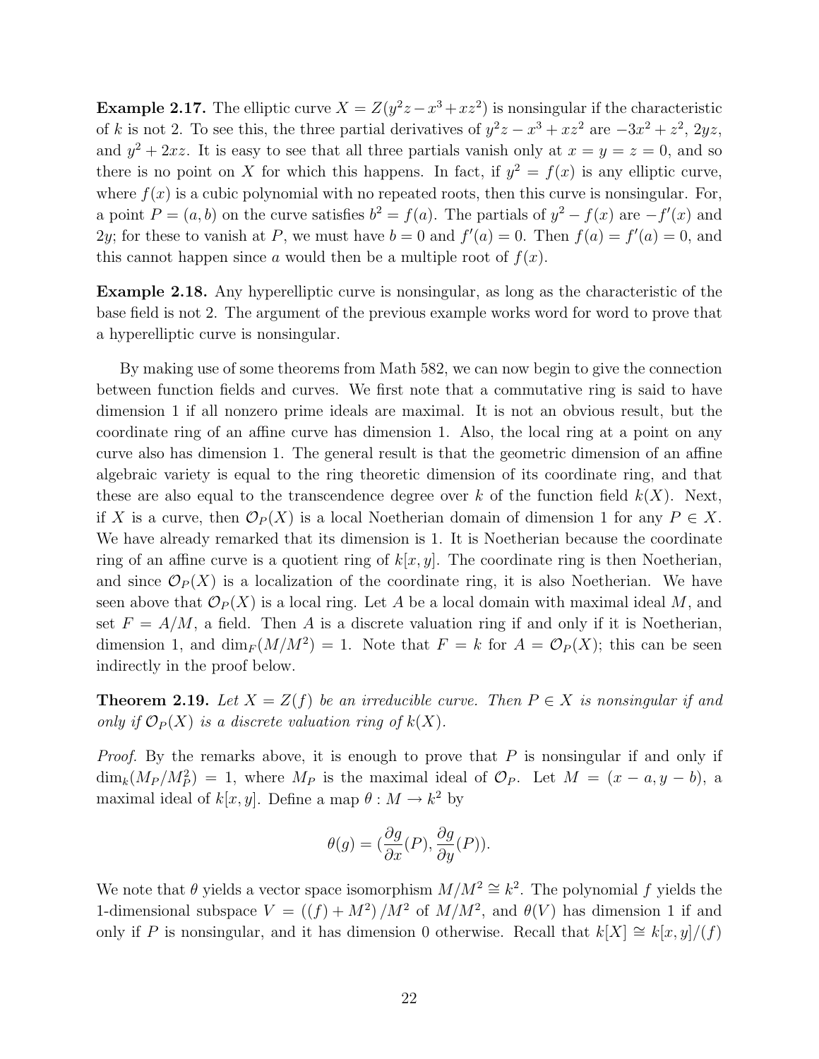**Example 2.17.** The elliptic curve $X = Z(y^2z - x^3 + xz^2)$ is nonsingular if the characteristic of $k$ is not 2. To see this, the three partial derivatives of $y^2z - x^3 + xz^2$ are $-3x^2 + z^2$, $2yz$, and $y^2 + 2xz$. It is easy to see that all three partials vanish only at $x = y = z = 0$, and so there is no point on $X$ for which this happens. In fact, if $y^2 = f(x)$ is any elliptic curve, where $f(x)$ is a cubic polynomial with no repeated roots, then this curve is nonsingular. For, a point $P = (a, b)$ on the curve satisfies $b^2 = f(a)$. The partials of $y^2 - f(x)$ are $-f'(x)$ and $2y$; for these to vanish at $P$, we must have $b = 0$ and $f'(a) = 0$. Then $f(a) = f'(a) = 0$, and this cannot happen since $a$ would then be a multiple root of $f(x)$.

**Example 2.18.** Any hyperelliptic curve is nonsingular, as long as the characteristic of the base field is not 2. The argument of the previous example works word for word to prove that a hyperelliptic curve is nonsingular.

By making use of some theorems from Math 582, we can now begin to give the connection between function fields and curves. We first note that a commutative ring is said to have dimension 1 if all nonzero prime ideals are maximal. It is not an obvious result, but the coordinate ring of an affine curve has dimension 1. Also, the local ring at a point on any curve also has dimension 1. The general result is that the geometric dimension of an affine algebraic variety is equal to the ring theoretic dimension of its coordinate ring, and that these are also equal to the transcendence degree over $k$ of the function field $k(X)$. Next, if $X$ is a curve, then $\mathcal{O}_P(X)$ is a local Noetherian domain of dimension 1 for any $P \in X$. We have already remarked that its dimension is 1. It is Noetherian because the coordinate ring of an affine curve is a quotient ring of $k[x, y]$. The coordinate ring is then Noetherian, and since $\mathcal{O}_P(X)$ is a localization of the coordinate ring, it is also Noetherian. We have seen above that $\mathcal{O}_P(X)$ is a local ring. Let $A$ be a local domain with maximal ideal $M$, and set $F = A/M$, a field. Then $A$ is a discrete valuation ring if and only if it is Noetherian, dimension 1, and $\dim_F(M/M^2) = 1$. Note that $F = k$ for $A = \mathcal{O}_P(X)$; this can be seen indirectly in the proof below.

**Theorem 2.19.** *Let $X = Z(f)$ be an irreducible curve. Then $P \in X$ is nonsingular if and only if $\mathcal{O}_P(X)$ is a discrete valuation ring of $k(X)$.*

*Proof.* By the remarks above, it is enough to prove that $P$ is nonsingular if and only if $\dim_k(M_P/M_P^2) = 1$, where $M_P$ is the maximal ideal of $\mathcal{O}_P$. Let $M = (x - a, y - b)$, a maximal ideal of $k[x, y]$. Define a map $\theta : M \to k^2$ by

$$\theta(g) = \left(\frac{\partial g}{\partial x}(P), \frac{\partial g}{\partial y}(P)\right).$$

We note that $\theta$ yields a vector space isomorphism $M/M^2 \cong k^2$. The polynomial $f$ yields the 1-dimensional subspace $V = \left((f) + M^2\right)/M^2$ of $M/M^2$, and $\theta(V)$ has dimension 1 if and only if $P$ is nonsingular, and it has dimension 0 otherwise. Recall that $k[X] \cong k[x, y]/(f)$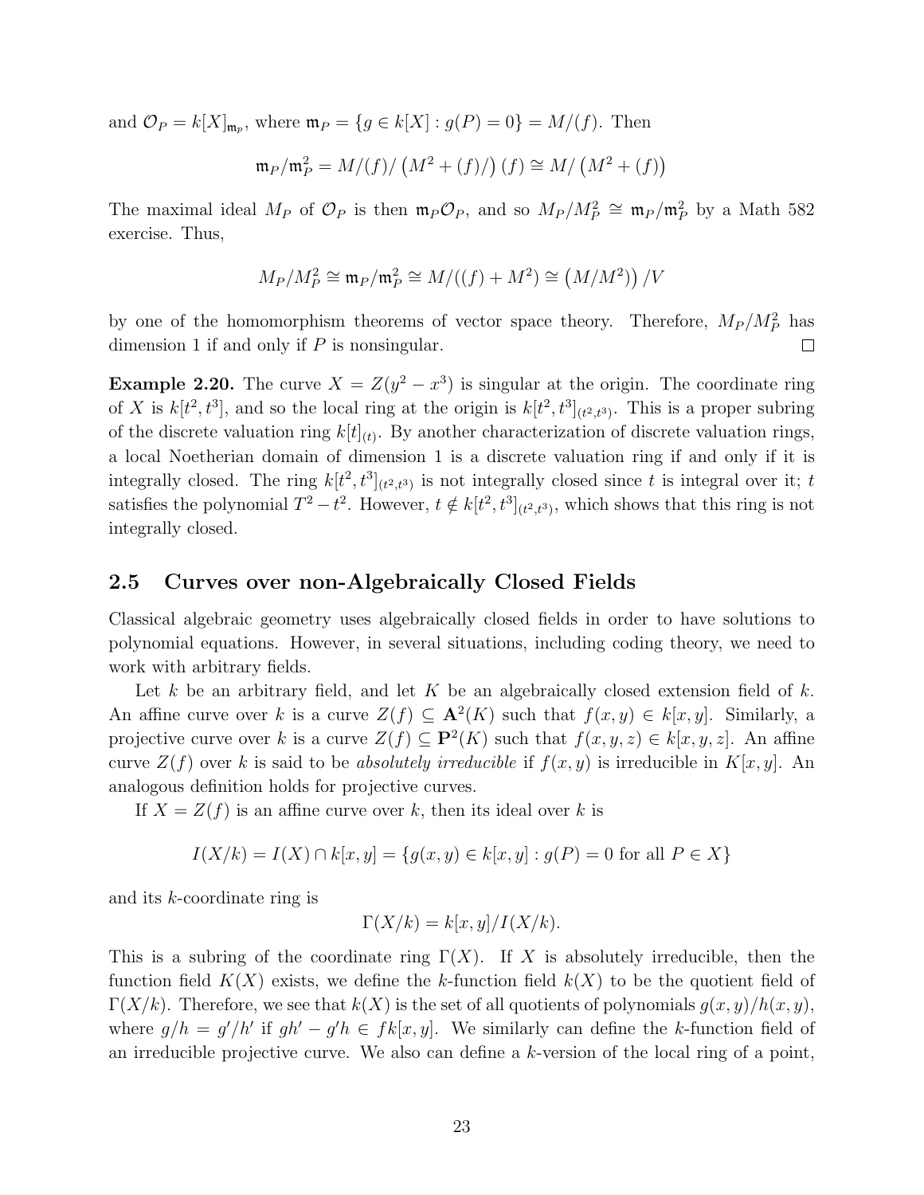and $\mathcal{O}_P = k[X]_{\mathfrak{m}_p}$, where $\mathfrak{m}_P = \{g \in k[X] : g(P) = 0\} = M/(f)$. Then

$$\mathfrak{m}_P/\mathfrak{m}_P^2 = M/(f)/\left(M^2 + (f)/\right)(f) \cong M/\left(M^2 + (f)\right)$$

The maximal ideal $M_P$ of $\mathcal{O}_P$ is then $\mathfrak{m}_P\mathcal{O}_P$, and so $M_P/M_P^2 \cong \mathfrak{m}_P/\mathfrak{m}_P^2$ by a Math 582 exercise. Thus,

$$M_P/M_P^2 \cong \mathfrak{m}_P/\mathfrak{m}_P^2 \cong M/((f) + M^2) \cong \left(M/M^2\right)/V$$

by one of the homomorphism theorems of vector space theory. Therefore, $M_P/M_P^2$ has dimension 1 if and only if $P$ is nonsingular. $\square$

**Example 2.20.** The curve $X = Z(y^2 - x^3)$ is singular at the origin. The coordinate ring of $X$ is $k[t^2, t^3]$, and so the local ring at the origin is $k[t^2, t^3]_{(t^2,t^3)}$. This is a proper subring of the discrete valuation ring $k[t]_{(t)}$. By another characterization of discrete valuation rings, a local Noetherian domain of dimension 1 is a discrete valuation ring if and only if it is integrally closed. The ring $k[t^2, t^3]_{(t^2,t^3)}$ is not integrally closed since $t$ is integral over it; $t$ satisfies the polynomial $T^2 - t^2$. However, $t \notin k[t^2, t^3]_{(t^2,t^3)}$, which shows that this ring is not integrally closed.

## 2.5 Curves over non-Algebraically Closed Fields

Classical algebraic geometry uses algebraically closed fields in order to have solutions to polynomial equations. However, in several situations, including coding theory, we need to work with arbitrary fields.

Let $k$ be an arbitrary field, and let $K$ be an algebraically closed extension field of $k$. An affine curve over $k$ is a curve $Z(f) \subseteq \mathbf{A}^2(K)$ such that $f(x, y) \in k[x, y]$. Similarly, a projective curve over $k$ is a curve $Z(f) \subseteq \mathbf{P}^2(K)$ such that $f(x, y, z) \in k[x, y, z]$. An affine curve $Z(f)$ over $k$ is said to be *absolutely irreducible* if $f(x, y)$ is irreducible in $K[x, y]$. An analogous definition holds for projective curves.

If $X = Z(f)$ is an affine curve over $k$, then its ideal over $k$ is

$$I(X/k) = I(X) \cap k[x, y] = \{g(x, y) \in k[x, y] : g(P) = 0 \text{ for all } P \in X\}$$

and its $k$-coordinate ring is

$$\Gamma(X/k) = k[x, y]/I(X/k).$$

This is a subring of the coordinate ring $\Gamma(X)$. If $X$ is absolutely irreducible, then the function field $K(X)$ exists, we define the $k$-function field $k(X)$ to be the quotient field of $\Gamma(X/k)$. Therefore, we see that $k(X)$ is the set of all quotients of polynomials $g(x, y)/h(x, y)$, where $g/h = g'/h'$ if $gh' - g'h \in fk[x, y]$. We similarly can define the $k$-function field of an irreducible projective curve. We also can define a $k$-version of the local ring of a point,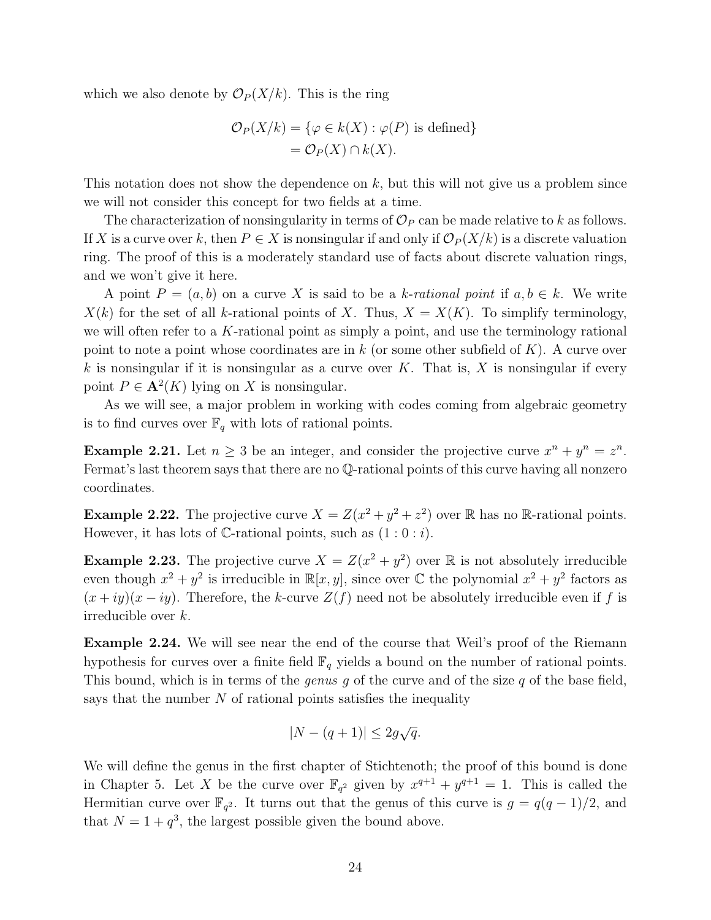which we also denote by $\mathcal{O}_P(X/k)$. This is the ring

$$\begin{aligned}\mathcal{O}_P(X/k) &= \{\varphi \in k(X) : \varphi(P) \text{ is defined}\} \\ &= \mathcal{O}_P(X) \cap k(X).\end{aligned}$$

This notation does not show the dependence on $k$, but this will not give us a problem since we will not consider this concept for two fields at a time.

The characterization of nonsingularity in terms of $\mathcal{O}_P$ can be made relative to $k$ as follows. If $X$ is a curve over $k$, then $P \in X$ is nonsingular if and only if $\mathcal{O}_P(X/k)$ is a discrete valuation ring. The proof of this is a moderately standard use of facts about discrete valuation rings, and we won't give it here.

A point $P = (a, b)$ on a curve $X$ is said to be a *$k$-rational point* if $a, b \in k$. We write $X(k)$ for the set of all $k$-rational points of $X$. Thus, $X = X(K)$. To simplify terminology, we will often refer to a $K$-rational point as simply a point, and use the terminology rational point to note a point whose coordinates are in $k$ (or some other subfield of $K$). A curve over $k$ is nonsingular if it is nonsingular as a curve over $K$. That is, $X$ is nonsingular if every point $P \in \mathbf{A}^2(K)$ lying on $X$ is nonsingular.

As we will see, a major problem in working with codes coming from algebraic geometry is to find curves over $\mathbb{F}_q$ with lots of rational points.

**Example 2.21.** Let $n \geq 3$ be an integer, and consider the projective curve $x^n + y^n = z^n$. Fermat's last theorem says that there are no $\mathbb{Q}$-rational points of this curve having all nonzero coordinates.

**Example 2.22.** The projective curve $X = Z(x^2 + y^2 + z^2)$ over $\mathbb{R}$ has no $\mathbb{R}$-rational points. However, it has lots of $\mathbb{C}$-rational points, such as $(1 : 0 : i)$.

**Example 2.23.** The projective curve $X = Z(x^2 + y^2)$ over $\mathbb{R}$ is not absolutely irreducible even though $x^2 + y^2$ is irreducible in $\mathbb{R}[x, y]$, since over $\mathbb{C}$ the polynomial $x^2 + y^2$ factors as $(x + iy)(x - iy)$. Therefore, the $k$-curve $Z(f)$ need not be absolutely irreducible even if $f$ is irreducible over $k$.

**Example 2.24.** We will see near the end of the course that Weil's proof of the Riemann hypothesis for curves over a finite field $\mathbb{F}_q$ yields a bound on the number of rational points. This bound, which is in terms of the *genus* $g$ of the curve and of the size $q$ of the base field, says that the number $N$ of rational points satisfies the inequality

$$|N - (q + 1)| \leq 2g\sqrt{q}.$$

We will define the genus in the first chapter of Stichtenoth; the proof of this bound is done in Chapter 5. Let $X$ be the curve over $\mathbb{F}_{q^2}$ given by $x^{q+1} + y^{q+1} = 1$. This is called the Hermitian curve over $\mathbb{F}_{q^2}$. It turns out that the genus of this curve is $g = q(q-1)/2$, and that $N = 1 + q^3$, the largest possible given the bound above.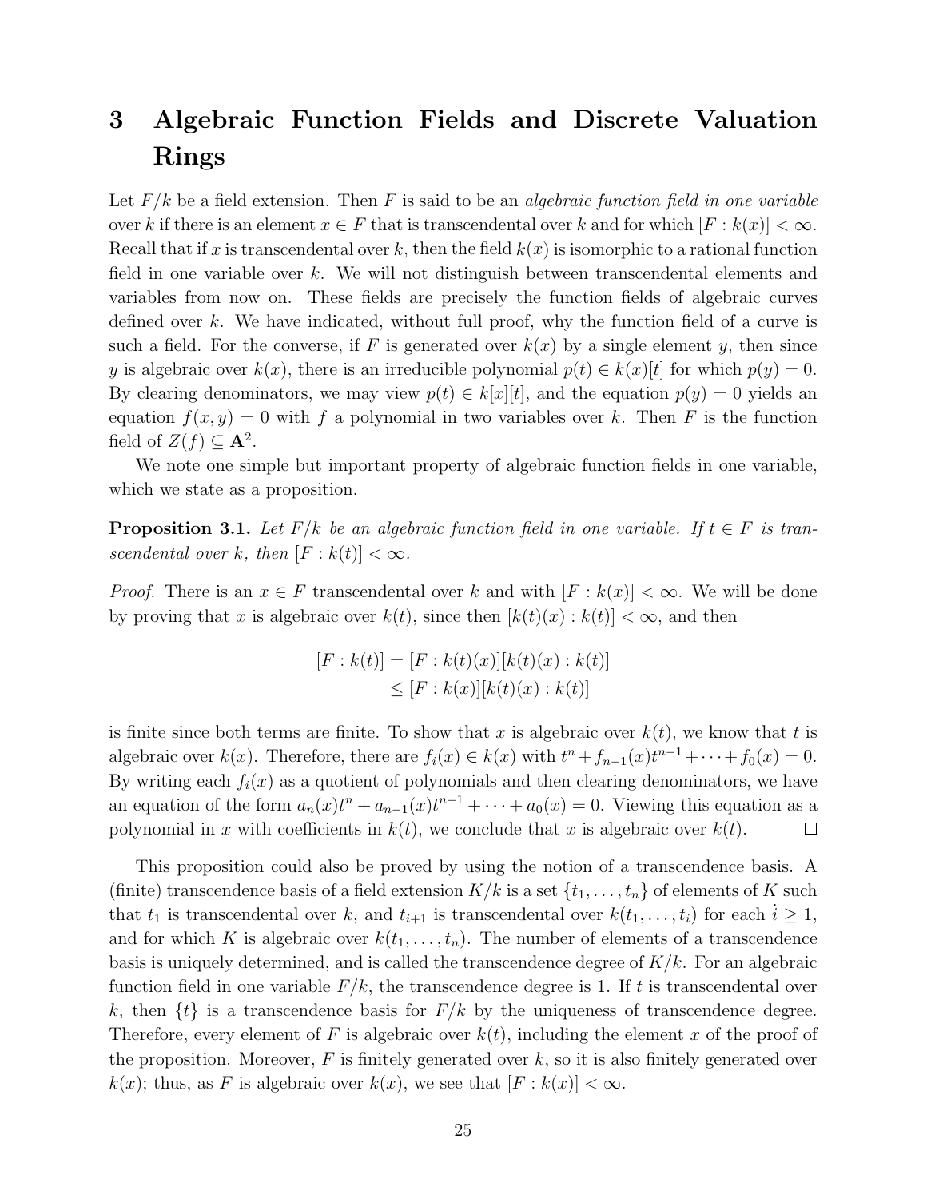# 3 Algebraic Function Fields and Discrete Valuation Rings

Let $F/k$ be a field extension. Then $F$ is said to be an *algebraic function field in one variable* over $k$ if there is an element $x \in F$ that is transcendental over $k$ and for which $[F : k(x)] < \infty$. Recall that if $x$ is transcendental over $k$, then the field $k(x)$ is isomorphic to a rational function field in one variable over $k$. We will not distinguish between transcendental elements and variables from now on. These fields are precisely the function fields of algebraic curves defined over $k$. We have indicated, without full proof, why the function field of a curve is such a field. For the converse, if $F$ is generated over $k(x)$ by a single element $y$, then since $y$ is algebraic over $k(x)$, there is an irreducible polynomial $p(t) \in k(x)[t]$ for which $p(y) = 0$. By clearing denominators, we may view $p(t) \in k[x][t]$, and the equation $p(y) = 0$ yields an equation $f(x, y) = 0$ with $f$ a polynomial in two variables over $k$. Then $F$ is the function field of $Z(f) \subseteq \mathbf{A}^2$.

We note one simple but important property of algebraic function fields in one variable, which we state as a proposition.

**Proposition 3.1.** *Let $F/k$ be an algebraic function field in one variable. If $t \in F$ is transcendental over $k$, then $[F : k(t)] < \infty$.*

*Proof.* There is an $x \in F$ transcendental over $k$ and with $[F : k(x)] < \infty$. We will be done by proving that $x$ is algebraic over $k(t)$, since then $[k(t)(x) : k(t)] < \infty$, and then

$$
\begin{aligned}
[F : k(t)] &= [F : k(t)(x)][k(t)(x) : k(t)] \\
&\leq [F : k(x)][k(t)(x) : k(t)]
\end{aligned}
$$

is finite since both terms are finite. To show that $x$ is algebraic over $k(t)$, we know that $t$ is algebraic over $k(x)$. Therefore, there are $f_i(x) \in k(x)$ with $t^n + f_{n-1}(x)t^{n-1} + \cdots + f_0(x) = 0$. By writing each $f_i(x)$ as a quotient of polynomials and then clearing denominators, we have an equation of the form $a_n(x)t^n + a_{n-1}(x)t^{n-1} + \cdots + a_0(x) = 0$. Viewing this equation as a polynomial in $x$ with coefficients in $k(t)$, we conclude that $x$ is algebraic over $k(t)$. $\square$

This proposition could also be proved by using the notion of a transcendence basis. A (finite) transcendence basis of a field extension $K/k$ is a set $\{t_1, \dots, t_n\}$ of elements of $K$ such that $t_1$ is transcendental over $k$, and $t_{i+1}$ is transcendental over $k(t_1, \dots, t_i)$ for each $i \geq 1$, and for which $K$ is algebraic over $k(t_1, \dots, t_n)$. The number of elements of a transcendence basis is uniquely determined, and is called the transcendence degree of $K/k$. For an algebraic function field in one variable $F/k$, the transcendence degree is 1. If $t$ is transcendental over $k$, then $\{t\}$ is a transcendence basis for $F/k$ by the uniqueness of transcendence degree. Therefore, every element of $F$ is algebraic over $k(t)$, including the element $x$ of the proof of the proposition. Moreover, $F$ is finitely generated over $k$, so it is also finitely generated over $k(x)$; thus, as $F$ is algebraic over $k(x)$, we see that $[F : k(x)] < \infty$.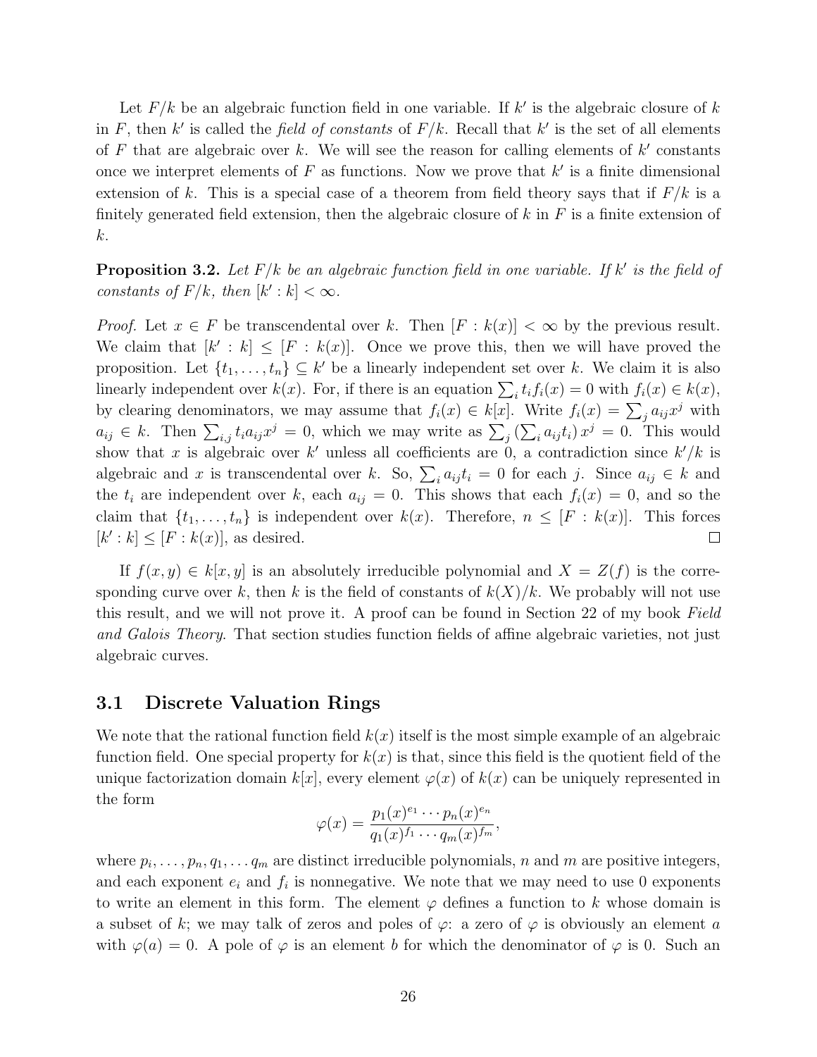Let $F/k$ be an algebraic function field in one variable. If $k'$ is the algebraic closure of $k$ in $F$, then $k'$ is called the *field of constants* of $F/k$. Recall that $k'$ is the set of all elements of $F$ that are algebraic over $k$. We will see the reason for calling elements of $k'$ constants once we interpret elements of $F$ as functions. Now we prove that $k'$ is a finite dimensional extension of $k$. This is a special case of a theorem from field theory says that if $F/k$ is a finitely generated field extension, then the algebraic closure of $k$ in $F$ is a finite extension of $k$.

**Proposition 3.2.** *Let $F/k$ be an algebraic function field in one variable. If $k'$ is the field of constants of $F/k$, then $[k' : k] < \infty$.*

*Proof.* Let $x \in F$ be transcendental over $k$. Then $[F : k(x)] < \infty$ by the previous result. We claim that $[k' : k] \leq [F : k(x)]$. Once we prove this, then we will have proved the proposition. Let $\{t_1, \dots, t_n\} \subseteq k'$ be a linearly independent set over $k$. We claim it is also linearly independent over $k(x)$. For, if there is an equation $\sum_i t_i f_i(x) = 0$ with $f_i(x) \in k(x)$, by clearing denominators, we may assume that $f_i(x) \in k[x]$. Write $f_i(x) = \sum_j a_{ij} x^j$ with $a_{ij} \in k$. Then $\sum_{i,j} t_i a_{ij} x^j = 0$, which we may write as $\sum_j \left(\sum_i a_{ij} t_i\right) x^j = 0$. This would show that $x$ is algebraic over $k'$ unless all coefficients are 0, a contradiction since $k'/k$ is algebraic and $x$ is transcendental over $k$. So, $\sum_i a_{ij} t_i = 0$ for each $j$. Since $a_{ij} \in k$ and the $t_i$ are independent over $k$, each $a_{ij} = 0$. This shows that each $f_i(x) = 0$, and so the claim that $\{t_1, \dots, t_n\}$ is independent over $k(x)$. Therefore, $n \leq [F : k(x)]$. This forces $[k' : k] \leq [F : k(x)]$, as desired. $\square$

If $f(x, y) \in k[x, y]$ is an absolutely irreducible polynomial and $X = Z(f)$ is the corresponding curve over $k$, then $k$ is the field of constants of $k(X)/k$. We probably will not use this result, and we will not prove it. A proof can be found in Section 22 of my book *Field and Galois Theory*. That section studies function fields of affine algebraic varieties, not just algebraic curves.

## 3.1 Discrete Valuation Rings

We note that the rational function field $k(x)$ itself is the most simple example of an algebraic function field. One special property for $k(x)$ is that, since this field is the quotient field of the unique factorization domain $k[x]$, every element $\varphi(x)$ of $k(x)$ can be uniquely represented in the form

$$\varphi(x) = \frac{p_1(x)^{e_1} \cdots p_n(x)^{e_n}}{q_1(x)^{f_1} \cdots q_m(x)^{f_m}},$$

where $p_i, \dots, p_n, q_1, \dots q_m$ are distinct irreducible polynomials, $n$ and $m$ are positive integers, and each exponent $e_i$ and $f_i$ is nonnegative. We note that we may need to use 0 exponents to write an element in this form. The element $\varphi$ defines a function to $k$ whose domain is a subset of $k$; we may talk of zeros and poles of $\varphi$: a zero of $\varphi$ is obviously an element $a$ with $\varphi(a) = 0$. A pole of $\varphi$ is an element $b$ for which the denominator of $\varphi$ is 0. Such an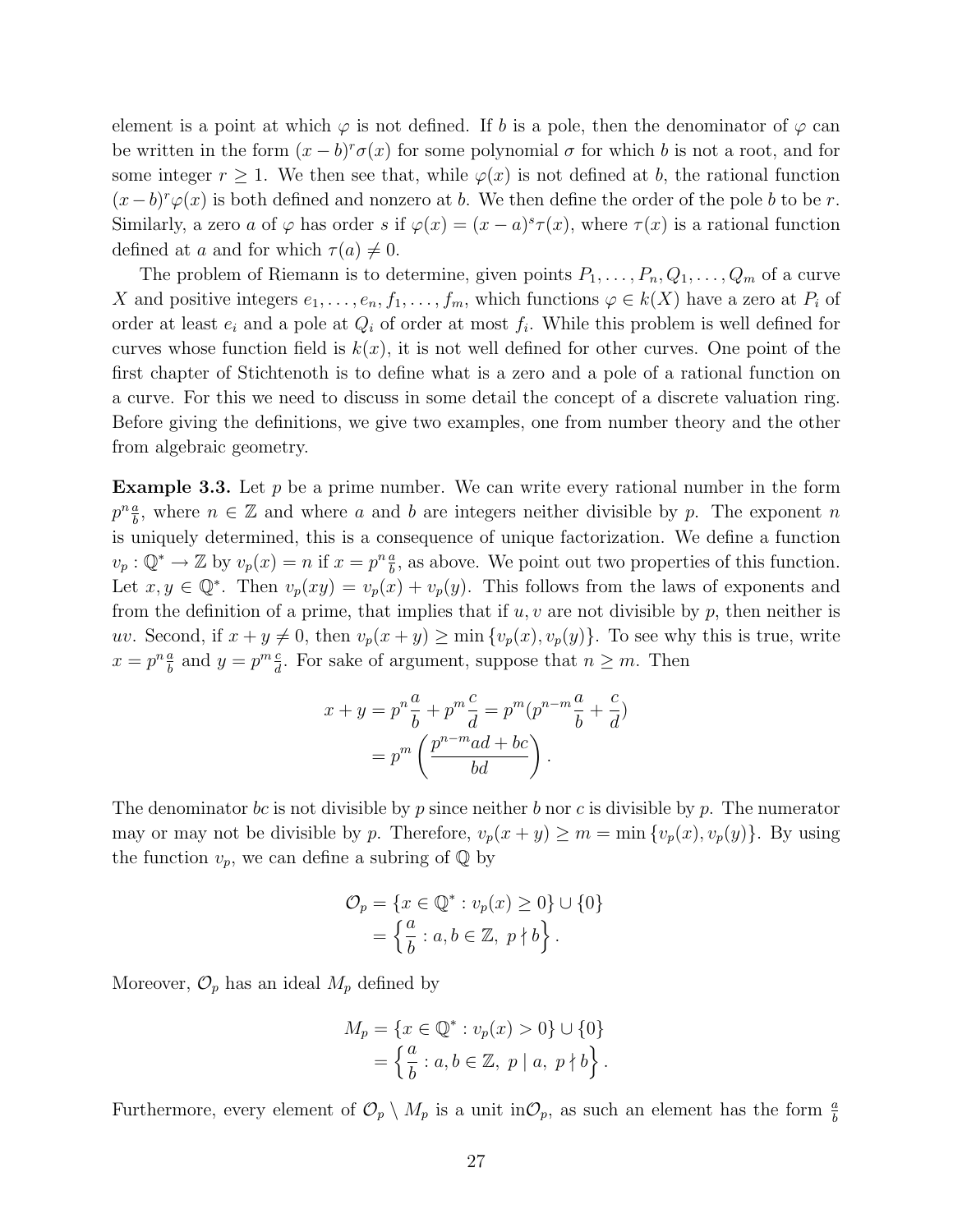element is a point at which $\varphi$ is not defined. If $b$ is a pole, then the denominator of $\varphi$ can be written in the form $(x-b)^r\sigma(x)$ for some polynomial $\sigma$ for which $b$ is not a root, and for some integer $r \geq 1$. We then see that, while $\varphi(x)$ is not defined at $b$, the rational function $(x-b)^r\varphi(x)$ is both defined and nonzero at $b$. We then define the order of the pole $b$ to be $r$. Similarly, a zero $a$ of $\varphi$ has order $s$ if $\varphi(x) = (x-a)^s\tau(x)$, where $\tau(x)$ is a rational function defined at $a$ and for which $\tau(a) \neq 0$.

The problem of Riemann is to determine, given points $P_1, \ldots, P_n, Q_1, \ldots, Q_m$ of a curve $X$ and positive integers $e_1, \ldots, e_n, f_1, \ldots, f_m$, which functions $\varphi \in k(X)$ have a zero at $P_i$ of order at least $e_i$ and a pole at $Q_i$ of order at most $f_i$. While this problem is well defined for curves whose function field is $k(x)$, it is not well defined for other curves. One point of the first chapter of Stichtenoth is to define what is a zero and a pole of a rational function on a curve. For this we need to discuss in some detail the concept of a discrete valuation ring. Before giving the definitions, we give two examples, one from number theory and the other from algebraic geometry.

**Example 3.3.** Let $p$ be a prime number. We can write every rational number in the form $p^n\frac{a}{b}$, where $n \in \mathbb{Z}$ and where $a$ and $b$ are integers neither divisible by $p$. The exponent $n$ is uniquely determined, this is a consequence of unique factorization. We define a function $v_p : \mathbb{Q}^* \to \mathbb{Z}$ by $v_p(x) = n$ if $x = p^n\frac{a}{b}$, as above. We point out two properties of this function. Let $x, y \in \mathbb{Q}^*$. Then $v_p(xy) = v_p(x) + v_p(y)$. This follows from the laws of exponents and from the definition of a prime, that implies that if $u, v$ are not divisible by $p$, then neither is $uv$. Second, if $x + y \neq 0$, then $v_p(x+y) \geq \min\{v_p(x), v_p(y)\}$. To see why this is true, write $x = p^n\frac{a}{b}$ and $y = p^m\frac{c}{d}$. For sake of argument, suppose that $n \geq m$. Then

$$
\begin{aligned}
x + y &= p^n\frac{a}{b} + p^m\frac{c}{d} = p^m(p^{n-m}\frac{a}{b} + \frac{c}{d}) \\
&= p^m\left(\frac{p^{n-m}ad + bc}{bd}\right).
\end{aligned}
$$

The denominator $bc$ is not divisible by $p$ since neither $b$ nor $c$ is divisible by $p$. The numerator may or may not be divisible by $p$. Therefore, $v_p(x+y) \geq m = \min\{v_p(x), v_p(y)\}$. By using the function $v_p$, we can define a subring of $\mathbb{Q}$ by

$$
\begin{aligned}
\mathcal{O}_p &= \{x \in \mathbb{Q}^* : v_p(x) \geq 0\} \cup \{0\} \\
&= \left\{\frac{a}{b} : a, b \in \mathbb{Z},\ p \nmid b\right\}.
\end{aligned}
$$

Moreover, $\mathcal{O}_p$ has an ideal $M_p$ defined by

$$
\begin{aligned}
M_p &= \{x \in \mathbb{Q}^* : v_p(x) > 0\} \cup \{0\} \\
&= \left\{\frac{a}{b} : a, b \in \mathbb{Z},\ p \mid a,\ p \nmid b\right\}.
\end{aligned}
$$

Furthermore, every element of $\mathcal{O}_p \setminus M_p$ is a unit in$\mathcal{O}_p$, as such an element has the form $\frac{a}{b}$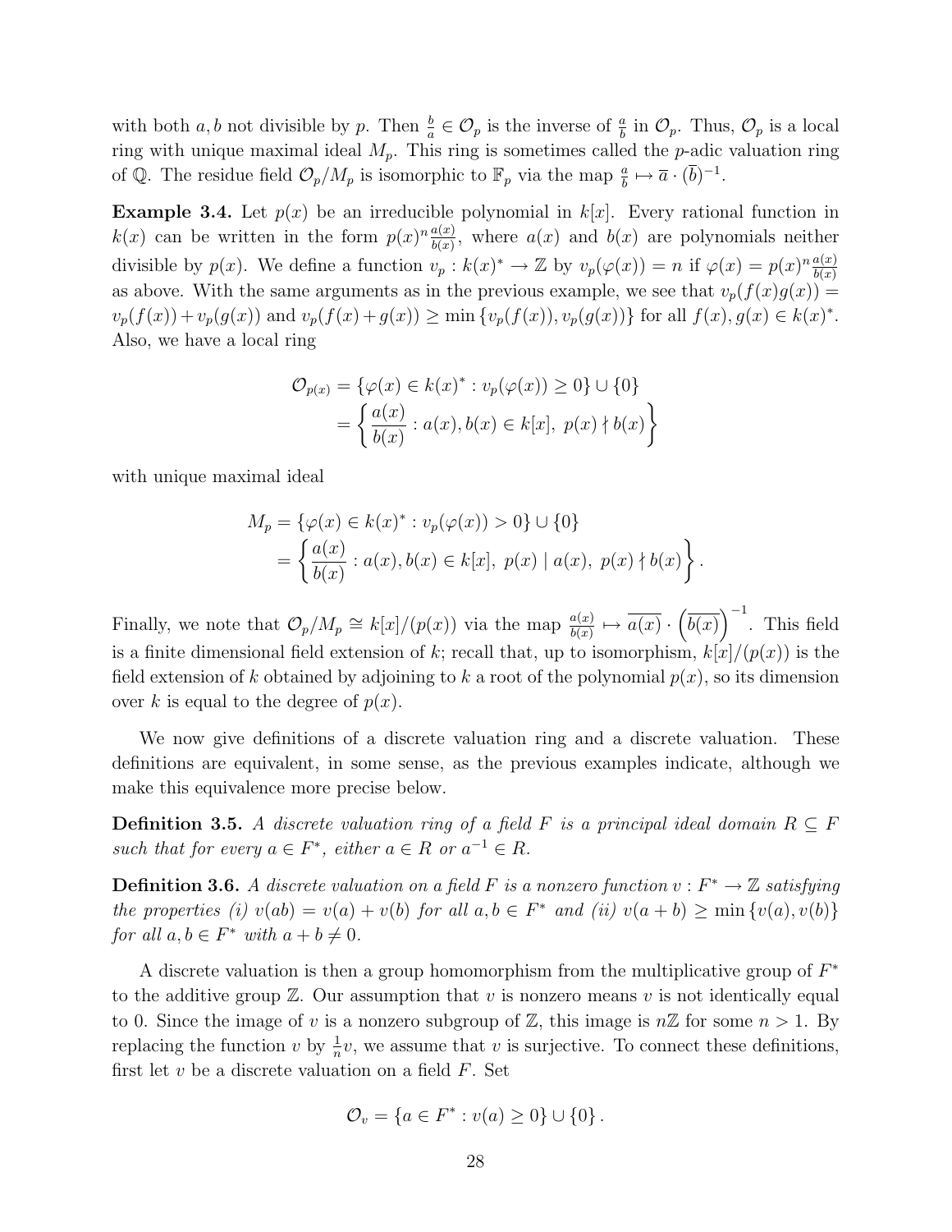with both $a, b$ not divisible by $p$. Then $\frac{b}{a} \in \mathcal{O}_p$ is the inverse of $\frac{a}{b}$ in $\mathcal{O}_p$. Thus, $\mathcal{O}_p$ is a local ring with unique maximal ideal $M_p$. This ring is sometimes called the $p$-adic valuation ring of $\mathbb{Q}$. The residue field $\mathcal{O}_p/M_p$ is isomorphic to $\mathbb{F}_p$ via the map $\frac{a}{b} \mapsto \overline{a} \cdot (\overline{b})^{-1}$.

**Example 3.4.** Let $p(x)$ be an irreducible polynomial in $k[x]$. Every rational function in $k(x)$ can be written in the form $p(x)^n \frac{a(x)}{b(x)}$, where $a(x)$ and $b(x)$ are polynomials neither divisible by $p(x)$. We define a function $v_p : k(x)^* \to \mathbb{Z}$ by $v_p(\varphi(x)) = n$ if $\varphi(x) = p(x)^n \frac{a(x)}{b(x)}$ as above. With the same arguments as in the previous example, we see that $v_p(f(x)g(x)) = v_p(f(x)) + v_p(g(x))$ and $v_p(f(x)+g(x)) \geq \min\{v_p(f(x)), v_p(g(x))\}$ for all $f(x), g(x) \in k(x)^*$. Also, we have a local ring

$$\begin{aligned}\mathcal{O}_{p(x)} &= \{\varphi(x) \in k(x)^* : v_p(\varphi(x)) \geq 0\} \cup \{0\} \\ &= \left\{\frac{a(x)}{b(x)} : a(x), b(x) \in k[x],\ p(x) \nmid b(x)\right\}\end{aligned}$$

with unique maximal ideal

$$\begin{aligned}M_p &= \{\varphi(x) \in k(x)^* : v_p(\varphi(x)) > 0\} \cup \{0\} \\ &= \left\{\frac{a(x)}{b(x)} : a(x), b(x) \in k[x],\ p(x) \mid a(x),\ p(x) \nmid b(x)\right\}.\end{aligned}$$

Finally, we note that $\mathcal{O}_p/M_p \cong k[x]/(p(x))$ via the map $\frac{a(x)}{b(x)} \mapsto \overline{a(x)} \cdot \left(\overline{b(x)}\right)^{-1}$. This field is a finite dimensional field extension of $k$; recall that, up to isomorphism, $k[x]/(p(x))$ is the field extension of $k$ obtained by adjoining to $k$ a root of the polynomial $p(x)$, so its dimension over $k$ is equal to the degree of $p(x)$.

We now give definitions of a discrete valuation ring and a discrete valuation. These definitions are equivalent, in some sense, as the previous examples indicate, although we make this equivalence more precise below.

**Definition 3.5.** *A discrete valuation ring of a field $F$ is a principal ideal domain $R \subseteq F$ such that for every $a \in F^*$, either $a \in R$ or $a^{-1} \in R$.*

**Definition 3.6.** *A discrete valuation on a field $F$ is a nonzero function $v : F^* \to \mathbb{Z}$ satisfying the properties (i) $v(ab) = v(a) + v(b)$ for all $a, b \in F^*$ and (ii) $v(a+b) \geq \min\{v(a), v(b)\}$ for all $a, b \in F^*$ with $a + b \neq 0$.*

A discrete valuation is then a group homomorphism from the multiplicative group of $F^*$ to the additive group $\mathbb{Z}$. Our assumption that $v$ is nonzero means $v$ is not identically equal to 0. Since the image of $v$ is a nonzero subgroup of $\mathbb{Z}$, this image is $n\mathbb{Z}$ for some $n > 1$. By replacing the function $v$ by $\frac{1}{n}v$, we assume that $v$ is surjective. To connect these definitions, first let $v$ be a discrete valuation on a field $F$. Set

$$\mathcal{O}_v = \{a \in F^* : v(a) \geq 0\} \cup \{0\}.$$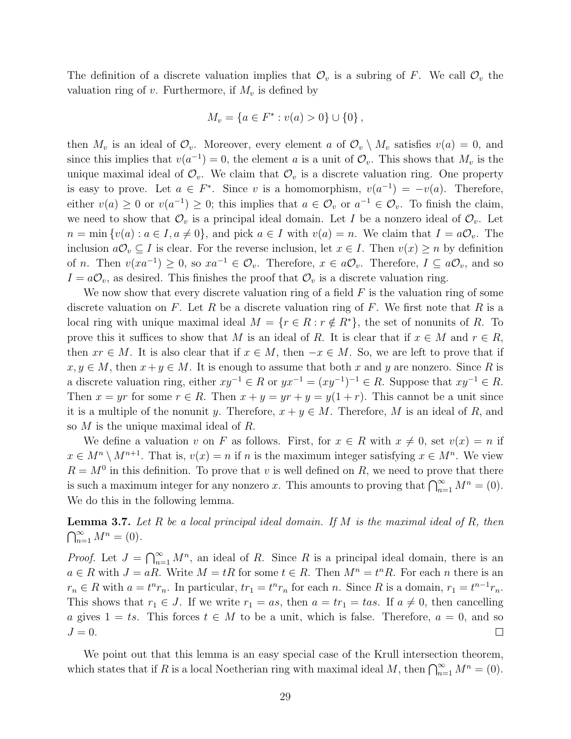The definition of a discrete valuation implies that $\mathcal{O}_v$ is a subring of $F$. We call $\mathcal{O}_v$ the valuation ring of $v$. Furthermore, if $M_v$ is defined by

$$M_v = \{a \in F^* : v(a) > 0\} \cup \{0\},$$

then $M_v$ is an ideal of $\mathcal{O}_v$. Moreover, every element $a$ of $\mathcal{O}_v \setminus M_v$ satisfies $v(a) = 0$, and since this implies that $v(a^{-1}) = 0$, the element $a$ is a unit of $\mathcal{O}_v$. This shows that $M_v$ is the unique maximal ideal of $\mathcal{O}_v$. We claim that $\mathcal{O}_v$ is a discrete valuation ring. One property is easy to prove. Let $a \in F^*$. Since $v$ is a homomorphism, $v(a^{-1}) = -v(a)$. Therefore, either $v(a) \geq 0$ or $v(a^{-1}) \geq 0$; this implies that $a \in \mathcal{O}_v$ or $a^{-1} \in \mathcal{O}_v$. To finish the claim, we need to show that $\mathcal{O}_v$ is a principal ideal domain. Let $I$ be a nonzero ideal of $\mathcal{O}_v$. Let $n = \min\{v(a) : a \in I, a \neq 0\}$, and pick $a \in I$ with $v(a) = n$. We claim that $I = a\mathcal{O}_v$. The inclusion $a\mathcal{O}_v \subseteq I$ is clear. For the reverse inclusion, let $x \in I$. Then $v(x) \geq n$ by definition of $n$. Then $v(xa^{-1}) \geq 0$, so $xa^{-1} \in \mathcal{O}_v$. Therefore, $x \in a\mathcal{O}_v$. Therefore, $I \subseteq a\mathcal{O}_v$, and so $I = a\mathcal{O}_v$, as desired. This finishes the proof that $\mathcal{O}_v$ is a discrete valuation ring.

We now show that every discrete valuation ring of a field $F$ is the valuation ring of some discrete valuation on $F$. Let $R$ be a discrete valuation ring of $F$. We first note that $R$ is a local ring with unique maximal ideal $M = \{r \in R : r \notin R^*\}$, the set of nonunits of $R$. To prove this it suffices to show that $M$ is an ideal of $R$. It is clear that if $x \in M$ and $r \in R$, then $xr \in M$. It is also clear that if $x \in M$, then $-x \in M$. So, we are left to prove that if $x, y \in M$, then $x + y \in M$. It is enough to assume that both $x$ and $y$ are nonzero. Since $R$ is a discrete valuation ring, either $xy^{-1} \in R$ or $yx^{-1} = (xy^{-1})^{-1} \in R$. Suppose that $xy^{-1} \in R$. Then $x = yr$ for some $r \in R$. Then $x + y = yr + y = y(1 + r)$. This cannot be a unit since it is a multiple of the nonunit $y$. Therefore, $x + y \in M$. Therefore, $M$ is an ideal of $R$, and so $M$ is the unique maximal ideal of $R$.

We define a valuation $v$ on $F$ as follows. First, for $x \in R$ with $x \neq 0$, set $v(x) = n$ if $x \in M^n \setminus M^{n+1}$. That is, $v(x) = n$ if $n$ is the maximum integer satisfying $x \in M^n$. We view $R = M^0$ in this definition. To prove that $v$ is well defined on $R$, we need to prove that there is such a maximum integer for any nonzero $x$. This amounts to proving that $\bigcap_{n=1}^{\infty} M^n = (0)$. We do this in the following lemma.

**Lemma 3.7.** *Let $R$ be a local principal ideal domain. If $M$ is the maximal ideal of $R$, then $\bigcap_{n=1}^{\infty} M^n = (0)$.*

*Proof.* Let $J = \bigcap_{n=1}^{\infty} M^n$, an ideal of $R$. Since $R$ is a principal ideal domain, there is an $a \in R$ with $J = aR$. Write $M = tR$ for some $t \in R$. Then $M^n = t^n R$. For each $n$ there is an $r_n \in R$ with $a = t^n r_n$. In particular, $tr_1 = t^n r_n$ for each $n$. Since $R$ is a domain, $r_1 = t^{n-1} r_n$. This shows that $r_1 \in J$. If we write $r_1 = as$, then $a = tr_1 = tas$. If $a \neq 0$, then cancelling $a$ gives $1 = ts$. This forces $t \in M$ to be a unit, which is false. Therefore, $a = 0$, and so $J = 0$. □

We point out that this lemma is an easy special case of the Krull intersection theorem, which states that if $R$ is a local Noetherian ring with maximal ideal $M$, then $\bigcap_{n=1}^{\infty} M^n = (0)$.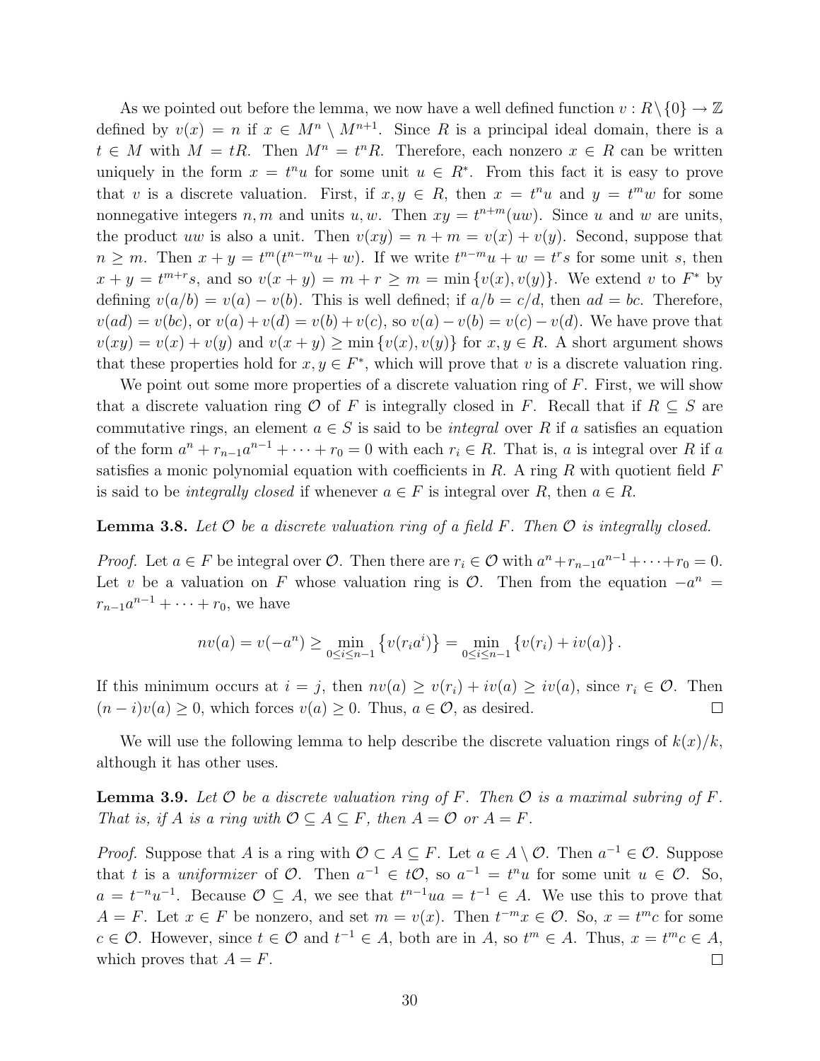As we pointed out before the lemma, we now have a well defined function $v : R \setminus \{0\} \to \mathbb{Z}$ defined by $v(x) = n$ if $x \in M^n \setminus M^{n+1}$. Since $R$ is a principal ideal domain, there is a $t \in M$ with $M = tR$. Then $M^n = t^n R$. Therefore, each nonzero $x \in R$ can be written uniquely in the form $x = t^n u$ for some unit $u \in R^*$. From this fact it is easy to prove that $v$ is a discrete valuation. First, if $x, y \in R$, then $x = t^n u$ and $y = t^m w$ for some nonnegative integers $n, m$ and units $u, w$. Then $xy = t^{n+m}(uw)$. Since $u$ and $w$ are units, the product $uw$ is also a unit. Then $v(xy) = n + m = v(x) + v(y)$. Second, suppose that $n \geq m$. Then $x + y = t^m(t^{n-m}u + w)$. If we write $t^{n-m}u + w = t^r s$ for some unit $s$, then $x + y = t^{m+r}s$, and so $v(x + y) = m + r \geq m = \min\{v(x), v(y)\}$. We extend $v$ to $F^*$ by defining $v(a/b) = v(a) - v(b)$. This is well defined; if $a/b = c/d$, then $ad = bc$. Therefore, $v(ad) = v(bc)$, or $v(a) + v(d) = v(b) + v(c)$, so $v(a) - v(b) = v(c) - v(d)$. We have prove that $v(xy) = v(x) + v(y)$ and $v(x + y) \geq \min\{v(x), v(y)\}$ for $x, y \in R$. A short argument shows that these properties hold for $x, y \in F^*$, which will prove that $v$ is a discrete valuation ring.

We point out some more properties of a discrete valuation ring of $F$. First, we will show that a discrete valuation ring $\mathcal{O}$ of $F$ is integrally closed in $F$. Recall that if $R \subseteq S$ are commutative rings, an element $a \in S$ is said to be *integral* over $R$ if $a$ satisfies an equation of the form $a^n + r_{n-1}a^{n-1} + \cdots + r_0 = 0$ with each $r_i \in R$. That is, $a$ is integral over $R$ if $a$ satisfies a monic polynomial equation with coefficients in $R$. A ring $R$ with quotient field $F$ is said to be *integrally closed* if whenever $a \in F$ is integral over $R$, then $a \in R$.

**Lemma 3.8.** *Let $\mathcal{O}$ be a discrete valuation ring of a field $F$. Then $\mathcal{O}$ is integrally closed.*

*Proof.* Let $a \in F$ be integral over $\mathcal{O}$. Then there are $r_i \in \mathcal{O}$ with $a^n + r_{n-1}a^{n-1} + \cdots + r_0 = 0$. Let $v$ be a valuation on $F$ whose valuation ring is $\mathcal{O}$. Then from the equation $-a^n = r_{n-1}a^{n-1} + \cdots + r_0$, we have

$$nv(a) = v(-a^n) \geq \min_{0 \leq i \leq n-1} \left\{v(r_i a^i)\right\} = \min_{0 \leq i \leq n-1} \left\{v(r_i) + iv(a)\right\}.$$

If this minimum occurs at $i = j$, then $nv(a) \geq v(r_i) + iv(a) \geq iv(a)$, since $r_i \in \mathcal{O}$. Then $(n - i)v(a) \geq 0$, which forces $v(a) \geq 0$. Thus, $a \in \mathcal{O}$, as desired. □

We will use the following lemma to help describe the discrete valuation rings of $k(x)/k$, although it has other uses.

**Lemma 3.9.** *Let $\mathcal{O}$ be a discrete valuation ring of $F$. Then $\mathcal{O}$ is a maximal subring of $F$. That is, if $A$ is a ring with $\mathcal{O} \subseteq A \subseteq F$, then $A = \mathcal{O}$ or $A = F$.*

*Proof.* Suppose that $A$ is a ring with $\mathcal{O} \subset A \subseteq F$. Let $a \in A \setminus \mathcal{O}$. Then $a^{-1} \in \mathcal{O}$. Suppose that $t$ is a *uniformizer* of $\mathcal{O}$. Then $a^{-1} \in t\mathcal{O}$, so $a^{-1} = t^n u$ for some unit $u \in \mathcal{O}$. So, $a = t^{-n}u^{-1}$. Because $\mathcal{O} \subseteq A$, we see that $t^{n-1}ua = t^{-1} \in A$. We use this to prove that $A = F$. Let $x \in F$ be nonzero, and set $m = v(x)$. Then $t^{-m}x \in \mathcal{O}$. So, $x = t^m c$ for some $c \in \mathcal{O}$. However, since $t \in \mathcal{O}$ and $t^{-1} \in A$, both are in $A$, so $t^m \in A$. Thus, $x = t^m c \in A$, which proves that $A = F$. □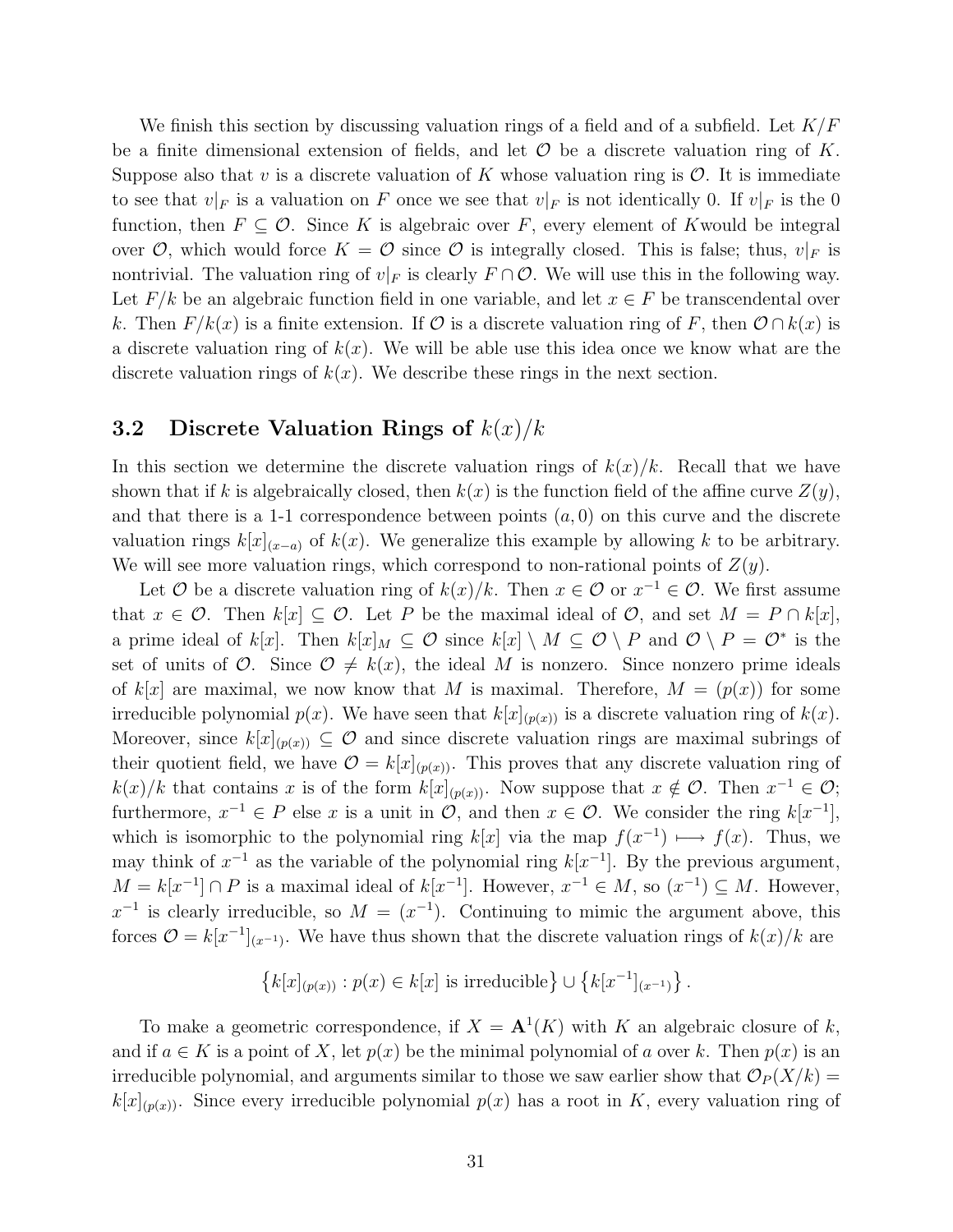We finish this section by discussing valuation rings of a field and of a subfield. Let $K/F$ be a finite dimensional extension of fields, and let $\mathcal{O}$ be a discrete valuation ring of $K$. Suppose also that $v$ is a discrete valuation of $K$ whose valuation ring is $\mathcal{O}$. It is immediate to see that $v|_F$ is a valuation on $F$ once we see that $v|_F$ is not identically 0. If $v|_F$ is the 0 function, then $F \subseteq \mathcal{O}$. Since $K$ is algebraic over $F$, every element of $K$would be integral over $\mathcal{O}$, which would force $K = \mathcal{O}$ since $\mathcal{O}$ is integrally closed. This is false; thus, $v|_F$ is nontrivial. The valuation ring of $v|_F$ is clearly $F \cap \mathcal{O}$. We will use this in the following way. Let $F/k$ be an algebraic function field in one variable, and let $x \in F$ be transcendental over $k$. Then $F/k(x)$ is a finite extension. If $\mathcal{O}$ is a discrete valuation ring of $F$, then $\mathcal{O} \cap k(x)$ is a discrete valuation ring of $k(x)$. We will be able use this idea once we know what are the discrete valuation rings of $k(x)$. We describe these rings in the next section.

### 3.2 Discrete Valuation Rings of $k(x)/k$

In this section we determine the discrete valuation rings of $k(x)/k$. Recall that we have shown that if $k$ is algebraically closed, then $k(x)$ is the function field of the affine curve $Z(y)$, and that there is a 1-1 correspondence between points $(a, 0)$ on this curve and the discrete valuation rings $k[x]_{(x-a)}$ of $k(x)$. We generalize this example by allowing $k$ to be arbitrary. We will see more valuation rings, which correspond to non-rational points of $Z(y)$.

Let $\mathcal{O}$ be a discrete valuation ring of $k(x)/k$. Then $x \in \mathcal{O}$ or $x^{-1} \in \mathcal{O}$. We first assume that $x \in \mathcal{O}$. Then $k[x] \subseteq \mathcal{O}$. Let $P$ be the maximal ideal of $\mathcal{O}$, and set $M = P \cap k[x]$, a prime ideal of $k[x]$. Then $k[x]_M \subseteq \mathcal{O}$ since $k[x] \setminus M \subseteq \mathcal{O} \setminus P$ and $\mathcal{O} \setminus P = \mathcal{O}^*$ is the set of units of $\mathcal{O}$. Since $\mathcal{O} \neq k(x)$, the ideal $M$ is nonzero. Since nonzero prime ideals of $k[x]$ are maximal, we now know that $M$ is maximal. Therefore, $M = (p(x))$ for some irreducible polynomial $p(x)$. We have seen that $k[x]_{(p(x))}$ is a discrete valuation ring of $k(x)$. Moreover, since $k[x]_{(p(x))} \subseteq \mathcal{O}$ and since discrete valuation rings are maximal subrings of their quotient field, we have $\mathcal{O} = k[x]_{(p(x))}$. This proves that any discrete valuation ring of $k(x)/k$ that contains $x$ is of the form $k[x]_{(p(x))}$. Now suppose that $x \notin \mathcal{O}$. Then $x^{-1} \in \mathcal{O}$; furthermore, $x^{-1} \in P$ else $x$ is a unit in $\mathcal{O}$, and then $x \in \mathcal{O}$. We consider the ring $k[x^{-1}]$, which is isomorphic to the polynomial ring $k[x]$ via the map $f(x^{-1}) \longmapsto f(x)$. Thus, we may think of $x^{-1}$ as the variable of the polynomial ring $k[x^{-1}]$. By the previous argument, $M = k[x^{-1}] \cap P$ is a maximal ideal of $k[x^{-1}]$. However, $x^{-1} \in M$, so $(x^{-1}) \subseteq M$. However, $x^{-1}$ is clearly irreducible, so $M = (x^{-1})$. Continuing to mimic the argument above, this forces $\mathcal{O} = k[x^{-1}]_{(x^{-1})}$. We have thus shown that the discrete valuation rings of $k(x)/k$ are

$$\left\{k[x]_{(p(x))} : p(x) \in k[x] \text{ is irreducible}\right\} \cup \left\{k[x^{-1}]_{(x^{-1})}\right\}.$$

To make a geometric correspondence, if $X = \mathbf{A}^1(K)$ with $K$ an algebraic closure of $k$, and if $a \in K$ is a point of $X$, let $p(x)$ be the minimal polynomial of $a$ over $k$. Then $p(x)$ is an irreducible polynomial, and arguments similar to those we saw earlier show that $\mathcal{O}_P(X/k) = k[x]_{(p(x))}$. Since every irreducible polynomial $p(x)$ has a root in $K$, every valuation ring of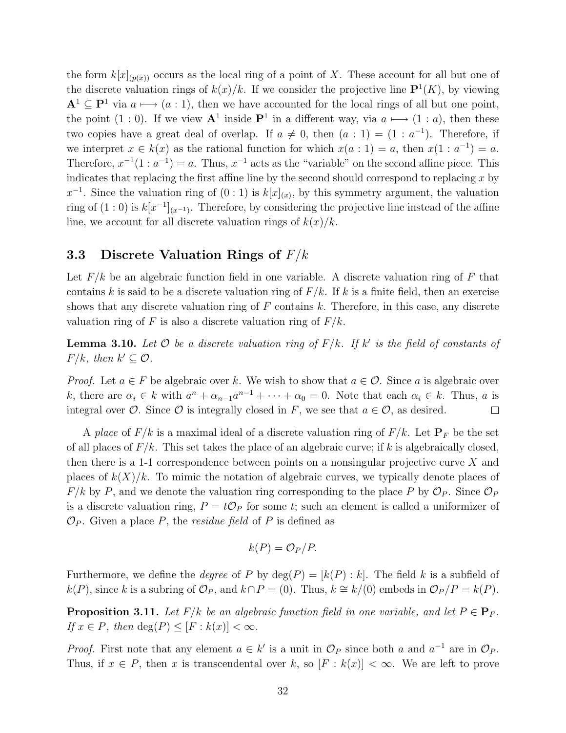the form $k[x]_{(p(x))}$ occurs as the local ring of a point of $X$. These account for all but one of the discrete valuation rings of $k(x)/k$. If we consider the projective line $\mathbf{P}^1(K)$, by viewing $\mathbf{A}^1 \subseteq \mathbf{P}^1$ via $a \longmapsto (a:1)$, then we have accounted for the local rings of all but one point, the point $(1:0)$. If we view $\mathbf{A}^1$ inside $\mathbf{P}^1$ in a different way, via $a \longmapsto (1:a)$, then these two copies have a great deal of overlap. If $a \neq 0$, then $(a:1) = (1:a^{-1})$. Therefore, if we interpret $x \in k(x)$ as the rational function for which $x(a:1) = a$, then $x(1:a^{-1}) = a$. Therefore, $x^{-1}(1:a^{-1}) = a$. Thus, $x^{-1}$ acts as the "variable" on the second affine piece. This indicates that replacing the first affine line by the second should correspond to replacing $x$ by $x^{-1}$. Since the valuation ring of $(0:1)$ is $k[x]_{(x)}$, by this symmetry argument, the valuation ring of $(1:0)$ is $k[x^{-1}]_{(x^{-1})}$. Therefore, by considering the projective line instead of the affine line, we account for all discrete valuation rings of $k(x)/k$.

## 3.3 Discrete Valuation Rings of $F/k$

Let $F/k$ be an algebraic function field in one variable. A discrete valuation ring of $F$ that contains $k$ is said to be a discrete valuation ring of $F/k$. If $k$ is a finite field, then an exercise shows that any discrete valuation ring of $F$ contains $k$. Therefore, in this case, any discrete valuation ring of $F$ is also a discrete valuation ring of $F/k$.

**Lemma 3.10.** *Let $\mathcal{O}$ be a discrete valuation ring of $F/k$. If $k'$ is the field of constants of $F/k$, then $k' \subseteq \mathcal{O}$.*

*Proof.* Let $a \in F$ be algebraic over $k$. We wish to show that $a \in \mathcal{O}$. Since $a$ is algebraic over $k$, there are $\alpha_i \in k$ with $a^n + \alpha_{n-1}a^{n-1} + \cdots + \alpha_0 = 0$. Note that each $\alpha_i \in k$. Thus, $a$ is integral over $\mathcal{O}$. Since $\mathcal{O}$ is integrally closed in $F$, we see that $a \in \mathcal{O}$, as desired. □

A *place* of $F/k$ is a maximal ideal of a discrete valuation ring of $F/k$. Let $\mathbf{P}_F$ be the set of all places of $F/k$. This set takes the place of an algebraic curve; if $k$ is algebraically closed, then there is a 1-1 correspondence between points on a nonsingular projective curve $X$ and places of $k(X)/k$. To mimic the notation of algebraic curves, we typically denote places of $F/k$ by $P$, and we denote the valuation ring corresponding to the place $P$ by $\mathcal{O}_P$. Since $\mathcal{O}_P$ is a discrete valuation ring, $P = t\mathcal{O}_P$ for some $t$; such an element is called a uniformizer of $\mathcal{O}_P$. Given a place $P$, the *residue field* of $P$ is defined as

$$k(P) = \mathcal{O}_P/P.$$

Furthermore, we define the *degree* of $P$ by $\deg(P) = [k(P):k]$. The field $k$ is a subfield of $k(P)$, since $k$ is a subring of $\mathcal{O}_P$, and $k \cap P = (0)$. Thus, $k \cong k/(0)$ embeds in $\mathcal{O}_P/P = k(P)$.

**Proposition 3.11.** *Let $F/k$ be an algebraic function field in one variable, and let $P \in \mathbf{P}_F$. If $x \in P$, then $\deg(P) \leq [F:k(x)] < \infty$.*

*Proof.* First note that any element $a \in k'$ is a unit in $\mathcal{O}_P$ since both $a$ and $a^{-1}$ are in $\mathcal{O}_P$. Thus, if $x \in P$, then $x$ is transcendental over $k$, so $[F:k(x)] < \infty$. We are left to prove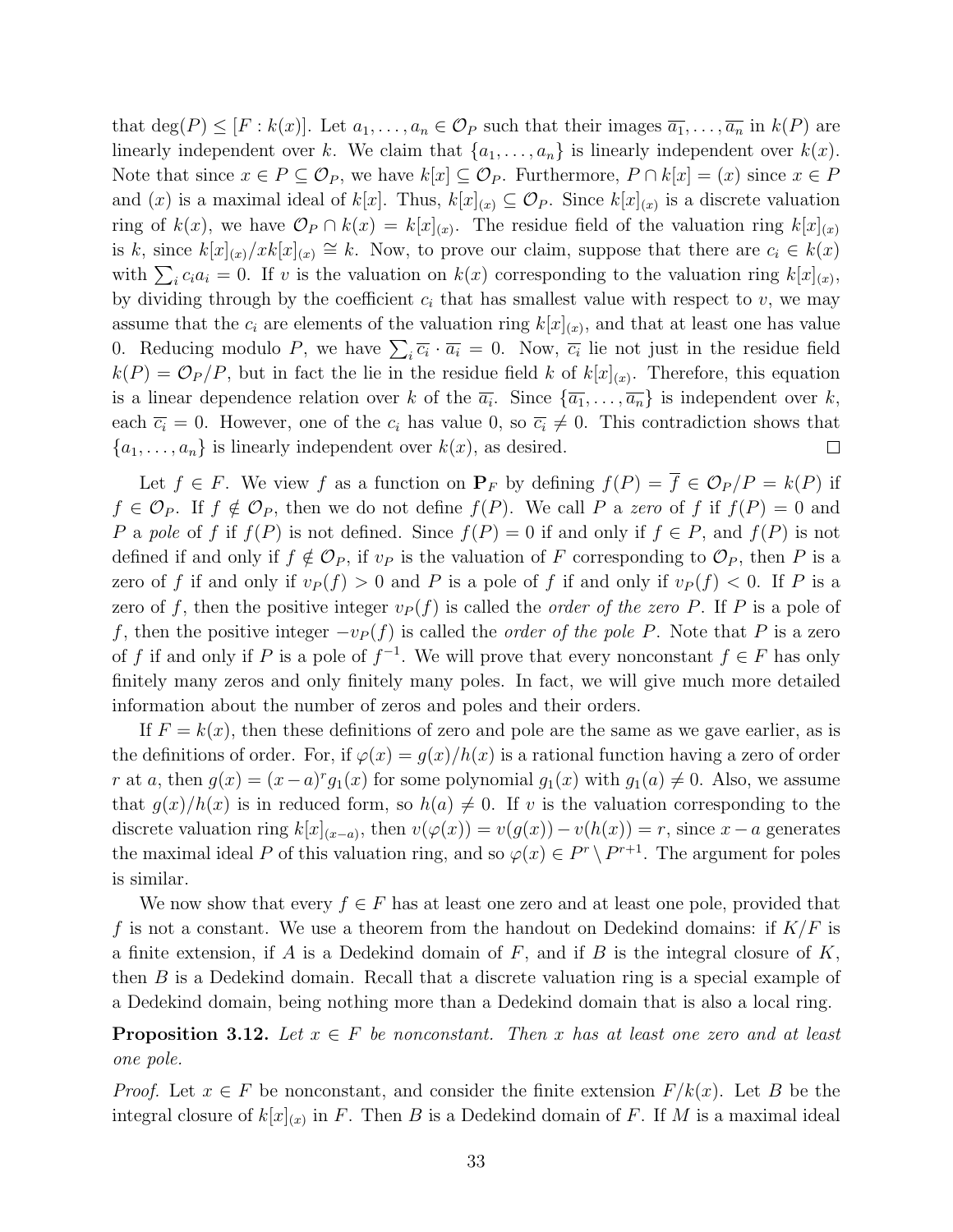that $\deg(P) \leq [F : k(x)]$. Let $a_1, \ldots, a_n \in \mathcal{O}_P$ such that their images $\overline{a_1}, \ldots, \overline{a_n}$ in $k(P)$ are linearly independent over $k$. We claim that $\{a_1, \ldots, a_n\}$ is linearly independent over $k(x)$. Note that since $x \in P \subseteq \mathcal{O}_P$, we have $k[x] \subseteq \mathcal{O}_P$. Furthermore, $P \cap k[x] = (x)$ since $x \in P$ and $(x)$ is a maximal ideal of $k[x]$. Thus, $k[x]_{(x)} \subseteq \mathcal{O}_P$. Since $k[x]_{(x)}$ is a discrete valuation ring of $k(x)$, we have $\mathcal{O}_P \cap k(x) = k[x]_{(x)}$. The residue field of the valuation ring $k[x]_{(x)}$ is $k$, since $k[x]_{(x)}/xk[x]_{(x)} \cong k$. Now, to prove our claim, suppose that there are $c_i \in k(x)$ with $\sum_i c_i a_i = 0$. If $v$ is the valuation on $k(x)$ corresponding to the valuation ring $k[x]_{(x)}$, by dividing through by the coefficient $c_i$ that has smallest value with respect to $v$, we may assume that the $c_i$ are elements of the valuation ring $k[x]_{(x)}$, and that at least one has value 0. Reducing modulo $P$, we have $\sum_i \overline{c_i} \cdot \overline{a_i} = 0$. Now, $\overline{c_i}$ lie not just in the residue field $k(P) = \mathcal{O}_P/P$, but in fact the lie in the residue field $k$ of $k[x]_{(x)}$. Therefore, this equation is a linear dependence relation over $k$ of the $\overline{a_i}$. Since $\{\overline{a_1}, \ldots, \overline{a_n}\}$ is independent over $k$, each $\overline{c_i} = 0$. However, one of the $c_i$ has value 0, so $\overline{c_i} \neq 0$. This contradiction shows that $\{a_1, \ldots, a_n\}$ is linearly independent over $k(x)$, as desired. $\square$

Let $f \in F$. We view $f$ as a function on $\mathbf{P}_F$ by defining $f(P) = \overline{f} \in \mathcal{O}_P/P = k(P)$ if $f \in \mathcal{O}_P$. If $f \notin \mathcal{O}_P$, then we do not define $f(P)$. We call $P$ a *zero* of $f$ if $f(P) = 0$ and $P$ a *pole* of $f$ if $f(P)$ is not defined. Since $f(P) = 0$ if and only if $f \in P$, and $f(P)$ is not defined if and only if $f \notin \mathcal{O}_P$, if $v_P$ is the valuation of $F$ corresponding to $\mathcal{O}_P$, then $P$ is a zero of $f$ if and only if $v_P(f) > 0$ and $P$ is a pole of $f$ if and only if $v_P(f) < 0$. If $P$ is a zero of $f$, then the positive integer $v_P(f)$ is called the *order of the zero* $P$. If $P$ is a pole of $f$, then the positive integer $-v_P(f)$ is called the *order of the pole* $P$. Note that $P$ is a zero of $f$ if and only if $P$ is a pole of $f^{-1}$. We will prove that every nonconstant $f \in F$ has only finitely many zeros and only finitely many poles. In fact, we will give much more detailed information about the number of zeros and poles and their orders.

If $F = k(x)$, then these definitions of zero and pole are the same as we gave earlier, as is the definitions of order. For, if $\varphi(x) = g(x)/h(x)$ is a rational function having a zero of order $r$ at $a$, then $g(x) = (x-a)^r g_1(x)$ for some polynomial $g_1(x)$ with $g_1(a) \neq 0$. Also, we assume that $g(x)/h(x)$ is in reduced form, so $h(a) \neq 0$. If $v$ is the valuation corresponding to the discrete valuation ring $k[x]_{(x-a)}$, then $v(\varphi(x)) = v(g(x)) - v(h(x)) = r$, since $x - a$ generates the maximal ideal $P$ of this valuation ring, and so $\varphi(x) \in P^r \setminus P^{r+1}$. The argument for poles is similar.

We now show that every $f \in F$ has at least one zero and at least one pole, provided that $f$ is not a constant. We use a theorem from the handout on Dedekind domains: if $K/F$ is a finite extension, if $A$ is a Dedekind domain of $F$, and if $B$ is the integral closure of $K$, then $B$ is a Dedekind domain. Recall that a discrete valuation ring is a special example of a Dedekind domain, being nothing more than a Dedekind domain that is also a local ring.

**Proposition 3.12.** *Let $x \in F$ be nonconstant. Then $x$ has at least one zero and at least one pole.*

*Proof.* Let $x \in F$ be nonconstant, and consider the finite extension $F/k(x)$. Let $B$ be the integral closure of $k[x]_{(x)}$ in $F$. Then $B$ is a Dedekind domain of $F$. If $M$ is a maximal ideal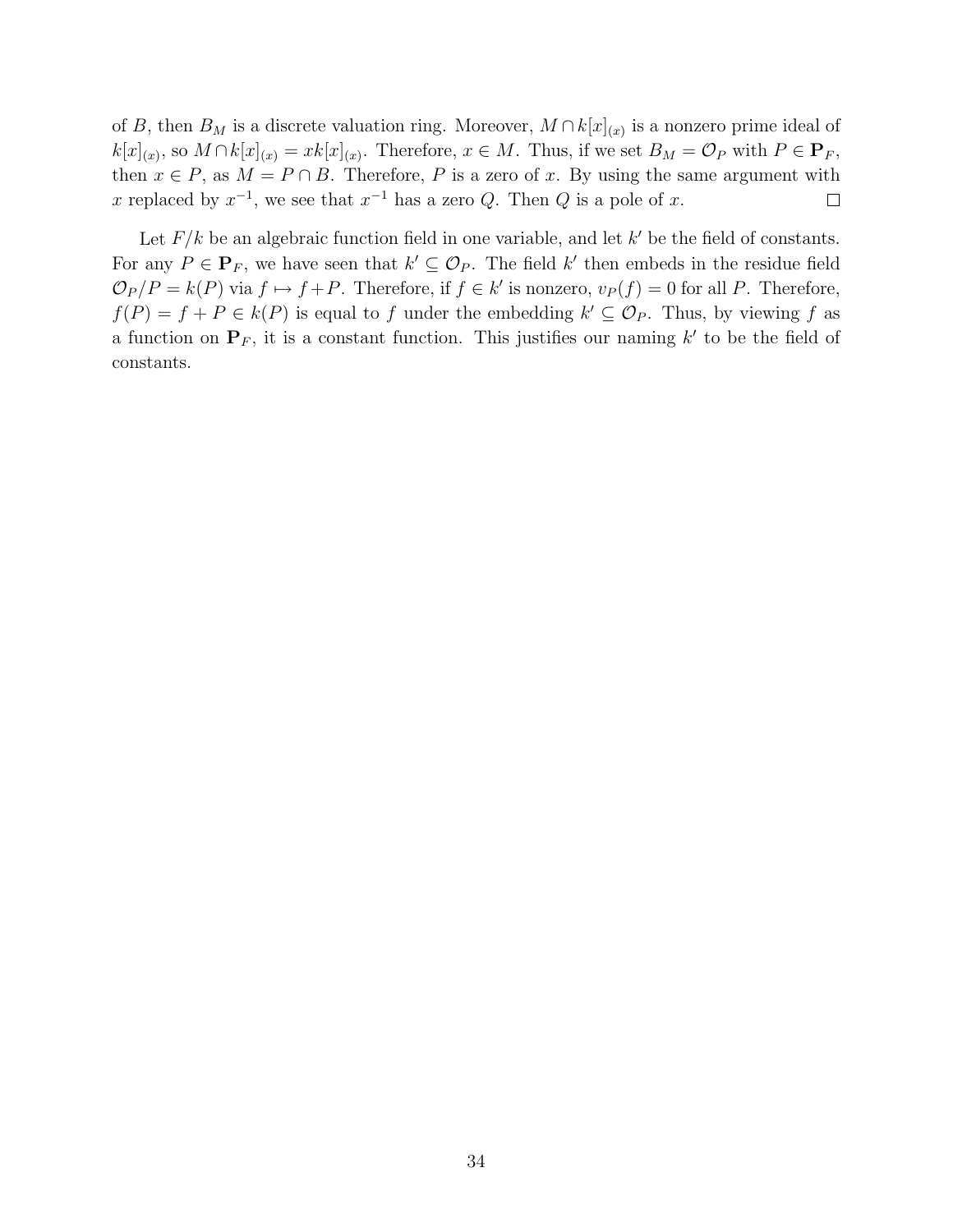of $B$, then $B_M$ is a discrete valuation ring. Moreover, $M \cap k[x]_{(x)}$ is a nonzero prime ideal of $k[x]_{(x)}$, so $M \cap k[x]_{(x)} = xk[x]_{(x)}$. Therefore, $x \in M$. Thus, if we set $B_M = \mathcal{O}_P$ with $P \in \mathbf{P}_F$, then $x \in P$, as $M = P \cap B$. Therefore, $P$ is a zero of $x$. By using the same argument with $x$ replaced by $x^{-1}$, we see that $x^{-1}$ has a zero $Q$. Then $Q$ is a pole of $x$. □

Let $F/k$ be an algebraic function field in one variable, and let $k'$ be the field of constants. For any $P \in \mathbf{P}_F$, we have seen that $k' \subseteq \mathcal{O}_P$. The field $k'$ then embeds in the residue field $\mathcal{O}_P/P = k(P)$ via $f \mapsto f + P$. Therefore, if $f \in k'$ is nonzero, $v_P(f) = 0$ for all $P$. Therefore, $f(P) = f + P \in k(P)$ is equal to $f$ under the embedding $k' \subseteq \mathcal{O}_P$. Thus, by viewing $f$ as a function on $\mathbf{P}_F$, it is a constant function. This justifies our naming $k'$ to be the field of constants.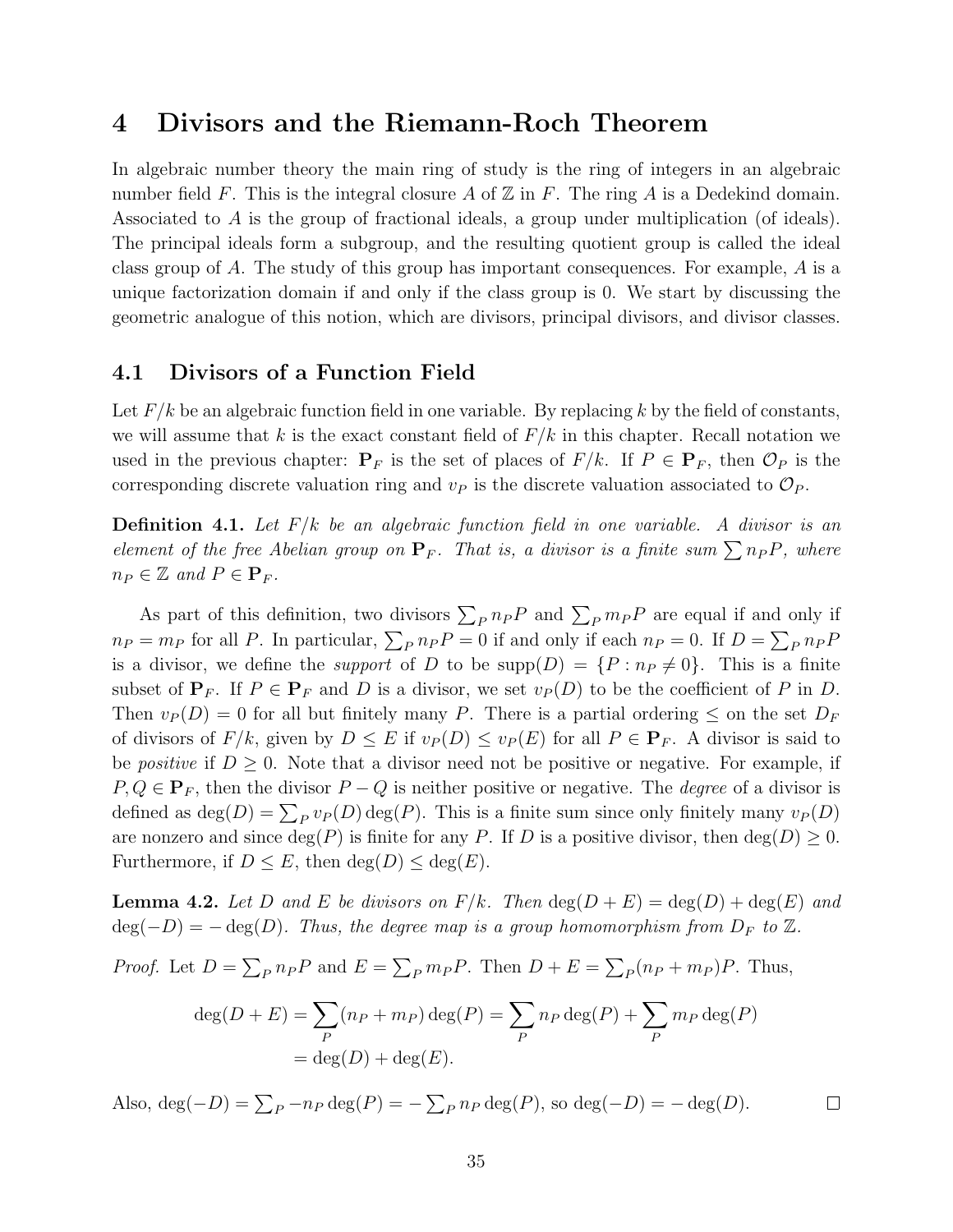# 4 Divisors and the Riemann-Roch Theorem

In algebraic number theory the main ring of study is the ring of integers in an algebraic number field $F$. This is the integral closure $A$ of $\mathbb{Z}$ in $F$. The ring $A$ is a Dedekind domain. Associated to $A$ is the group of fractional ideals, a group under multiplication (of ideals). The principal ideals form a subgroup, and the resulting quotient group is called the ideal class group of $A$. The study of this group has important consequences. For example, $A$ is a unique factorization domain if and only if the class group is 0. We start by discussing the geometric analogue of this notion, which are divisors, principal divisors, and divisor classes.

## 4.1 Divisors of a Function Field

Let $F/k$ be an algebraic function field in one variable. By replacing $k$ by the field of constants, we will assume that $k$ is the exact constant field of $F/k$ in this chapter. Recall notation we used in the previous chapter: $\mathbf{P}_F$ is the set of places of $F/k$. If $P \in \mathbf{P}_F$, then $\mathcal{O}_P$ is the corresponding discrete valuation ring and $v_P$ is the discrete valuation associated to $\mathcal{O}_P$.

**Definition 4.1.** *Let $F/k$ be an algebraic function field in one variable. A divisor is an element of the free Abelian group on $\mathbf{P}_F$. That is, a divisor is a finite sum $\sum n_P P$, where $n_P \in \mathbb{Z}$ and $P \in \mathbf{P}_F$.*

As part of this definition, two divisors $\sum_P n_P P$ and $\sum_P m_P P$ are equal if and only if $n_P = m_P$ for all $P$. In particular, $\sum_P n_P P = 0$ if and only if each $n_P = 0$. If $D = \sum_P n_P P$ is a divisor, we define the *support* of $D$ to be $\text{supp}(D) = \{P : n_P \neq 0\}$. This is a finite subset of $\mathbf{P}_F$. If $P \in \mathbf{P}_F$ and $D$ is a divisor, we set $v_P(D)$ to be the coefficient of $P$ in $D$. Then $v_P(D) = 0$ for all but finitely many $P$. There is a partial ordering $\leq$ on the set $D_F$ of divisors of $F/k$, given by $D \leq E$ if $v_P(D) \leq v_P(E)$ for all $P \in \mathbf{P}_F$. A divisor is said to be *positive* if $D \geq 0$. Note that a divisor need not be positive or negative. For example, if $P, Q \in \mathbf{P}_F$, then the divisor $P - Q$ is neither positive or negative. The *degree* of a divisor is defined as $\deg(D) = \sum_P v_P(D) \deg(P)$. This is a finite sum since only finitely many $v_P(D)$ are nonzero and since $\deg(P)$ is finite for any $P$. If $D$ is a positive divisor, then $\deg(D) \geq 0$. Furthermore, if $D \leq E$, then $\deg(D) \leq \deg(E)$.

**Lemma 4.2.** *Let $D$ and $E$ be divisors on $F/k$. Then $\deg(D + E) = \deg(D) + \deg(E)$ and $\deg(-D) = -\deg(D)$. Thus, the degree map is a group homomorphism from $D_F$ to $\mathbb{Z}$.*

*Proof.* Let $D = \sum_P n_P P$ and $E = \sum_P m_P P$. Then $D + E = \sum_P (n_P + m_P)P$. Thus,

$$
\begin{aligned}
\deg(D + E) &= \sum_P (n_P + m_P) \deg(P) = \sum_P n_P \deg(P) + \sum_P m_P \deg(P) \\
&= \deg(D) + \deg(E).
\end{aligned}
$$

Also, $\deg(-D) = \sum_P -n_P \deg(P) = -\sum_P n_P \deg(P)$, so $\deg(-D) = -\deg(D)$. □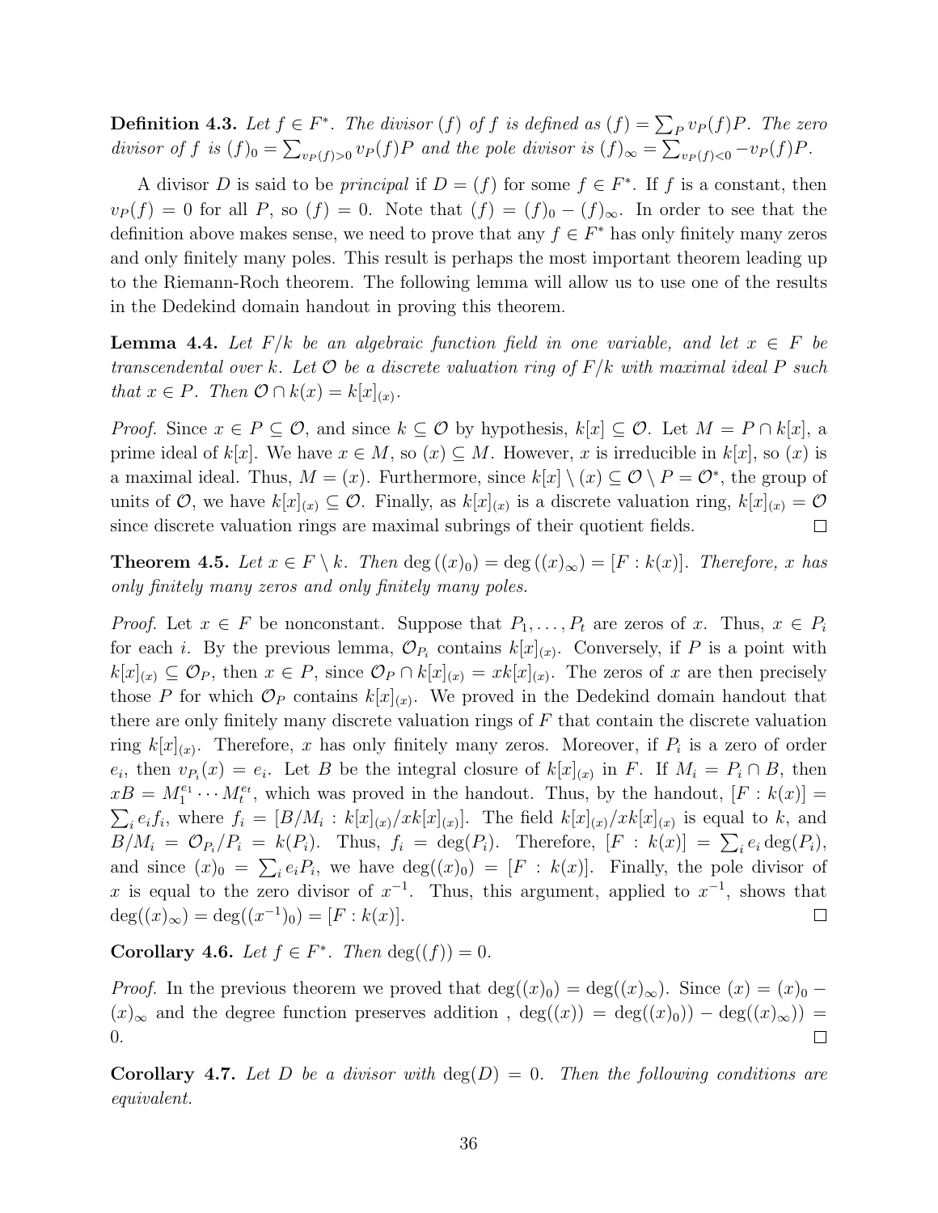**Definition 4.3.** *Let $f \in F^*$. The divisor $(f)$ of $f$ is defined as $(f) = \sum_P v_P(f)P$. The zero divisor of $f$ is $(f)_0 = \sum_{v_P(f)>0} v_P(f)P$ and the pole divisor is $(f)_\infty = \sum_{v_P(f)<0} -v_P(f)P$.*

A divisor $D$ is said to be *principal* if $D = (f)$ for some $f \in F^*$. If $f$ is a constant, then $v_P(f) = 0$ for all $P$, so $(f) = 0$. Note that $(f) = (f)_0 - (f)_\infty$. In order to see that the definition above makes sense, we need to prove that any $f \in F^*$ has only finitely many zeros and only finitely many poles. This result is perhaps the most important theorem leading up to the Riemann-Roch theorem. The following lemma will allow us to use one of the results in the Dedekind domain handout in proving this theorem.

**Lemma 4.4.** *Let $F/k$ be an algebraic function field in one variable, and let $x \in F$ be transcendental over $k$. Let $\mathcal{O}$ be a discrete valuation ring of $F/k$ with maximal ideal $P$ such that $x \in P$. Then $\mathcal{O} \cap k(x) = k[x]_{(x)}$.*

*Proof.* Since $x \in P \subseteq \mathcal{O}$, and since $k \subseteq \mathcal{O}$ by hypothesis, $k[x] \subseteq \mathcal{O}$. Let $M = P \cap k[x]$, a prime ideal of $k[x]$. We have $x \in M$, so $(x) \subseteq M$. However, $x$ is irreducible in $k[x]$, so $(x)$ is a maximal ideal. Thus, $M = (x)$. Furthermore, since $k[x] \setminus (x) \subseteq \mathcal{O} \setminus P = \mathcal{O}^*$, the group of units of $\mathcal{O}$, we have $k[x]_{(x)} \subseteq \mathcal{O}$. Finally, as $k[x]_{(x)}$ is a discrete valuation ring, $k[x]_{(x)} = \mathcal{O}$ since discrete valuation rings are maximal subrings of their quotient fields. $\square$

**Theorem 4.5.** *Let $x \in F \setminus k$. Then $\deg((x)_0) = \deg((x)_\infty) = [F : k(x)]$. Therefore, $x$ has only finitely many zeros and only finitely many poles.*

*Proof.* Let $x \in F$ be nonconstant. Suppose that $P_1, \dots, P_t$ are zeros of $x$. Thus, $x \in P_i$ for each $i$. By the previous lemma, $\mathcal{O}_{P_i}$ contains $k[x]_{(x)}$. Conversely, if $P$ is a point with $k[x]_{(x)} \subseteq \mathcal{O}_P$, then $x \in P$, since $\mathcal{O}_P \cap k[x]_{(x)} = xk[x]_{(x)}$. The zeros of $x$ are then precisely those $P$ for which $\mathcal{O}_P$ contains $k[x]_{(x)}$. We proved in the Dedekind domain handout that there are only finitely many discrete valuation rings of $F$ that contain the discrete valuation ring $k[x]_{(x)}$. Therefore, $x$ has only finitely many zeros. Moreover, if $P_i$ is a zero of order $e_i$, then $v_{P_i}(x) = e_i$. Let $B$ be the integral closure of $k[x]_{(x)}$ in $F$. If $M_i = P_i \cap B$, then $xB = M_1^{e_1} \cdots M_t^{e_t}$, which was proved in the handout. Thus, by the handout, $[F : k(x)] = \sum_i e_i f_i$, where $f_i = [B/M_i : k[x]_{(x)}/xk[x]_{(x)}]$. The field $k[x]_{(x)}/xk[x]_{(x)}$ is equal to $k$, and $B/M_i = \mathcal{O}_{P_i}/P_i = k(P_i)$. Thus, $f_i = \deg(P_i)$. Therefore, $[F : k(x)] = \sum_i e_i \deg(P_i)$, and since $(x)_0 = \sum_i e_i P_i$, we have $\deg((x)_0) = [F : k(x)]$. Finally, the pole divisor of $x$ is equal to the zero divisor of $x^{-1}$. Thus, this argument, applied to $x^{-1}$, shows that $\deg((x)_\infty) = \deg((x^{-1})_0) = [F : k(x)]$. $\square$

**Corollary 4.6.** *Let $f \in F^*$. Then $\deg((f)) = 0$.*

*Proof.* In the previous theorem we proved that $\deg((x)_0) = \deg((x)_\infty)$. Since $(x) = (x)_0 - (x)_\infty$ and the degree function preserves addition , $\deg((x)) = \deg((x)_0)) - \deg((x)_\infty)) = 0$. $\square$

**Corollary 4.7.** *Let $D$ be a divisor with $\deg(D) = 0$. Then the following conditions are equivalent.*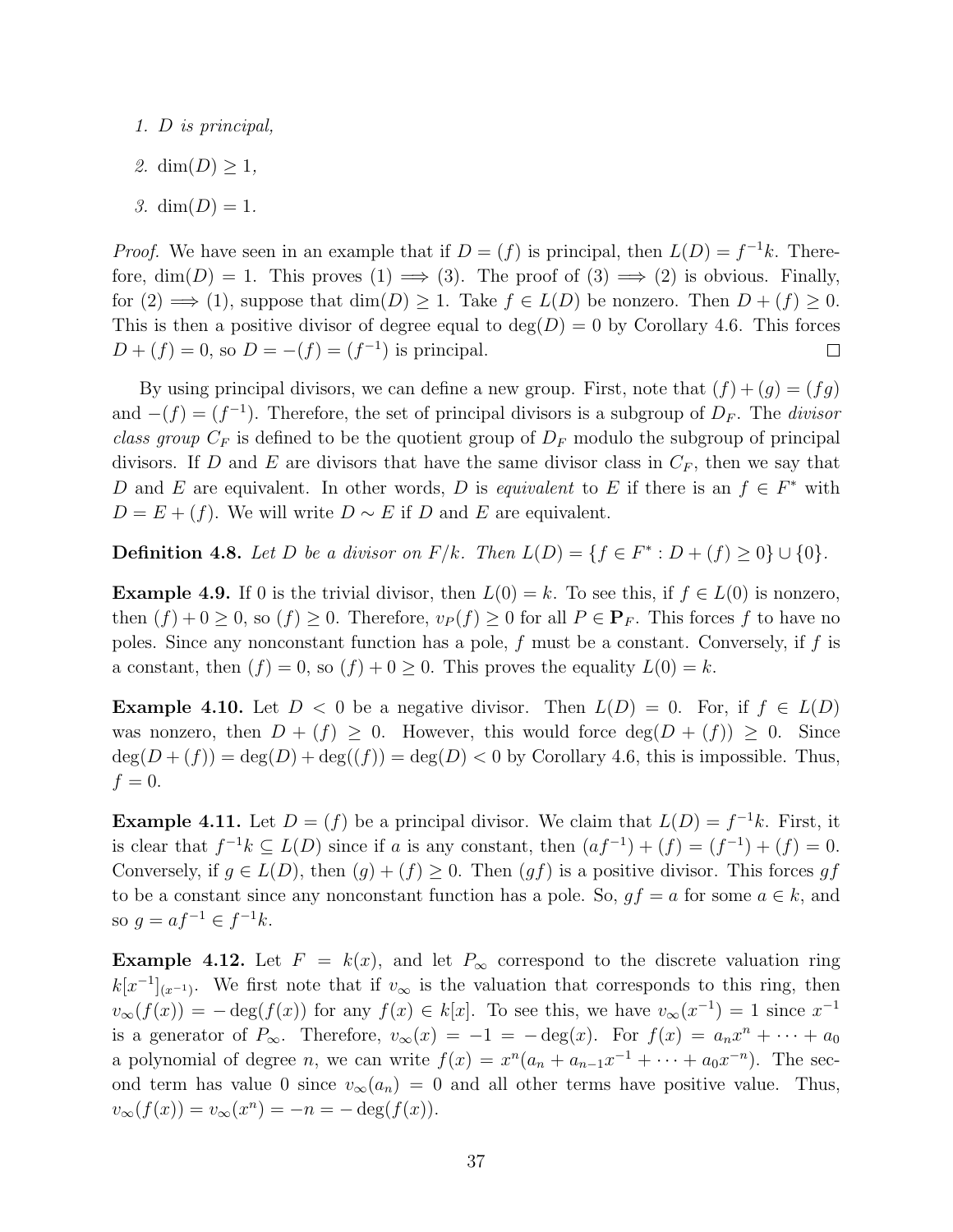1. *$D$ is principal,*
2. $\dim(D) \geq 1$,
3. $\dim(D) = 1$.

*Proof.* We have seen in an example that if $D = (f)$ is principal, then $L(D) = f^{-1}k$. Therefore, $\dim(D) = 1$. This proves (1) $\implies$ (3). The proof of (3) $\implies$ (2) is obvious. Finally, for (2) $\implies$ (1), suppose that $\dim(D) \geq 1$. Take $f \in L(D)$ be nonzero. Then $D + (f) \geq 0$. This is then a positive divisor of degree equal to $\deg(D) = 0$ by Corollary 4.6. This forces $D + (f) = 0$, so $D = -(f) = (f^{-1})$ is principal. $\square$

By using principal divisors, we can define a new group. First, note that $(f) + (g) = (fg)$ and $-(f) = (f^{-1})$. Therefore, the set of principal divisors is a subgroup of $D_F$. The *divisor class group* $C_F$ is defined to be the quotient group of $D_F$ modulo the subgroup of principal divisors. If $D$ and $E$ are divisors that have the same divisor class in $C_F$, then we say that $D$ and $E$ are equivalent. In other words, $D$ is *equivalent* to $E$ if there is an $f \in F^*$ with $D = E + (f)$. We will write $D \sim E$ if $D$ and $E$ are equivalent.

**Definition 4.8.** *Let $D$ be a divisor on $F/k$. Then $L(D) = \{f \in F^* : D + (f) \geq 0\} \cup \{0\}$.*

**Example 4.9.** If 0 is the trivial divisor, then $L(0) = k$. To see this, if $f \in L(0)$ is nonzero, then $(f) + 0 \geq 0$, so $(f) \geq 0$. Therefore, $v_P(f) \geq 0$ for all $P \in \mathbf{P}_F$. This forces $f$ to have no poles. Since any nonconstant function has a pole, $f$ must be a constant. Conversely, if $f$ is a constant, then $(f) = 0$, so $(f) + 0 \geq 0$. This proves the equality $L(0) = k$.

**Example 4.10.** Let $D < 0$ be a negative divisor. Then $L(D) = 0$. For, if $f \in L(D)$ was nonzero, then $D + (f) \geq 0$. However, this would force $\deg(D + (f)) \geq 0$. Since $\deg(D + (f)) = \deg(D) + \deg((f)) = \deg(D) < 0$ by Corollary 4.6, this is impossible. Thus, $f = 0$.

**Example 4.11.** Let $D = (f)$ be a principal divisor. We claim that $L(D) = f^{-1}k$. First, it is clear that $f^{-1}k \subseteq L(D)$ since if $a$ is any constant, then $(af^{-1}) + (f) = (f^{-1}) + (f) = 0$. Conversely, if $g \in L(D)$, then $(g) + (f) \geq 0$. Then $(gf)$ is a positive divisor. This forces $gf$ to be a constant since any nonconstant function has a pole. So, $gf = a$ for some $a \in k$, and so $g = af^{-1} \in f^{-1}k$.

**Example 4.12.** Let $F = k(x)$, and let $P_\infty$ correspond to the discrete valuation ring $k[x^{-1}]_{(x^{-1})}$. We first note that if $v_\infty$ is the valuation that corresponds to this ring, then $v_\infty(f(x)) = -\deg(f(x))$ for any $f(x) \in k[x]$. To see this, we have $v_\infty(x^{-1}) = 1$ since $x^{-1}$ is a generator of $P_\infty$. Therefore, $v_\infty(x) = -1 = -\deg(x)$. For $f(x) = a_n x^n + \cdots + a_0$ a polynomial of degree $n$, we can write $f(x) = x^n(a_n + a_{n-1}x^{-1} + \cdots + a_0 x^{-n})$. The second term has value 0 since $v_\infty(a_n) = 0$ and all other terms have positive value. Thus, $v_\infty(f(x)) = v_\infty(x^n) = -n = -\deg(f(x))$.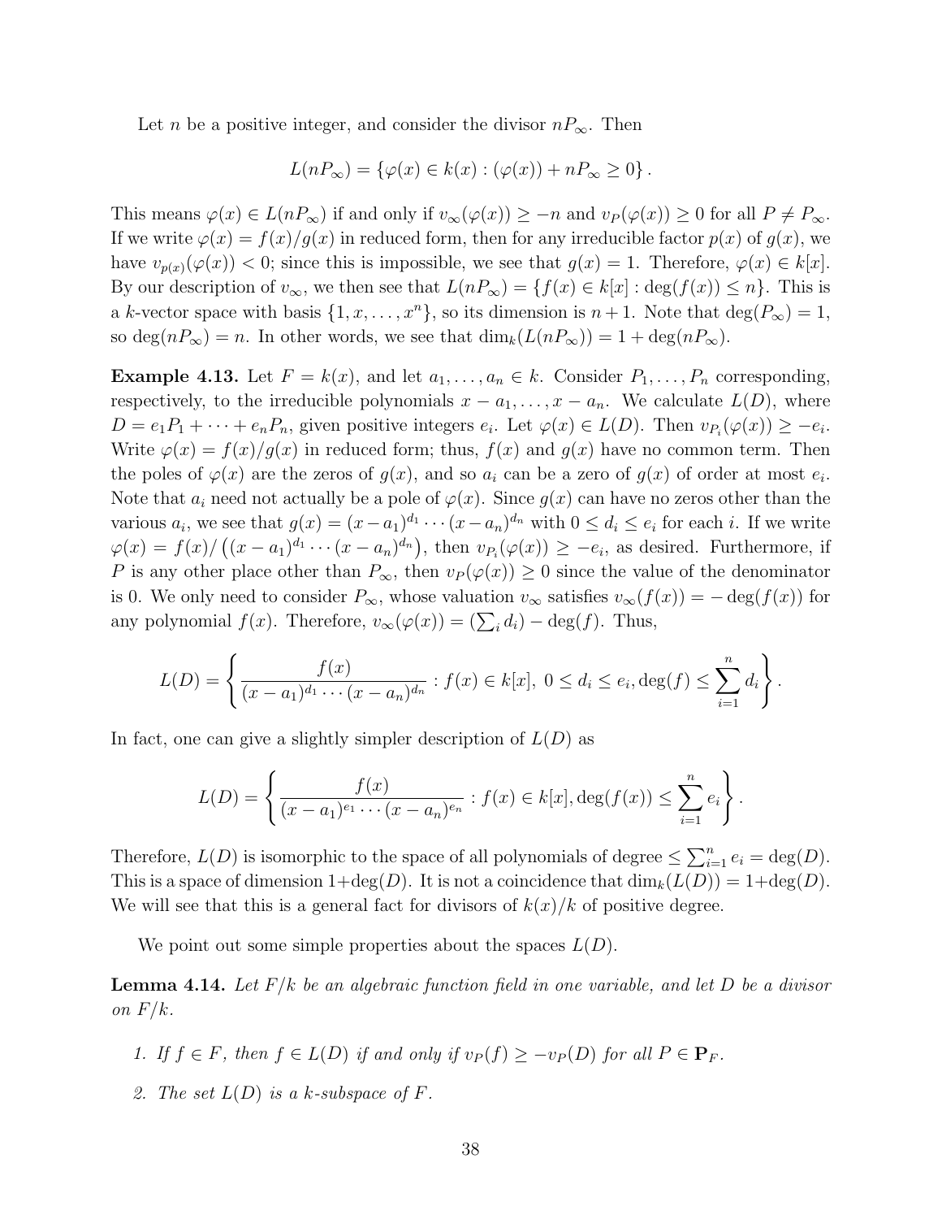Let $n$ be a positive integer, and consider the divisor $nP_\infty$. Then

$$L(nP_\infty) = \{\varphi(x) \in k(x) : (\varphi(x)) + nP_\infty \geq 0\}.$$

This means $\varphi(x) \in L(nP_\infty)$ if and only if $v_\infty(\varphi(x)) \geq -n$ and $v_P(\varphi(x)) \geq 0$ for all $P \neq P_\infty$. If we write $\varphi(x) = f(x)/g(x)$ in reduced form, then for any irreducible factor $p(x)$ of $g(x)$, we have $v_{p(x)}(\varphi(x)) < 0$; since this is impossible, we see that $g(x) = 1$. Therefore, $\varphi(x) \in k[x]$. By our description of $v_\infty$, we then see that $L(nP_\infty) = \{f(x) \in k[x] : \deg(f(x)) \leq n\}$. This is a $k$-vector space with basis $\{1, x, \ldots, x^n\}$, so its dimension is $n+1$. Note that $\deg(P_\infty) = 1$, so $\deg(nP_\infty) = n$. In other words, we see that $\dim_k(L(nP_\infty)) = 1 + \deg(nP_\infty)$.

**Example 4.13.** Let $F = k(x)$, and let $a_1, \ldots, a_n \in k$. Consider $P_1, \ldots, P_n$ corresponding, respectively, to the irreducible polynomials $x - a_1, \ldots, x - a_n$. We calculate $L(D)$, where $D = e_1P_1 + \cdots + e_nP_n$, given positive integers $e_i$. Let $\varphi(x) \in L(D)$. Then $v_{P_i}(\varphi(x)) \geq -e_i$. Write $\varphi(x) = f(x)/g(x)$ in reduced form; thus, $f(x)$ and $g(x)$ have no common term. Then the poles of $\varphi(x)$ are the zeros of $g(x)$, and so $a_i$ can be a zero of $g(x)$ of order at most $e_i$. Note that $a_i$ need not actually be a pole of $\varphi(x)$. Since $g(x)$ can have no zeros other than the various $a_i$, we see that $g(x) = (x - a_1)^{d_1} \cdots (x - a_n)^{d_n}$ with $0 \leq d_i \leq e_i$ for each $i$. If we write $\varphi(x) = f(x)/\left((x - a_1)^{d_1} \cdots (x - a_n)^{d_n}\right)$, then $v_{P_i}(\varphi(x)) \geq -e_i$, as desired. Furthermore, if $P$ is any other place other than $P_\infty$, then $v_P(\varphi(x)) \geq 0$ since the value of the denominator is 0. We only need to consider $P_\infty$, whose valuation $v_\infty$ satisfies $v_\infty(f(x)) = -\deg(f(x))$ for any polynomial $f(x)$. Therefore, $v_\infty(\varphi(x)) = (\sum_i d_i) - \deg(f)$. Thus,

$$L(D) = \left\{ \frac{f(x)}{(x - a_1)^{d_1} \cdots (x - a_n)^{d_n}} : f(x) \in k[x],\ 0 \leq d_i \leq e_i, \deg(f) \leq \sum_{i=1}^{n} d_i \right\}.$$

In fact, one can give a slightly simpler description of $L(D)$ as

$$L(D) = \left\{ \frac{f(x)}{(x - a_1)^{e_1} \cdots (x - a_n)^{e_n}} : f(x) \in k[x], \deg(f(x)) \leq \sum_{i=1}^{n} e_i \right\}.$$

Therefore, $L(D)$ is isomorphic to the space of all polynomials of degree $\leq \sum_{i=1}^{n} e_i = \deg(D)$. This is a space of dimension $1+\deg(D)$. It is not a coincidence that $\dim_k(L(D)) = 1+\deg(D)$. We will see that this is a general fact for divisors of $k(x)/k$ of positive degree.

We point out some simple properties about the spaces $L(D)$.

**Lemma 4.14.** *Let $F/k$ be an algebraic function field in one variable, and let $D$ be a divisor on $F/k$.*

1. *If $f \in F$, then $f \in L(D)$ if and only if $v_P(f) \geq -v_P(D)$ for all $P \in \mathbf{P}_F$.*
2. *The set $L(D)$ is a $k$-subspace of $F$.*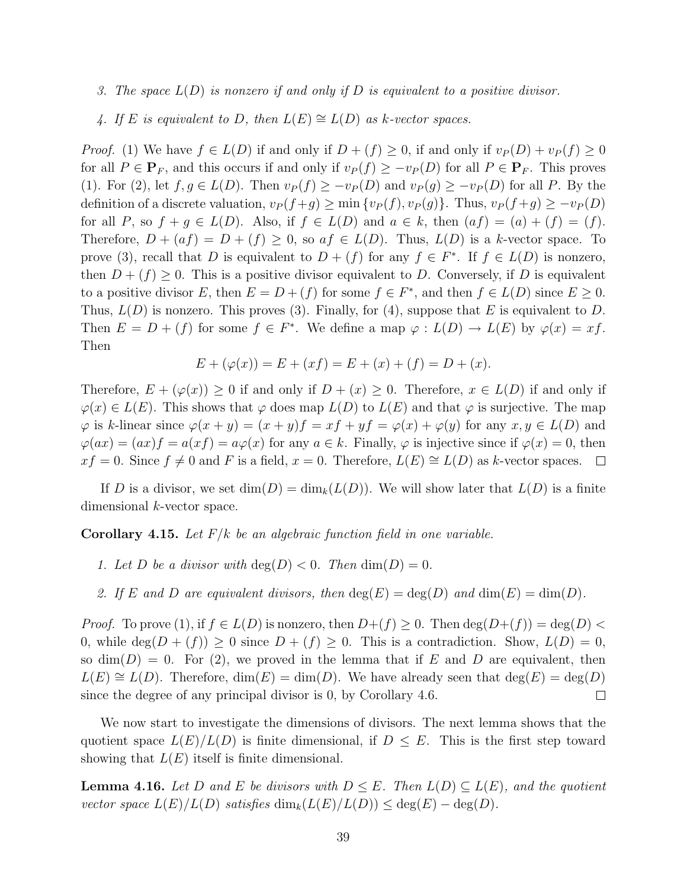3. *The space $L(D)$ is nonzero if and only if $D$ is equivalent to a positive divisor.*

4. *If $E$ is equivalent to $D$, then $L(E) \cong L(D)$ as $k$-vector spaces.*

*Proof.* (1) We have $f \in L(D)$ if and only if $D + (f) \geq 0$, if and only if $v_P(D) + v_P(f) \geq 0$ for all $P \in \mathbf{P}_F$, and this occurs if and only if $v_P(f) \geq -v_P(D)$ for all $P \in \mathbf{P}_F$. This proves (1). For (2), let $f, g \in L(D)$. Then $v_P(f) \geq -v_P(D)$ and $v_P(g) \geq -v_P(D)$ for all $P$. By the definition of a discrete valuation, $v_P(f+g) \geq \min\{v_P(f), v_P(g)\}$. Thus, $v_P(f+g) \geq -v_P(D)$ for all $P$, so $f + g \in L(D)$. Also, if $f \in L(D)$ and $a \in k$, then $(af) = (a) + (f) = (f)$. Therefore, $D + (af) = D + (f) \geq 0$, so $af \in L(D)$. Thus, $L(D)$ is a $k$-vector space. To prove (3), recall that $D$ is equivalent to $D + (f)$ for any $f \in F^*$. If $f \in L(D)$ is nonzero, then $D + (f) \geq 0$. This is a positive divisor equivalent to $D$. Conversely, if $D$ is equivalent to a positive divisor $E$, then $E = D + (f)$ for some $f \in F^*$, and then $f \in L(D)$ since $E \geq 0$. Thus, $L(D)$ is nonzero. This proves (3). Finally, for (4), suppose that $E$ is equivalent to $D$. Then $E = D + (f)$ for some $f \in F^*$. We define a map $\varphi : L(D) \to L(E)$ by $\varphi(x) = xf$. Then

$$E + (\varphi(x)) = E + (xf) = E + (x) + (f) = D + (x).$$

Therefore, $E + (\varphi(x)) \geq 0$ if and only if $D + (x) \geq 0$. Therefore, $x \in L(D)$ if and only if $\varphi(x) \in L(E)$. This shows that $\varphi$ does map $L(D)$ to $L(E)$ and that $\varphi$ is surjective. The map $\varphi$ is $k$-linear since $\varphi(x + y) = (x + y)f = xf + yf = \varphi(x) + \varphi(y)$ for any $x, y \in L(D)$ and $\varphi(ax) = (ax)f = a(xf) = a\varphi(x)$ for any $a \in k$. Finally, $\varphi$ is injective since if $\varphi(x) = 0$, then $xf = 0$. Since $f \neq 0$ and $F$ is a field, $x = 0$. Therefore, $L(E) \cong L(D)$ as $k$-vector spaces. □

If $D$ is a divisor, we set $\dim(D) = \dim_k(L(D))$. We will show later that $L(D)$ is a finite dimensional $k$-vector space.

**Corollary 4.15.** *Let $F/k$ be an algebraic function field in one variable.*

1. *Let $D$ be a divisor with $\deg(D) < 0$. Then $\dim(D) = 0$.*

2. *If $E$ and $D$ are equivalent divisors, then $\deg(E) = \deg(D)$ and $\dim(E) = \dim(D)$.*

*Proof.* To prove (1), if $f \in L(D)$ is nonzero, then $D+(f) \geq 0$. Then $\deg(D+(f)) = \deg(D) < 0$, while $\deg(D + (f)) \geq 0$ since $D + (f) \geq 0$. This is a contradiction. Show, $L(D) = 0$, so $\dim(D) = 0$. For (2), we proved in the lemma that if $E$ and $D$ are equivalent, then $L(E) \cong L(D)$. Therefore, $\dim(E) = \dim(D)$. We have already seen that $\deg(E) = \deg(D)$ since the degree of any principal divisor is 0, by Corollary 4.6. □

We now start to investigate the dimensions of divisors. The next lemma shows that the quotient space $L(E)/L(D)$ is finite dimensional, if $D \leq E$. This is the first step toward showing that $L(E)$ itself is finite dimensional.

**Lemma 4.16.** *Let $D$ and $E$ be divisors with $D \leq E$. Then $L(D) \subseteq L(E)$, and the quotient vector space $L(E)/L(D)$ satisfies $\dim_k(L(E)/L(D)) \leq \deg(E) - \deg(D)$.*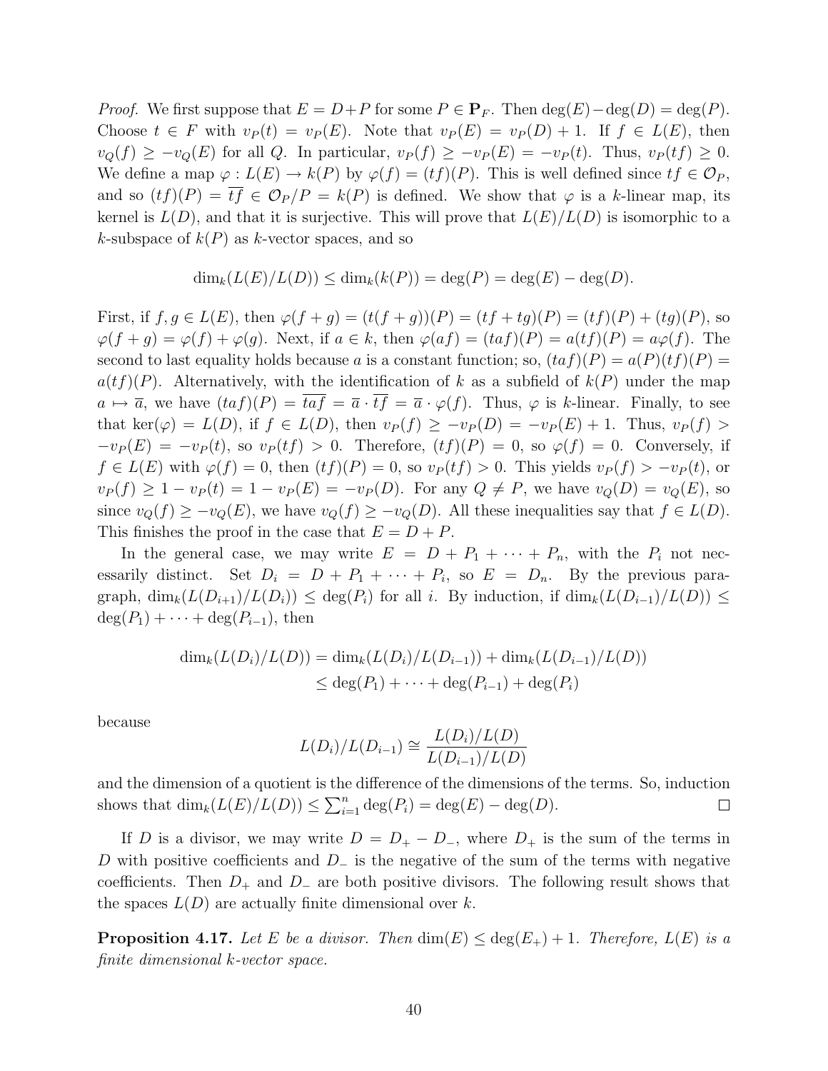*Proof.* We first suppose that $E = D+P$ for some $P \in \mathbf{P}_F$. Then $\deg(E)-\deg(D) = \deg(P)$. Choose $t \in F$ with $v_P(t) = v_P(E)$. Note that $v_P(E) = v_P(D) + 1$. If $f \in L(E)$, then $v_Q(f) \geq -v_Q(E)$ for all $Q$. In particular, $v_P(f) \geq -v_P(E) = -v_P(t)$. Thus, $v_P(tf) \geq 0$. We define a map $\varphi : L(E) \to k(P)$ by $\varphi(f) = (tf)(P)$. This is well defined since $tf \in \mathcal{O}_P$, and so $(tf)(P) = \overline{tf} \in \mathcal{O}_P/P = k(P)$ is defined. We show that $\varphi$ is a $k$-linear map, its kernel is $L(D)$, and that it is surjective. This will prove that $L(E)/L(D)$ is isomorphic to a $k$-subspace of $k(P)$ as $k$-vector spaces, and so

$$\dim_k(L(E)/L(D)) \leq \dim_k(k(P)) = \deg(P) = \deg(E) - \deg(D).$$

First, if $f, g \in L(E)$, then $\varphi(f+g) = (t(f+g))(P) = (tf+tg)(P) = (tf)(P) + (tg)(P)$, so $\varphi(f+g) = \varphi(f) + \varphi(g)$. Next, if $a \in k$, then $\varphi(af) = (taf)(P) = a(tf)(P) = a\varphi(f)$. The second to last equality holds because $a$ is a constant function; so, $(taf)(P) = a(P)(tf)(P) = a(tf)(P)$. Alternatively, with the identification of $k$ as a subfield of $k(P)$ under the map $a \mapsto \overline{a}$, we have $(taf)(P) = \overline{taf} = \overline{a} \cdot \overline{tf} = \overline{a} \cdot \varphi(f)$. Thus, $\varphi$ is $k$-linear. Finally, to see that $\ker(\varphi) = L(D)$, if $f \in L(D)$, then $v_P(f) \geq -v_P(D) = -v_P(E) + 1$. Thus, $v_P(f) > -v_P(E) = -v_P(t)$, so $v_P(tf) > 0$. Therefore, $(tf)(P) = 0$, so $\varphi(f) = 0$. Conversely, if $f \in L(E)$ with $\varphi(f) = 0$, then $(tf)(P) = 0$, so $v_P(tf) > 0$. This yields $v_P(f) > -v_P(t)$, or $v_P(f) \geq 1 - v_P(t) = 1 - v_P(E) = -v_P(D)$. For any $Q \neq P$, we have $v_Q(D) = v_Q(E)$, so since $v_Q(f) \geq -v_Q(E)$, we have $v_Q(f) \geq -v_Q(D)$. All these inequalities say that $f \in L(D)$. This finishes the proof in the case that $E = D + P$.

In the general case, we may write $E = D + P_1 + \cdots + P_n$, with the $P_i$ not necessarily distinct. Set $D_i = D + P_1 + \cdots + P_i$, so $E = D_n$. By the previous paragraph, $\dim_k(L(D_{i+1})/L(D_i)) \leq \deg(P_i)$ for all $i$. By induction, if $\dim_k(L(D_{i-1})/L(D)) \leq \deg(P_1) + \cdots + \deg(P_{i-1})$, then

$$\begin{aligned}\dim_k(L(D_i)/L(D)) &= \dim_k(L(D_i)/L(D_{i-1})) + \dim_k(L(D_{i-1})/L(D)) \\ &\leq \deg(P_1) + \cdots + \deg(P_{i-1}) + \deg(P_i)\end{aligned}$$

because

$$L(D_i)/L(D_{i-1}) \cong \frac{L(D_i)/L(D)}{L(D_{i-1})/L(D)}$$

and the dimension of a quotient is the difference of the dimensions of the terms. So, induction shows that $\dim_k(L(E)/L(D)) \leq \sum_{i=1}^n \deg(P_i) = \deg(E) - \deg(D)$. $\square$

If $D$ is a divisor, we may write $D = D_+ - D_-$, where $D_+$ is the sum of the terms in $D$ with positive coefficients and $D_-$ is the negative of the sum of the terms with negative coefficients. Then $D_+$ and $D_-$ are both positive divisors. The following result shows that the spaces $L(D)$ are actually finite dimensional over $k$.

**Proposition 4.17.** *Let $E$ be a divisor. Then $\dim(E) \leq \deg(E_+) + 1$. Therefore, $L(E)$ is a finite dimensional $k$-vector space.*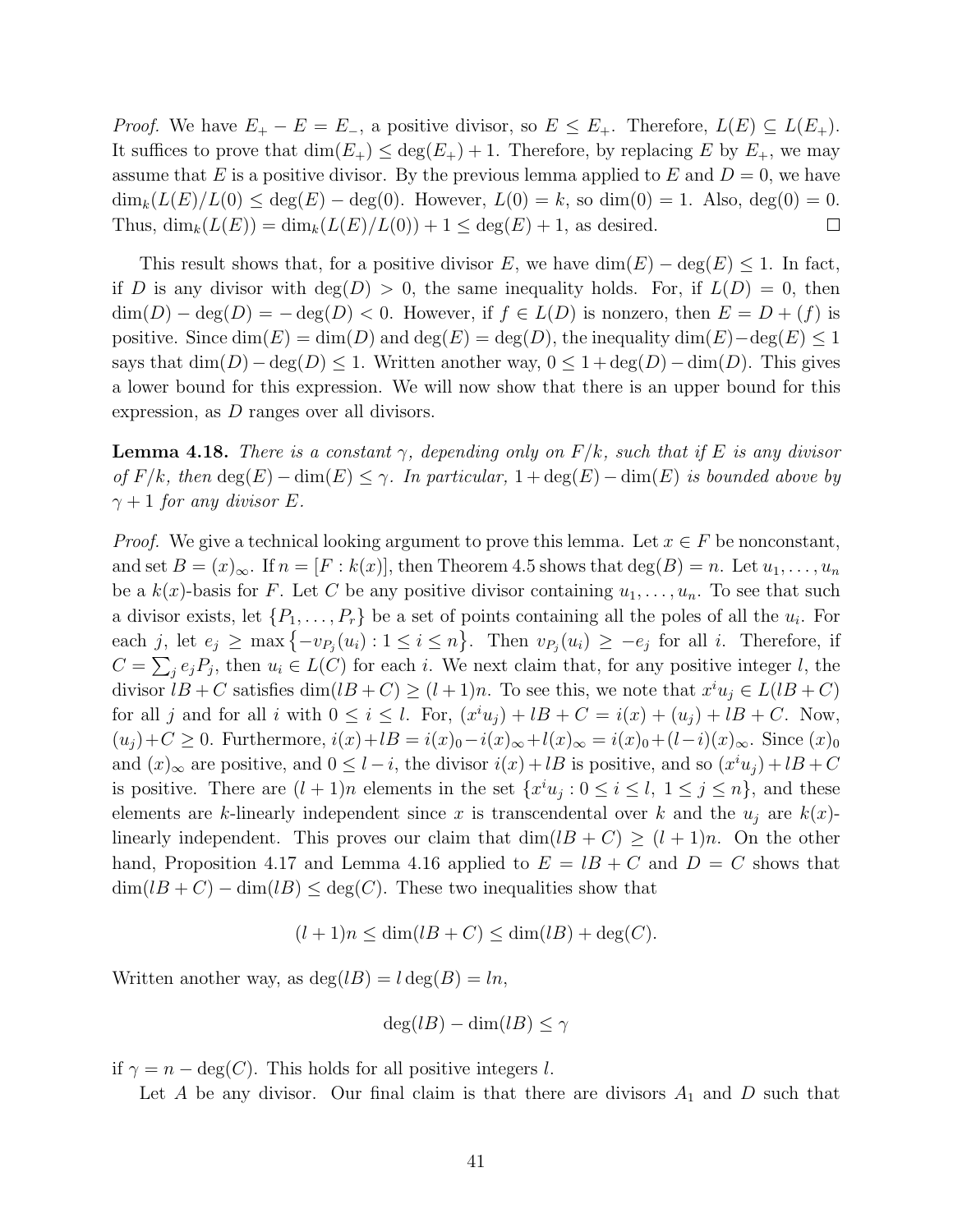*Proof.* We have $E_+ - E = E_-$, a positive divisor, so $E \leq E_+$. Therefore, $L(E) \subseteq L(E_+)$. It suffices to prove that $\dim(E_+) \leq \deg(E_+) + 1$. Therefore, by replacing $E$ by $E_+$, we may assume that $E$ is a positive divisor. By the previous lemma applied to $E$ and $D = 0$, we have $\dim_k(L(E)/L(0) \leq \deg(E) - \deg(0)$. However, $L(0) = k$, so $\dim(0) = 1$. Also, $\deg(0) = 0$. Thus, $\dim_k(L(E)) = \dim_k(L(E)/L(0)) + 1 \leq \deg(E) + 1$, as desired. ∎

This result shows that, for a positive divisor $E$, we have $\dim(E) - \deg(E) \leq 1$. In fact, if $D$ is any divisor with $\deg(D) > 0$, the same inequality holds. For, if $L(D) = 0$, then $\dim(D) - \deg(D) = -\deg(D) < 0$. However, if $f \in L(D)$ is nonzero, then $E = D + (f)$ is positive. Since $\dim(E) = \dim(D)$ and $\deg(E) = \deg(D)$, the inequality $\dim(E) - \deg(E) \leq 1$ says that $\dim(D) - \deg(D) \leq 1$. Written another way, $0 \leq 1 + \deg(D) - \dim(D)$. This gives a lower bound for this expression. We will now show that there is an upper bound for this expression, as $D$ ranges over all divisors.

**Lemma 4.18.** *There is a constant $\gamma$, depending only on $F/k$, such that if $E$ is any divisor of $F/k$, then $\deg(E) - \dim(E) \leq \gamma$. In particular, $1 + \deg(E) - \dim(E)$ is bounded above by $\gamma + 1$ for any divisor $E$.*

*Proof.* We give a technical looking argument to prove this lemma. Let $x \in F$ be nonconstant, and set $B = (x)_\infty$. If $n = [F : k(x)]$, then Theorem 4.5 shows that $\deg(B) = n$. Let $u_1, \ldots, u_n$ be a $k(x)$-basis for $F$. Let $C$ be any positive divisor containing $u_1, \ldots, u_n$. To see that such a divisor exists, let $\{P_1, \ldots, P_r\}$ be a set of points containing all the poles of all the $u_i$. For each $j$, let $e_j \geq \max\{-v_{P_j}(u_i) : 1 \leq i \leq n\}$. Then $v_{P_j}(u_i) \geq -e_j$ for all $i$. Therefore, if $C = \sum_j e_j P_j$, then $u_i \in L(C)$ for each $i$. We next claim that, for any positive integer $l$, the divisor $lB + C$ satisfies $\dim(lB + C) \geq (l+1)n$. To see this, we note that $x^i u_j \in L(lB + C)$ for all $j$ and for all $i$ with $0 \leq i \leq l$. For, $(x^i u_j) + lB + C = i(x) + (u_j) + lB + C$. Now, $(u_j) + C \geq 0$. Furthermore, $i(x) + lB = i(x)_0 - i(x)_\infty + l(x)_\infty = i(x)_0 + (l-i)(x)_\infty$. Since $(x)_0$ and $(x)_\infty$ are positive, and $0 \leq l - i$, the divisor $i(x) + lB$ is positive, and so $(x^i u_j) + lB + C$ is positive. There are $(l+1)n$ elements in the set $\{x^i u_j : 0 \leq i \leq l,\ 1 \leq j \leq n\}$, and these elements are $k$-linearly independent since $x$ is transcendental over $k$ and the $u_j$ are $k(x)$-linearly independent. This proves our claim that $\dim(lB + C) \geq (l+1)n$. On the other hand, Proposition 4.17 and Lemma 4.16 applied to $E = lB + C$ and $D = C$ shows that $\dim(lB + C) - \dim(lB) \leq \deg(C)$. These two inequalities show that

$$(l+1)n \leq \dim(lB + C) \leq \dim(lB) + \deg(C).$$

Written another way, as $\deg(lB) = l\deg(B) = ln$,

$$\deg(lB) - \dim(lB) \leq \gamma$$

if $\gamma = n - \deg(C)$. This holds for all positive integers $l$.

Let $A$ be any divisor. Our final claim is that there are divisors $A_1$ and $D$ such that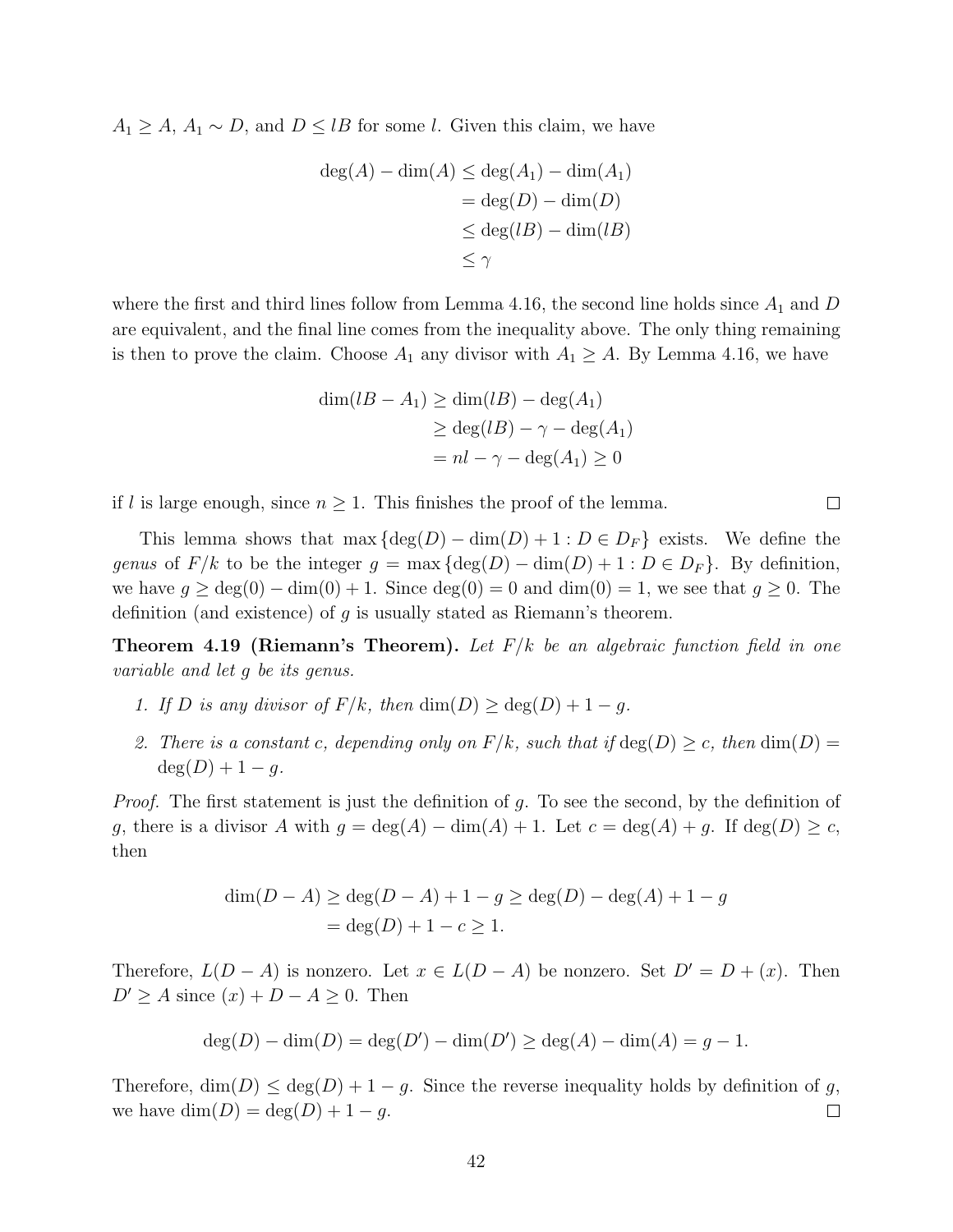$A_1 \geq A$, $A_1 \sim D$, and $D \leq lB$ for some $l$. Given this claim, we have

$$\begin{aligned}
\deg(A) - \dim(A) &\leq \deg(A_1) - \dim(A_1) \\
&= \deg(D) - \dim(D) \\
&\leq \deg(lB) - \dim(lB) \\
&\leq \gamma
\end{aligned}$$

where the first and third lines follow from Lemma 4.16, the second line holds since $A_1$ and $D$ are equivalent, and the final line comes from the inequality above. The only thing remaining is then to prove the claim. Choose $A_1$ any divisor with $A_1 \geq A$. By Lemma 4.16, we have

$$\begin{aligned}
\dim(lB - A_1) &\geq \dim(lB) - \deg(A_1) \\
&\geq \deg(lB) - \gamma - \deg(A_1) \\
&= nl - \gamma - \deg(A_1) \geq 0
\end{aligned}$$

if $l$ is large enough, since $n \geq 1$. This finishes the proof of the lemma. □

This lemma shows that $\max\{\deg(D) - \dim(D) + 1 : D \in D_F\}$ exists. We define the *genus* of $F/k$ to be the integer $g = \max\{\deg(D) - \dim(D) + 1 : D \in D_F\}$. By definition, we have $g \geq \deg(0) - \dim(0) + 1$. Since $\deg(0) = 0$ and $\dim(0) = 1$, we see that $g \geq 0$. The definition (and existence) of $g$ is usually stated as Riemann's theorem.

**Theorem 4.19 (Riemann's Theorem).** *Let $F/k$ be an algebraic function field in one variable and let $g$ be its genus.*

1. *If $D$ is any divisor of $F/k$, then $\dim(D) \geq \deg(D) + 1 - g$.*
2. *There is a constant $c$, depending only on $F/k$, such that if $\deg(D) \geq c$, then $\dim(D) = \deg(D) + 1 - g$.*

*Proof.* The first statement is just the definition of $g$. To see the second, by the definition of $g$, there is a divisor $A$ with $g = \deg(A) - \dim(A) + 1$. Let $c = \deg(A) + g$. If $\deg(D) \geq c$, then

$$\begin{aligned}
\dim(D - A) &\geq \deg(D - A) + 1 - g \geq \deg(D) - \deg(A) + 1 - g \\
&= \deg(D) + 1 - c \geq 1.
\end{aligned}$$

Therefore, $L(D - A)$ is nonzero. Let $x \in L(D - A)$ be nonzero. Set $D' = D + (x)$. Then $D' \geq A$ since $(x) + D - A \geq 0$. Then

$$\deg(D) - \dim(D) = \deg(D') - \dim(D') \geq \deg(A) - \dim(A) = g - 1.$$

Therefore, $\dim(D) \leq \deg(D) + 1 - g$. Since the reverse inequality holds by definition of $g$, we have $\dim(D) = \deg(D) + 1 - g$. □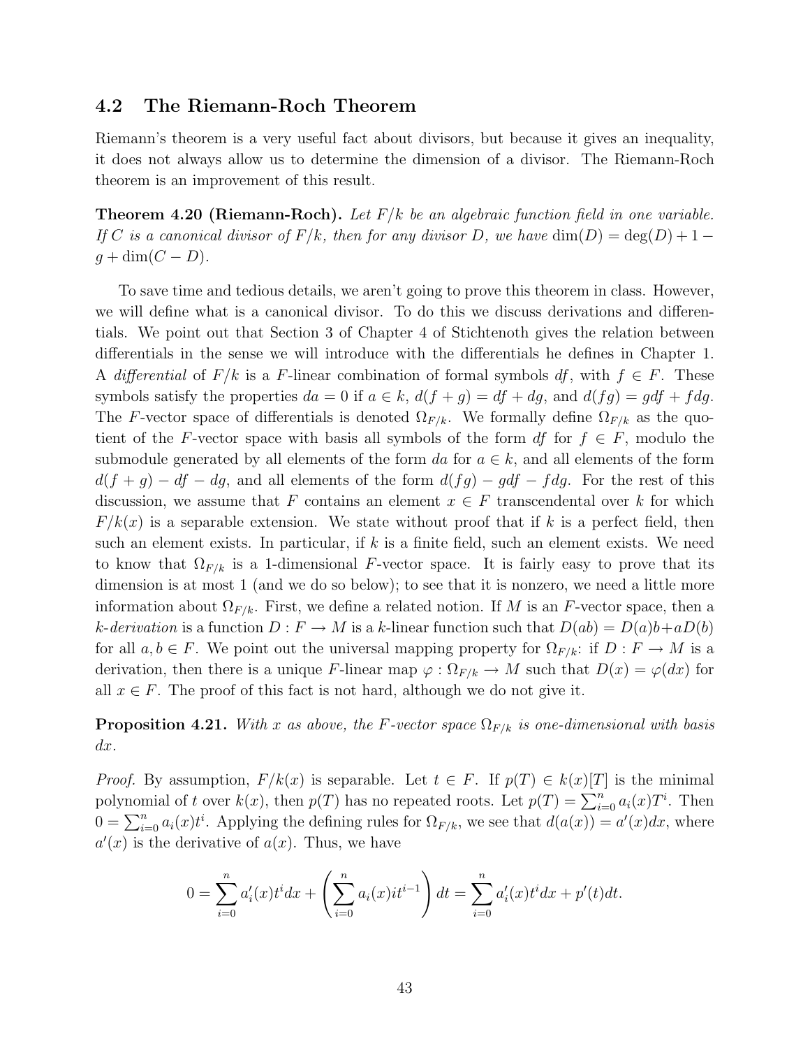## 4.2 The Riemann-Roch Theorem

Riemann's theorem is a very useful fact about divisors, but because it gives an inequality, it does not always allow us to determine the dimension of a divisor. The Riemann-Roch theorem is an improvement of this result.

**Theorem 4.20 (Riemann-Roch).** *Let $F/k$ be an algebraic function field in one variable. If $C$ is a canonical divisor of $F/k$, then for any divisor $D$, we have* $\dim(D) = \deg(D) + 1 - g + \dim(C - D)$.

To save time and tedious details, we aren't going to prove this theorem in class. However, we will define what is a canonical divisor. To do this we discuss derivations and differentials. We point out that Section 3 of Chapter 4 of Stichtenoth gives the relation between differentials in the sense we will introduce with the differentials he defines in Chapter 1. A *differential* of $F/k$ is a $F$-linear combination of formal symbols $df$, with $f \in F$. These symbols satisfy the properties $da = 0$ if $a \in k$, $d(f+g) = df + dg$, and $d(fg) = gdf + fdg$. The $F$-vector space of differentials is denoted $\Omega_{F/k}$. We formally define $\Omega_{F/k}$ as the quotient of the $F$-vector space with basis all symbols of the form $df$ for $f \in F$, modulo the submodule generated by all elements of the form $da$ for $a \in k$, and all elements of the form $d(f+g) - df - dg$, and all elements of the form $d(fg) - gdf - fdg$. For the rest of this discussion, we assume that $F$ contains an element $x \in F$ transcendental over $k$ for which $F/k(x)$ is a separable extension. We state without proof that if $k$ is a perfect field, then such an element exists. In particular, if $k$ is a finite field, such an element exists. We need to know that $\Omega_{F/k}$ is a 1-dimensional $F$-vector space. It is fairly easy to prove that its dimension is at most 1 (and we do so below); to see that it is nonzero, we need a little more information about $\Omega_{F/k}$. First, we define a related notion. If $M$ is an $F$-vector space, then a *$k$-derivation* is a function $D : F \to M$ is a $k$-linear function such that $D(ab) = D(a)b + aD(b)$ for all $a, b \in F$. We point out the universal mapping property for $\Omega_{F/k}$: if $D : F \to M$ is a derivation, then there is a unique $F$-linear map $\varphi : \Omega_{F/k} \to M$ such that $D(x) = \varphi(dx)$ for all $x \in F$. The proof of this fact is not hard, although we do not give it.

**Proposition 4.21.** *With $x$ as above, the $F$-vector space $\Omega_{F/k}$ is one-dimensional with basis $dx$.*

*Proof.* By assumption, $F/k(x)$ is separable. Let $t \in F$. If $p(T) \in k(x)[T]$ is the minimal polynomial of $t$ over $k(x)$, then $p(T)$ has no repeated roots. Let $p(T) = \sum_{i=0}^{n} a_i(x)T^i$. Then $0 = \sum_{i=0}^{n} a_i(x)t^i$. Applying the defining rules for $\Omega_{F/k}$, we see that $d(a(x)) = a'(x)dx$, where $a'(x)$ is the derivative of $a(x)$. Thus, we have

$$0 = \sum_{i=0}^{n} a_i'(x)t^i dx + \left( \sum_{i=0}^{n} a_i(x) i t^{i-1} \right) dt = \sum_{i=0}^{n} a_i'(x)t^i dx + p'(t)dt.$$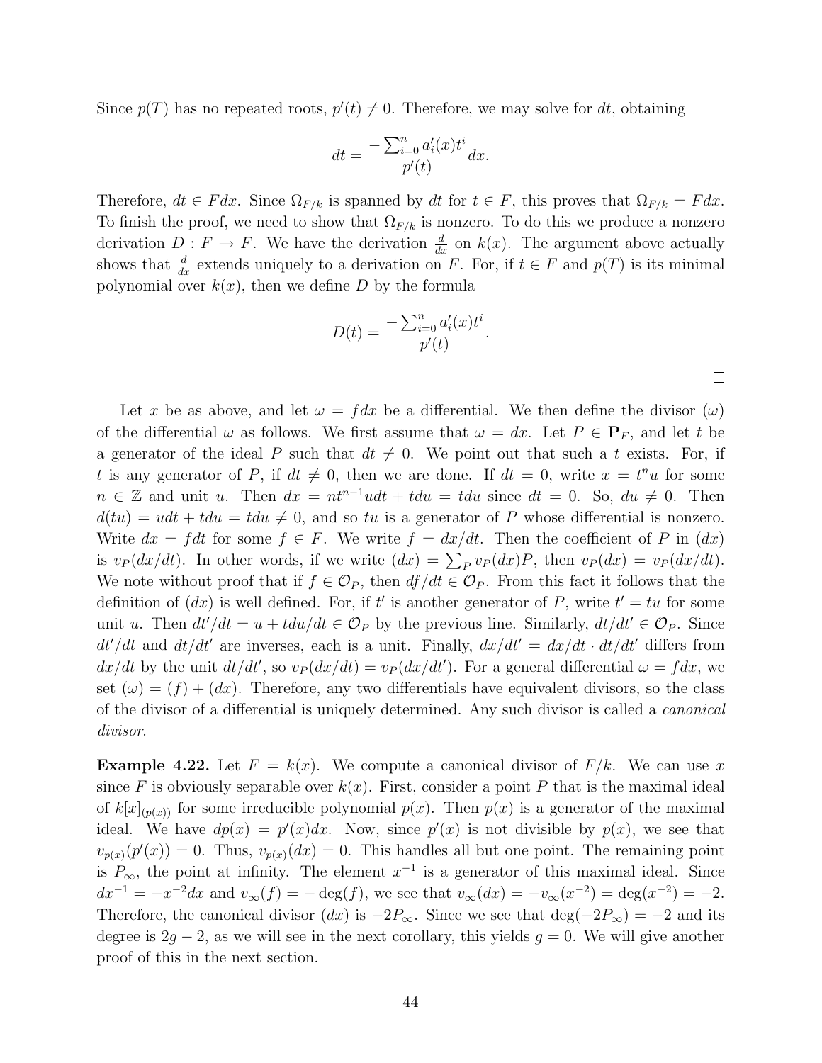Since $p(T)$ has no repeated roots, $p'(t) \neq 0$. Therefore, we may solve for $dt$, obtaining

$$dt = \frac{-\sum_{i=0}^{n} a_i'(x)t^i}{p'(t)} dx.$$

Therefore, $dt \in F dx$. Since $\Omega_{F/k}$ is spanned by $dt$ for $t \in F$, this proves that $\Omega_{F/k} = F dx$. To finish the proof, we need to show that $\Omega_{F/k}$ is nonzero. To do this we produce a nonzero derivation $D : F \to F$. We have the derivation $\frac{d}{dx}$ on $k(x)$. The argument above actually shows that $\frac{d}{dx}$ extends uniquely to a derivation on $F$. For, if $t \in F$ and $p(T)$ is its minimal polynomial over $k(x)$, then we define $D$ by the formula

$$D(t) = \frac{-\sum_{i=0}^{n} a_i'(x)t^i}{p'(t)}.$$

□

Let $x$ be as above, and let $\omega = f dx$ be a differential. We then define the divisor $(\omega)$ of the differential $\omega$ as follows. We first assume that $\omega = dx$. Let $P \in \mathbf{P}_F$, and let $t$ be a generator of the ideal $P$ such that $dt \neq 0$. We point out that such a $t$ exists. For, if $t$ is any generator of $P$, if $dt \neq 0$, then we are done. If $dt = 0$, write $x = t^n u$ for some $n \in \mathbb{Z}$ and unit $u$. Then $dx = nt^{n-1}u dt + t du = t du$ since $dt = 0$. So, $du \neq 0$. Then $d(tu) = u dt + t du = t du \neq 0$, and so $tu$ is a generator of $P$ whose differential is nonzero. Write $dx = f dt$ for some $f \in F$. We write $f = dx/dt$. Then the coefficient of $P$ in $(dx)$ is $v_P(dx/dt)$. In other words, if we write $(dx) = \sum_P v_P(dx)P$, then $v_P(dx) = v_P(dx/dt)$. We note without proof that if $f \in \mathcal{O}_P$, then $df/dt \in \mathcal{O}_P$. From this fact it follows that the definition of $(dx)$ is well defined. For, if $t'$ is another generator of $P$, write $t' = tu$ for some unit $u$. Then $dt'/dt = u + t du/dt \in \mathcal{O}_P$ by the previous line. Similarly, $dt/dt' \in \mathcal{O}_P$. Since $dt'/dt$ and $dt/dt'$ are inverses, each is a unit. Finally, $dx/dt' = dx/dt \cdot dt/dt'$ differs from $dx/dt$ by the unit $dt/dt'$, so $v_P(dx/dt) = v_P(dx/dt')$. For a general differential $\omega = f dx$, we set $(\omega) = (f) + (dx)$. Therefore, any two differentials have equivalent divisors, so the class of the divisor of a differential is uniquely determined. Any such divisor is called a *canonical divisor*.

**Example 4.22.** Let $F = k(x)$. We compute a canonical divisor of $F/k$. We can use $x$ since $F$ is obviously separable over $k(x)$. First, consider a point $P$ that is the maximal ideal of $k[x]_{(p(x))}$ for some irreducible polynomial $p(x)$. Then $p(x)$ is a generator of the maximal ideal. We have $dp(x) = p'(x)dx$. Now, since $p'(x)$ is not divisible by $p(x)$, we see that $v_{p(x)}(p'(x)) = 0$. Thus, $v_{p(x)}(dx) = 0$. This handles all but one point. The remaining point is $P_\infty$, the point at infinity. The element $x^{-1}$ is a generator of this maximal ideal. Since $dx^{-1} = -x^{-2}dx$ and $v_\infty(f) = -\deg(f)$, we see that $v_\infty(dx) = -v_\infty(x^{-2}) = \deg(x^{-2}) = -2$. Therefore, the canonical divisor $(dx)$ is $-2P_\infty$. Since we see that $\deg(-2P_\infty) = -2$ and its degree is $2g - 2$, as we will see in the next corollary, this yields $g = 0$. We will give another proof of this in the next section.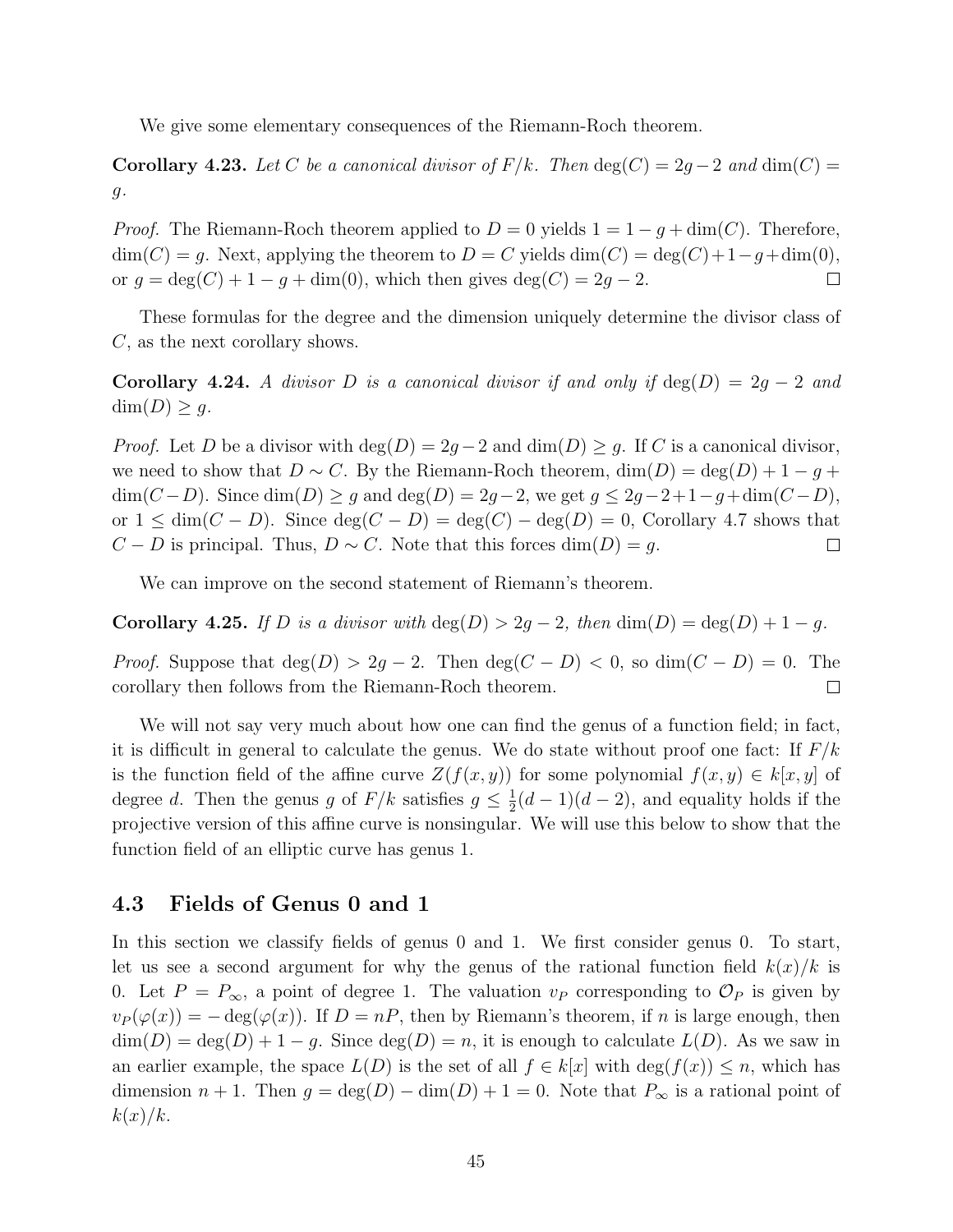We give some elementary consequences of the Riemann-Roch theorem.

**Corollary 4.23.** *Let $C$ be a canonical divisor of $F/k$. Then* $\deg(C) = 2g-2$ *and* $\dim(C) = g$.

*Proof.* The Riemann-Roch theorem applied to $D = 0$ yields $1 = 1 - g + \dim(C)$. Therefore, $\dim(C) = g$. Next, applying the theorem to $D = C$ yields $\dim(C) = \deg(C) + 1 - g + \dim(0)$, or $g = \deg(C) + 1 - g + \dim(0)$, which then gives $\deg(C) = 2g - 2$. □

These formulas for the degree and the dimension uniquely determine the divisor class of $C$, as the next corollary shows.

**Corollary 4.24.** *A divisor $D$ is a canonical divisor if and only if* $\deg(D) = 2g - 2$ *and* $\dim(D) \geq g$.

*Proof.* Let $D$ be a divisor with $\deg(D) = 2g-2$ and $\dim(D) \geq g$. If $C$ is a canonical divisor, we need to show that $D \sim C$. By the Riemann-Roch theorem, $\dim(D) = \deg(D) + 1 - g + \dim(C-D)$. Since $\dim(D) \geq g$ and $\deg(D) = 2g-2$, we get $g \leq 2g-2+1-g+\dim(C-D)$, or $1 \leq \dim(C-D)$. Since $\deg(C-D) = \deg(C) - \deg(D) = 0$, Corollary 4.7 shows that $C - D$ is principal. Thus, $D \sim C$. Note that this forces $\dim(D) = g$. □

We can improve on the second statement of Riemann's theorem.

**Corollary 4.25.** *If $D$ is a divisor with* $\deg(D) > 2g - 2$, *then* $\dim(D) = \deg(D) + 1 - g$.

*Proof.* Suppose that $\deg(D) > 2g - 2$. Then $\deg(C - D) < 0$, so $\dim(C - D) = 0$. The corollary then follows from the Riemann-Roch theorem. □

We will not say very much about how one can find the genus of a function field; in fact, it is difficult in general to calculate the genus. We do state without proof one fact: If $F/k$ is the function field of the affine curve $Z(f(x, y))$ for some polynomial $f(x, y) \in k[x, y]$ of degree $d$. Then the genus $g$ of $F/k$ satisfies $g \leq \frac{1}{2}(d-1)(d-2)$, and equality holds if the projective version of this affine curve is nonsingular. We will use this below to show that the function field of an elliptic curve has genus 1.

## 4.3 Fields of Genus 0 and 1

In this section we classify fields of genus 0 and 1. We first consider genus 0. To start, let us see a second argument for why the genus of the rational function field $k(x)/k$ is 0. Let $P = P_\infty$, a point of degree 1. The valuation $v_P$ corresponding to $\mathcal{O}_P$ is given by $v_P(\varphi(x)) = -\deg(\varphi(x))$. If $D = nP$, then by Riemann's theorem, if $n$ is large enough, then $\dim(D) = \deg(D) + 1 - g$. Since $\deg(D) = n$, it is enough to calculate $L(D)$. As we saw in an earlier example, the space $L(D)$ is the set of all $f \in k[x]$ with $\deg(f(x)) \leq n$, which has dimension $n + 1$. Then $g = \deg(D) - \dim(D) + 1 = 0$. Note that $P_\infty$ is a rational point of $k(x)/k$.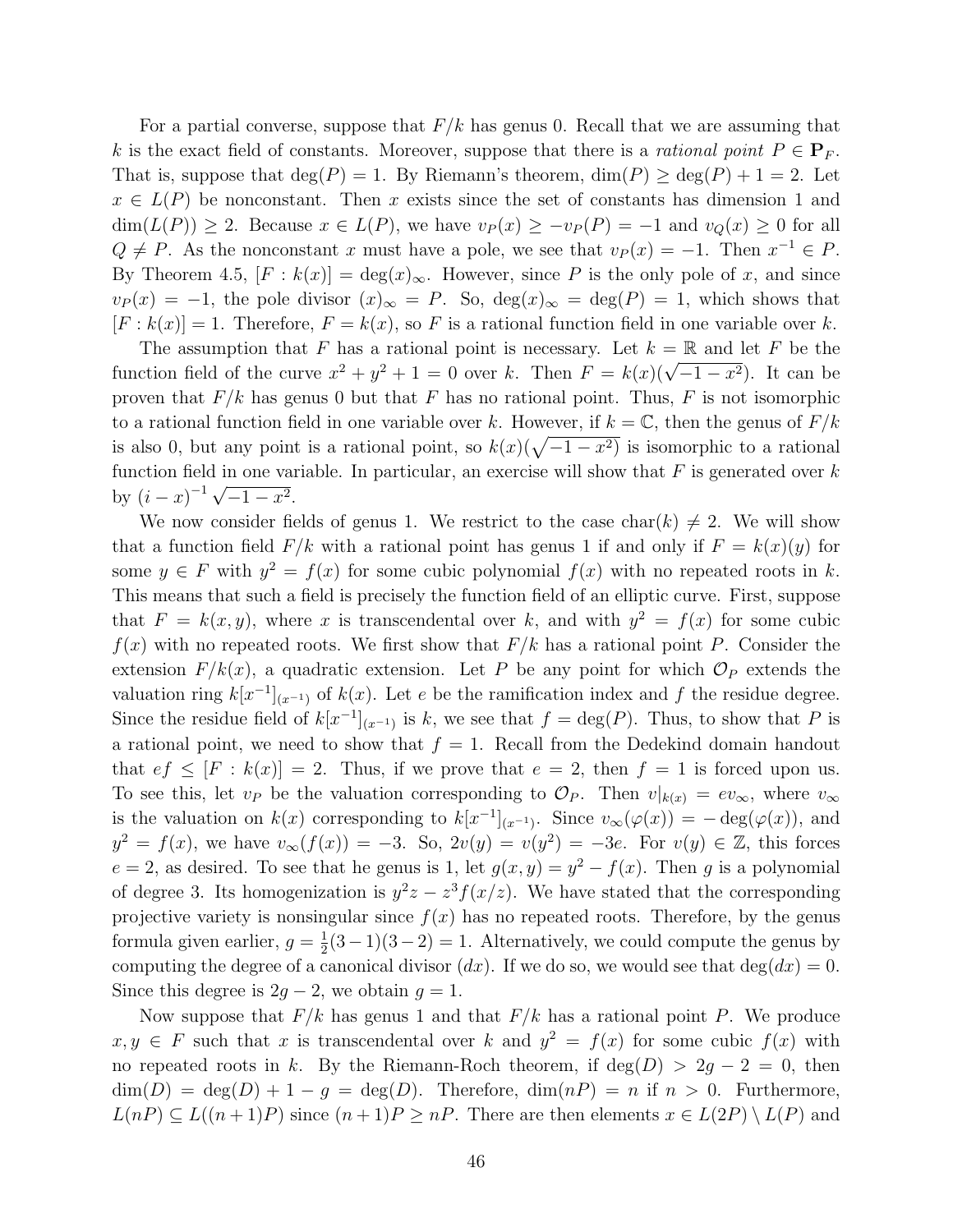For a partial converse, suppose that $F/k$ has genus 0. Recall that we are assuming that $k$ is the exact field of constants. Moreover, suppose that there is a *rational point* $P \in \mathbf{P}_F$. That is, suppose that $\deg(P) = 1$. By Riemann's theorem, $\dim(P) \geq \deg(P) + 1 = 2$. Let $x \in L(P)$ be nonconstant. Then $x$ exists since the set of constants has dimension 1 and $\dim(L(P)) \geq 2$. Because $x \in L(P)$, we have $v_P(x) \geq -v_P(P) = -1$ and $v_Q(x) \geq 0$ for all $Q \neq P$. As the nonconstant $x$ must have a pole, we see that $v_P(x) = -1$. Then $x^{-1} \in P$. By Theorem 4.5, $[F : k(x)] = \deg(x)_\infty$. However, since $P$ is the only pole of $x$, and since $v_P(x) = -1$, the pole divisor $(x)_\infty = P$. So, $\deg(x)_\infty = \deg(P) = 1$, which shows that $[F : k(x)] = 1$. Therefore, $F = k(x)$, so $F$ is a rational function field in one variable over $k$.

The assumption that $F$ has a rational point is necessary. Let $k = \mathbb{R}$ and let $F$ be the function field of the curve $x^2 + y^2 + 1 = 0$ over $k$. Then $F = k(x)(\sqrt{-1 - x^2})$. It can be proven that $F/k$ has genus 0 but that $F$ has no rational point. Thus, $F$ is not isomorphic to a rational function field in one variable over $k$. However, if $k = \mathbb{C}$, then the genus of $F/k$ is also 0, but any point is a rational point, so $k(x)(\sqrt{-1 - x^2})$ is isomorphic to a rational function field in one variable. In particular, an exercise will show that $F$ is generated over $k$ by $(i - x)^{-1}\sqrt{-1 - x^2}$.

We now consider fields of genus 1. We restrict to the case $\text{char}(k) \neq 2$. We will show that a function field $F/k$ with a rational point has genus 1 if and only if $F = k(x)(y)$ for some $y \in F$ with $y^2 = f(x)$ for some cubic polynomial $f(x)$ with no repeated roots in $k$. This means that such a field is precisely the function field of an elliptic curve. First, suppose that $F = k(x, y)$, where $x$ is transcendental over $k$, and with $y^2 = f(x)$ for some cubic $f(x)$ with no repeated roots. We first show that $F/k$ has a rational point $P$. Consider the extension $F/k(x)$, a quadratic extension. Let $P$ be any point for which $\mathcal{O}_P$ extends the valuation ring $k[x^{-1}]_{(x^{-1})}$ of $k(x)$. Let $e$ be the ramification index and $f$ the residue degree. Since the residue field of $k[x^{-1}]_{(x^{-1})}$ is $k$, we see that $f = \deg(P)$. Thus, to show that $P$ is a rational point, we need to show that $f = 1$. Recall from the Dedekind domain handout that $ef \leq [F : k(x)] = 2$. Thus, if we prove that $e = 2$, then $f = 1$ is forced upon us. To see this, let $v_P$ be the valuation corresponding to $\mathcal{O}_P$. Then $v|_{k(x)} = ev_\infty$, where $v_\infty$ is the valuation on $k(x)$ corresponding to $k[x^{-1}]_{(x^{-1})}$. Since $v_\infty(\varphi(x)) = -\deg(\varphi(x))$, and $y^2 = f(x)$, we have $v_\infty(f(x)) = -3$. So, $2v(y) = v(y^2) = -3e$. For $v(y) \in \mathbb{Z}$, this forces $e = 2$, as desired. To see that he genus is 1, let $g(x, y) = y^2 - f(x)$. Then $g$ is a polynomial of degree 3. Its homogenization is $y^2 z - z^3 f(x/z)$. We have stated that the corresponding projective variety is nonsingular since $f(x)$ has no repeated roots. Therefore, by the genus formula given earlier, $g = \frac{1}{2}(3-1)(3-2) = 1$. Alternatively, we could compute the genus by computing the degree of a canonical divisor $(dx)$. If we do so, we would see that $\deg(dx) = 0$. Since this degree is $2g - 2$, we obtain $g = 1$.

Now suppose that $F/k$ has genus 1 and that $F/k$ has a rational point $P$. We produce $x, y \in F$ such that $x$ is transcendental over $k$ and $y^2 = f(x)$ for some cubic $f(x)$ with no repeated roots in $k$. By the Riemann-Roch theorem, if $\deg(D) > 2g - 2 = 0$, then $\dim(D) = \deg(D) + 1 - g = \deg(D)$. Therefore, $\dim(nP) = n$ if $n > 0$. Furthermore, $L(nP) \subseteq L((n+1)P)$ since $(n+1)P \geq nP$. There are then elements $x \in L(2P) \setminus L(P)$ and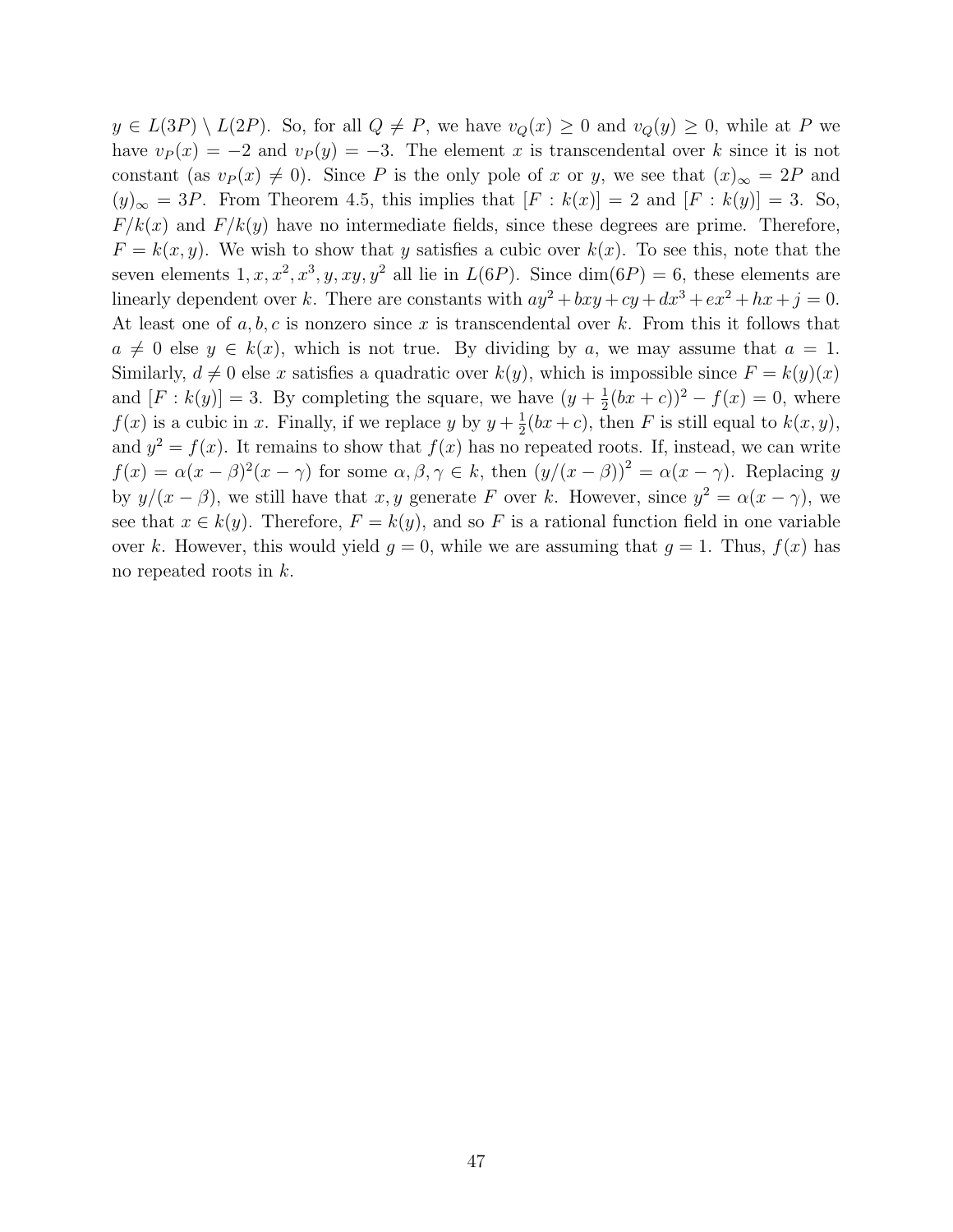$y \in L(3P) \setminus L(2P)$. So, for all $Q \neq P$, we have $v_Q(x) \geq 0$ and $v_Q(y) \geq 0$, while at $P$ we have $v_P(x) = -2$ and $v_P(y) = -3$. The element $x$ is transcendental over $k$ since it is not constant (as $v_P(x) \neq 0$). Since $P$ is the only pole of $x$ or $y$, we see that $(x)_\infty = 2P$ and $(y)_\infty = 3P$. From Theorem 4.5, this implies that $[F : k(x)] = 2$ and $[F : k(y)] = 3$. So, $F/k(x)$ and $F/k(y)$ have no intermediate fields, since these degrees are prime. Therefore, $F = k(x, y)$. We wish to show that $y$ satisfies a cubic over $k(x)$. To see this, note that the seven elements $1, x, x^2, x^3, y, xy, y^2$ all lie in $L(6P)$. Since $\dim(6P) = 6$, these elements are linearly dependent over $k$. There are constants with $ay^2 + bxy + cy + dx^3 + ex^2 + hx + j = 0$. At least one of $a, b, c$ is nonzero since $x$ is transcendental over $k$. From this it follows that $a \neq 0$ else $y \in k(x)$, which is not true. By dividing by $a$, we may assume that $a = 1$. Similarly, $d \neq 0$ else $x$ satisfies a quadratic over $k(y)$, which is impossible since $F = k(y)(x)$ and $[F : k(y)] = 3$. By completing the square, we have $(y + \frac{1}{2}(bx + c))^2 - f(x) = 0$, where $f(x)$ is a cubic in $x$. Finally, if we replace $y$ by $y + \frac{1}{2}(bx + c)$, then $F$ is still equal to $k(x, y)$, and $y^2 = f(x)$. It remains to show that $f(x)$ has no repeated roots. If, instead, we can write $f(x) = \alpha(x - \beta)^2(x - \gamma)$ for some $\alpha, \beta, \gamma \in k$, then $(y/(x - \beta))^2 = \alpha(x - \gamma)$. Replacing $y$ by $y/(x - \beta)$, we still have that $x, y$ generate $F$ over $k$. However, since $y^2 = \alpha(x - \gamma)$, we see that $x \in k(y)$. Therefore, $F = k(y)$, and so $F$ is a rational function field in one variable over $k$. However, this would yield $g = 0$, while we are assuming that $g = 1$. Thus, $f(x)$ has no repeated roots in $k$.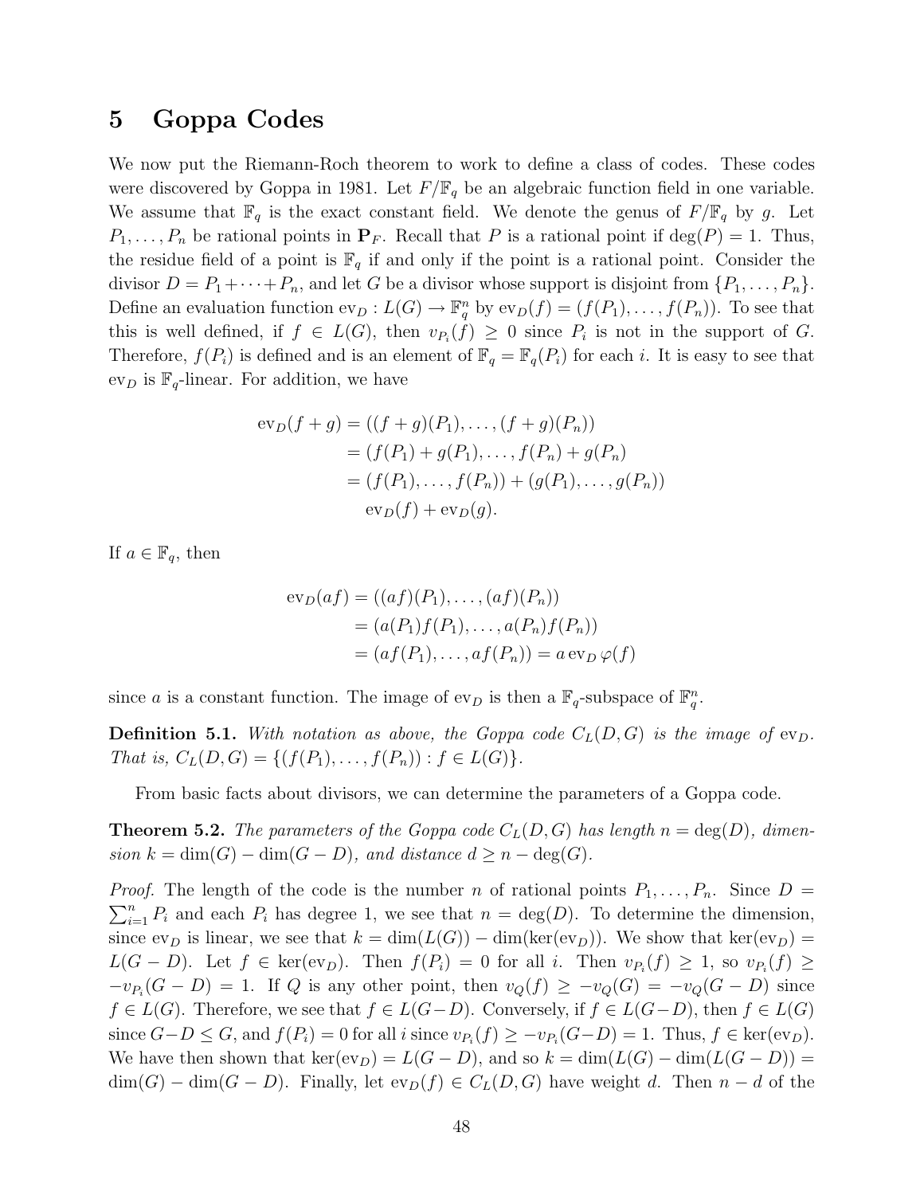# 5 Goppa Codes

We now put the Riemann-Roch theorem to work to define a class of codes. These codes were discovered by Goppa in 1981. Let $F/\mathbb{F}_q$ be an algebraic function field in one variable. We assume that $\mathbb{F}_q$ is the exact constant field. We denote the genus of $F/\mathbb{F}_q$ by $g$. Let $P_1, \ldots, P_n$ be rational points in $\mathbf{P}_F$. Recall that $P$ is a rational point if $\deg(P) = 1$. Thus, the residue field of a point is $\mathbb{F}_q$ if and only if the point is a rational point. Consider the divisor $D = P_1 + \cdots + P_n$, and let $G$ be a divisor whose support is disjoint from $\{P_1, \ldots, P_n\}$. Define an evaluation function $\mathrm{ev}_D : L(G) \to \mathbb{F}_q^n$ by $\mathrm{ev}_D(f) = (f(P_1), \ldots, f(P_n))$. To see that this is well defined, if $f \in L(G)$, then $v_{P_i}(f) \geq 0$ since $P_i$ is not in the support of $G$. Therefore, $f(P_i)$ is defined and is an element of $\mathbb{F}_q = \mathbb{F}_q(P_i)$ for each $i$. It is easy to see that $\mathrm{ev}_D$ is $\mathbb{F}_q$-linear. For addition, we have

$$\begin{aligned}
\mathrm{ev}_D(f+g) &= ((f+g)(P_1), \ldots, (f+g)(P_n)) \\
&= (f(P_1) + g(P_1), \ldots, f(P_n) + g(P_n)) \\
&= (f(P_1), \ldots, f(P_n)) + (g(P_1), \ldots, g(P_n)) \\
&\quad \mathrm{ev}_D(f) + \mathrm{ev}_D(g).
\end{aligned}$$

If $a \in \mathbb{F}_q$, then

$$\begin{aligned}
\mathrm{ev}_D(af) &= ((af)(P_1), \ldots, (af)(P_n)) \\
&= (a(P_1)f(P_1), \ldots, a(P_n)f(P_n)) \\
&= (af(P_1), \ldots, af(P_n)) = a \,\mathrm{ev}_D\, \varphi(f)
\end{aligned}$$

since $a$ is a constant function. The image of $\mathrm{ev}_D$ is then a $\mathbb{F}_q$-subspace of $\mathbb{F}_q^n$.

**Definition 5.1.** *With notation as above, the Goppa code $C_L(D, G)$ is the image of $\mathrm{ev}_D$. That is, $C_L(D, G) = \{(f(P_1), \ldots, f(P_n)) : f \in L(G)\}$.*

From basic facts about divisors, we can determine the parameters of a Goppa code.

**Theorem 5.2.** *The parameters of the Goppa code $C_L(D, G)$ has length $n = \deg(D)$, dimension $k = \dim(G) - \dim(G - D)$, and distance $d \geq n - \deg(G)$.*

*Proof.* The length of the code is the number $n$ of rational points $P_1, \ldots, P_n$. Since $D = \sum_{i=1}^n P_i$ and each $P_i$ has degree 1, we see that $n = \deg(D)$. To determine the dimension, since $\mathrm{ev}_D$ is linear, we see that $k = \dim(L(G)) - \dim(\ker(\mathrm{ev}_D))$. We show that $\ker(\mathrm{ev}_D) = L(G - D)$. Let $f \in \ker(\mathrm{ev}_D)$. Then $f(P_i) = 0$ for all $i$. Then $v_{P_i}(f) \geq 1$, so $v_{P_i}(f) \geq -v_{P_i}(G - D) = 1$. If $Q$ is any other point, then $v_Q(f) \geq -v_Q(G) = -v_Q(G - D)$ since $f \in L(G)$. Therefore, we see that $f \in L(G-D)$. Conversely, if $f \in L(G-D)$, then $f \in L(G)$ since $G - D \leq G$, and $f(P_i) = 0$ for all $i$ since $v_{P_i}(f) \geq -v_{P_i}(G-D) = 1$. Thus, $f \in \ker(\mathrm{ev}_D)$. We have then shown that $\ker(\mathrm{ev}_D) = L(G - D)$, and so $k = \dim(L(G) - \dim(L(G - D)) = \dim(G) - \dim(G - D)$. Finally, let $\mathrm{ev}_D(f) \in C_L(D, G)$ have weight $d$. Then $n - d$ of the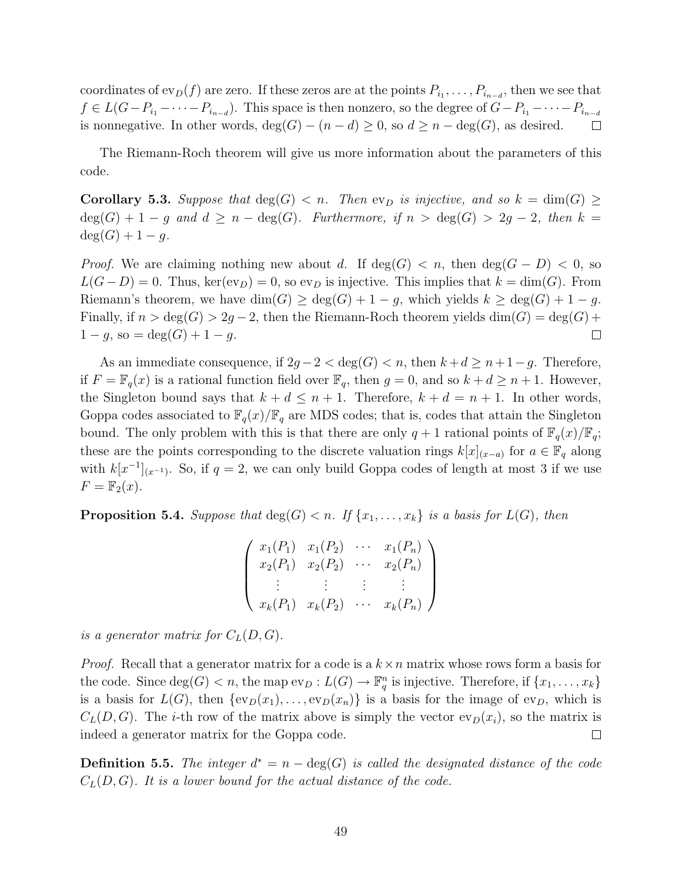coordinates of $\text{ev}_D(f)$ are zero. If these zeros are at the points $P_{i_1}, \ldots, P_{i_{n-d}}$, then we see that $f \in L(G - P_{i_1} - \cdots - P_{i_{n-d}})$. This space is then nonzero, so the degree of $G - P_{i_1} - \cdots - P_{i_{n-d}}$ is nonnegative. In other words, $\deg(G) - (n - d) \geq 0$, so $d \geq n - \deg(G)$, as desired. □

The Riemann-Roch theorem will give us more information about the parameters of this code.

**Corollary 5.3.** *Suppose that $\deg(G) < n$. Then $\text{ev}_D$ is injective, and so $k = \dim(G) \geq \deg(G) + 1 - g$ and $d \geq n - \deg(G)$. Furthermore, if $n > \deg(G) > 2g - 2$, then $k = \deg(G) + 1 - g$.*

*Proof.* We are claiming nothing new about $d$. If $\deg(G) < n$, then $\deg(G - D) < 0$, so $L(G - D) = 0$. Thus, $\ker(\text{ev}_D) = 0$, so $\text{ev}_D$ is injective. This implies that $k = \dim(G)$. From Riemann's theorem, we have $\dim(G) \geq \deg(G) + 1 - g$, which yields $k \geq \deg(G) + 1 - g$. Finally, if $n > \deg(G) > 2g - 2$, then the Riemann-Roch theorem yields $\dim(G) = \deg(G) + 1 - g$, so $= \deg(G) + 1 - g$. □

As an immediate consequence, if $2g - 2 < \deg(G) < n$, then $k + d \geq n + 1 - g$. Therefore, if $F = \mathbb{F}_q(x)$ is a rational function field over $\mathbb{F}_q$, then $g = 0$, and so $k + d \geq n + 1$. However, the Singleton bound says that $k + d \leq n + 1$. Therefore, $k + d = n + 1$. In other words, Goppa codes associated to $\mathbb{F}_q(x)/\mathbb{F}_q$ are MDS codes; that is, codes that attain the Singleton bound. The only problem with this is that there are only $q + 1$ rational points of $\mathbb{F}_q(x)/\mathbb{F}_q$; these are the points corresponding to the discrete valuation rings $k[x]_{(x-a)}$ for $a \in \mathbb{F}_q$ along with $k[x^{-1}]_{(x^{-1})}$. So, if $q = 2$, we can only build Goppa codes of length at most 3 if we use $F = \mathbb{F}_2(x)$.

**Proposition 5.4.** *Suppose that $\deg(G) < n$. If $\{x_1, \ldots, x_k\}$ is a basis for $L(G)$, then*

$$\begin{pmatrix} x_1(P_1) & x_1(P_2) & \cdots & x_1(P_n) \\ x_2(P_1) & x_2(P_2) & \cdots & x_2(P_n) \\ \vdots & \vdots & \vdots & \vdots \\ x_k(P_1) & x_k(P_2) & \cdots & x_k(P_n) \end{pmatrix}$$

*is a generator matrix for $C_L(D, G)$.*

*Proof.* Recall that a generator matrix for a code is a $k \times n$ matrix whose rows form a basis for the code. Since $\deg(G) < n$, the map $\text{ev}_D : L(G) \to \mathbb{F}_q^n$ is injective. Therefore, if $\{x_1, \ldots, x_k\}$ is a basis for $L(G)$, then $\{\text{ev}_D(x_1), \ldots, \text{ev}_D(x_n)\}$ is a basis for the image of $\text{ev}_D$, which is $C_L(D, G)$. The $i$-th row of the matrix above is simply the vector $\text{ev}_D(x_i)$, so the matrix is indeed a generator matrix for the Goppa code. □

**Definition 5.5.** *The integer $d^* = n - \deg(G)$ is called the designated distance of the code $C_L(D, G)$. It is a lower bound for the actual distance of the code.*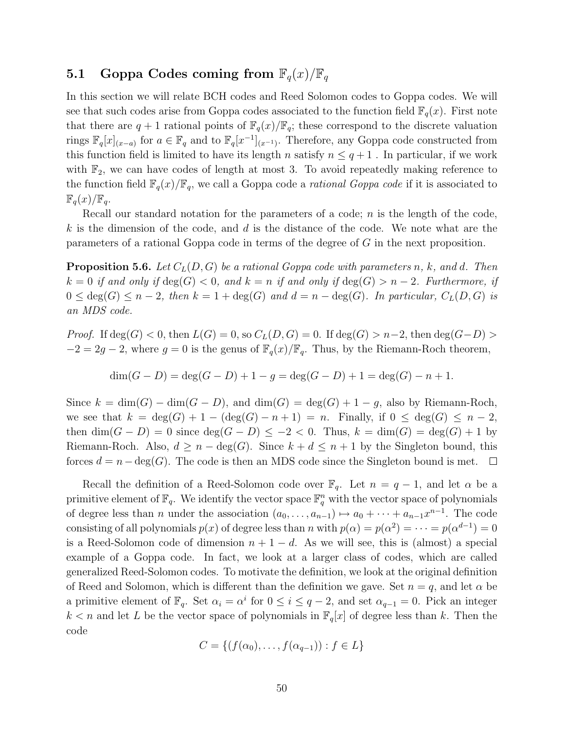## 5.1 Goppa Codes coming from $\mathbb{F}_q(x)/\mathbb{F}_q$

In this section we will relate BCH codes and Reed Solomon codes to Goppa codes. We will see that such codes arise from Goppa codes associated to the function field $\mathbb{F}_q(x)$. First note that there are $q+1$ rational points of $\mathbb{F}_q(x)/\mathbb{F}_q$; these correspond to the discrete valuation rings $\mathbb{F}_q[x]_{(x-a)}$ for $a \in \mathbb{F}_q$ and to $\mathbb{F}_q[x^{-1}]_{(x^{-1})}$. Therefore, any Goppa code constructed from this function field is limited to have its length $n$ satisfy $n \leq q+1$ . In particular, if we work with $\mathbb{F}_2$, we can have codes of length at most 3. To avoid repeatedly making reference to the function field $\mathbb{F}_q(x)/\mathbb{F}_q$, we call a Goppa code a *rational Goppa code* if it is associated to $\mathbb{F}_q(x)/\mathbb{F}_q$.

Recall our standard notation for the parameters of a code; $n$ is the length of the code, $k$ is the dimension of the code, and $d$ is the distance of the code. We note what are the parameters of a rational Goppa code in terms of the degree of $G$ in the next proposition.

**Proposition 5.6.** *Let $C_L(D,G)$ be a rational Goppa code with parameters $n$, $k$, and $d$. Then $k = 0$ if and only if $\deg(G) < 0$, and $k = n$ if and only if $\deg(G) > n-2$. Furthermore, if $0 \leq \deg(G) \leq n-2$, then $k = 1 + \deg(G)$ and $d = n - \deg(G)$. In particular, $C_L(D,G)$ is an MDS code.*

*Proof.* If $\deg(G) < 0$, then $L(G) = 0$, so $C_L(D,G) = 0$. If $\deg(G) > n-2$, then $\deg(G-D) > -2 = 2g-2$, where $g = 0$ is the genus of $\mathbb{F}_q(x)/\mathbb{F}_q$. Thus, by the Riemann-Roch theorem,

$$\dim(G-D) = \deg(G-D) + 1 - g = \deg(G-D) + 1 = \deg(G) - n + 1.$$

Since $k = \dim(G) - \dim(G-D)$, and $\dim(G) = \deg(G) + 1 - g$, also by Riemann-Roch, we see that $k = \deg(G) + 1 - (\deg(G) - n + 1) = n$. Finally, if $0 \leq \deg(G) \leq n-2$, then $\dim(G-D) = 0$ since $\deg(G-D) \leq -2 < 0$. Thus, $k = \dim(G) = \deg(G) + 1$ by Riemann-Roch. Also, $d \geq n - \deg(G)$. Since $k + d \leq n + 1$ by the Singleton bound, this forces $d = n - \deg(G)$. The code is then an MDS code since the Singleton bound is met. $\square$

Recall the definition of a Reed-Solomon code over $\mathbb{F}_q$. Let $n = q-1$, and let $\alpha$ be a primitive element of $\mathbb{F}_q$. We identify the vector space $\mathbb{F}_q^n$ with the vector space of polynomials of degree less than $n$ under the association $(a_0, \ldots, a_{n-1}) \mapsto a_0 + \cdots + a_{n-1}x^{n-1}$. The code consisting of all polynomials $p(x)$ of degree less than $n$ with $p(\alpha) = p(\alpha^2) = \cdots = p(\alpha^{d-1}) = 0$ is a Reed-Solomon code of dimension $n + 1 - d$. As we will see, this is (almost) a special example of a Goppa code. In fact, we look at a larger class of codes, which are called generalized Reed-Solomon codes. To motivate the definition, we look at the original definition of Reed and Solomon, which is different than the definition we gave. Set $n = q$, and let $\alpha$ be a primitive element of $\mathbb{F}_q$. Set $\alpha_i = \alpha^i$ for $0 \leq i \leq q-2$, and set $\alpha_{q-1} = 0$. Pick an integer $k < n$ and let $L$ be the vector space of polynomials in $\mathbb{F}_q[x]$ of degree less than $k$. Then the code

$$C = \{(f(\alpha_0), \ldots, f(\alpha_{q-1})) : f \in L\}$$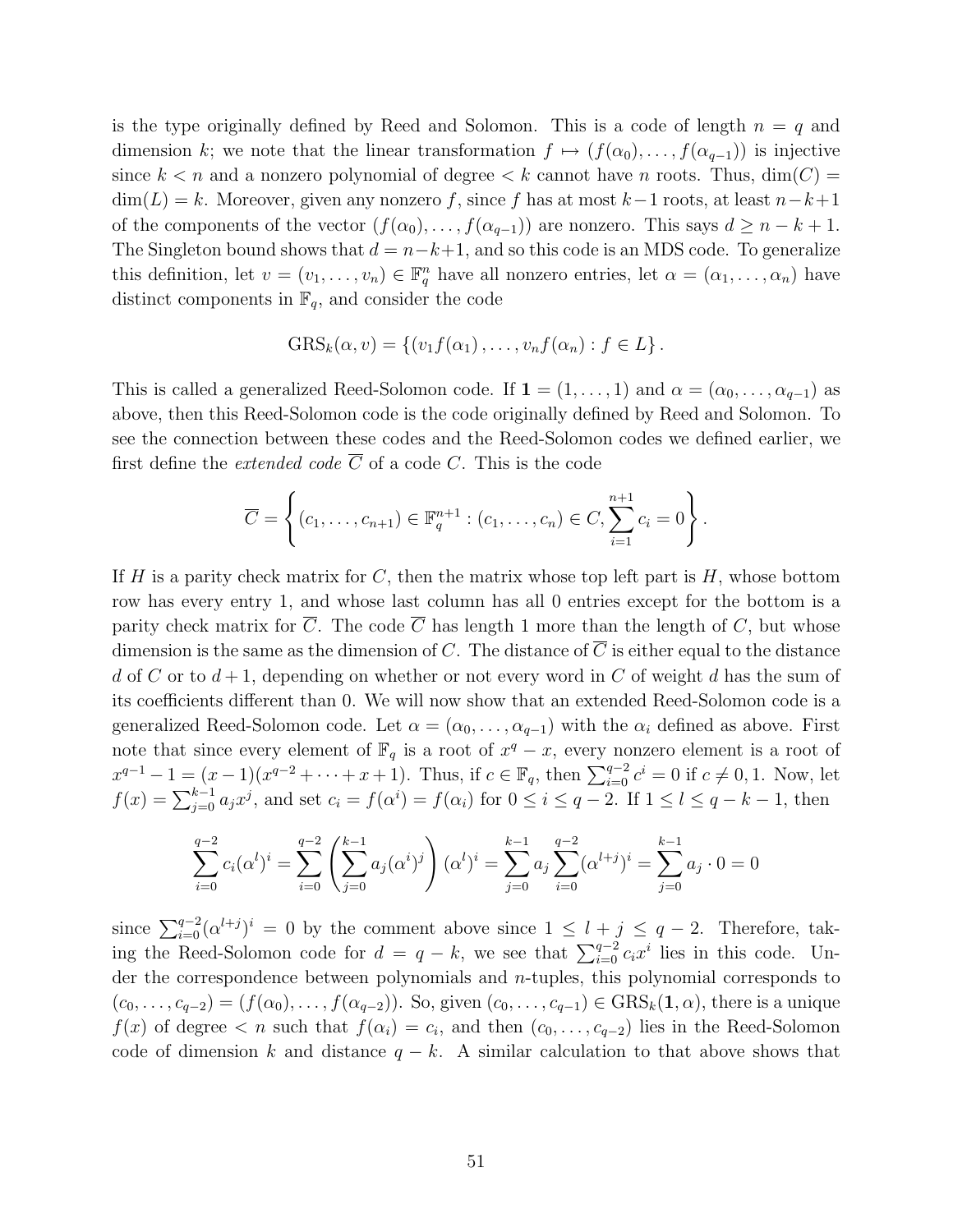is the type originally defined by Reed and Solomon. This is a code of length $n = q$ and dimension $k$; we note that the linear transformation $f \mapsto (f(\alpha_0), \ldots, f(\alpha_{q-1}))$ is injective since $k < n$ and a nonzero polynomial of degree $< k$ cannot have $n$ roots. Thus, $\dim(C) = \dim(L) = k$. Moreover, given any nonzero $f$, since $f$ has at most $k-1$ roots, at least $n-k+1$ of the components of the vector $(f(\alpha_0), \ldots, f(\alpha_{q-1}))$ are nonzero. This says $d \geq n - k + 1$. The Singleton bound shows that $d = n-k+1$, and so this code is an MDS code. To generalize this definition, let $v = (v_1, \ldots, v_n) \in \mathbb{F}_q^n$ have all nonzero entries, let $\alpha = (\alpha_1, \ldots, \alpha_n)$ have distinct components in $\mathbb{F}_q$, and consider the code

$$\mathrm{GRS}_k(\alpha, v) = \{(v_1 f(\alpha_1), \ldots, v_n f(\alpha_n)) : f \in L\}.$$

This is called a generalized Reed-Solomon code. If $\mathbf{1} = (1, \ldots, 1)$ and $\alpha = (\alpha_0, \ldots, \alpha_{q-1})$ as above, then this Reed-Solomon code is the code originally defined by Reed and Solomon. To see the connection between these codes and the Reed-Solomon codes we defined earlier, we first define the *extended code* $\overline{C}$ of a code $C$. This is the code

$$\overline{C} = \left\{ (c_1, \ldots, c_{n+1}) \in \mathbb{F}_q^{n+1} : (c_1, \ldots, c_n) \in C, \sum_{i=1}^{n+1} c_i = 0 \right\}.$$

If $H$ is a parity check matrix for $C$, then the matrix whose top left part is $H$, whose bottom row has every entry 1, and whose last column has all 0 entries except for the bottom is a parity check matrix for $\overline{C}$. The code $\overline{C}$ has length 1 more than the length of $C$, but whose dimension is the same as the dimension of $C$. The distance of $\overline{C}$ is either equal to the distance $d$ of $C$ or to $d+1$, depending on whether or not every word in $C$ of weight $d$ has the sum of its coefficients different than 0. We will now show that an extended Reed-Solomon code is a generalized Reed-Solomon code. Let $\alpha = (\alpha_0, \ldots, \alpha_{q-1})$ with the $\alpha_i$ defined as above. First note that since every element of $\mathbb{F}_q$ is a root of $x^q - x$, every nonzero element is a root of $x^{q-1} - 1 = (x-1)(x^{q-2} + \cdots + x + 1)$. Thus, if $c \in \mathbb{F}_q$, then $\sum_{i=0}^{q-2} c^i = 0$ if $c \neq 0, 1$. Now, let $f(x) = \sum_{j=0}^{k-1} a_j x^j$, and set $c_i = f(\alpha^i) = f(\alpha_i)$ for $0 \leq i \leq q-2$. If $1 \leq l \leq q-k-1$, then

$$\sum_{i=0}^{q-2} c_i (\alpha^l)^i = \sum_{i=0}^{q-2} \left( \sum_{j=0}^{k-1} a_j (\alpha^i)^j \right) (\alpha^l)^i = \sum_{j=0}^{k-1} a_j \sum_{i=0}^{q-2} (\alpha^{l+j})^i = \sum_{j=0}^{k-1} a_j \cdot 0 = 0$$

since $\sum_{i=0}^{q-2} (\alpha^{l+j})^i = 0$ by the comment above since $1 \leq l + j \leq q - 2$. Therefore, taking the Reed-Solomon code for $d = q - k$, we see that $\sum_{i=0}^{q-2} c_i x^i$ lies in this code. Under the correspondence between polynomials and $n$-tuples, this polynomial corresponds to $(c_0, \ldots, c_{q-2}) = (f(\alpha_0), \ldots, f(\alpha_{q-2}))$. So, given $(c_0, \ldots, c_{q-1}) \in \mathrm{GRS}_k(\mathbf{1}, \alpha)$, there is a unique $f(x)$ of degree $< n$ such that $f(\alpha_i) = c_i$, and then $(c_0, \ldots, c_{q-2})$ lies in the Reed-Solomon code of dimension $k$ and distance $q - k$. A similar calculation to that above shows that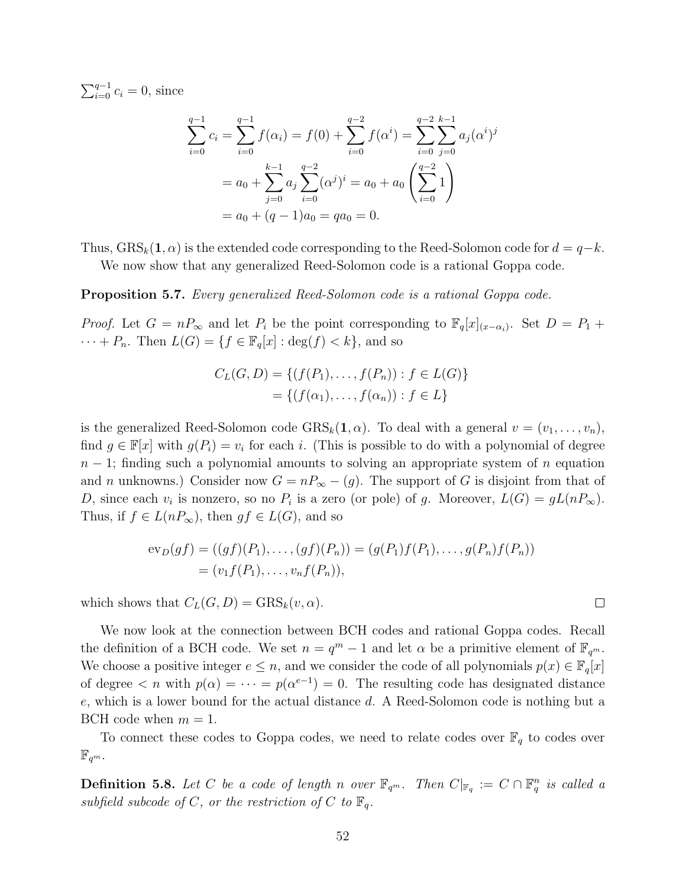$\sum_{i=0}^{q-1} c_i = 0$, since

$$\begin{aligned}
\sum_{i=0}^{q-1} c_i &= \sum_{i=0}^{q-1} f(\alpha_i) = f(0) + \sum_{i=0}^{q-2} f(\alpha^i) = \sum_{i=0}^{q-2} \sum_{j=0}^{k-1} a_j (\alpha^i)^j \\
&= a_0 + \sum_{j=0}^{k-1} a_j \sum_{i=0}^{q-2} (\alpha^j)^i = a_0 + a_0 \left( \sum_{i=0}^{q-2} 1 \right) \\
&= a_0 + (q-1)a_0 = qa_0 = 0.
\end{aligned}$$

Thus, $\mathrm{GRS}_k(\mathbf{1}, \alpha)$ is the extended code corresponding to the Reed-Solomon code for $d = q-k$.

We now show that any generalized Reed-Solomon code is a rational Goppa code.

**Proposition 5.7.** *Every generalized Reed-Solomon code is a rational Goppa code.*

*Proof.* Let $G = nP_\infty$ and let $P_i$ be the point corresponding to $\mathbb{F}_q[x]_{(x-\alpha_i)}$. Set $D = P_1 + \cdots + P_n$. Then $L(G) = \{f \in \mathbb{F}_q[x] : \deg(f) < k\}$, and so

$$\begin{aligned}
C_L(G, D) &= \{(f(P_1), \ldots, f(P_n)) : f \in L(G)\} \\
&= \{(f(\alpha_1), \ldots, f(\alpha_n)) : f \in L\}
\end{aligned}$$

is the generalized Reed-Solomon code $\mathrm{GRS}_k(\mathbf{1}, \alpha)$. To deal with a general $v = (v_1, \ldots, v_n)$, find $g \in \mathbb{F}[x]$ with $g(P_i) = v_i$ for each $i$. (This is possible to do with a polynomial of degree $n-1$; finding such a polynomial amounts to solving an appropriate system of $n$ equation and $n$ unknowns.) Consider now $G = nP_\infty - (g)$. The support of $G$ is disjoint from that of $D$, since each $v_i$ is nonzero, so no $P_i$ is a zero (or pole) of $g$. Moreover, $L(G) = gL(nP_\infty)$. Thus, if $f \in L(nP_\infty)$, then $gf \in L(G)$, and so

$$\begin{aligned}
\mathrm{ev}_D(gf) &= ((gf)(P_1), \ldots, (gf)(P_n)) = (g(P_1)f(P_1), \ldots, g(P_n)f(P_n)) \\
&= (v_1 f(P_1), \ldots, v_n f(P_n)),
\end{aligned}$$

which shows that $C_L(G, D) = \mathrm{GRS}_k(v, \alpha)$. $\square$

We now look at the connection between BCH codes and rational Goppa codes. Recall the definition of a BCH code. We set $n = q^m - 1$ and let $\alpha$ be a primitive element of $\mathbb{F}_{q^m}$. We choose a positive integer $e \leq n$, and we consider the code of all polynomials $p(x) \in \mathbb{F}_q[x]$ of degree $< n$ with $p(\alpha) = \cdots = p(\alpha^{e-1}) = 0$. The resulting code has designated distance $e$, which is a lower bound for the actual distance $d$. A Reed-Solomon code is nothing but a BCH code when $m = 1$.

To connect these codes to Goppa codes, we need to relate codes over $\mathbb{F}_q$ to codes over $\mathbb{F}_{q^m}$.

**Definition 5.8.** *Let $C$ be a code of length $n$ over $\mathbb{F}_{q^m}$. Then $C|_{\mathbb{F}_q} := C \cap \mathbb{F}_q^n$ is called a subfield subcode of $C$, or the restriction of $C$ to $\mathbb{F}_q$.*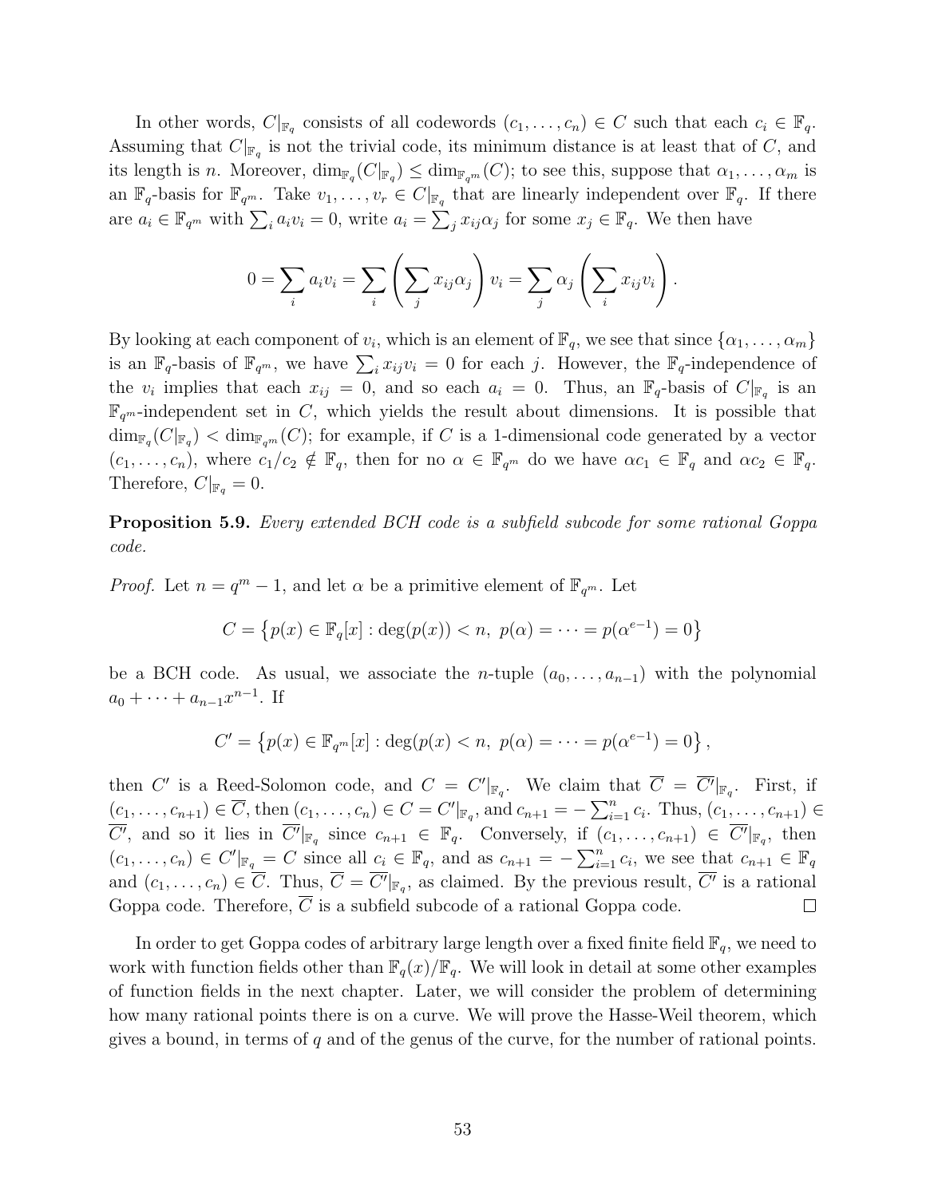In other words, $C|_{\mathbb{F}_q}$ consists of all codewords $(c_1, \ldots, c_n) \in C$ such that each $c_i \in \mathbb{F}_q$. Assuming that $C|_{\mathbb{F}_q}$ is not the trivial code, its minimum distance is at least that of $C$, and its length is $n$. Moreover, $\dim_{\mathbb{F}_q}(C|_{\mathbb{F}_q}) \leq \dim_{\mathbb{F}_{q^m}}(C)$; to see this, suppose that $\alpha_1, \ldots, \alpha_m$ is an $\mathbb{F}_q$-basis for $\mathbb{F}_{q^m}$. Take $v_1, \ldots, v_r \in C|_{\mathbb{F}_q}$ that are linearly independent over $\mathbb{F}_q$. If there are $a_i \in \mathbb{F}_{q^m}$ with $\sum_i a_i v_i = 0$, write $a_i = \sum_j x_{ij}\alpha_j$ for some $x_j \in \mathbb{F}_q$. We then have

$$0 = \sum_i a_i v_i = \sum_i \left( \sum_j x_{ij} \alpha_j \right) v_i = \sum_j \alpha_j \left( \sum_i x_{ij} v_i \right).$$

By looking at each component of $v_i$, which is an element of $\mathbb{F}_q$, we see that since $\{\alpha_1, \ldots, \alpha_m\}$ is an $\mathbb{F}_q$-basis of $\mathbb{F}_{q^m}$, we have $\sum_i x_{ij} v_i = 0$ for each $j$. However, the $\mathbb{F}_q$-independence of the $v_i$ implies that each $x_{ij} = 0$, and so each $a_i = 0$. Thus, an $\mathbb{F}_q$-basis of $C|_{\mathbb{F}_q}$ is an $\mathbb{F}_{q^m}$-independent set in $C$, which yields the result about dimensions. It is possible that $\dim_{\mathbb{F}_q}(C|_{\mathbb{F}_q}) < \dim_{\mathbb{F}_{q^m}}(C)$; for example, if $C$ is a 1-dimensional code generated by a vector $(c_1, \ldots, c_n)$, where $c_1/c_2 \notin \mathbb{F}_q$, then for no $\alpha \in \mathbb{F}_{q^m}$ do we have $\alpha c_1 \in \mathbb{F}_q$ and $\alpha c_2 \in \mathbb{F}_q$. Therefore, $C|_{\mathbb{F}_q} = 0$.

**Proposition 5.9.** *Every extended BCH code is a subfield subcode for some rational Goppa code.*

*Proof.* Let $n = q^m - 1$, and let $\alpha$ be a primitive element of $\mathbb{F}_{q^m}$. Let

$$C = \left\{ p(x) \in \mathbb{F}_q[x] : \deg(p(x)) < n,\ p(\alpha) = \cdots = p(\alpha^{e-1}) = 0 \right\}$$

be a BCH code. As usual, we associate the $n$-tuple $(a_0, \ldots, a_{n-1})$ with the polynomial $a_0 + \cdots + a_{n-1}x^{n-1}$. If

$$C' = \left\{ p(x) \in \mathbb{F}_{q^m}[x] : \deg(p(x) < n,\ p(\alpha) = \cdots = p(\alpha^{e-1}) = 0 \right\},$$

then $C'$ is a Reed-Solomon code, and $C = C'|_{\mathbb{F}_q}$. We claim that $\overline{C} = \overline{C'}|_{\mathbb{F}_q}$. First, if $(c_1, \ldots, c_{n+1}) \in \overline{C}$, then $(c_1, \ldots, c_n) \in C = C'|_{\mathbb{F}_q}$, and $c_{n+1} = -\sum_{i=1}^n c_i$. Thus, $(c_1, \ldots, c_{n+1}) \in \overline{C'}$, and so it lies in $\overline{C'}|_{\mathbb{F}_q}$ since $c_{n+1} \in \mathbb{F}_q$. Conversely, if $(c_1, \ldots, c_{n+1}) \in \overline{C'}|_{\mathbb{F}_q}$, then $(c_1, \ldots, c_n) \in C'|_{\mathbb{F}_q} = C$ since all $c_i \in \mathbb{F}_q$, and as $c_{n+1} = -\sum_{i=1}^n c_i$, we see that $c_{n+1} \in \mathbb{F}_q$ and $(c_1, \ldots, c_n) \in \overline{C}$. Thus, $\overline{C} = \overline{C'}|_{\mathbb{F}_q}$, as claimed. By the previous result, $\overline{C'}$ is a rational Goppa code. Therefore, $\overline{C}$ is a subfield subcode of a rational Goppa code. $\square$

In order to get Goppa codes of arbitrary large length over a fixed finite field $\mathbb{F}_q$, we need to work with function fields other than $\mathbb{F}_q(x)/\mathbb{F}_q$. We will look in detail at some other examples of function fields in the next chapter. Later, we will consider the problem of determining how many rational points there is on a curve. We will prove the Hasse-Weil theorem, which gives a bound, in terms of $q$ and of the genus of the curve, for the number of rational points.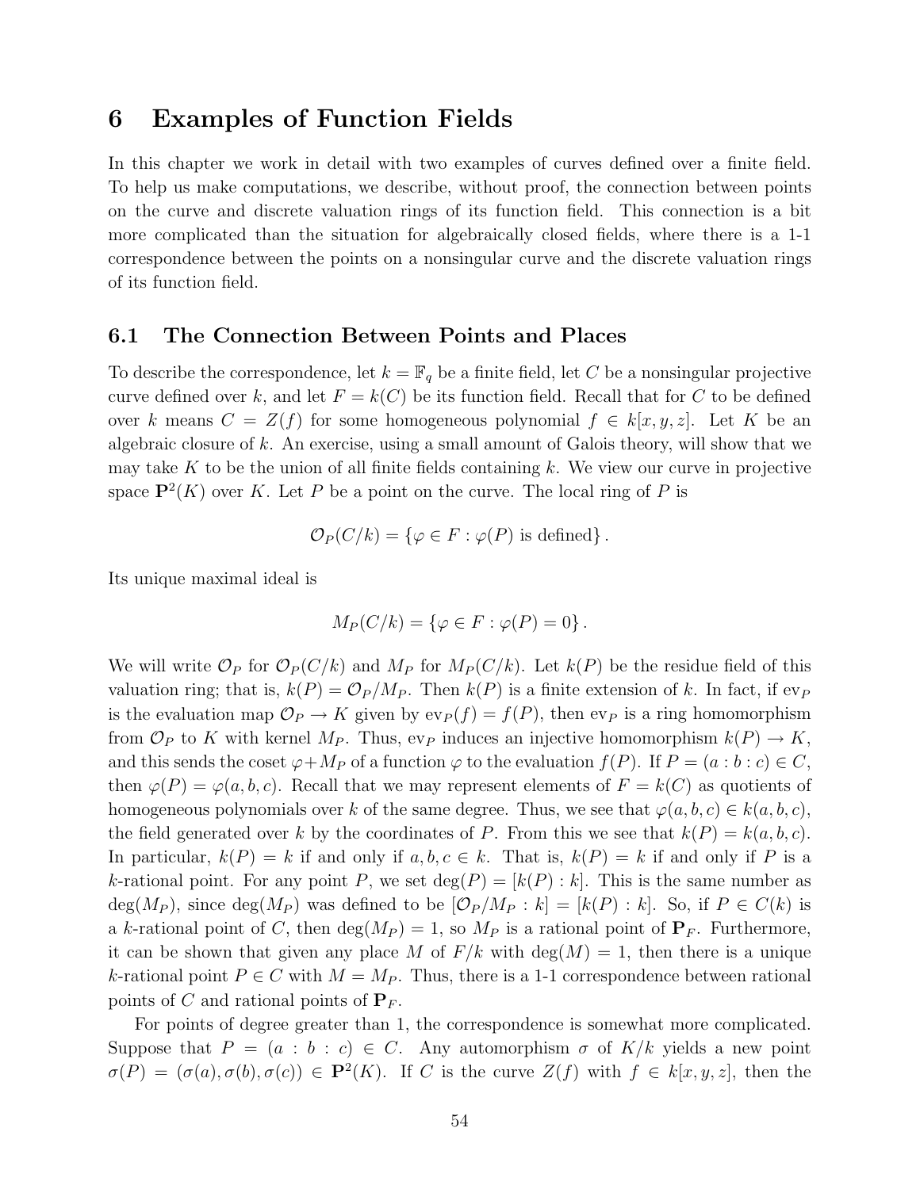# 6 Examples of Function Fields

In this chapter we work in detail with two examples of curves defined over a finite field. To help us make computations, we describe, without proof, the connection between points on the curve and discrete valuation rings of its function field. This connection is a bit more complicated than the situation for algebraically closed fields, where there is a 1-1 correspondence between the points on a nonsingular curve and the discrete valuation rings of its function field.

## 6.1 The Connection Between Points and Places

To describe the correspondence, let $k = \mathbb{F}_q$ be a finite field, let $C$ be a nonsingular projective curve defined over $k$, and let $F = k(C)$ be its function field. Recall that for $C$ to be defined over $k$ means $C = Z(f)$ for some homogeneous polynomial $f \in k[x, y, z]$. Let $K$ be an algebraic closure of $k$. An exercise, using a small amount of Galois theory, will show that we may take $K$ to be the union of all finite fields containing $k$. We view our curve in projective space $\mathbf{P}^2(K)$ over $K$. Let $P$ be a point on the curve. The local ring of $P$ is

$$\mathcal{O}_P(C/k) = \{\varphi \in F : \varphi(P) \text{ is defined}\}.$$

Its unique maximal ideal is

$$M_P(C/k) = \{\varphi \in F : \varphi(P) = 0\}.$$

We will write $\mathcal{O}_P$ for $\mathcal{O}_P(C/k)$ and $M_P$ for $M_P(C/k)$. Let $k(P)$ be the residue field of this valuation ring; that is, $k(P) = \mathcal{O}_P/M_P$. Then $k(P)$ is a finite extension of $k$. In fact, if $\mathrm{ev}_P$ is the evaluation map $\mathcal{O}_P \to K$ given by $\mathrm{ev}_P(f) = f(P)$, then $\mathrm{ev}_P$ is a ring homomorphism from $\mathcal{O}_P$ to $K$ with kernel $M_P$. Thus, $\mathrm{ev}_P$ induces an injective homomorphism $k(P) \to K$, and this sends the coset $\varphi + M_P$ of a function $\varphi$ to the evaluation $f(P)$. If $P = (a : b : c) \in C$, then $\varphi(P) = \varphi(a, b, c)$. Recall that we may represent elements of $F = k(C)$ as quotients of homogeneous polynomials over $k$ of the same degree. Thus, we see that $\varphi(a, b, c) \in k(a, b, c)$, the field generated over $k$ by the coordinates of $P$. From this we see that $k(P) = k(a, b, c)$. In particular, $k(P) = k$ if and only if $a, b, c \in k$. That is, $k(P) = k$ if and only if $P$ is a $k$-rational point. For any point $P$, we set $\deg(P) = [k(P) : k]$. This is the same number as $\deg(M_P)$, since $\deg(M_P)$ was defined to be $[\mathcal{O}_P/M_P : k] = [k(P) : k]$. So, if $P \in C(k)$ is a $k$-rational point of $C$, then $\deg(M_P) = 1$, so $M_P$ is a rational point of $\mathbf{P}_F$. Furthermore, it can be shown that given any place $M$ of $F/k$ with $\deg(M) = 1$, then there is a unique $k$-rational point $P \in C$ with $M = M_P$. Thus, there is a 1-1 correspondence between rational points of $C$ and rational points of $\mathbf{P}_F$.

For points of degree greater than 1, the correspondence is somewhat more complicated. Suppose that $P = (a : b : c) \in C$. Any automorphism $\sigma$ of $K/k$ yields a new point $\sigma(P) = (\sigma(a), \sigma(b), \sigma(c)) \in \mathbf{P}^2(K)$. If $C$ is the curve $Z(f)$ with $f \in k[x, y, z]$, then the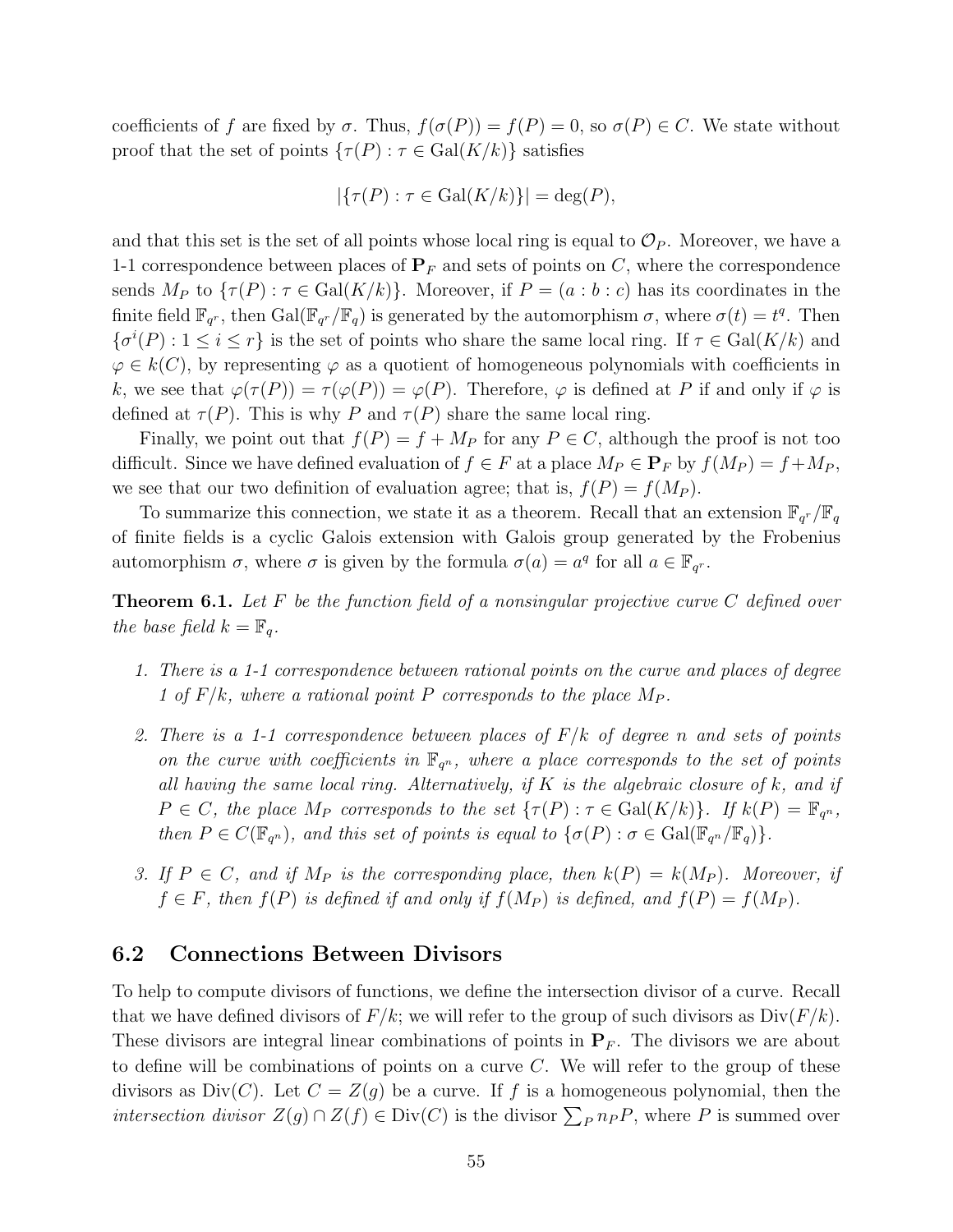coefficients of $f$ are fixed by $\sigma$. Thus, $f(\sigma(P)) = f(P) = 0$, so $\sigma(P) \in C$. We state without proof that the set of points $\{\tau(P) : \tau \in \mathrm{Gal}(K/k)\}$ satisfies

$$|\{\tau(P) : \tau \in \mathrm{Gal}(K/k)\}| = \deg(P),$$

and that this set is the set of all points whose local ring is equal to $\mathcal{O}_P$. Moreover, we have a 1-1 correspondence between places of $\mathbf{P}_F$ and sets of points on $C$, where the correspondence sends $M_P$ to $\{\tau(P) : \tau \in \mathrm{Gal}(K/k)\}$. Moreover, if $P = (a : b : c)$ has its coordinates in the finite field $\mathbb{F}_{q^r}$, then $\mathrm{Gal}(\mathbb{F}_{q^r}/\mathbb{F}_q)$ is generated by the automorphism $\sigma$, where $\sigma(t) = t^q$. Then $\{\sigma^i(P) : 1 \le i \le r\}$ is the set of points who share the same local ring. If $\tau \in \mathrm{Gal}(K/k)$ and $\varphi \in k(C)$, by representing $\varphi$ as a quotient of homogeneous polynomials with coefficients in $k$, we see that $\varphi(\tau(P)) = \tau(\varphi(P)) = \varphi(P)$. Therefore, $\varphi$ is defined at $P$ if and only if $\varphi$ is defined at $\tau(P)$. This is why $P$ and $\tau(P)$ share the same local ring.

Finally, we point out that $f(P) = f + M_P$ for any $P \in C$, although the proof is not too difficult. Since we have defined evaluation of $f \in F$ at a place $M_P \in \mathbf{P}_F$ by $f(M_P) = f + M_P$, we see that our two definition of evaluation agree; that is, $f(P) = f(M_P)$.

To summarize this connection, we state it as a theorem. Recall that an extension $\mathbb{F}_{q^r}/\mathbb{F}_q$ of finite fields is a cyclic Galois extension with Galois group generated by the Frobenius automorphism $\sigma$, where $\sigma$ is given by the formula $\sigma(a) = a^q$ for all $a \in \mathbb{F}_{q^r}$.

**Theorem 6.1.** *Let $F$ be the function field of a nonsingular projective curve $C$ defined over the base field $k = \mathbb{F}_q$.*

1. *There is a 1-1 correspondence between rational points on the curve and places of degree 1 of $F/k$, where a rational point $P$ corresponds to the place $M_P$.*
2. *There is a 1-1 correspondence between places of $F/k$ of degree $n$ and sets of points on the curve with coefficients in $\mathbb{F}_{q^n}$, where a place corresponds to the set of points all having the same local ring. Alternatively, if $K$ is the algebraic closure of $k$, and if $P \in C$, the place $M_P$ corresponds to the set $\{\tau(P) : \tau \in \mathrm{Gal}(K/k)\}$. If $k(P) = \mathbb{F}_{q^n}$, then $P \in C(\mathbb{F}_{q^n})$, and this set of points is equal to $\{\sigma(P) : \sigma \in \mathrm{Gal}(\mathbb{F}_{q^n}/\mathbb{F}_q)\}$.*
3. *If $P \in C$, and if $M_P$ is the corresponding place, then $k(P) = k(M_P)$. Moreover, if $f \in F$, then $f(P)$ is defined if and only if $f(M_P)$ is defined, and $f(P) = f(M_P)$.*

## 6.2 Connections Between Divisors

To help to compute divisors of functions, we define the intersection divisor of a curve. Recall that we have defined divisors of $F/k$; we will refer to the group of such divisors as $\mathrm{Div}(F/k)$. These divisors are integral linear combinations of points in $\mathbf{P}_F$. The divisors we are about to define will be combinations of points on a curve $C$. We will refer to the group of these divisors as $\mathrm{Div}(C)$. Let $C = Z(g)$ be a curve. If $f$ is a homogeneous polynomial, then the *intersection divisor* $Z(g) \cap Z(f) \in \mathrm{Div}(C)$ is the divisor $\sum_P n_P P$, where $P$ is summed over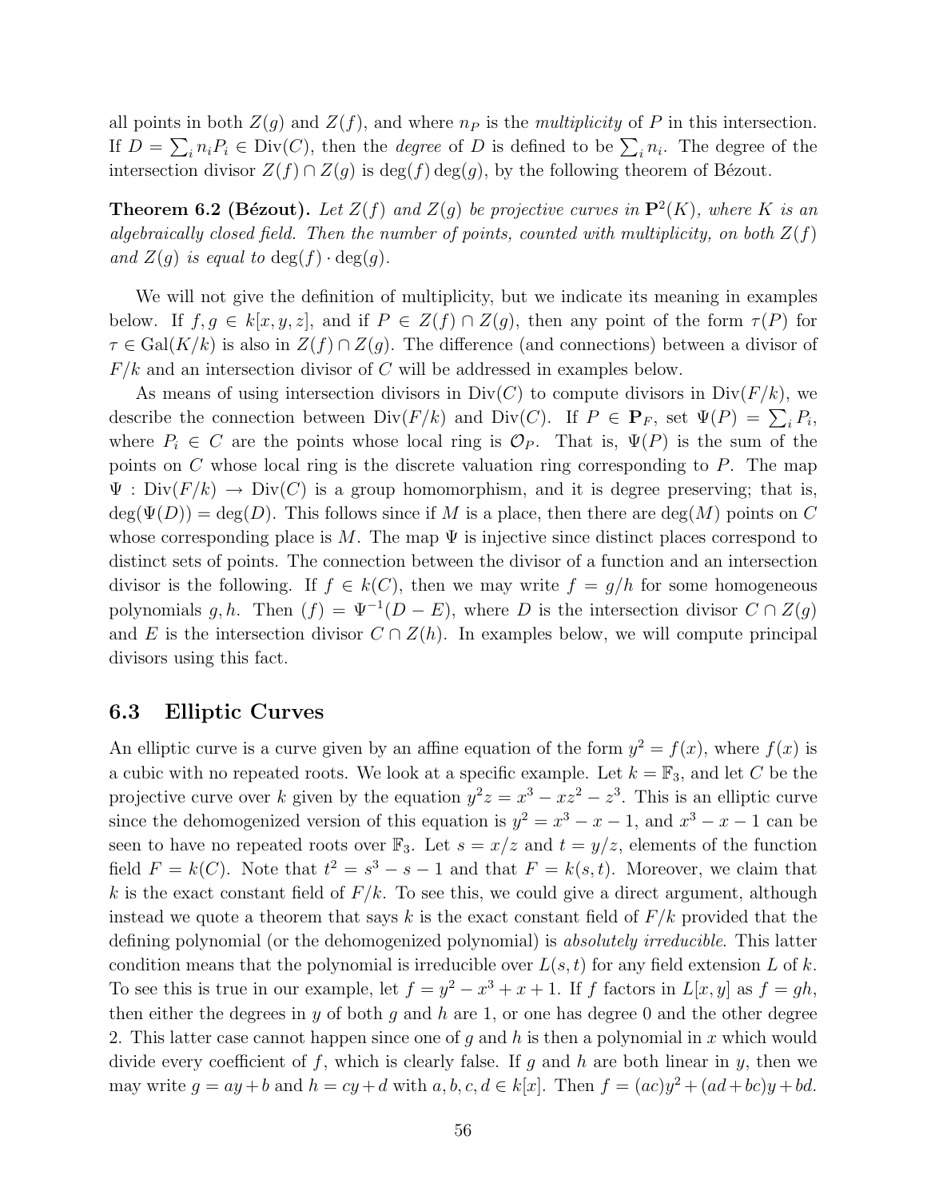all points in both $Z(g)$ and $Z(f)$, and where $n_P$ is the *multiplicity* of $P$ in this intersection. If $D = \sum_i n_i P_i \in \mathrm{Div}(C)$, then the *degree* of $D$ is defined to be $\sum_i n_i$. The degree of the intersection divisor $Z(f) \cap Z(g)$ is $\deg(f)\deg(g)$, by the following theorem of Bézout.

**Theorem 6.2 (Bézout).** *Let $Z(f)$ and $Z(g)$ be projective curves in $\mathbf{P}^2(K)$, where $K$ is an algebraically closed field. Then the number of points, counted with multiplicity, on both $Z(f)$ and $Z(g)$ is equal to $\deg(f) \cdot \deg(g)$.*

We will not give the definition of multiplicity, but we indicate its meaning in examples below. If $f, g \in k[x, y, z]$, and if $P \in Z(f) \cap Z(g)$, then any point of the form $\tau(P)$ for $\tau \in \mathrm{Gal}(K/k)$ is also in $Z(f) \cap Z(g)$. The difference (and connections) between a divisor of $F/k$ and an intersection divisor of $C$ will be addressed in examples below.

As means of using intersection divisors in $\mathrm{Div}(C)$ to compute divisors in $\mathrm{Div}(F/k)$, we describe the connection between $\mathrm{Div}(F/k)$ and $\mathrm{Div}(C)$. If $P \in \mathbf{P}_F$, set $\Psi(P) = \sum_i P_i$, where $P_i \in C$ are the points whose local ring is $\mathcal{O}_P$. That is, $\Psi(P)$ is the sum of the points on $C$ whose local ring is the discrete valuation ring corresponding to $P$. The map $\Psi : \mathrm{Div}(F/k) \to \mathrm{Div}(C)$ is a group homomorphism, and it is degree preserving; that is, $\deg(\Psi(D)) = \deg(D)$. This follows since if $M$ is a place, then there are $\deg(M)$ points on $C$ whose corresponding place is $M$. The map $\Psi$ is injective since distinct places correspond to distinct sets of points. The connection between the divisor of a function and an intersection divisor is the following. If $f \in k(C)$, then we may write $f = g/h$ for some homogeneous polynomials $g, h$. Then $(f) = \Psi^{-1}(D - E)$, where $D$ is the intersection divisor $C \cap Z(g)$ and $E$ is the intersection divisor $C \cap Z(h)$. In examples below, we will compute principal divisors using this fact.

## 6.3 Elliptic Curves

An elliptic curve is a curve given by an affine equation of the form $y^2 = f(x)$, where $f(x)$ is a cubic with no repeated roots. We look at a specific example. Let $k = \mathbb{F}_3$, and let $C$ be the projective curve over $k$ given by the equation $y^2 z = x^3 - xz^2 - z^3$. This is an elliptic curve since the dehomogenized version of this equation is $y^2 = x^3 - x - 1$, and $x^3 - x - 1$ can be seen to have no repeated roots over $\mathbb{F}_3$. Let $s = x/z$ and $t = y/z$, elements of the function field $F = k(C)$. Note that $t^2 = s^3 - s - 1$ and that $F = k(s, t)$. Moreover, we claim that $k$ is the exact constant field of $F/k$. To see this, we could give a direct argument, although instead we quote a theorem that says $k$ is the exact constant field of $F/k$ provided that the defining polynomial (or the dehomogenized polynomial) is *absolutely irreducible*. This latter condition means that the polynomial is irreducible over $L(s, t)$ for any field extension $L$ of $k$. To see this is true in our example, let $f = y^2 - x^3 + x + 1$. If $f$ factors in $L[x, y]$ as $f = gh$, then either the degrees in $y$ of both $g$ and $h$ are 1, or one has degree 0 and the other degree 2. This latter case cannot happen since one of $g$ and $h$ is then a polynomial in $x$ which would divide every coefficient of $f$, which is clearly false. If $g$ and $h$ are both linear in $y$, then we may write $g = ay + b$ and $h = cy + d$ with $a, b, c, d \in k[x]$. Then $f = (ac)y^2 + (ad + bc)y + bd$.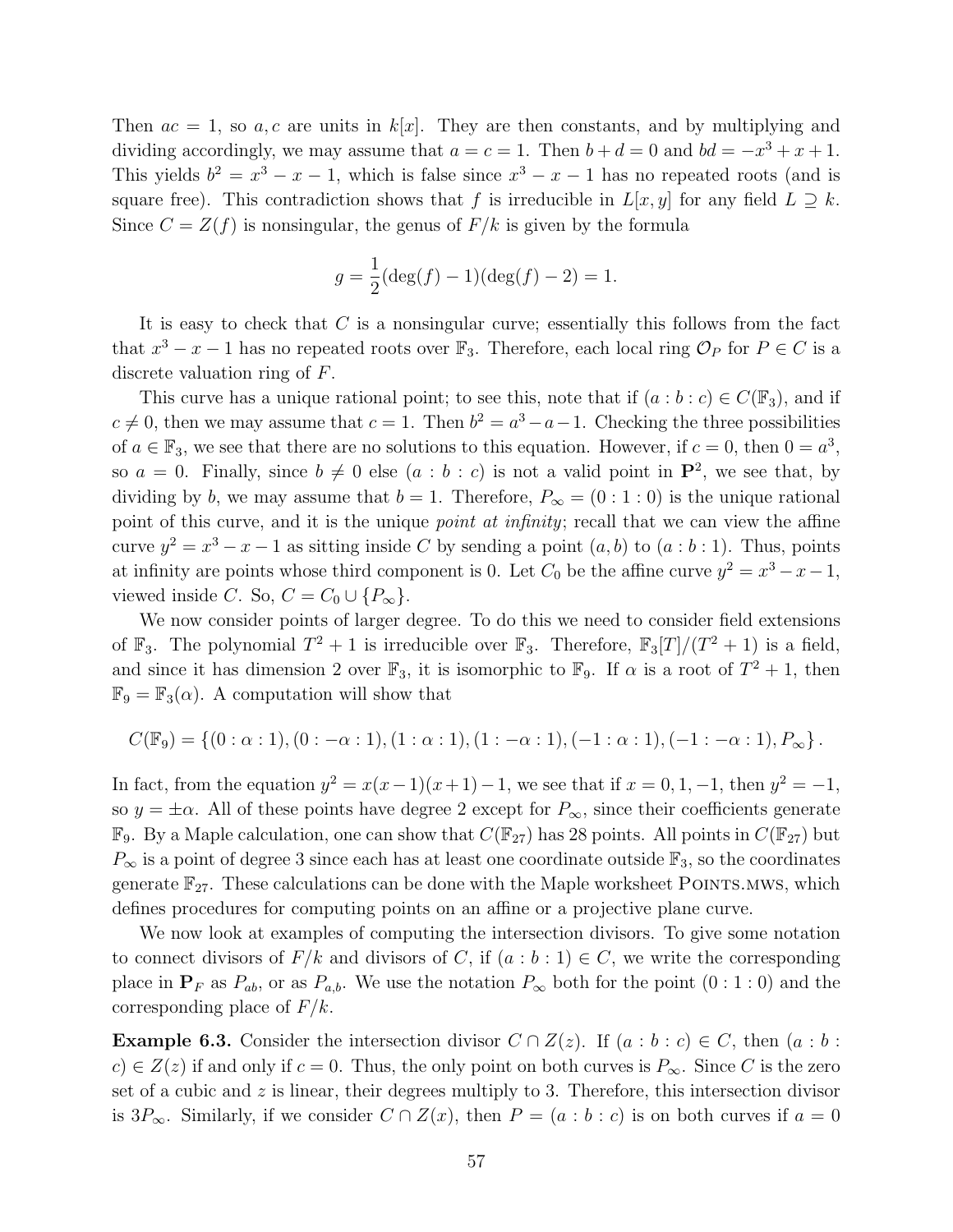Then $ac = 1$, so $a, c$ are units in $k[x]$. They are then constants, and by multiplying and dividing accordingly, we may assume that $a = c = 1$. Then $b + d = 0$ and $bd = -x^3 + x + 1$. This yields $b^2 = x^3 - x - 1$, which is false since $x^3 - x - 1$ has no repeated roots (and is square free). This contradiction shows that $f$ is irreducible in $L[x, y]$ for any field $L \supseteq k$. Since $C = Z(f)$ is nonsingular, the genus of $F/k$ is given by the formula

$$g = \frac{1}{2}(\deg(f) - 1)(\deg(f) - 2) = 1.$$

It is easy to check that $C$ is a nonsingular curve; essentially this follows from the fact that $x^3 - x - 1$ has no repeated roots over $\mathbb{F}_3$. Therefore, each local ring $\mathcal{O}_P$ for $P \in C$ is a discrete valuation ring of $F$.

This curve has a unique rational point; to see this, note that if $(a : b : c) \in C(\mathbb{F}_3)$, and if $c \neq 0$, then we may assume that $c = 1$. Then $b^2 = a^3 - a - 1$. Checking the three possibilities of $a \in \mathbb{F}_3$, we see that there are no solutions to this equation. However, if $c = 0$, then $0 = a^3$, so $a = 0$. Finally, since $b \neq 0$ else $(a : b : c)$ is not a valid point in $\mathbf{P}^2$, we see that, by dividing by $b$, we may assume that $b = 1$. Therefore, $P_\infty = (0 : 1 : 0)$ is the unique rational point of this curve, and it is the unique *point at infinity*; recall that we can view the affine curve $y^2 = x^3 - x - 1$ as sitting inside $C$ by sending a point $(a, b)$ to $(a : b : 1)$. Thus, points at infinity are points whose third component is 0. Let $C_0$ be the affine curve $y^2 = x^3 - x - 1$, viewed inside $C$. So, $C = C_0 \cup \{P_\infty\}$.

We now consider points of larger degree. To do this we need to consider field extensions of $\mathbb{F}_3$. The polynomial $T^2 + 1$ is irreducible over $\mathbb{F}_3$. Therefore, $\mathbb{F}_3[T]/(T^2 + 1)$ is a field, and since it has dimension 2 over $\mathbb{F}_3$, it is isomorphic to $\mathbb{F}_9$. If $\alpha$ is a root of $T^2 + 1$, then $\mathbb{F}_9 = \mathbb{F}_3(\alpha)$. A computation will show that

$$C(\mathbb{F}_9) = \{(0 : \alpha : 1), (0 : -\alpha : 1), (1 : \alpha : 1), (1 : -\alpha : 1), (-1 : \alpha : 1), (-1 : -\alpha : 1), P_\infty\}.$$

In fact, from the equation $y^2 = x(x-1)(x+1) - 1$, we see that if $x = 0, 1, -1$, then $y^2 = -1$, so $y = \pm\alpha$. All of these points have degree 2 except for $P_\infty$, since their coefficients generate $\mathbb{F}_9$. By a Maple calculation, one can show that $C(\mathbb{F}_{27})$ has 28 points. All points in $C(\mathbb{F}_{27})$ but $P_\infty$ is a point of degree 3 since each has at least one coordinate outside $\mathbb{F}_3$, so the coordinates generate $\mathbb{F}_{27}$. These calculations can be done with the Maple worksheet POINTS.MWS, which defines procedures for computing points on an affine or a projective plane curve.

We now look at examples of computing the intersection divisors. To give some notation to connect divisors of $F/k$ and divisors of $C$, if $(a : b : 1) \in C$, we write the corresponding place in $\mathbf{P}_F$ as $P_{ab}$, or as $P_{a,b}$. We use the notation $P_\infty$ both for the point $(0 : 1 : 0)$ and the corresponding place of $F/k$.

**Example 6.3.** Consider the intersection divisor $C \cap Z(z)$. If $(a : b : c) \in C$, then $(a : b : c) \in Z(z)$ if and only if $c = 0$. Thus, the only point on both curves is $P_\infty$. Since $C$ is the zero set of a cubic and $z$ is linear, their degrees multiply to 3. Therefore, this intersection divisor is $3P_\infty$. Similarly, if we consider $C \cap Z(x)$, then $P = (a : b : c)$ is on both curves if $a = 0$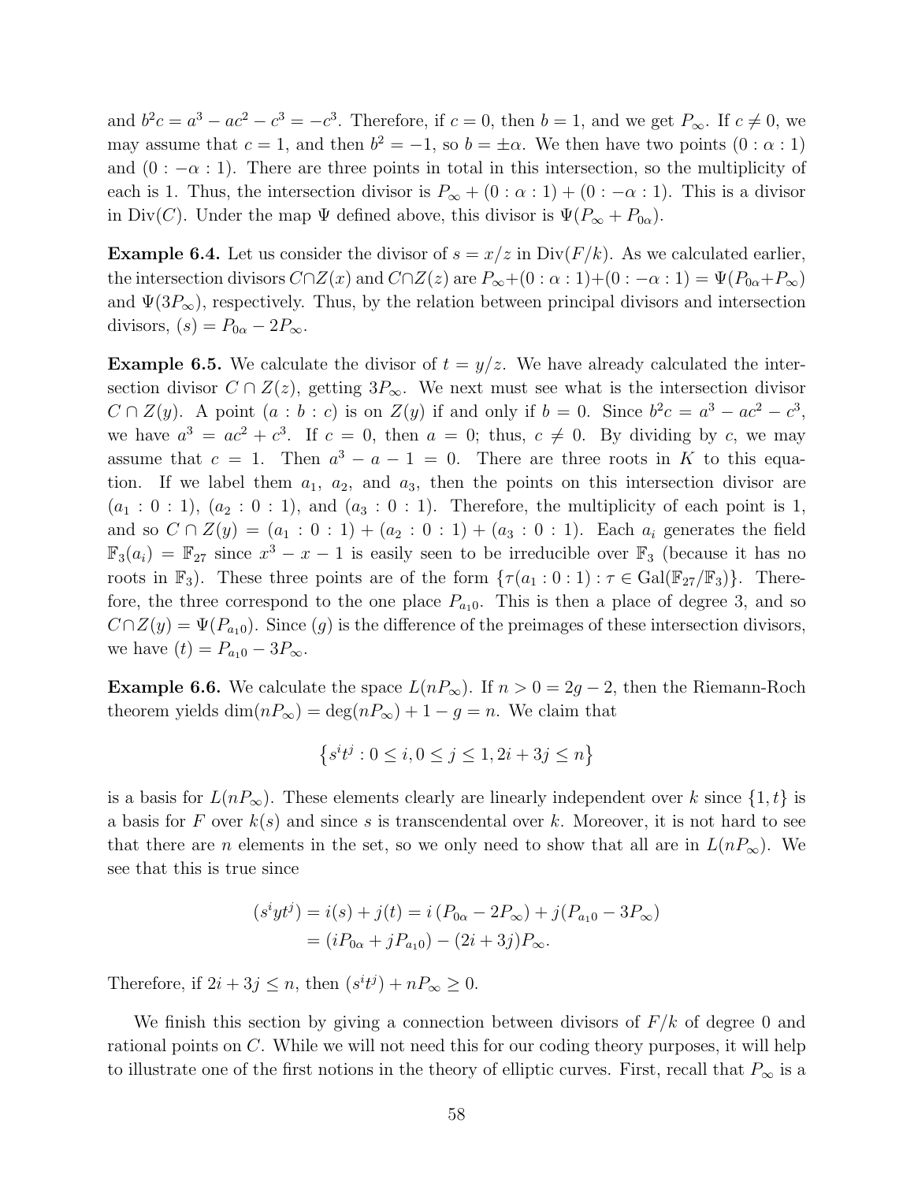and $b^2c = a^3 - ac^2 - c^3 = -c^3$. Therefore, if $c = 0$, then $b = 1$, and we get $P_\infty$. If $c \neq 0$, we may assume that $c = 1$, and then $b^2 = -1$, so $b = \pm\alpha$. We then have two points $(0 : \alpha : 1)$ and $(0 : -\alpha : 1)$. There are three points in total in this intersection, so the multiplicity of each is 1. Thus, the intersection divisor is $P_\infty + (0 : \alpha : 1) + (0 : -\alpha : 1)$. This is a divisor in $\text{Div}(C)$. Under the map $\Psi$ defined above, this divisor is $\Psi(P_\infty + P_{0\alpha})$.

**Example 6.4.** Let us consider the divisor of $s = x/z$ in $\text{Div}(F/k)$. As we calculated earlier, the intersection divisors $C \cap Z(x)$ and $C \cap Z(z)$ are $P_\infty + (0 : \alpha : 1) + (0 : -\alpha : 1) = \Psi(P_{0\alpha} + P_\infty)$ and $\Psi(3P_\infty)$, respectively. Thus, by the relation between principal divisors and intersection divisors, $(s) = P_{0\alpha} - 2P_\infty$.

**Example 6.5.** We calculate the divisor of $t = y/z$. We have already calculated the intersection divisor $C \cap Z(z)$, getting $3P_\infty$. We next must see what is the intersection divisor $C \cap Z(y)$. A point $(a : b : c)$ is on $Z(y)$ if and only if $b = 0$. Since $b^2c = a^3 - ac^2 - c^3$, we have $a^3 = ac^2 + c^3$. If $c = 0$, then $a = 0$; thus, $c \neq 0$. By dividing by $c$, we may assume that $c = 1$. Then $a^3 - a - 1 = 0$. There are three roots in $K$ to this equation. If we label them $a_1$, $a_2$, and $a_3$, then the points on this intersection divisor are $(a_1 : 0 : 1)$, $(a_2 : 0 : 1)$, and $(a_3 : 0 : 1)$. Therefore, the multiplicity of each point is 1, and so $C \cap Z(y) = (a_1 : 0 : 1) + (a_2 : 0 : 1) + (a_3 : 0 : 1)$. Each $a_i$ generates the field $\mathbb{F}_3(a_i) = \mathbb{F}_{27}$ since $x^3 - x - 1$ is easily seen to be irreducible over $\mathbb{F}_3$ (because it has no roots in $\mathbb{F}_3$). These three points are of the form $\{\tau(a_1 : 0 : 1) : \tau \in \text{Gal}(\mathbb{F}_{27}/\mathbb{F}_3)\}$. Therefore, the three correspond to the one place $P_{a_1 0}$. This is then a place of degree 3, and so $C \cap Z(y) = \Psi(P_{a_1 0})$. Since $(g)$ is the difference of the preimages of these intersection divisors, we have $(t) = P_{a_1 0} - 3P_\infty$.

**Example 6.6.** We calculate the space $L(nP_\infty)$. If $n > 0 = 2g - 2$, then the Riemann-Roch theorem yields $\dim(nP_\infty) = \deg(nP_\infty) + 1 - g = n$. We claim that

$$\left\{s^i t^j : 0 \leq i, 0 \leq j \leq 1, 2i + 3j \leq n\right\}$$

is a basis for $L(nP_\infty)$. These elements clearly are linearly independent over $k$ since $\{1, t\}$ is a basis for $F$ over $k(s)$ and since $s$ is transcendental over $k$. Moreover, it is not hard to see that there are $n$ elements in the set, so we only need to show that all are in $L(nP_\infty)$. We see that this is true since

$$\begin{aligned}(s^i y t^j) &= i(s) + j(t) = i\left(P_{0\alpha} - 2P_\infty\right) + j(P_{a_1 0} - 3P_\infty) \\ &= (iP_{0\alpha} + jP_{a_1 0}) - (2i + 3j)P_\infty.\end{aligned}$$

Therefore, if $2i + 3j \leq n$, then $(s^i t^j) + nP_\infty \geq 0$.

We finish this section by giving a connection between divisors of $F/k$ of degree 0 and rational points on $C$. While we will not need this for our coding theory purposes, it will help to illustrate one of the first notions in the theory of elliptic curves. First, recall that $P_\infty$ is a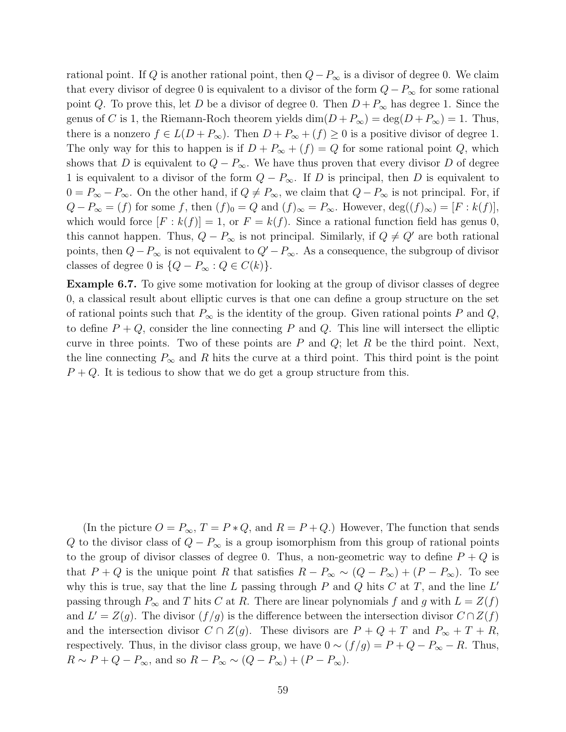rational point. If $Q$ is another rational point, then $Q - P_\infty$ is a divisor of degree 0. We claim that every divisor of degree 0 is equivalent to a divisor of the form $Q - P_\infty$ for some rational point $Q$. To prove this, let $D$ be a divisor of degree 0. Then $D + P_\infty$ has degree 1. Since the genus of $C$ is 1, the Riemann-Roch theorem yields $\dim(D + P_\infty) = \deg(D + P_\infty) = 1$. Thus, there is a nonzero $f \in L(D + P_\infty)$. Then $D + P_\infty + (f) \geq 0$ is a positive divisor of degree 1. The only way for this to happen is if $D + P_\infty + (f) = Q$ for some rational point $Q$, which shows that $D$ is equivalent to $Q - P_\infty$. We have thus proven that every divisor $D$ of degree 1 is equivalent to a divisor of the form $Q - P_\infty$. If $D$ is principal, then $D$ is equivalent to $0 = P_\infty - P_\infty$. On the other hand, if $Q \neq P_\infty$, we claim that $Q - P_\infty$ is not principal. For, if $Q - P_\infty = (f)$ for some $f$, then $(f)_0 = Q$ and $(f)_\infty = P_\infty$. However, $\deg((f)_\infty) = [F : k(f)]$, which would force $[F : k(f)] = 1$, or $F = k(f)$. Since a rational function field has genus 0, this cannot happen. Thus, $Q - P_\infty$ is not principal. Similarly, if $Q \neq Q'$ are both rational points, then $Q - P_\infty$ is not equivalent to $Q' - P_\infty$. As a consequence, the subgroup of divisor classes of degree 0 is $\{Q - P_\infty : Q \in C(k)\}$.

**Example 6.7.** To give some motivation for looking at the group of divisor classes of degree 0, a classical result about elliptic curves is that one can define a group structure on the set of rational points such that $P_\infty$ is the identity of the group. Given rational points $P$ and $Q$, to define $P + Q$, consider the line connecting $P$ and $Q$. This line will intersect the elliptic curve in three points. Two of these points are $P$ and $Q$; let $R$ be the third point. Next, the line connecting $P_\infty$ and $R$ hits the curve at a third point. This third point is the point $P + Q$. It is tedious to show that we do get a group structure from this.

(In the picture $O = P_\infty$, $T = P * Q$, and $R = P + Q$.) However, The function that sends $Q$ to the divisor class of $Q - P_\infty$ is a group isomorphism from this group of rational points to the group of divisor classes of degree 0. Thus, a non-geometric way to define $P + Q$ is that $P + Q$ is the unique point $R$ that satisfies $R - P_\infty \sim (Q - P_\infty) + (P - P_\infty)$. To see why this is true, say that the line $L$ passing through $P$ and $Q$ hits $C$ at $T$, and the line $L'$ passing through $P_\infty$ and $T$ hits $C$ at $R$. There are linear polynomials $f$ and $g$ with $L = Z(f)$ and $L' = Z(g)$. The divisor $(f/g)$ is the difference between the intersection divisor $C \cap Z(f)$ and the intersection divisor $C \cap Z(g)$. These divisors are $P + Q + T$ and $P_\infty + T + R$, respectively. Thus, in the divisor class group, we have $0 \sim (f/g) = P + Q - P_\infty - R$. Thus, $R \sim P + Q - P_\infty$, and so $R - P_\infty \sim (Q - P_\infty) + (P - P_\infty)$.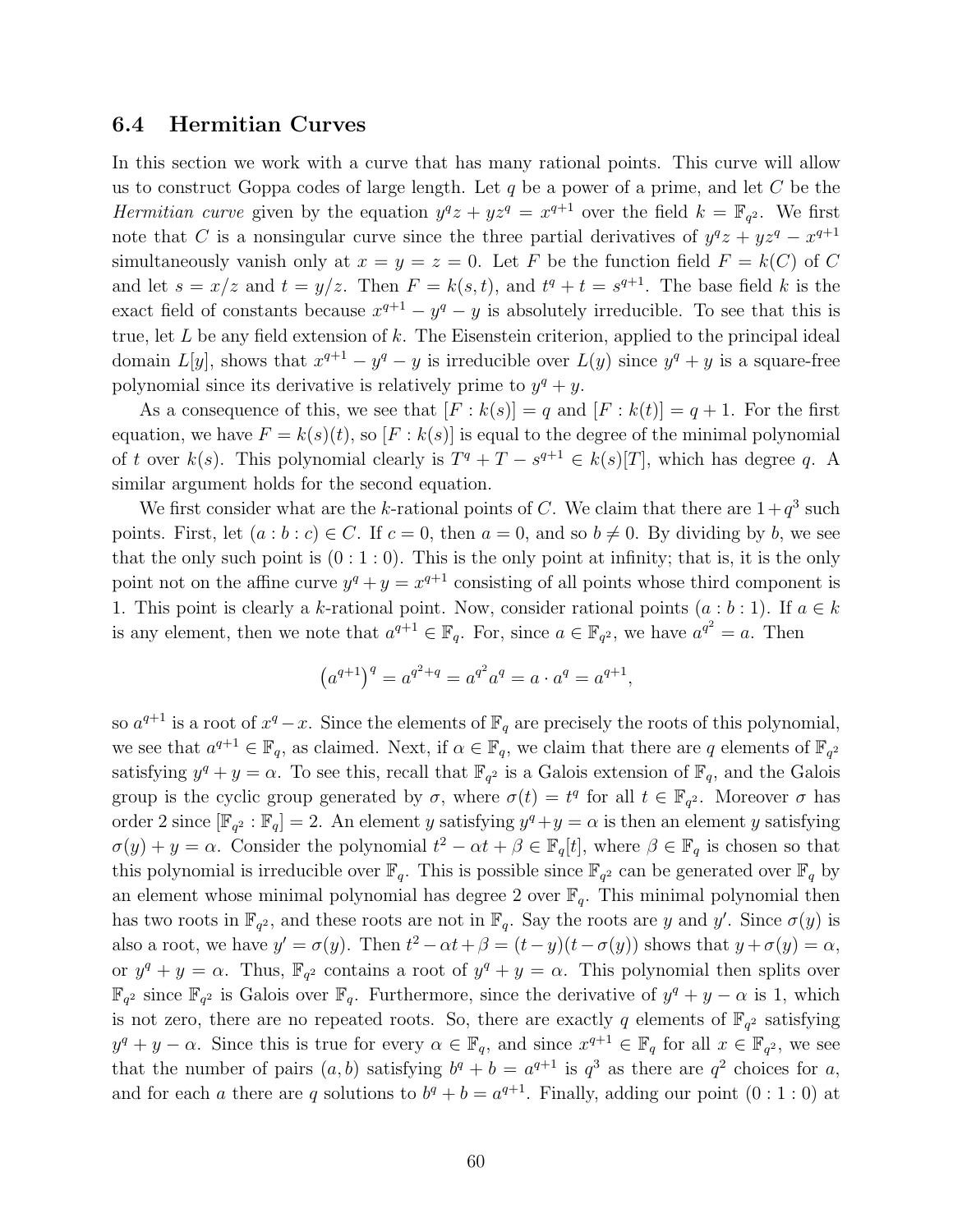### 6.4 Hermitian Curves

In this section we work with a curve that has many rational points. This curve will allow us to construct Goppa codes of large length. Let $q$ be a power of a prime, and let $C$ be the *Hermitian curve* given by the equation $y^q z + yz^q = x^{q+1}$ over the field $k = \mathbb{F}_{q^2}$. We first note that $C$ is a nonsingular curve since the three partial derivatives of $y^q z + yz^q - x^{q+1}$ simultaneously vanish only at $x = y = z = 0$. Let $F$ be the function field $F = k(C)$ of $C$ and let $s = x/z$ and $t = y/z$. Then $F = k(s,t)$, and $t^q + t = s^{q+1}$. The base field $k$ is the exact field of constants because $x^{q+1} - y^q - y$ is absolutely irreducible. To see that this is true, let $L$ be any field extension of $k$. The Eisenstein criterion, applied to the principal ideal domain $L[y]$, shows that $x^{q+1} - y^q - y$ is irreducible over $L(y)$ since $y^q + y$ is a square-free polynomial since its derivative is relatively prime to $y^q + y$.

As a consequence of this, we see that $[F : k(s)] = q$ and $[F : k(t)] = q + 1$. For the first equation, we have $F = k(s)(t)$, so $[F : k(s)]$ is equal to the degree of the minimal polynomial of $t$ over $k(s)$. This polynomial clearly is $T^q + T - s^{q+1} \in k(s)[T]$, which has degree $q$. A similar argument holds for the second equation.

We first consider what are the $k$-rational points of $C$. We claim that there are $1 + q^3$ such points. First, let $(a : b : c) \in C$. If $c = 0$, then $a = 0$, and so $b \neq 0$. By dividing by $b$, we see that the only such point is $(0 : 1 : 0)$. This is the only point at infinity; that is, it is the only point not on the affine curve $y^q + y = x^{q+1}$ consisting of all points whose third component is 1. This point is clearly a $k$-rational point. Now, consider rational points $(a : b : 1)$. If $a \in k$ is any element, then we note that $a^{q+1} \in \mathbb{F}_q$. For, since $a \in \mathbb{F}_{q^2}$, we have $a^{q^2} = a$. Then

$$\left(a^{q+1}\right)^q = a^{q^2+q} = a^{q^2} a^q = a \cdot a^q = a^{q+1},$$

so $a^{q+1}$ is a root of $x^q - x$. Since the elements of $\mathbb{F}_q$ are precisely the roots of this polynomial, we see that $a^{q+1} \in \mathbb{F}_q$, as claimed. Next, if $\alpha \in \mathbb{F}_q$, we claim that there are $q$ elements of $\mathbb{F}_{q^2}$ satisfying $y^q + y = \alpha$. To see this, recall that $\mathbb{F}_{q^2}$ is a Galois extension of $\mathbb{F}_q$, and the Galois group is the cyclic group generated by $\sigma$, where $\sigma(t) = t^q$ for all $t \in \mathbb{F}_{q^2}$. Moreover $\sigma$ has order 2 since $[\mathbb{F}_{q^2} : \mathbb{F}_q] = 2$. An element $y$ satisfying $y^q + y = \alpha$ is then an element $y$ satisfying $\sigma(y) + y = \alpha$. Consider the polynomial $t^2 - \alpha t + \beta \in \mathbb{F}_q[t]$, where $\beta \in \mathbb{F}_q$ is chosen so that this polynomial is irreducible over $\mathbb{F}_q$. This is possible since $\mathbb{F}_{q^2}$ can be generated over $\mathbb{F}_q$ by an element whose minimal polynomial has degree 2 over $\mathbb{F}_q$. This minimal polynomial then has two roots in $\mathbb{F}_{q^2}$, and these roots are not in $\mathbb{F}_q$. Say the roots are $y$ and $y'$. Since $\sigma(y)$ is also a root, we have $y' = \sigma(y)$. Then $t^2 - \alpha t + \beta = (t - y)(t - \sigma(y))$ shows that $y + \sigma(y) = \alpha$, or $y^q + y = \alpha$. Thus, $\mathbb{F}_{q^2}$ contains a root of $y^q + y = \alpha$. This polynomial then splits over $\mathbb{F}_{q^2}$ since $\mathbb{F}_{q^2}$ is Galois over $\mathbb{F}_q$. Furthermore, since the derivative of $y^q + y - \alpha$ is 1, which is not zero, there are no repeated roots. So, there are exactly $q$ elements of $\mathbb{F}_{q^2}$ satisfying $y^q + y - \alpha$. Since this is true for every $\alpha \in \mathbb{F}_q$, and since $x^{q+1} \in \mathbb{F}_q$ for all $x \in \mathbb{F}_{q^2}$, we see that the number of pairs $(a, b)$ satisfying $b^q + b = a^{q+1}$ is $q^3$ as there are $q^2$ choices for $a$, and for each $a$ there are $q$ solutions to $b^q + b = a^{q+1}$. Finally, adding our point $(0 : 1 : 0)$ at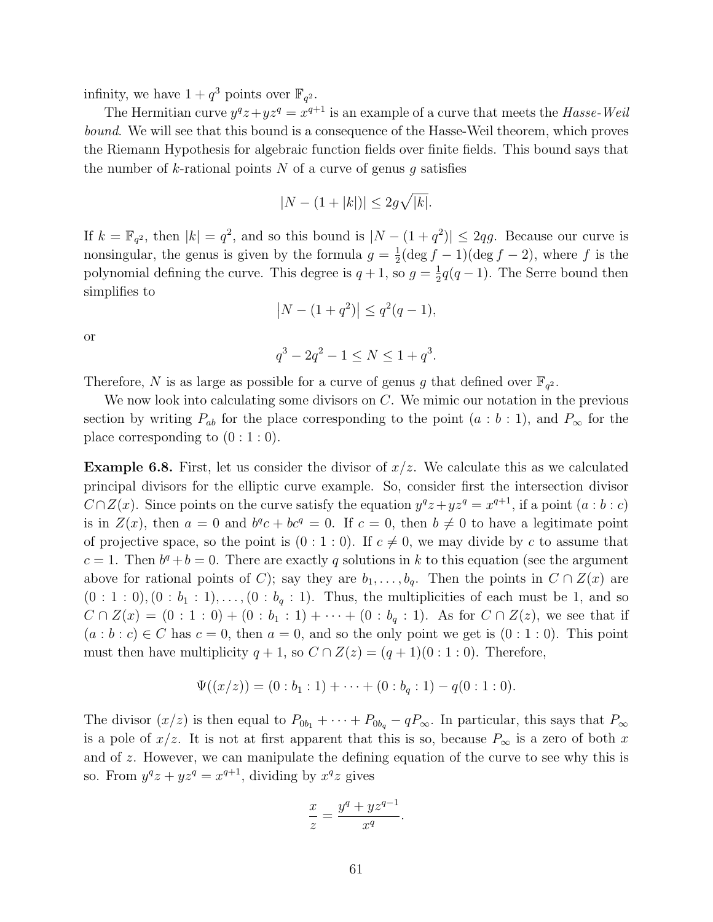infinity, we have $1 + q^3$ points over $\mathbb{F}_{q^2}$.

The Hermitian curve $y^q z + y z^q = x^{q+1}$ is an example of a curve that meets the *Hasse-Weil bound*. We will see that this bound is a consequence of the Hasse-Weil theorem, which proves the Riemann Hypothesis for algebraic function fields over finite fields. This bound says that the number of $k$-rational points $N$ of a curve of genus $g$ satisfies

$$|N - (1 + |k|)| \leq 2g\sqrt{|k|}.$$

If $k = \mathbb{F}_{q^2}$, then $|k| = q^2$, and so this bound is $|N - (1 + q^2)| \leq 2qg$. Because our curve is nonsingular, the genus is given by the formula $g = \frac{1}{2}(\deg f - 1)(\deg f - 2)$, where $f$ is the polynomial defining the curve. This degree is $q + 1$, so $g = \frac{1}{2}q(q-1)$. The Serre bound then simplifies to

$$\left|N - (1 + q^2)\right| \leq q^2(q-1),$$

or

$$q^3 - 2q^2 - 1 \leq N \leq 1 + q^3.$$

Therefore, $N$ is as large as possible for a curve of genus $g$ that defined over $\mathbb{F}_{q^2}$.

We now look into calculating some divisors on $C$. We mimic our notation in the previous section by writing $P_{ab}$ for the place corresponding to the point $(a : b : 1)$, and $P_\infty$ for the place corresponding to $(0 : 1 : 0)$.

**Example 6.8.** First, let us consider the divisor of $x/z$. We calculate this as we calculated principal divisors for the elliptic curve example. So, consider first the intersection divisor $C \cap Z(x)$. Since points on the curve satisfy the equation $y^q z + y z^q = x^{q+1}$, if a point $(a : b : c)$ is in $Z(x)$, then $a = 0$ and $b^q c + b c^q = 0$. If $c = 0$, then $b \neq 0$ to have a legitimate point of projective space, so the point is $(0 : 1 : 0)$. If $c \neq 0$, we may divide by $c$ to assume that $c = 1$. Then $b^q + b = 0$. There are exactly $q$ solutions in $k$ to this equation (see the argument above for rational points of $C$); say they are $b_1, \ldots, b_q$. Then the points in $C \cap Z(x)$ are $(0 : 1 : 0), (0 : b_1 : 1), \ldots, (0 : b_q : 1)$. Thus, the multiplicities of each must be 1, and so $C \cap Z(x) = (0 : 1 : 0) + (0 : b_1 : 1) + \cdots + (0 : b_q : 1)$. As for $C \cap Z(z)$, we see that if $(a : b : c) \in C$ has $c = 0$, then $a = 0$, and so the only point we get is $(0 : 1 : 0)$. This point must then have multiplicity $q + 1$, so $C \cap Z(z) = (q + 1)(0 : 1 : 0)$. Therefore,

$$\Psi((x/z)) = (0 : b_1 : 1) + \cdots + (0 : b_q : 1) - q(0 : 1 : 0).$$

The divisor $(x/z)$ is then equal to $P_{0b_1} + \cdots + P_{0b_q} - qP_\infty$. In particular, this says that $P_\infty$ is a pole of $x/z$. It is not at first apparent that this is so, because $P_\infty$ is a zero of both $x$ and of $z$. However, we can manipulate the defining equation of the curve to see why this is so. From $y^q z + y z^q = x^{q+1}$, dividing by $x^q z$ gives

$$\frac{x}{z} = \frac{y^q + y z^{q-1}}{x^q}.$$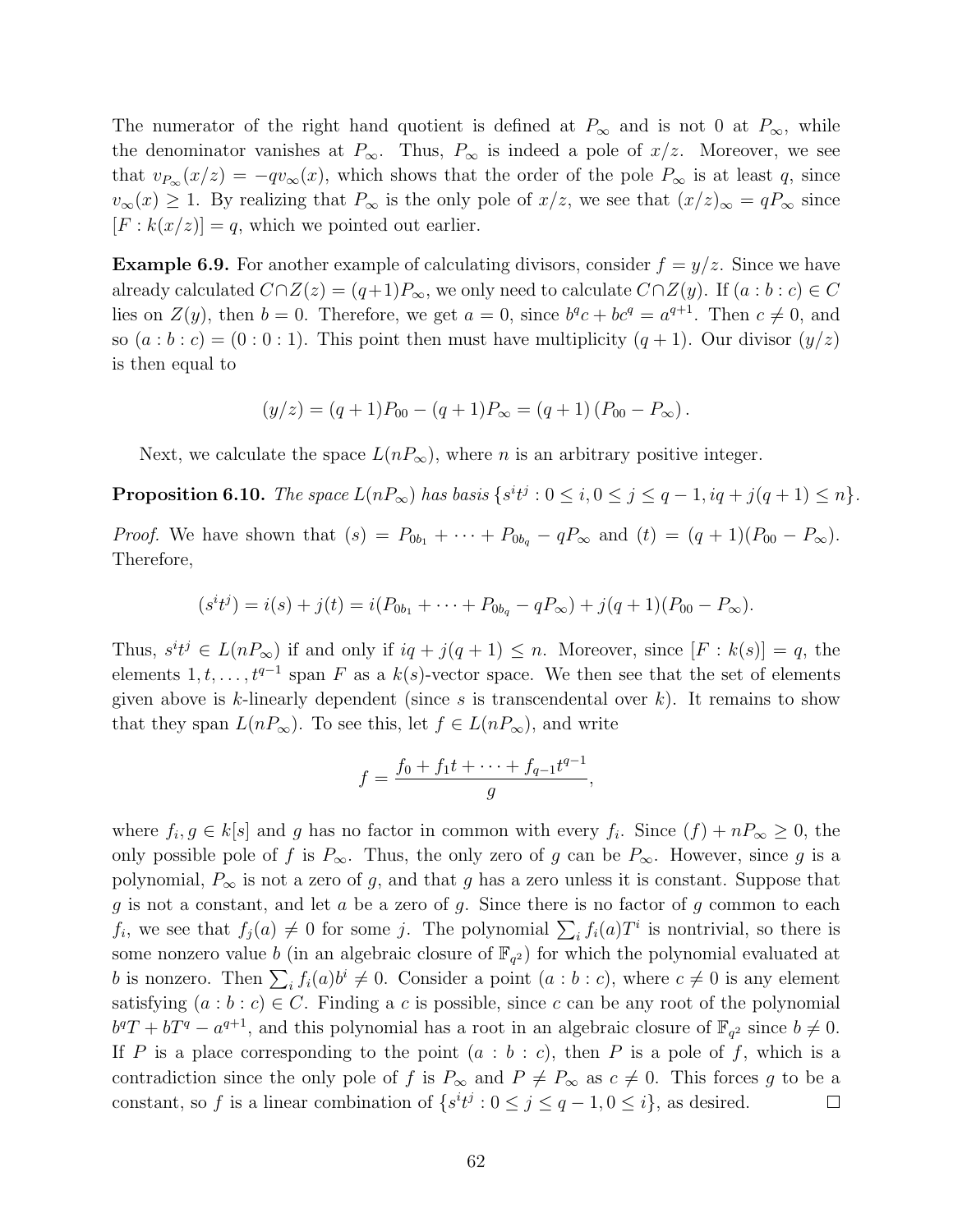The numerator of the right hand quotient is defined at $P_\infty$ and is not 0 at $P_\infty$, while the denominator vanishes at $P_\infty$. Thus, $P_\infty$ is indeed a pole of $x/z$. Moreover, we see that $v_{P_\infty}(x/z) = -qv_\infty(x)$, which shows that the order of the pole $P_\infty$ is at least $q$, since $v_\infty(x) \geq 1$. By realizing that $P_\infty$ is the only pole of $x/z$, we see that $(x/z)_\infty = qP_\infty$ since $[F : k(x/z)] = q$, which we pointed out earlier.

**Example 6.9.** For another example of calculating divisors, consider $f = y/z$. Since we have already calculated $C \cap Z(z) = (q+1)P_\infty$, we only need to calculate $C \cap Z(y)$. If $(a : b : c) \in C$ lies on $Z(y)$, then $b = 0$. Therefore, we get $a = 0$, since $b^q c + bc^q = a^{q+1}$. Then $c \neq 0$, and so $(a : b : c) = (0 : 0 : 1)$. This point then must have multiplicity $(q+1)$. Our divisor $(y/z)$ is then equal to

$$(y/z) = (q+1)P_{00} - (q+1)P_\infty = (q+1)\left(P_{00} - P_\infty\right).$$

Next, we calculate the space $L(nP_\infty)$, where $n$ is an arbitrary positive integer.

**Proposition 6.10.** *The space $L(nP_\infty)$ has basis $\{s^i t^j : 0 \leq i, 0 \leq j \leq q-1, iq + j(q+1) \leq n\}$.*

*Proof.* We have shown that $(s) = P_{0b_1} + \cdots + P_{0b_q} - qP_\infty$ and $(t) = (q+1)(P_{00} - P_\infty)$. Therefore,

$$(s^i t^j) = i(s) + j(t) = i(P_{0b_1} + \cdots + P_{0b_q} - qP_\infty) + j(q+1)(P_{00} - P_\infty).$$

Thus, $s^i t^j \in L(nP_\infty)$ if and only if $iq + j(q+1) \leq n$. Moreover, since $[F : k(s)] = q$, the elements $1, t, \ldots, t^{q-1}$ span $F$ as a $k(s)$-vector space. We then see that the set of elements given above is $k$-linearly dependent (since $s$ is transcendental over $k$). It remains to show that they span $L(nP_\infty)$. To see this, let $f \in L(nP_\infty)$, and write

$$f = \frac{f_0 + f_1 t + \cdots + f_{q-1} t^{q-1}}{g},$$

where $f_i, g \in k[s]$ and $g$ has no factor in common with every $f_i$. Since $(f) + nP_\infty \geq 0$, the only possible pole of $f$ is $P_\infty$. Thus, the only zero of $g$ can be $P_\infty$. However, since $g$ is a polynomial, $P_\infty$ is not a zero of $g$, and that $g$ has a zero unless it is constant. Suppose that $g$ is not a constant, and let $a$ be a zero of $g$. Since there is no factor of $g$ common to each $f_i$, we see that $f_j(a) \neq 0$ for some $j$. The polynomial $\sum_i f_i(a) T^i$ is nontrivial, so there is some nonzero value $b$ (in an algebraic closure of $\mathbb{F}_{q^2}$) for which the polynomial evaluated at $b$ is nonzero. Then $\sum_i f_i(a) b^i \neq 0$. Consider a point $(a : b : c)$, where $c \neq 0$ is any element satisfying $(a : b : c) \in C$. Finding a $c$ is possible, since $c$ can be any root of the polynomial $b^q T + bT^q - a^{q+1}$, and this polynomial has a root in an algebraic closure of $\mathbb{F}_{q^2}$ since $b \neq 0$. If $P$ is a place corresponding to the point $(a : b : c)$, then $P$ is a pole of $f$, which is a contradiction since the only pole of $f$ is $P_\infty$ and $P \neq P_\infty$ as $c \neq 0$. This forces $g$ to be a constant, so $f$ is a linear combination of $\{s^i t^j : 0 \leq j \leq q-1, 0 \leq i\}$, as desired. $\square$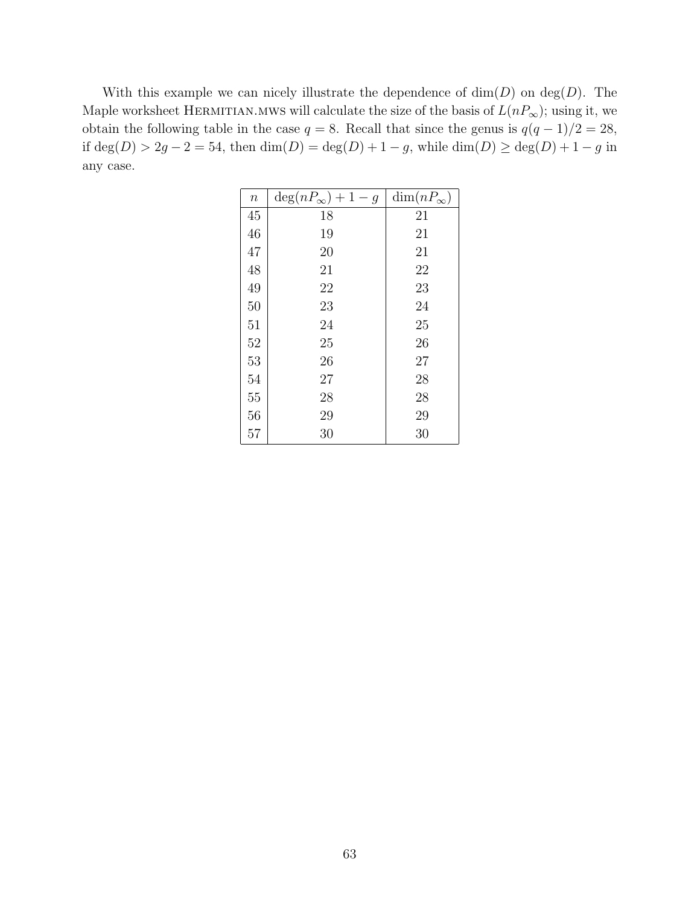With this example we can nicely illustrate the dependence of $\dim(D)$ on $\deg(D)$. The Maple worksheet HERMITIAN.MWS will calculate the size of the basis of $L(nP_\infty)$; using it, we obtain the following table in the case $q = 8$. Recall that since the genus is $q(q-1)/2 = 28$, if $\deg(D) > 2g - 2 = 54$, then $\dim(D) = \deg(D) + 1 - g$, while $\dim(D) \geq \deg(D) + 1 - g$ in any case.

| $n$ | $\deg(nP_\infty) + 1 - g$ | $\dim(nP_\infty)$ |
|---|---|---|
| 45 | 18 | 21 |
| 46 | 19 | 21 |
| 47 | 20 | 21 |
| 48 | 21 | 22 |
| 49 | 22 | 23 |
| 50 | 23 | 24 |
| 51 | 24 | 25 |
| 52 | 25 | 26 |
| 53 | 26 | 27 |
| 54 | 27 | 28 |
| 55 | 28 | 28 |
| 56 | 29 | 29 |
| 57 | 30 | 30 |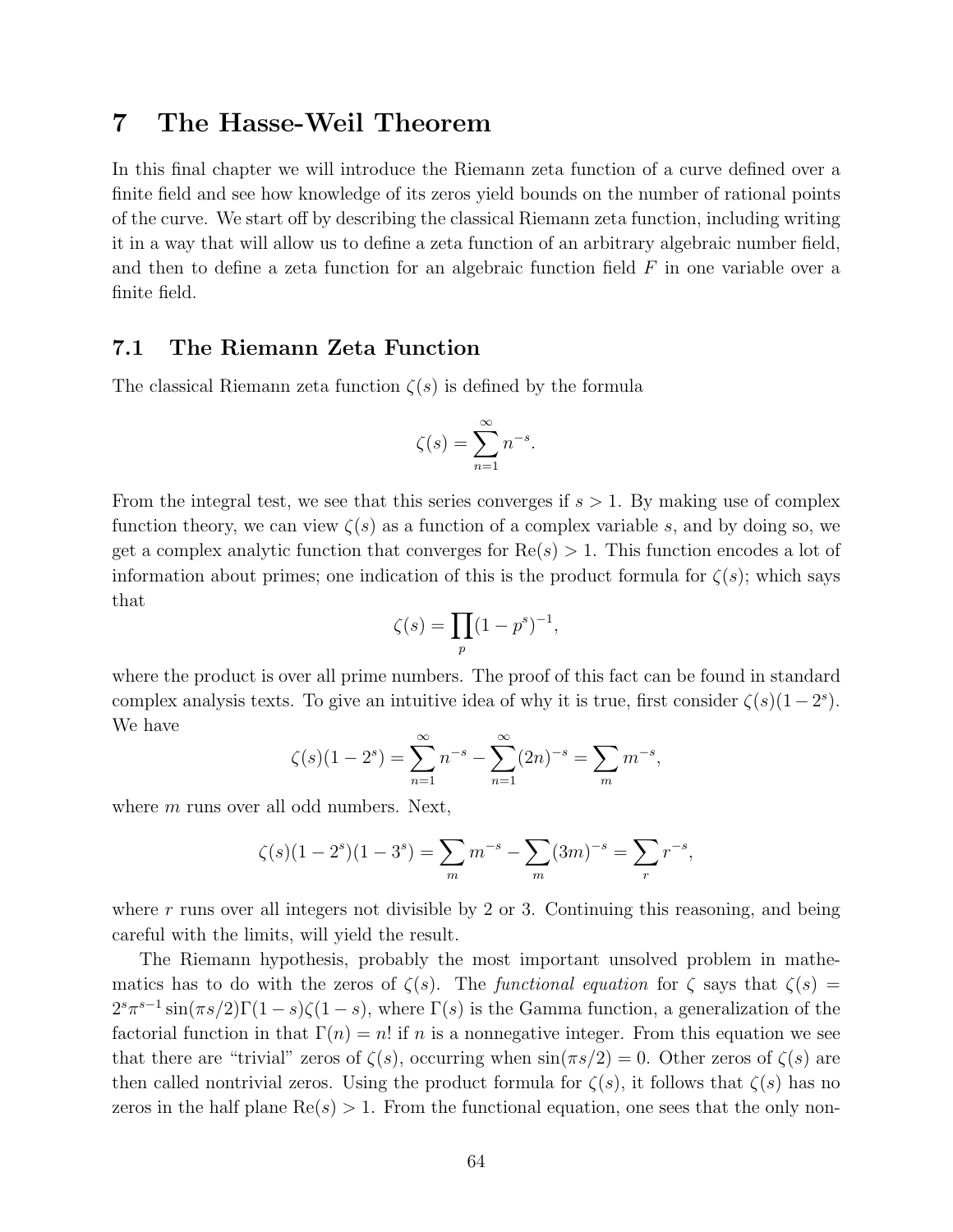# 7 The Hasse-Weil Theorem

In this final chapter we will introduce the Riemann zeta function of a curve defined over a finite field and see how knowledge of its zeros yield bounds on the number of rational points of the curve. We start off by describing the classical Riemann zeta function, including writing it in a way that will allow us to define a zeta function of an arbitrary algebraic number field, and then to define a zeta function for an algebraic function field $F$ in one variable over a finite field.

## 7.1 The Riemann Zeta Function

The classical Riemann zeta function $\zeta(s)$ is defined by the formula

$$\zeta(s) = \sum_{n=1}^{\infty} n^{-s}.$$

From the integral test, we see that this series converges if $s > 1$. By making use of complex function theory, we can view $\zeta(s)$ as a function of a complex variable $s$, and by doing so, we get a complex analytic function that converges for $\text{Re}(s) > 1$. This function encodes a lot of information about primes; one indication of this is the product formula for $\zeta(s)$; which says that

$$\zeta(s) = \prod_{p} (1 - p^s)^{-1},$$

where the product is over all prime numbers. The proof of this fact can be found in standard complex analysis texts. To give an intuitive idea of why it is true, first consider $\zeta(s)(1-2^s)$. We have

$$\zeta(s)(1-2^s) = \sum_{n=1}^{\infty} n^{-s} - \sum_{n=1}^{\infty} (2n)^{-s} = \sum_{m} m^{-s},$$

where $m$ runs over all odd numbers. Next,

$$\zeta(s)(1-2^s)(1-3^s) = \sum_{m} m^{-s} - \sum_{m} (3m)^{-s} = \sum_{r} r^{-s},$$

where $r$ runs over all integers not divisible by 2 or 3. Continuing this reasoning, and being careful with the limits, will yield the result.

The Riemann hypothesis, probably the most important unsolved problem in mathematics has to do with the zeros of $\zeta(s)$. The *functional equation* for $\zeta$ says that $\zeta(s) = 2^s \pi^{s-1} \sin(\pi s/2) \Gamma(1-s) \zeta(1-s)$, where $\Gamma(s)$ is the Gamma function, a generalization of the factorial function in that $\Gamma(n) = n!$ if $n$ is a nonnegative integer. From this equation we see that there are "trivial" zeros of $\zeta(s)$, occurring when $\sin(\pi s/2) = 0$. Other zeros of $\zeta(s)$ are then called nontrivial zeros. Using the product formula for $\zeta(s)$, it follows that $\zeta(s)$ has no zeros in the half plane $\text{Re}(s) > 1$. From the functional equation, one sees that the only non-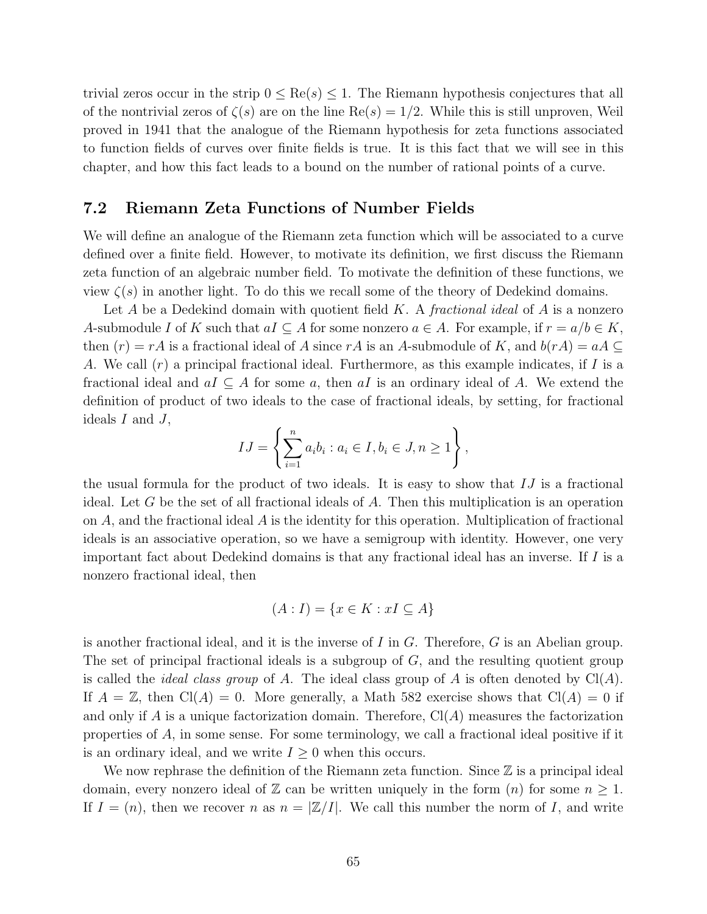trivial zeros occur in the strip $0 \leq \mathrm{Re}(s) \leq 1$. The Riemann hypothesis conjectures that all of the nontrivial zeros of $\zeta(s)$ are on the line $\mathrm{Re}(s) = 1/2$. While this is still unproven, Weil proved in 1941 that the analogue of the Riemann hypothesis for zeta functions associated to function fields of curves over finite fields is true. It is this fact that we will see in this chapter, and how this fact leads to a bound on the number of rational points of a curve.

## 7.2 Riemann Zeta Functions of Number Fields

We will define an analogue of the Riemann zeta function which will be associated to a curve defined over a finite field. However, to motivate its definition, we first discuss the Riemann zeta function of an algebraic number field. To motivate the definition of these functions, we view $\zeta(s)$ in another light. To do this we recall some of the theory of Dedekind domains.

Let $A$ be a Dedekind domain with quotient field $K$. A *fractional ideal* of $A$ is a nonzero $A$-submodule $I$ of $K$ such that $aI \subseteq A$ for some nonzero $a \in A$. For example, if $r = a/b \in K$, then $(r) = rA$ is a fractional ideal of $A$ since $rA$ is an $A$-submodule of $K$, and $b(rA) = aA \subseteq A$. We call $(r)$ a principal fractional ideal. Furthermore, as this example indicates, if $I$ is a fractional ideal and $aI \subseteq A$ for some $a$, then $aI$ is an ordinary ideal of $A$. We extend the definition of product of two ideals to the case of fractional ideals, by setting, for fractional ideals $I$ and $J$,

$$IJ = \left\{ \sum_{i=1}^{n} a_i b_i : a_i \in I, b_i \in J, n \geq 1 \right\},$$

the usual formula for the product of two ideals. It is easy to show that $IJ$ is a fractional ideal. Let $G$ be the set of all fractional ideals of $A$. Then this multiplication is an operation on $A$, and the fractional ideal $A$ is the identity for this operation. Multiplication of fractional ideals is an associative operation, so we have a semigroup with identity. However, one very important fact about Dedekind domains is that any fractional ideal has an inverse. If $I$ is a nonzero fractional ideal, then

$$(A : I) = \{x \in K : xI \subseteq A\}$$

is another fractional ideal, and it is the inverse of $I$ in $G$. Therefore, $G$ is an Abelian group. The set of principal fractional ideals is a subgroup of $G$, and the resulting quotient group is called the *ideal class group* of $A$. The ideal class group of $A$ is often denoted by $\mathrm{Cl}(A)$. If $A = \mathbb{Z}$, then $\mathrm{Cl}(A) = 0$. More generally, a Math 582 exercise shows that $\mathrm{Cl}(A) = 0$ if and only if $A$ is a unique factorization domain. Therefore, $\mathrm{Cl}(A)$ measures the factorization properties of $A$, in some sense. For some terminology, we call a fractional ideal positive if it is an ordinary ideal, and we write $I \geq 0$ when this occurs.

We now rephrase the definition of the Riemann zeta function. Since $\mathbb{Z}$ is a principal ideal domain, every nonzero ideal of $\mathbb{Z}$ can be written uniquely in the form $(n)$ for some $n \geq 1$. If $I = (n)$, then we recover $n$ as $n = |\mathbb{Z}/I|$. We call this number the norm of $I$, and write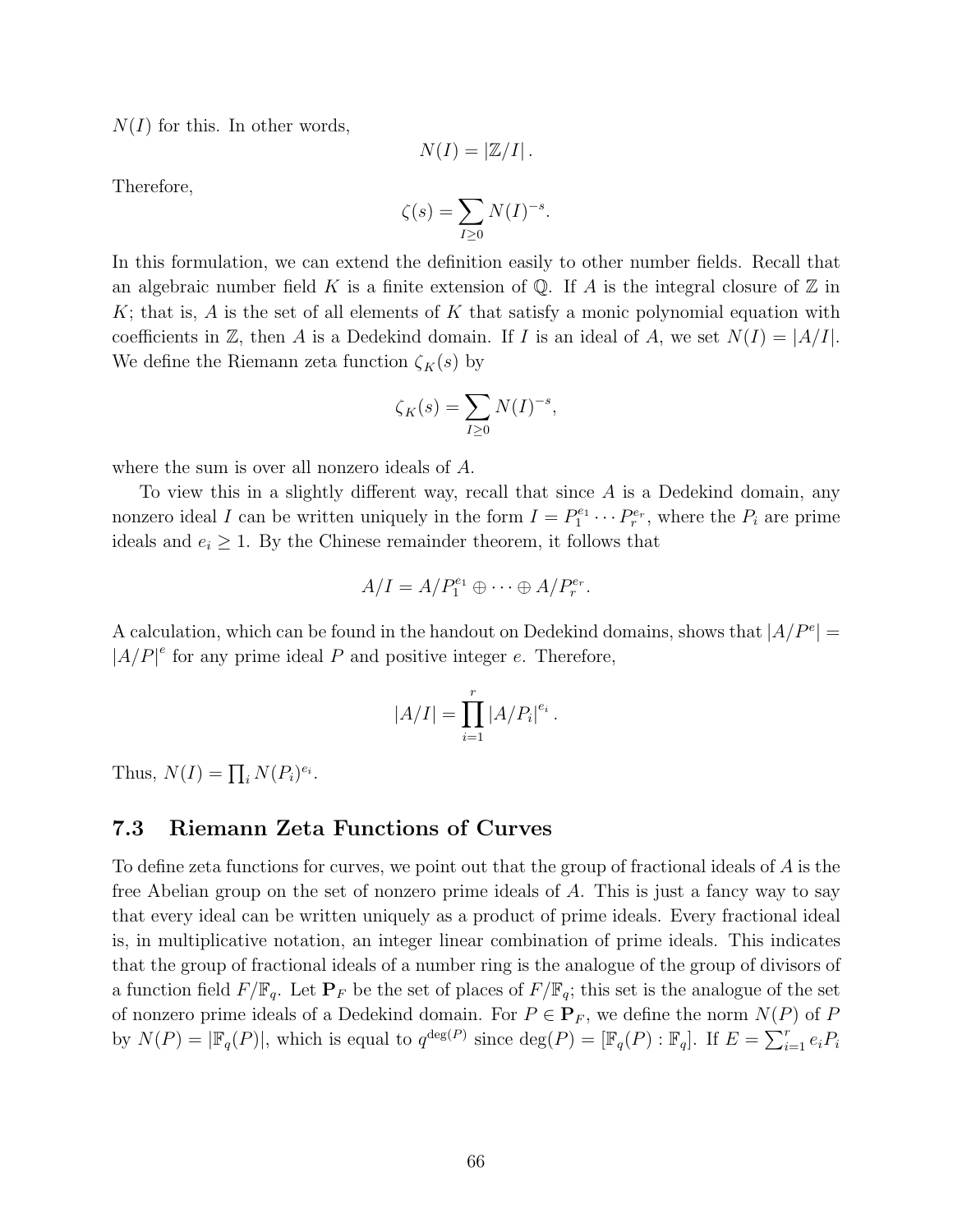$N(I)$ for this. In other words,

$$N(I) = |\mathbb{Z}/I|.$$

Therefore,

$$\zeta(s) = \sum_{I \geq 0} N(I)^{-s}.$$

In this formulation, we can extend the definition easily to other number fields. Recall that an algebraic number field $K$ is a finite extension of $\mathbb{Q}$. If $A$ is the integral closure of $\mathbb{Z}$ in $K$; that is, $A$ is the set of all elements of $K$ that satisfy a monic polynomial equation with coefficients in $\mathbb{Z}$, then $A$ is a Dedekind domain. If $I$ is an ideal of $A$, we set $N(I) = |A/I|$. We define the Riemann zeta function $\zeta_K(s)$ by

$$\zeta_K(s) = \sum_{I \geq 0} N(I)^{-s},$$

where the sum is over all nonzero ideals of $A$.

To view this in a slightly different way, recall that since $A$ is a Dedekind domain, any nonzero ideal $I$ can be written uniquely in the form $I = P_1^{e_1} \cdots P_r^{e_r}$, where the $P_i$ are prime ideals and $e_i \geq 1$. By the Chinese remainder theorem, it follows that

$$A/I = A/P_1^{e_1} \oplus \cdots \oplus A/P_r^{e_r}.$$

A calculation, which can be found in the handout on Dedekind domains, shows that $|A/P^e| = |A/P|^e$ for any prime ideal $P$ and positive integer $e$. Therefore,

$$|A/I| = \prod_{i=1}^{r} |A/P_i|^{e_i}.$$

Thus, $N(I) = \prod_i N(P_i)^{e_i}$.

## 7.3 Riemann Zeta Functions of Curves

To define zeta functions for curves, we point out that the group of fractional ideals of $A$ is the free Abelian group on the set of nonzero prime ideals of $A$. This is just a fancy way to say that every ideal can be written uniquely as a product of prime ideals. Every fractional ideal is, in multiplicative notation, an integer linear combination of prime ideals. This indicates that the group of fractional ideals of a number ring is the analogue of the group of divisors of a function field $F/\mathbb{F}_q$. Let $\mathbf{P}_F$ be the set of places of $F/\mathbb{F}_q$; this set is the analogue of the set of nonzero prime ideals of a Dedekind domain. For $P \in \mathbf{P}_F$, we define the norm $N(P)$ of $P$ by $N(P) = |\mathbb{F}_q(P)|$, which is equal to $q^{\deg(P)}$ since $\deg(P) = [\mathbb{F}_q(P) : \mathbb{F}_q]$. If $E = \sum_{i=1}^{r} e_i P_i$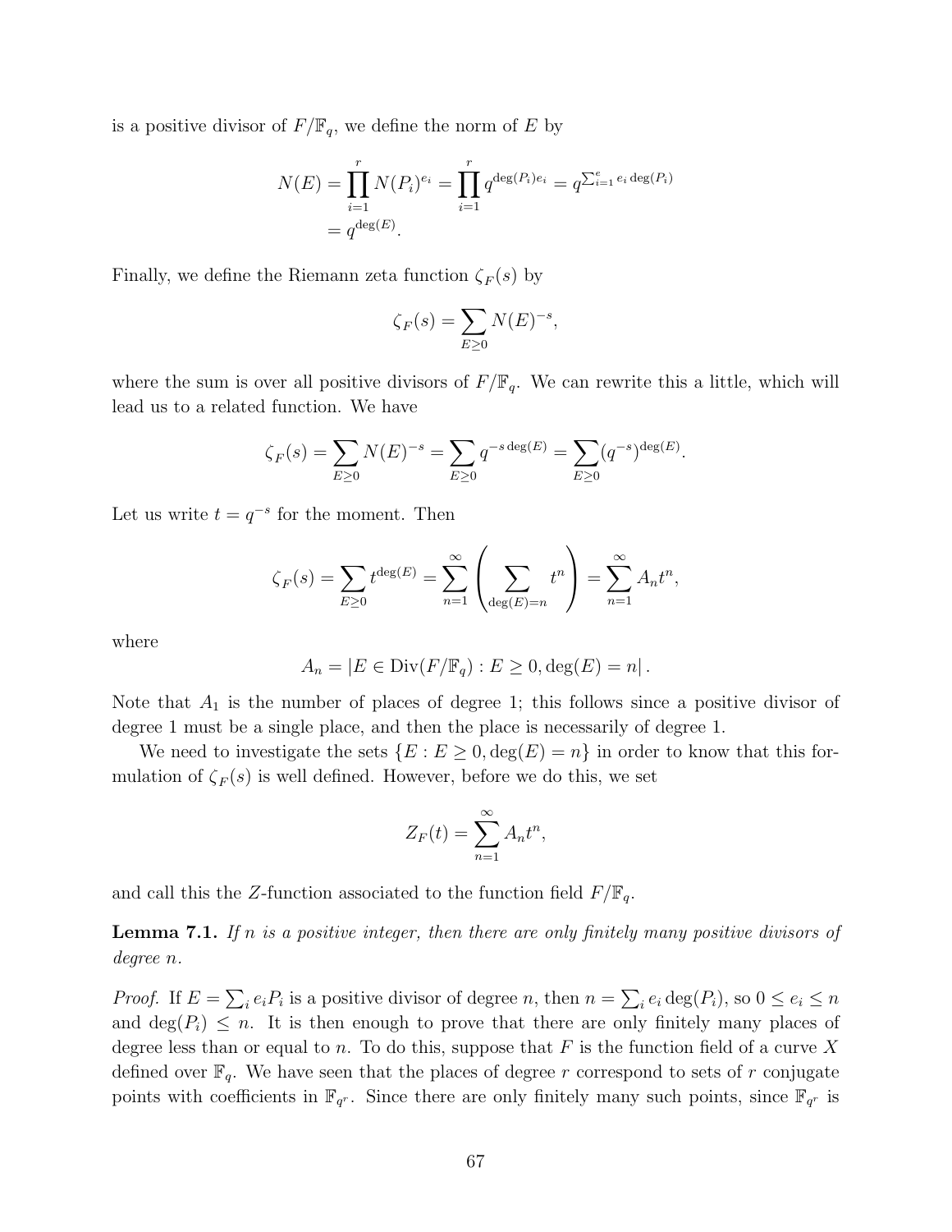is a positive divisor of $F/\mathbb{F}_q$, we define the norm of $E$ by

$$N(E) = \prod_{i=1}^{r} N(P_i)^{e_i} = \prod_{i=1}^{r} q^{\deg(P_i)e_i} = q^{\sum_{i=1}^{e} e_i \deg(P_i)}$$
$$= q^{\deg(E)}.$$

Finally, we define the Riemann zeta function $\zeta_F(s)$ by

$$\zeta_F(s) = \sum_{E \geq 0} N(E)^{-s},$$

where the sum is over all positive divisors of $F/\mathbb{F}_q$. We can rewrite this a little, which will lead us to a related function. We have

$$\zeta_F(s) = \sum_{E \geq 0} N(E)^{-s} = \sum_{E \geq 0} q^{-s \deg(E)} = \sum_{E \geq 0} (q^{-s})^{\deg(E)}.$$

Let us write $t = q^{-s}$ for the moment. Then

$$\zeta_F(s) = \sum_{E \geq 0} t^{\deg(E)} = \sum_{n=1}^{\infty} \left( \sum_{\deg(E)=n} t^n \right) = \sum_{n=1}^{\infty} A_n t^n,$$

where

$$A_n = |E \in \mathrm{Div}(F/\mathbb{F}_q) : E \geq 0, \deg(E) = n|.$$

Note that $A_1$ is the number of places of degree 1; this follows since a positive divisor of degree 1 must be a single place, and then the place is necessarily of degree 1.

We need to investigate the sets $\{E : E \geq 0, \deg(E) = n\}$ in order to know that this formulation of $\zeta_F(s)$ is well defined. However, before we do this, we set

$$Z_F(t) = \sum_{n=1}^{\infty} A_n t^n,$$

and call this the $Z$-function associated to the function field $F/\mathbb{F}_q$.

**Lemma 7.1.** *If $n$ is a positive integer, then there are only finitely many positive divisors of degree $n$.*

*Proof.* If $E = \sum_i e_i P_i$ is a positive divisor of degree $n$, then $n = \sum_i e_i \deg(P_i)$, so $0 \leq e_i \leq n$ and $\deg(P_i) \leq n$. It is then enough to prove that there are only finitely many places of degree less than or equal to $n$. To do this, suppose that $F$ is the function field of a curve $X$ defined over $\mathbb{F}_q$. We have seen that the places of degree $r$ correspond to sets of $r$ conjugate points with coefficients in $\mathbb{F}_{q^r}$. Since there are only finitely many such points, since $\mathbb{F}_{q^r}$ is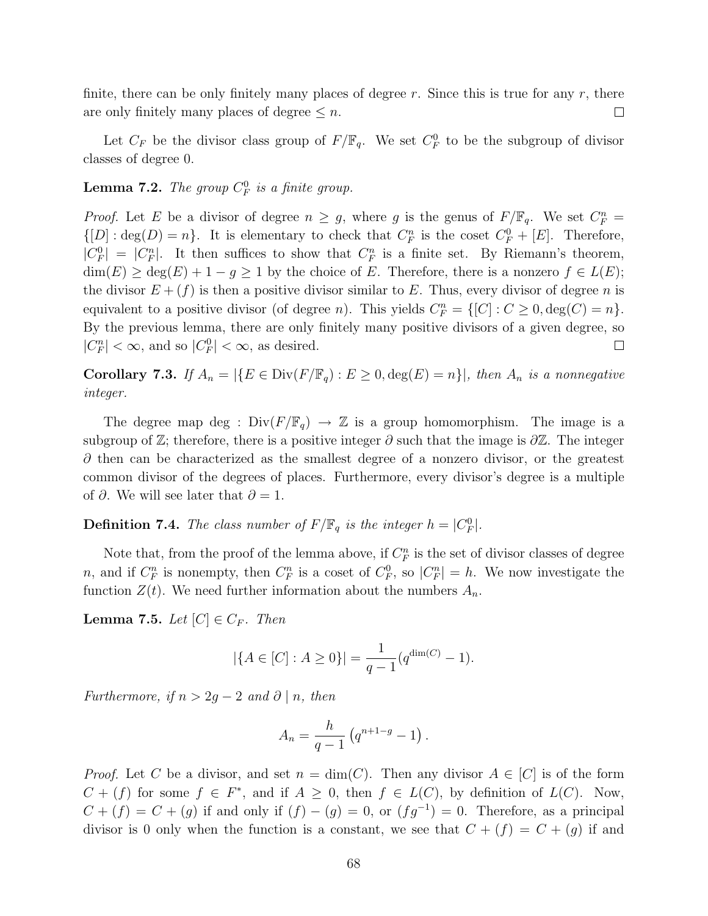finite, there can be only finitely many places of degree $r$. Since this is true for any $r$, there are only finitely many places of degree $\leq n$. $\square$

Let $C_F$ be the divisor class group of $F/\mathbb{F}_q$. We set $C_F^0$ to be the subgroup of divisor classes of degree 0.

**Lemma 7.2.** *The group $C_F^0$ is a finite group.*

*Proof.* Let $E$ be a divisor of degree $n \geq g$, where $g$ is the genus of $F/\mathbb{F}_q$. We set $C_F^n = \{[D] : \deg(D) = n\}$. It is elementary to check that $C_F^n$ is the coset $C_F^0 + [E]$. Therefore, $|C_F^0| = |C_F^n|$. It then suffices to show that $C_F^n$ is a finite set. By Riemann's theorem, $\dim(E) \geq \deg(E) + 1 - g \geq 1$ by the choice of $E$. Therefore, there is a nonzero $f \in L(E)$; the divisor $E + (f)$ is then a positive divisor similar to $E$. Thus, every divisor of degree $n$ is equivalent to a positive divisor (of degree $n$). This yields $C_F^n = \{[C] : C \geq 0, \deg(C) = n\}$. By the previous lemma, there are only finitely many positive divisors of a given degree, so $|C_F^n| < \infty$, and so $|C_F^0| < \infty$, as desired. $\square$

**Corollary 7.3.** *If $A_n = |\{E \in \mathrm{Div}(F/\mathbb{F}_q) : E \geq 0, \deg(E) = n\}|$, then $A_n$ is a nonnegative integer.*

The degree map $\deg : \mathrm{Div}(F/\mathbb{F}_q) \to \mathbb{Z}$ is a group homomorphism. The image is a subgroup of $\mathbb{Z}$; therefore, there is a positive integer $\partial$ such that the image is $\partial\mathbb{Z}$. The integer $\partial$ then can be characterized as the smallest degree of a nonzero divisor, or the greatest common divisor of the degrees of places. Furthermore, every divisor's degree is a multiple of $\partial$. We will see later that $\partial = 1$.

**Definition 7.4.** *The class number of $F/\mathbb{F}_q$ is the integer $h = |C_F^0|$.*

Note that, from the proof of the lemma above, if $C_F^n$ is the set of divisor classes of degree $n$, and if $C_F^n$ is nonempty, then $C_F^n$ is a coset of $C_F^0$, so $|C_F^n| = h$. We now investigate the function $Z(t)$. We need further information about the numbers $A_n$.

**Lemma 7.5.** *Let $[C] \in C_F$. Then*

$$|\{A \in [C] : A \geq 0\}| = \frac{1}{q-1}(q^{\dim(C)} - 1).$$

*Furthermore, if $n > 2g - 2$ and $\partial \mid n$, then*

$$A_n = \frac{h}{q-1}\left(q^{n+1-g} - 1\right).$$

*Proof.* Let $C$ be a divisor, and set $n = \dim(C)$. Then any divisor $A \in [C]$ is of the form $C + (f)$ for some $f \in F^*$, and if $A \geq 0$, then $f \in L(C)$, by definition of $L(C)$. Now, $C + (f) = C + (g)$ if and only if $(f) - (g) = 0$, or $(fg^{-1}) = 0$. Therefore, as a principal divisor is 0 only when the function is a constant, we see that $C + (f) = C + (g)$ if and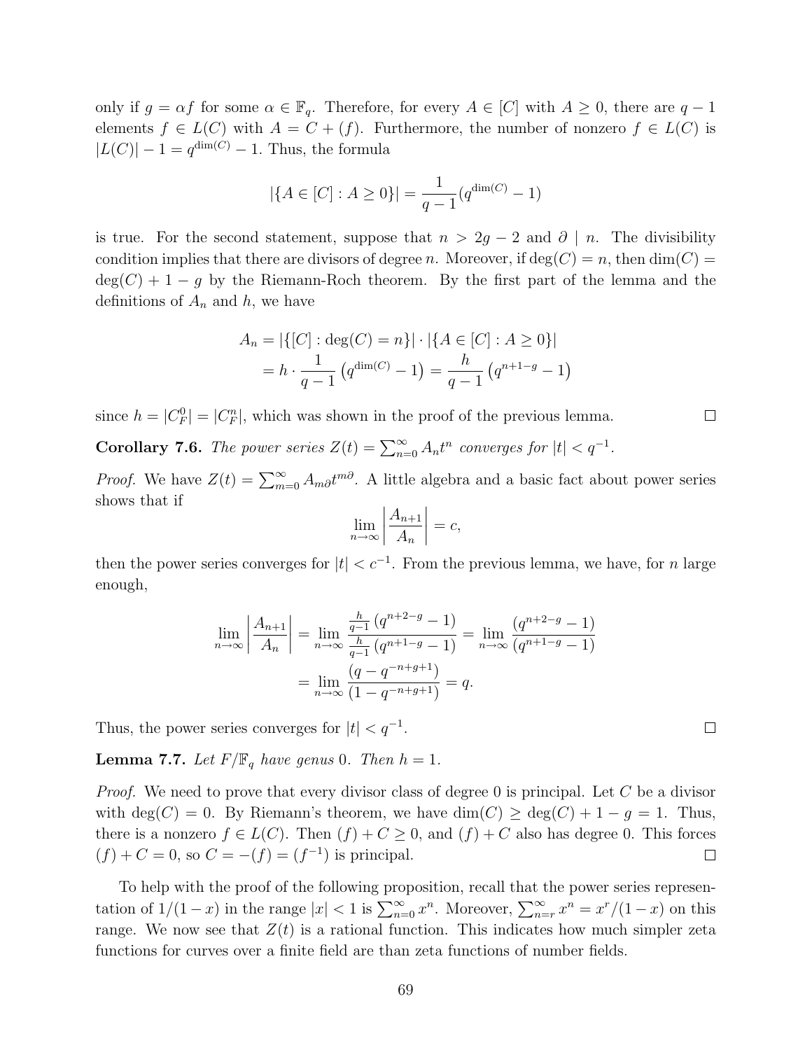only if $g = \alpha f$ for some $\alpha \in \mathbb{F}_q$. Therefore, for every $A \in [C]$ with $A \geq 0$, there are $q-1$ elements $f \in L(C)$ with $A = C + (f)$. Furthermore, the number of nonzero $f \in L(C)$ is $|L(C)| - 1 = q^{\dim(C)} - 1$. Thus, the formula

$$|\{A \in [C] : A \geq 0\}| = \frac{1}{q-1}(q^{\dim(C)} - 1)$$

is true. For the second statement, suppose that $n > 2g-2$ and $\partial \mid n$. The divisibility condition implies that there are divisors of degree $n$. Moreover, if $\deg(C) = n$, then $\dim(C) = \deg(C) + 1 - g$ by the Riemann-Roch theorem. By the first part of the lemma and the definitions of $A_n$ and $h$, we have

$$\begin{aligned} A_n &= |\{[C] : \deg(C) = n\}| \cdot |\{A \in [C] : A \geq 0\}| \\ &= h \cdot \frac{1}{q-1}\left(q^{\dim(C)} - 1\right) = \frac{h}{q-1}\left(q^{n+1-g} - 1\right) \end{aligned}$$

since $h = |C_F^0| = |C_F^n|$, which was shown in the proof of the previous lemma. □

**Corollary 7.6.** *The power series $Z(t) = \sum_{n=0}^{\infty} A_n t^n$ converges for $|t| < q^{-1}$.*

*Proof.* We have $Z(t) = \sum_{m=0}^{\infty} A_{m\partial} t^{m\partial}$. A little algebra and a basic fact about power series shows that if

$$\lim_{n\to\infty} \left| \frac{A_{n+1}}{A_n} \right| = c,$$

then the power series converges for $|t| < c^{-1}$. From the previous lemma, we have, for $n$ large enough,

$$\begin{aligned} \lim_{n\to\infty} \left| \frac{A_{n+1}}{A_n} \right| &= \lim_{n\to\infty} \frac{\frac{h}{q-1}\left(q^{n+2-g} - 1\right)}{\frac{h}{q-1}\left(q^{n+1-g} - 1\right)} = \lim_{n\to\infty} \frac{\left(q^{n+2-g} - 1\right)}{\left(q^{n+1-g} - 1\right)} \\ &= \lim_{n\to\infty} \frac{\left(q - q^{-n+g+1}\right)}{\left(1 - q^{-n+g+1}\right)} = q. \end{aligned}$$

Thus, the power series converges for $|t| < q^{-1}$. □

**Lemma 7.7.** *Let $F/\mathbb{F}_q$ have genus $0$. Then $h = 1$.*

*Proof.* We need to prove that every divisor class of degree 0 is principal. Let $C$ be a divisor with $\deg(C) = 0$. By Riemann's theorem, we have $\dim(C) \geq \deg(C) + 1 - g = 1$. Thus, there is a nonzero $f \in L(C)$. Then $(f) + C \geq 0$, and $(f) + C$ also has degree 0. This forces $(f) + C = 0$, so $C = -(f) = (f^{-1})$ is principal. □

To help with the proof of the following proposition, recall that the power series representation of $1/(1-x)$ in the range $|x| < 1$ is $\sum_{n=0}^{\infty} x^n$. Moreover, $\sum_{n=r}^{\infty} x^n = x^r/(1-x)$ on this range. We now see that $Z(t)$ is a rational function. This indicates how much simpler zeta functions for curves over a finite field are than zeta functions of number fields.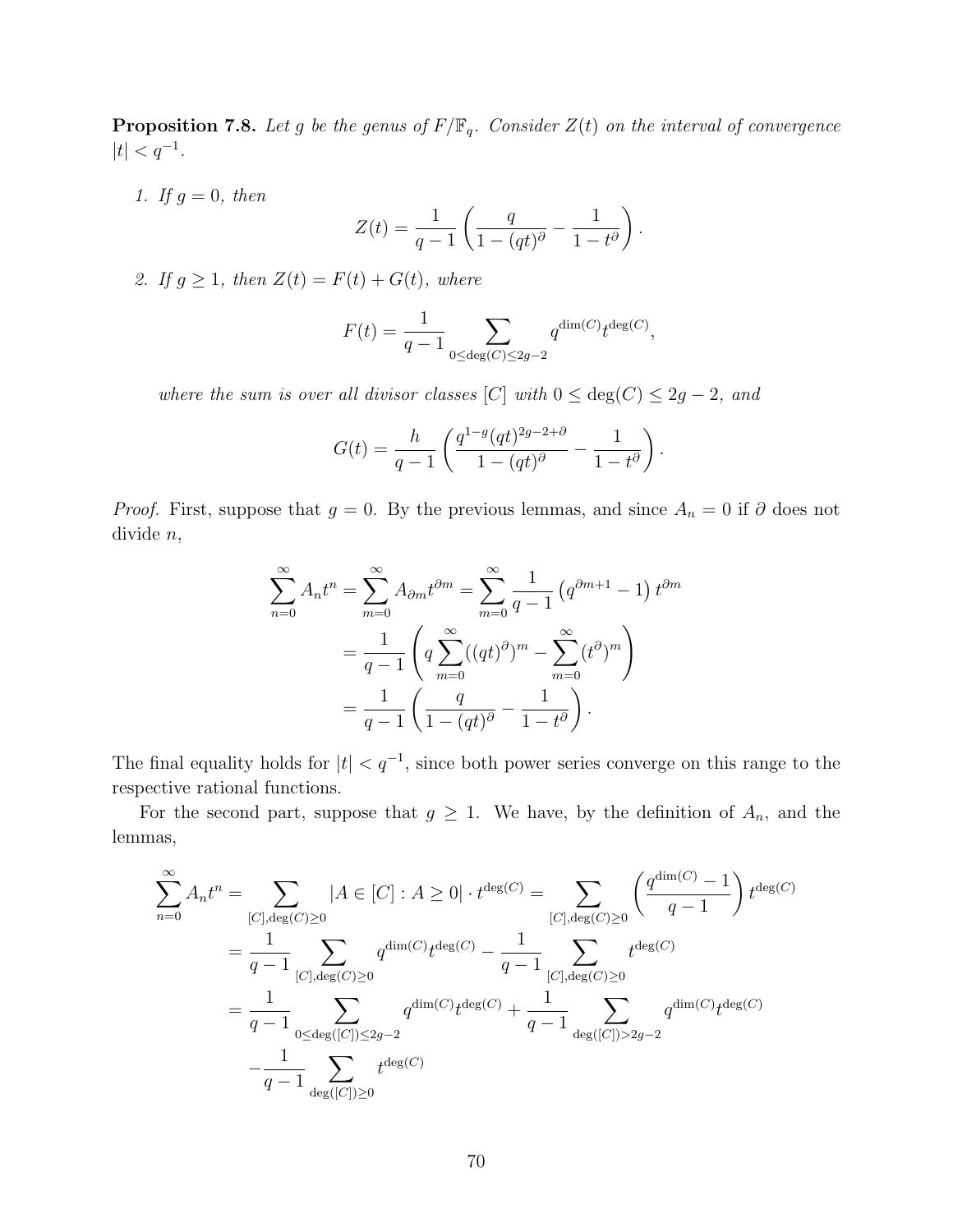**Proposition 7.8.** *Let $g$ be the genus of $F/\mathbb{F}_q$. Consider $Z(t)$ on the interval of convergence $|t| < q^{-1}$.*

1. *If $g = 0$, then*
$$Z(t) = \frac{1}{q-1}\left(\frac{q}{1-(qt)^{\partial}} - \frac{1}{1-t^{\partial}}\right).$$

2. *If $g \geq 1$, then $Z(t) = F(t) + G(t)$, where*
$$F(t) = \frac{1}{q-1}\sum_{0 \leq \deg(C) \leq 2g-2} q^{\dim(C)} t^{\deg(C)},$$
*where the sum is over all divisor classes $[C]$ with $0 \leq \deg(C) \leq 2g-2$, and*
$$G(t) = \frac{h}{q-1}\left(\frac{q^{1-g}(qt)^{2g-2+\partial}}{1-(qt)^{\partial}} - \frac{1}{1-t^{\partial}}\right).$$

*Proof.* First, suppose that $g = 0$. By the previous lemmas, and since $A_n = 0$ if $\partial$ does not divide $n$,

$$\begin{aligned}
\sum_{n=0}^{\infty} A_n t^n = \sum_{m=0}^{\infty} A_{\partial m} t^{\partial m} &= \sum_{m=0}^{\infty} \frac{1}{q-1}\left(q^{\partial m+1} - 1\right) t^{\partial m} \\
&= \frac{1}{q-1}\left(q\sum_{m=0}^{\infty}((qt)^{\partial})^m - \sum_{m=0}^{\infty}(t^{\partial})^m\right) \\
&= \frac{1}{q-1}\left(\frac{q}{1-(qt)^{\partial}} - \frac{1}{1-t^{\partial}}\right).
\end{aligned}$$

The final equality holds for $|t| < q^{-1}$, since both power series converge on this range to the respective rational functions.

For the second part, suppose that $g \geq 1$. We have, by the definition of $A_n$, and the lemmas,

$$\begin{aligned}
\sum_{n=0}^{\infty} A_n t^n &= \sum_{[C], \deg(C) \geq 0} |A \in [C] : A \geq 0| \cdot t^{\deg(C)} = \sum_{[C], \deg(C) \geq 0} \left(\frac{q^{\dim(C)} - 1}{q-1}\right) t^{\deg(C)} \\
&= \frac{1}{q-1}\sum_{[C], \deg(C) \geq 0} q^{\dim(C)} t^{\deg(C)} - \frac{1}{q-1}\sum_{[C], \deg(C) \geq 0} t^{\deg(C)} \\
&= \frac{1}{q-1}\sum_{0 \leq \deg([C]) \leq 2g-2} q^{\dim(C)} t^{\deg(C)} + \frac{1}{q-1}\sum_{\deg([C]) > 2g-2} q^{\dim(C)} t^{\deg(C)} \\
&\quad - \frac{1}{q-1}\sum_{\deg([C]) \geq 0} t^{\deg(C)}
\end{aligned}$$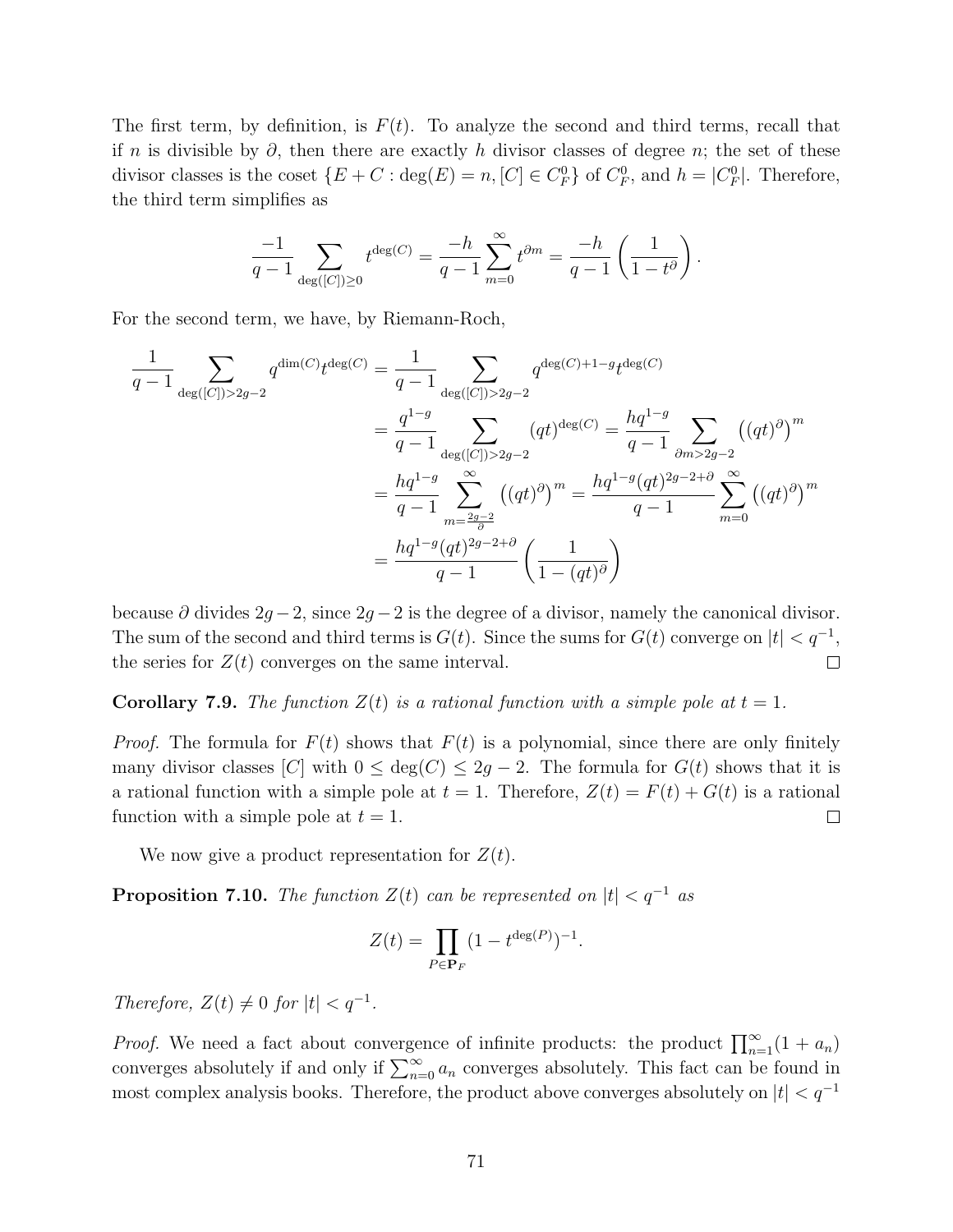The first term, by definition, is $F(t)$. To analyze the second and third terms, recall that if $n$ is divisible by $\partial$, then there are exactly $h$ divisor classes of degree $n$; the set of these divisor classes is the coset $\{E + C : \deg(E) = n, [C] \in C_F^0\}$ of $C_F^0$, and $h = |C_F^0|$. Therefore, the third term simplifies as

$$\frac{-1}{q-1} \sum_{\deg([C]) \geq 0} t^{\deg(C)} = \frac{-h}{q-1} \sum_{m=0}^{\infty} t^{\partial m} = \frac{-h}{q-1} \left( \frac{1}{1-t^{\partial}} \right).$$

For the second term, we have, by Riemann-Roch,

$$\begin{aligned}
\frac{1}{q-1} \sum_{\deg([C]) > 2g-2} q^{\dim(C)} t^{\deg(C)} &= \frac{1}{q-1} \sum_{\deg([C]) > 2g-2} q^{\deg(C)+1-g} t^{\deg(C)} \\
&= \frac{q^{1-g}}{q-1} \sum_{\deg([C]) > 2g-2} (qt)^{\deg(C)} = \frac{hq^{1-g}}{q-1} \sum_{\partial m > 2g-2} \left((qt)^{\partial}\right)^m \\
&= \frac{hq^{1-g}}{q-1} \sum_{m=\frac{2g-2}{\partial}}^{\infty} \left((qt)^{\partial}\right)^m = \frac{hq^{1-g}(qt)^{2g-2+\partial}}{q-1} \sum_{m=0}^{\infty} \left((qt)^{\partial}\right)^m \\
&= \frac{hq^{1-g}(qt)^{2g-2+\partial}}{q-1} \left( \frac{1}{1-(qt)^{\partial}} \right)
\end{aligned}$$

because $\partial$ divides $2g-2$, since $2g-2$ is the degree of a divisor, namely the canonical divisor. The sum of the second and third terms is $G(t)$. Since the sums for $G(t)$ converge on $|t| < q^{-1}$, the series for $Z(t)$ converges on the same interval. $\square$

**Corollary 7.9.** *The function $Z(t)$ is a rational function with a simple pole at $t = 1$.*

*Proof.* The formula for $F(t)$ shows that $F(t)$ is a polynomial, since there are only finitely many divisor classes $[C]$ with $0 \leq \deg(C) \leq 2g-2$. The formula for $G(t)$ shows that it is a rational function with a simple pole at $t = 1$. Therefore, $Z(t) = F(t) + G(t)$ is a rational function with a simple pole at $t = 1$. $\square$

We now give a product representation for $Z(t)$.

**Proposition 7.10.** *The function $Z(t)$ can be represented on $|t| < q^{-1}$ as*

$$Z(t) = \prod_{P \in \mathbf{P}_F} (1 - t^{\deg(P)})^{-1}.$$

*Therefore, $Z(t) \neq 0$ for $|t| < q^{-1}$.*

*Proof.* We need a fact about convergence of infinite products: the product $\prod_{n=1}^{\infty}(1 + a_n)$ converges absolutely if and only if $\sum_{n=0}^{\infty} a_n$ converges absolutely. This fact can be found in most complex analysis books. Therefore, the product above converges absolutely on $|t| < q^{-1}$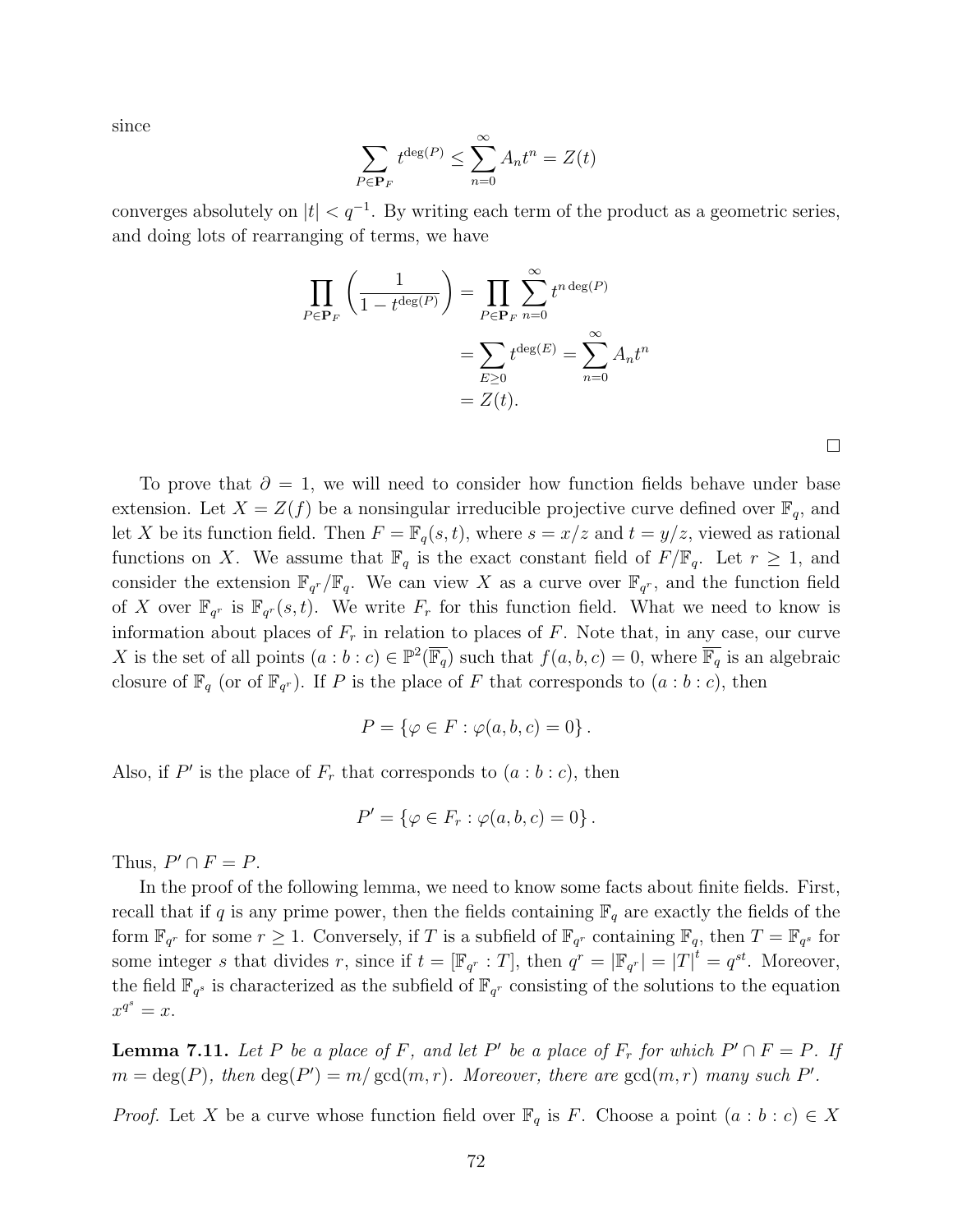since

$$\sum_{P \in \mathbf{P}_F} t^{\deg(P)} \leq \sum_{n=0}^{\infty} A_n t^n = Z(t)$$

converges absolutely on $|t| < q^{-1}$. By writing each term of the product as a geometric series, and doing lots of rearranging of terms, we have

$$\begin{aligned}
\prod_{P \in \mathbf{P}_F} \left( \frac{1}{1 - t^{\deg(P)}} \right) &= \prod_{P \in \mathbf{P}_F} \sum_{n=0}^{\infty} t^{n \deg(P)} \\
&= \sum_{E \geq 0} t^{\deg(E)} = \sum_{n=0}^{\infty} A_n t^n \\
&= Z(t).
\end{aligned}$$

□

To prove that $\partial = 1$, we will need to consider how function fields behave under base extension. Let $X = Z(f)$ be a nonsingular irreducible projective curve defined over $\mathbb{F}_q$, and let $X$ be its function field. Then $F = \mathbb{F}_q(s,t)$, where $s = x/z$ and $t = y/z$, viewed as rational functions on $X$. We assume that $\mathbb{F}_q$ is the exact constant field of $F/\mathbb{F}_q$. Let $r \geq 1$, and consider the extension $\mathbb{F}_{q^r}/\mathbb{F}_q$. We can view $X$ as a curve over $\mathbb{F}_{q^r}$, and the function field of $X$ over $\mathbb{F}_{q^r}$ is $\mathbb{F}_{q^r}(s,t)$. We write $F_r$ for this function field. What we need to know is information about places of $F_r$ in relation to places of $F$. Note that, in any case, our curve $X$ is the set of all points $(a:b:c) \in \mathbb{P}^2(\overline{\mathbb{F}_q})$ such that $f(a,b,c) = 0$, where $\overline{\mathbb{F}_q}$ is an algebraic closure of $\mathbb{F}_q$ (or of $\mathbb{F}_{q^r}$). If $P$ is the place of $F$ that corresponds to $(a:b:c)$, then

$$P = \{\varphi \in F : \varphi(a,b,c) = 0\}.$$

Also, if $P'$ is the place of $F_r$ that corresponds to $(a:b:c)$, then

$$P' = \{\varphi \in F_r : \varphi(a,b,c) = 0\}.$$

Thus, $P' \cap F = P$.

In the proof of the following lemma, we need to know some facts about finite fields. First, recall that if $q$ is any prime power, then the fields containing $\mathbb{F}_q$ are exactly the fields of the form $\mathbb{F}_{q^r}$ for some $r \geq 1$. Conversely, if $T$ is a subfield of $\mathbb{F}_{q^r}$ containing $\mathbb{F}_q$, then $T = \mathbb{F}_{q^s}$ for some integer $s$ that divides $r$, since if $t = [\mathbb{F}_{q^r} : T]$, then $q^r = |\mathbb{F}_{q^r}| = |T|^t = q^{st}$. Moreover, the field $\mathbb{F}_{q^s}$ is characterized as the subfield of $\mathbb{F}_{q^r}$ consisting of the solutions to the equation $x^{q^s} = x$.

**Lemma 7.11.** *Let $P$ be a place of $F$, and let $P'$ be a place of $F_r$ for which $P' \cap F = P$. If $m = \deg(P)$, then $\deg(P') = m/\gcd(m,r)$. Moreover, there are $\gcd(m,r)$ many such $P'$.*

*Proof.* Let $X$ be a curve whose function field over $\mathbb{F}_q$ is $F$. Choose a point $(a:b:c) \in X$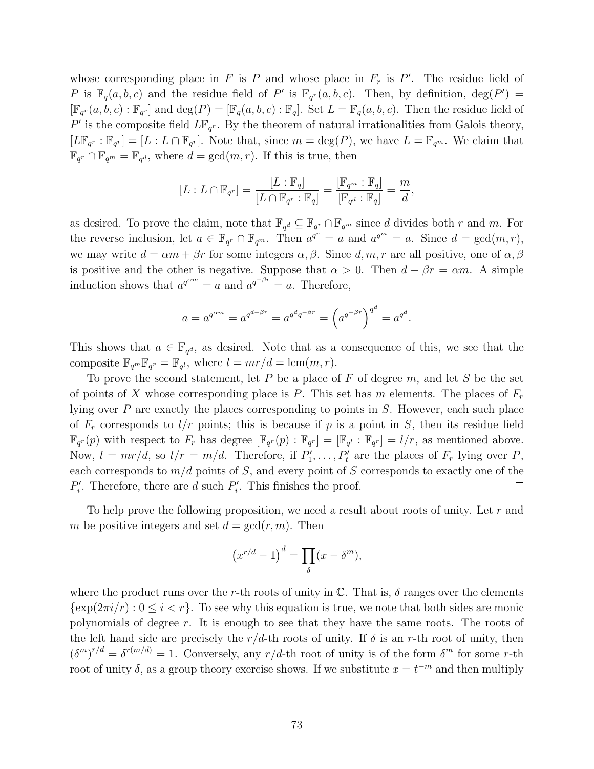whose corresponding place in $F$ is $P$ and whose place in $F_r$ is $P'$. The residue field of $P$ is $\mathbb{F}_q(a,b,c)$ and the residue field of $P'$ is $\mathbb{F}_{q^r}(a,b,c)$. Then, by definition, $\deg(P') = [\mathbb{F}_{q^r}(a,b,c) : \mathbb{F}_{q^r}]$ and $\deg(P) = [\mathbb{F}_q(a,b,c) : \mathbb{F}_q]$. Set $L = \mathbb{F}_q(a,b,c)$. Then the residue field of $P'$ is the composite field $L\mathbb{F}_{q^r}$. By the theorem of natural irrationalities from Galois theory, $[L\mathbb{F}_{q^r} : \mathbb{F}_{q^r}] = [L : L \cap \mathbb{F}_{q^r}]$. Note that, since $m = \deg(P)$, we have $L = \mathbb{F}_{q^m}$. We claim that $\mathbb{F}_{q^r} \cap \mathbb{F}_{q^m} = \mathbb{F}_{q^d}$, where $d = \gcd(m,r)$. If this is true, then

$$[L : L \cap \mathbb{F}_{q^r}] = \frac{[L : \mathbb{F}_q]}{[L \cap \mathbb{F}_{q^r} : \mathbb{F}_q]} = \frac{[\mathbb{F}_{q^m} : \mathbb{F}_q]}{[\mathbb{F}_{q^d} : \mathbb{F}_q]} = \frac{m}{d},$$

as desired. To prove the claim, note that $\mathbb{F}_{q^d} \subseteq \mathbb{F}_{q^r} \cap \mathbb{F}_{q^m}$ since $d$ divides both $r$ and $m$. For the reverse inclusion, let $a \in \mathbb{F}_{q^r} \cap \mathbb{F}_{q^m}$. Then $a^{q^r} = a$ and $a^{q^m} = a$. Since $d = \gcd(m,r)$, we may write $d = \alpha m + \beta r$ for some integers $\alpha, \beta$. Since $d, m, r$ are all positive, one of $\alpha, \beta$ is positive and the other is negative. Suppose that $\alpha > 0$. Then $d - \beta r = \alpha m$. A simple induction shows that $a^{q^{\alpha m}} = a$ and $a^{q^{-\beta r}} = a$. Therefore,

$$a = a^{q^{\alpha m}} = a^{q^{d-\beta r}} = a^{q^d q^{-\beta r}} = \left(a^{q^{-\beta r}}\right)^{q^d} = a^{q^d}.$$

This shows that $a \in \mathbb{F}_{q^d}$, as desired. Note that as a consequence of this, we see that the composite $\mathbb{F}_{q^m}\mathbb{F}_{q^r} = \mathbb{F}_{q^l}$, where $l = mr/d = \operatorname{lcm}(m,r)$.

To prove the second statement, let $P$ be a place of $F$ of degree $m$, and let $S$ be the set of points of $X$ whose corresponding place is $P$. This set has $m$ elements. The places of $F_r$ lying over $P$ are exactly the places corresponding to points in $S$. However, each such place of $F_r$ corresponds to $l/r$ points; this is because if $p$ is a point in $S$, then its residue field $\mathbb{F}_{q^r}(p)$ with respect to $F_r$ has degree $[\mathbb{F}_{q^r}(p) : \mathbb{F}_{q^r}] = [\mathbb{F}_{q^l} : \mathbb{F}_{q^r}] = l/r$, as mentioned above. Now, $l = mr/d$, so $l/r = m/d$. Therefore, if $P_1', \dots, P_t'$ are the places of $F_r$ lying over $P$, each corresponds to $m/d$ points of $S$, and every point of $S$ corresponds to exactly one of the $P_i'$. Therefore, there are $d$ such $P_i'$. This finishes the proof. ☐

To help prove the following proposition, we need a result about roots of unity. Let $r$ and $m$ be positive integers and set $d = \gcd(r,m)$. Then

$$\left(x^{r/d} - 1\right)^d = \prod_\delta (x - \delta^m),$$

where the product runs over the $r$-th roots of unity in $\mathbb{C}$. That is, $\delta$ ranges over the elements $\{\exp(2\pi i/r) : 0 \le i < r\}$. To see why this equation is true, we note that both sides are monic polynomials of degree $r$. It is enough to see that they have the same roots. The roots of the left hand side are precisely the $r/d$-th roots of unity. If $\delta$ is an $r$-th root of unity, then $(\delta^m)^{r/d} = \delta^{r(m/d)} = 1$. Conversely, any $r/d$-th root of unity is of the form $\delta^m$ for some $r$-th root of unity $\delta$, as a group theory exercise shows. If we substitute $x = t^{-m}$ and then multiply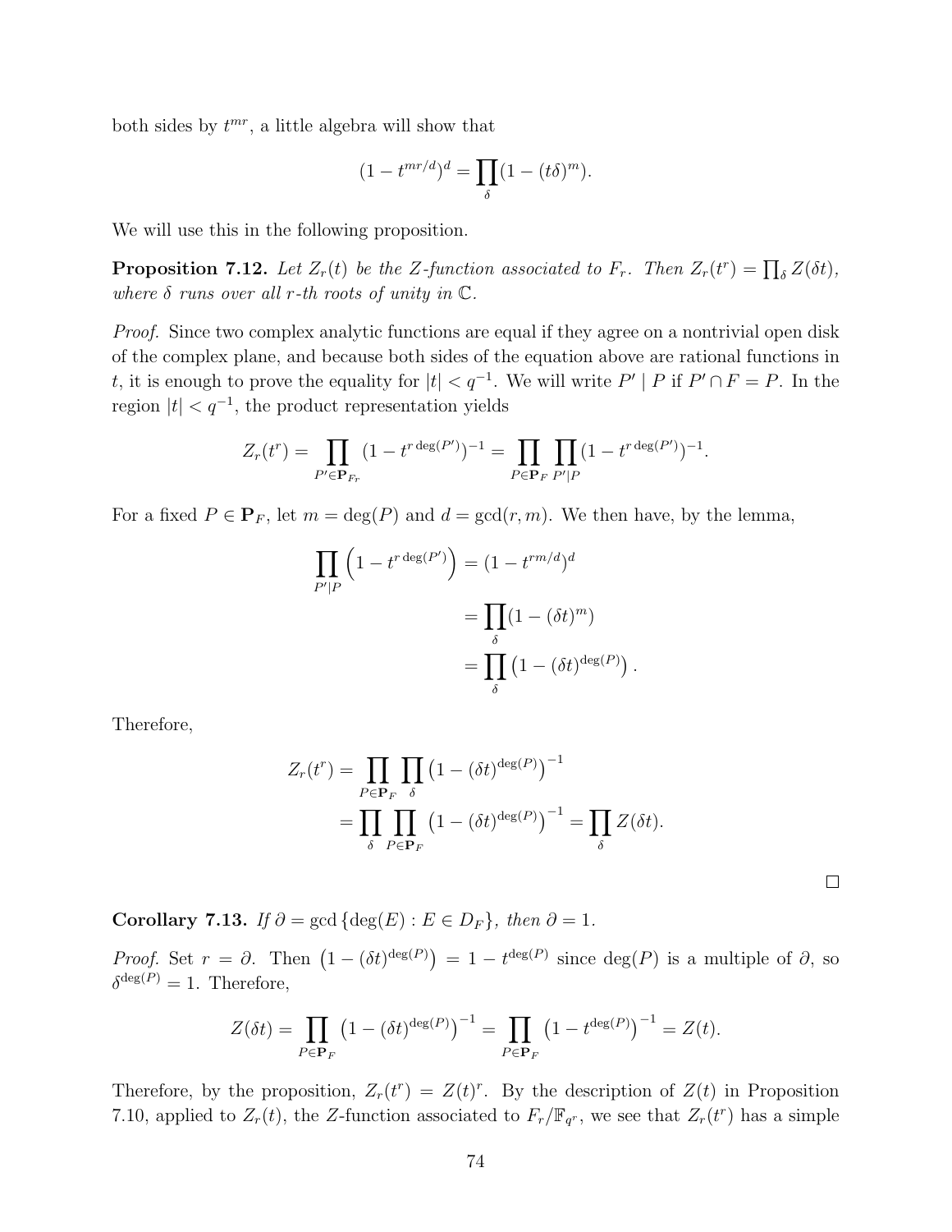both sides by $t^{mr}$, a little algebra will show that

$$(1 - t^{mr/d})^d = \prod_{\delta} (1 - (t\delta)^m).$$

We will use this in the following proposition.

**Proposition 7.12.** *Let $Z_r(t)$ be the Z-function associated to $F_r$. Then $Z_r(t^r) = \prod_\delta Z(\delta t)$, where $\delta$ runs over all $r$-th roots of unity in $\mathbb{C}$.*

*Proof.* Since two complex analytic functions are equal if they agree on a nontrivial open disk of the complex plane, and because both sides of the equation above are rational functions in $t$, it is enough to prove the equality for $|t| < q^{-1}$. We will write $P' \mid P$ if $P' \cap F = P$. In the region $|t| < q^{-1}$, the product representation yields

$$Z_r(t^r) = \prod_{P' \in \mathbf{P}_{F_r}} (1 - t^{r \deg(P')})^{-1} = \prod_{P \in \mathbf{P}_F} \prod_{P' | P} (1 - t^{r \deg(P')})^{-1}.$$

For a fixed $P \in \mathbf{P}_F$, let $m = \deg(P)$ and $d = \gcd(r, m)$. We then have, by the lemma,

$$\begin{aligned}
\prod_{P'|P} \left(1 - t^{r \deg(P')}\right) &= (1 - t^{rm/d})^d \\
&= \prod_{\delta} (1 - (\delta t)^m) \\
&= \prod_{\delta} \left(1 - (\delta t)^{\deg(P)}\right).
\end{aligned}$$

Therefore,

$$\begin{aligned}
Z_r(t^r) &= \prod_{P \in \mathbf{P}_F} \prod_{\delta} \left(1 - (\delta t)^{\deg(P)}\right)^{-1} \\
&= \prod_{\delta} \prod_{P \in \mathbf{P}_F} \left(1 - (\delta t)^{\deg(P)}\right)^{-1} = \prod_{\delta} Z(\delta t).
\end{aligned}$$

□

**Corollary 7.13.** *If $\partial = \gcd\{\deg(E) : E \in D_F\}$, then $\partial = 1$.*

*Proof.* Set $r = \partial$. Then $\left(1 - (\delta t)^{\deg(P)}\right) = 1 - t^{\deg(P)}$ since $\deg(P)$ is a multiple of $\partial$, so $\delta^{\deg(P)} = 1$. Therefore,

$$Z(\delta t) = \prod_{P \in \mathbf{P}_F} \left(1 - (\delta t)^{\deg(P)}\right)^{-1} = \prod_{P \in \mathbf{P}_F} \left(1 - t^{\deg(P)}\right)^{-1} = Z(t).$$

Therefore, by the proposition, $Z_r(t^r) = Z(t)^r$. By the description of $Z(t)$ in Proposition 7.10, applied to $Z_r(t)$, the Z-function associated to $F_r/\mathbb{F}_{q^r}$, we see that $Z_r(t^r)$ has a simple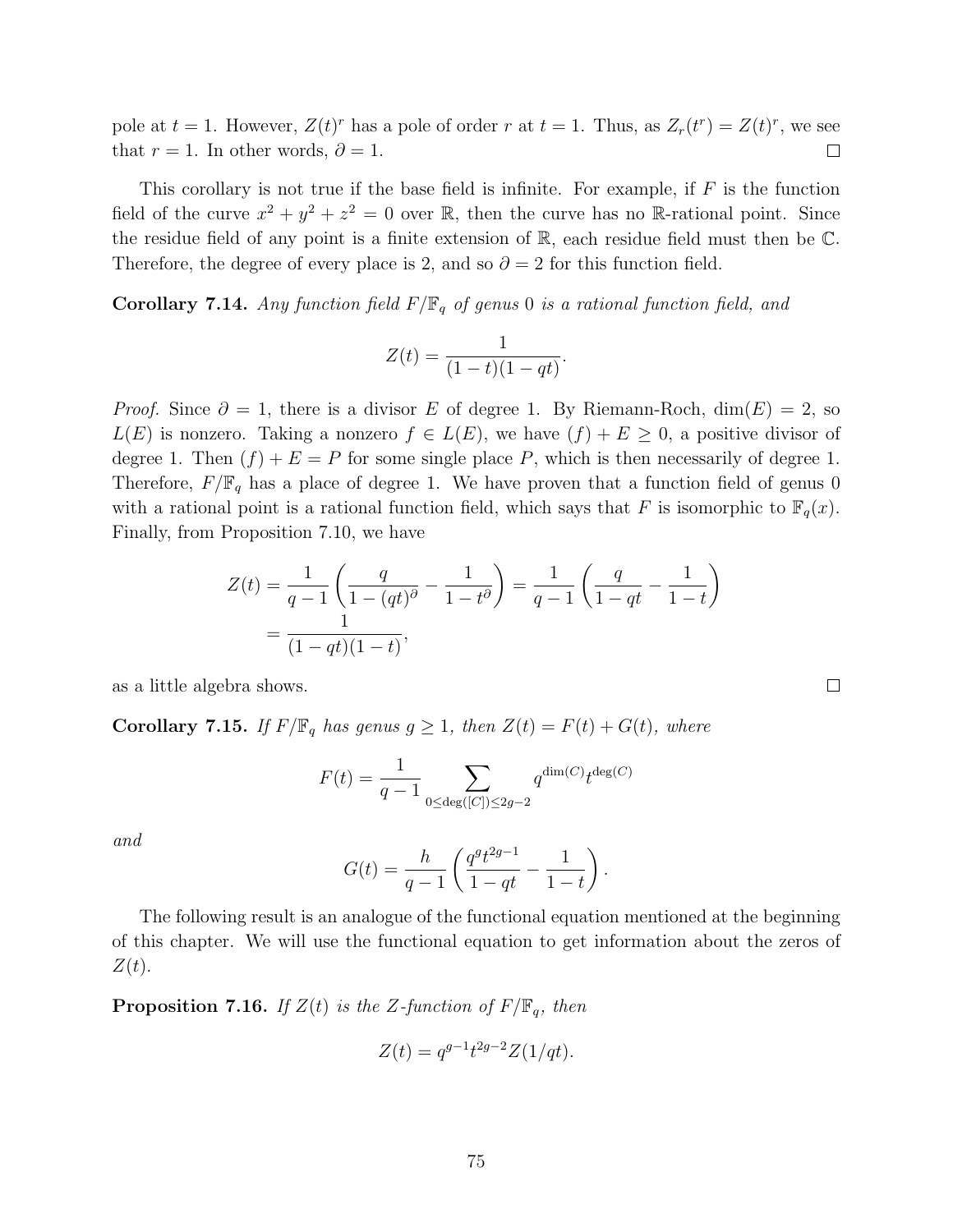pole at $t = 1$. However, $Z(t)^r$ has a pole of order $r$ at $t = 1$. Thus, as $Z_r(t^r) = Z(t)^r$, we see that $r = 1$. In other words, $\partial = 1$. ☐

This corollary is not true if the base field is infinite. For example, if $F$ is the function field of the curve $x^2 + y^2 + z^2 = 0$ over $\mathbb{R}$, then the curve has no $\mathbb{R}$-rational point. Since the residue field of any point is a finite extension of $\mathbb{R}$, each residue field must then be $\mathbb{C}$. Therefore, the degree of every place is 2, and so $\partial = 2$ for this function field.

**Corollary 7.14.** *Any function field $F/\mathbb{F}_q$ of genus 0 is a rational function field, and*

$$Z(t) = \frac{1}{(1-t)(1-qt)}.$$

*Proof.* Since $\partial = 1$, there is a divisor $E$ of degree 1. By Riemann-Roch, $\dim(E) = 2$, so $L(E)$ is nonzero. Taking a nonzero $f \in L(E)$, we have $(f) + E \geq 0$, a positive divisor of degree 1. Then $(f) + E = P$ for some single place $P$, which is then necessarily of degree 1. Therefore, $F/\mathbb{F}_q$ has a place of degree 1. We have proven that a function field of genus 0 with a rational point is a rational function field, which says that $F$ is isomorphic to $\mathbb{F}_q(x)$. Finally, from Proposition 7.10, we have

$$\begin{aligned} Z(t) &= \frac{1}{q-1}\left(\frac{q}{1-(qt)^{\partial}} - \frac{1}{1-t^{\partial}}\right) = \frac{1}{q-1}\left(\frac{q}{1-qt} - \frac{1}{1-t}\right) \\ &= \frac{1}{(1-qt)(1-t)}, \end{aligned}$$

as a little algebra shows. ☐

**Corollary 7.15.** *If $F/\mathbb{F}_q$ has genus $g \geq 1$, then $Z(t) = F(t) + G(t)$, where*

$$F(t) = \frac{1}{q-1} \sum_{0 \leq \deg([C]) \leq 2g-2} q^{\dim(C)} t^{\deg(C)}$$

*and*

$$G(t) = \frac{h}{q-1}\left(\frac{q^g t^{2g-1}}{1-qt} - \frac{1}{1-t}\right).$$

The following result is an analogue of the functional equation mentioned at the beginning of this chapter. We will use the functional equation to get information about the zeros of $Z(t)$.

**Proposition 7.16.** *If $Z(t)$ is the Z-function of $F/\mathbb{F}_q$, then*

$$Z(t) = q^{g-1} t^{2g-2} Z(1/qt).$$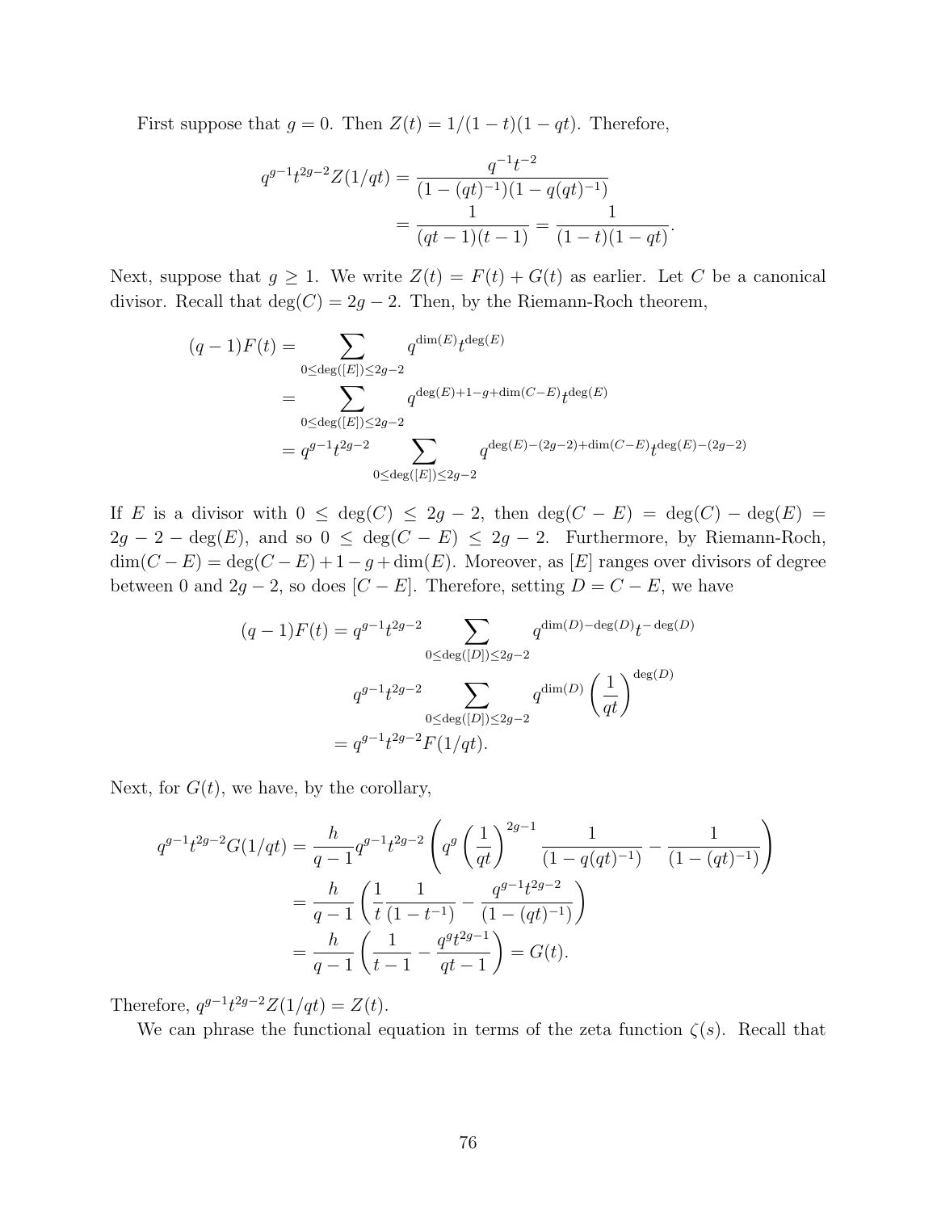First suppose that $g = 0$. Then $Z(t) = 1/(1-t)(1-qt)$. Therefore,

$$\begin{aligned} q^{g-1}t^{2g-2}Z(1/qt) &= \frac{q^{-1}t^{-2}}{(1-(qt)^{-1})(1-q(qt)^{-1})} \\ &= \frac{1}{(qt-1)(t-1)} = \frac{1}{(1-t)(1-qt)}. \end{aligned}$$

Next, suppose that $g \geq 1$. We write $Z(t) = F(t) + G(t)$ as earlier. Let $C$ be a canonical divisor. Recall that $\deg(C) = 2g-2$. Then, by the Riemann-Roch theorem,

$$\begin{aligned} (q-1)F(t) &= \sum_{0 \leq \deg([E]) \leq 2g-2} q^{\dim(E)} t^{\deg(E)} \\ &= \sum_{0 \leq \deg([E]) \leq 2g-2} q^{\deg(E)+1-g+\dim(C-E)} t^{\deg(E)} \\ &= q^{g-1}t^{2g-2} \sum_{0 \leq \deg([E]) \leq 2g-2} q^{\deg(E)-(2g-2)+\dim(C-E)} t^{\deg(E)-(2g-2)} \end{aligned}$$

If $E$ is a divisor with $0 \leq \deg(C) \leq 2g-2$, then $\deg(C-E) = \deg(C) - \deg(E) = 2g-2-\deg(E)$, and so $0 \leq \deg(C-E) \leq 2g-2$. Furthermore, by Riemann-Roch, $\dim(C-E) = \deg(C-E) + 1 - g + \dim(E)$. Moreover, as $[E]$ ranges over divisors of degree between 0 and $2g-2$, so does $[C-E]$. Therefore, setting $D = C - E$, we have

$$\begin{aligned} (q-1)F(t) &= q^{g-1}t^{2g-2} \sum_{0 \leq \deg([D]) \leq 2g-2} q^{\dim(D)-\deg(D)} t^{-\deg(D)} \\ & q^{g-1}t^{2g-2} \sum_{0 \leq \deg([D]) \leq 2g-2} q^{\dim(D)} \left(\frac{1}{qt}\right)^{\deg(D)} \\ &= q^{g-1}t^{2g-2}F(1/qt). \end{aligned}$$

Next, for $G(t)$, we have, by the corollary,

$$\begin{aligned} q^{g-1}t^{2g-2}G(1/qt) &= \frac{h}{q-1} q^{g-1}t^{2g-2} \left( q^g \left(\frac{1}{qt}\right)^{2g-1} \frac{1}{(1-q(qt)^{-1})} - \frac{1}{(1-(qt)^{-1})} \right) \\ &= \frac{h}{q-1} \left( \frac{1}{t} \frac{1}{(1-t^{-1})} - \frac{q^{g-1}t^{2g-2}}{(1-(qt)^{-1})} \right) \\ &= \frac{h}{q-1} \left( \frac{1}{t-1} - \frac{q^g t^{2g-1}}{qt-1} \right) = G(t). \end{aligned}$$

Therefore, $q^{g-1}t^{2g-2}Z(1/qt) = Z(t)$.

We can phrase the functional equation in terms of the zeta function $\zeta(s)$. Recall that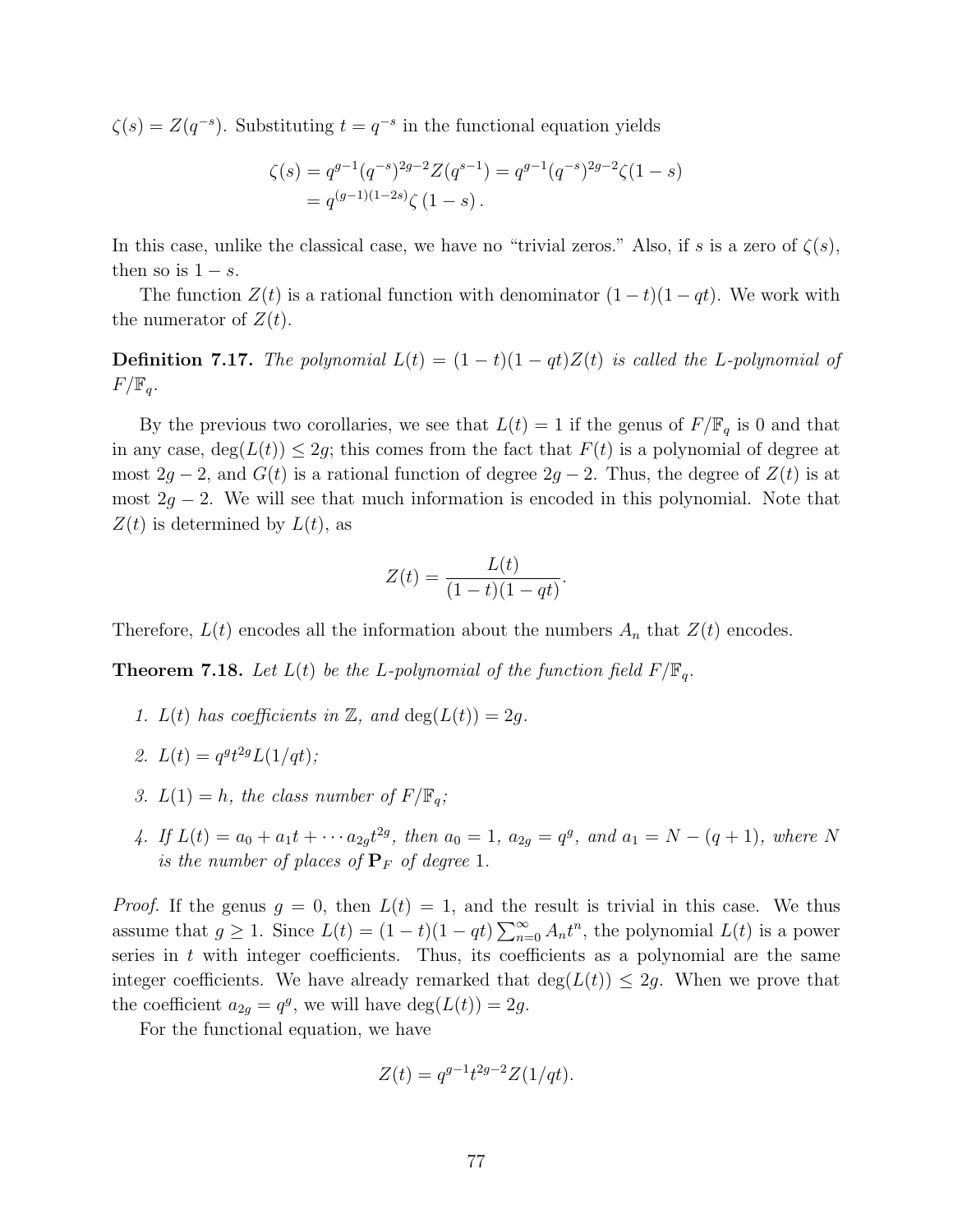$\zeta(s) = Z(q^{-s})$. Substituting $t = q^{-s}$ in the functional equation yields

$$\begin{aligned}\zeta(s) &= q^{g-1}(q^{-s})^{2g-2} Z(q^{s-1}) = q^{g-1}(q^{-s})^{2g-2}\zeta(1-s) \\ &= q^{(g-1)(1-2s)}\zeta(1-s).\end{aligned}$$

In this case, unlike the classical case, we have no "trivial zeros." Also, if $s$ is a zero of $\zeta(s)$, then so is $1 - s$.

The function $Z(t)$ is a rational function with denominator $(1-t)(1-qt)$. We work with the numerator of $Z(t)$.

**Definition 7.17.** *The polynomial $L(t) = (1-t)(1-qt)Z(t)$ is called the L-polynomial of $F/\mathbb{F}_q$.*

By the previous two corollaries, we see that $L(t) = 1$ if the genus of $F/\mathbb{F}_q$ is 0 and that in any case, $\deg(L(t)) \leq 2g$; this comes from the fact that $F(t)$ is a polynomial of degree at most $2g-2$, and $G(t)$ is a rational function of degree $2g-2$. Thus, the degree of $Z(t)$ is at most $2g-2$. We will see that much information is encoded in this polynomial. Note that $Z(t)$ is determined by $L(t)$, as

$$Z(t) = \frac{L(t)}{(1-t)(1-qt)}.$$

Therefore, $L(t)$ encodes all the information about the numbers $A_n$ that $Z(t)$ encodes.

**Theorem 7.18.** *Let $L(t)$ be the L-polynomial of the function field $F/\mathbb{F}_q$.*

1. *$L(t)$ has coefficients in $\mathbb{Z}$, and $\deg(L(t)) = 2g$.*
2. *$L(t) = q^g t^{2g} L(1/qt)$;*
3. *$L(1) = h$, the class number of $F/\mathbb{F}_q$;*
4. *If $L(t) = a_0 + a_1 t + \cdots a_{2g}t^{2g}$, then $a_0 = 1$, $a_{2g} = q^g$, and $a_1 = N - (q+1)$, where $N$ is the number of places of $\mathbf{P}_F$ of degree 1.*

*Proof.* If the genus $g = 0$, then $L(t) = 1$, and the result is trivial in this case. We thus assume that $g \geq 1$. Since $L(t) = (1-t)(1-qt)\sum_{n=0}^{\infty} A_n t^n$, the polynomial $L(t)$ is a power series in $t$ with integer coefficients. Thus, its coefficients as a polynomial are the same integer coefficients. We have already remarked that $\deg(L(t)) \leq 2g$. When we prove that the coefficient $a_{2g} = q^g$, we will have $\deg(L(t)) = 2g$.

For the functional equation, we have

$$Z(t) = q^{g-1}t^{2g-2}Z(1/qt).$$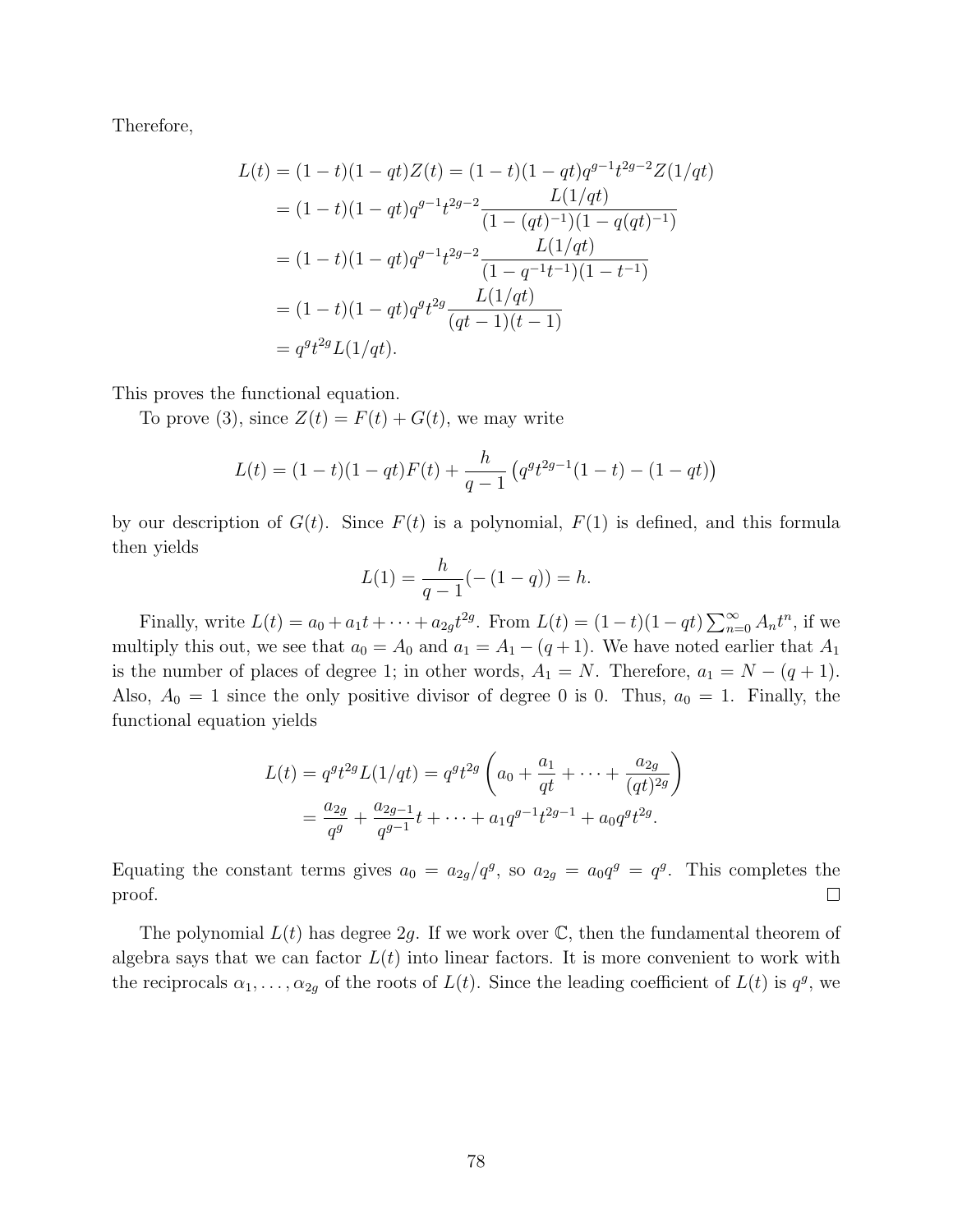Therefore,

$$
\begin{aligned}
L(t) &= (1-t)(1-qt)Z(t) = (1-t)(1-qt)q^{g-1}t^{2g-2}Z(1/qt) \\
&= (1-t)(1-qt)q^{g-1}t^{2g-2}\frac{L(1/qt)}{(1-(qt)^{-1})(1-q(qt)^{-1})} \\
&= (1-t)(1-qt)q^{g-1}t^{2g-2}\frac{L(1/qt)}{(1-q^{-1}t^{-1})(1-t^{-1})} \\
&= (1-t)(1-qt)q^{g}t^{2g}\frac{L(1/qt)}{(qt-1)(t-1)} \\
&= q^g t^{2g} L(1/qt).
\end{aligned}
$$

This proves the functional equation.

To prove (3), since $Z(t) = F(t) + G(t)$, we may write

$$
L(t) = (1-t)(1-qt)F(t) + \frac{h}{q-1}\left(q^g t^{2g-1}(1-t) - (1-qt)\right)
$$

by our description of $G(t)$. Since $F(t)$ is a polynomial, $F(1)$ is defined, and this formula then yields

$$
L(1) = \frac{h}{q-1}(-(1-q)) = h.
$$

Finally, write $L(t) = a_0 + a_1 t + \cdots + a_{2g}t^{2g}$. From $L(t) = (1-t)(1-qt)\sum_{n=0}^{\infty} A_n t^n$, if we multiply this out, we see that $a_0 = A_0$ and $a_1 = A_1 - (q+1)$. We have noted earlier that $A_1$ is the number of places of degree 1; in other words, $A_1 = N$. Therefore, $a_1 = N - (q+1)$. Also, $A_0 = 1$ since the only positive divisor of degree 0 is 0. Thus, $a_0 = 1$. Finally, the functional equation yields

$$
\begin{aligned}
L(t) = q^g t^{2g} L(1/qt) &= q^g t^{2g}\left(a_0 + \frac{a_1}{qt} + \cdots + \frac{a_{2g}}{(qt)^{2g}}\right) \\
&= \frac{a_{2g}}{q^g} + \frac{a_{2g-1}}{q^{g-1}}t + \cdots + a_1 q^{g-1}t^{2g-1} + a_0 q^g t^{2g}.
\end{aligned}
$$

Equating the constant terms gives $a_0 = a_{2g}/q^g$, so $a_{2g} = a_0 q^g = q^g$. This completes the proof. $\square$

The polynomial $L(t)$ has degree $2g$. If we work over $\mathbb{C}$, then the fundamental theorem of algebra says that we can factor $L(t)$ into linear factors. It is more convenient to work with the reciprocals $\alpha_1, \ldots, \alpha_{2g}$ of the roots of $L(t)$. Since the leading coefficient of $L(t)$ is $q^g$, we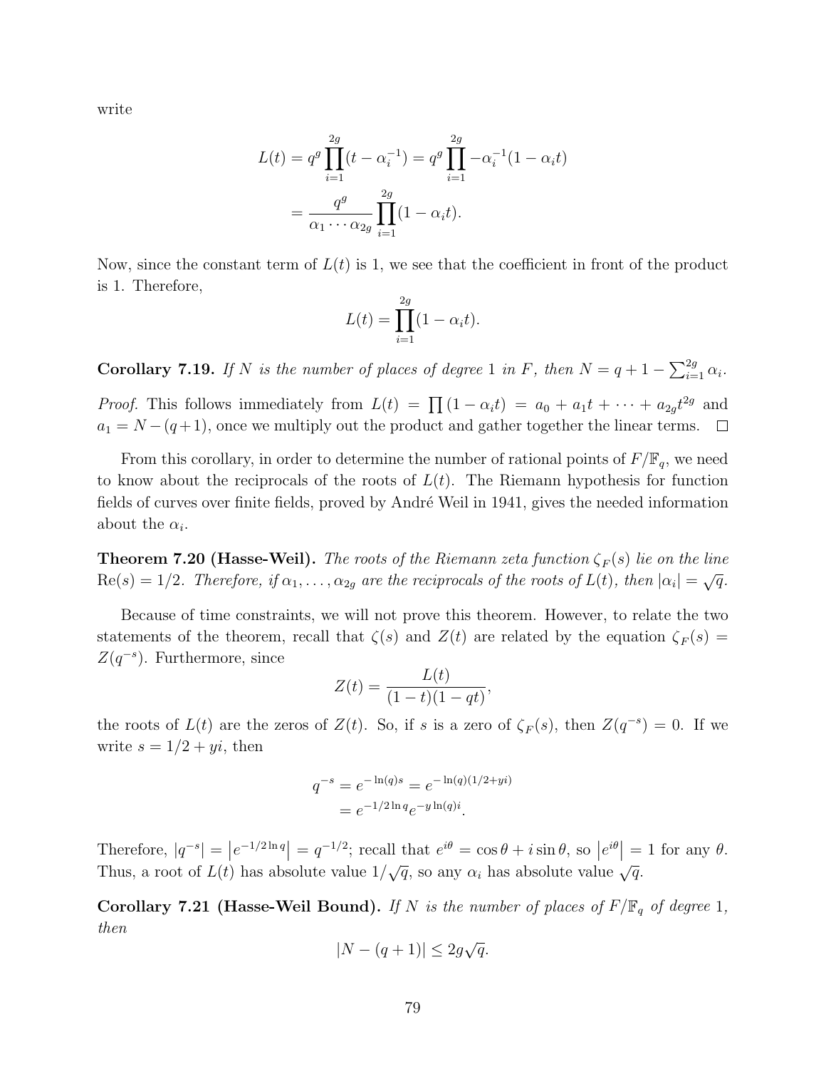write

$$
\begin{aligned}
L(t) &= q^g \prod_{i=1}^{2g} (t - \alpha_i^{-1}) = q^g \prod_{i=1}^{2g} -\alpha_i^{-1}(1 - \alpha_i t) \\
&= \frac{q^g}{\alpha_1 \cdots \alpha_{2g}} \prod_{i=1}^{2g} (1 - \alpha_i t).
\end{aligned}
$$

Now, since the constant term of $L(t)$ is 1, we see that the coefficient in front of the product is 1. Therefore,

$$
L(t) = \prod_{i=1}^{2g} (1 - \alpha_i t).
$$

**Corollary 7.19.** *If $N$ is the number of places of degree 1 in $F$, then $N = q + 1 - \sum_{i=1}^{2g} \alpha_i$.*

*Proof.* This follows immediately from $L(t) = \prod (1 - \alpha_i t) = a_0 + a_1 t + \cdots + a_{2g} t^{2g}$ and $a_1 = N - (q+1)$, once we multiply out the product and gather together the linear terms. □

From this corollary, in order to determine the number of rational points of $F/\mathbb{F}_q$, we need to know about the reciprocals of the roots of $L(t)$. The Riemann hypothesis for function fields of curves over finite fields, proved by André Weil in 1941, gives the needed information about the $\alpha_i$.

**Theorem 7.20 (Hasse-Weil).** *The roots of the Riemann zeta function $\zeta_F(s)$ lie on the line $\mathrm{Re}(s) = 1/2$. Therefore, if $\alpha_1, \ldots, \alpha_{2g}$ are the reciprocals of the roots of $L(t)$, then $|\alpha_i| = \sqrt{q}$.*

Because of time constraints, we will not prove this theorem. However, to relate the two statements of the theorem, recall that $\zeta(s)$ and $Z(t)$ are related by the equation $\zeta_F(s) = Z(q^{-s})$. Furthermore, since

$$
Z(t) = \frac{L(t)}{(1-t)(1-qt)},
$$

the roots of $L(t)$ are the zeros of $Z(t)$. So, if $s$ is a zero of $\zeta_F(s)$, then $Z(q^{-s}) = 0$. If we write $s = 1/2 + yi$, then

$$
\begin{aligned}
q^{-s} &= e^{-\ln(q)s} = e^{-\ln(q)(1/2+yi)} \\
&= e^{-1/2 \ln q} e^{-y \ln(q) i}.
\end{aligned}
$$

Therefore, $|q^{-s}| = \left|e^{-1/2 \ln q}\right| = q^{-1/2}$; recall that $e^{i\theta} = \cos\theta + i \sin\theta$, so $\left|e^{i\theta}\right| = 1$ for any $\theta$. Thus, a root of $L(t)$ has absolute value $1/\sqrt{q}$, so any $\alpha_i$ has absolute value $\sqrt{q}$.

**Corollary 7.21 (Hasse-Weil Bound).** *If $N$ is the number of places of $F/\mathbb{F}_q$ of degree 1, then*

$$
|N - (q+1)| \leq 2g\sqrt{q}.
$$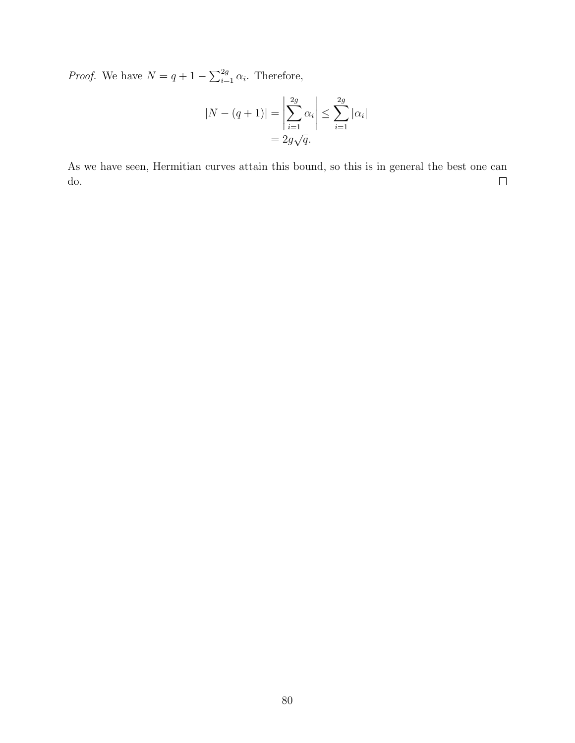*Proof.* We have $N = q + 1 - \sum_{i=1}^{2g} \alpha_i$. Therefore,

$$\begin{aligned} |N - (q+1)| &= \left| \sum_{i=1}^{2g} \alpha_i \right| \leq \sum_{i=1}^{2g} |\alpha_i| \\ &= 2g\sqrt{q}. \end{aligned}$$

As we have seen, Hermitian curves attain this bound, so this is in general the best one can do. □